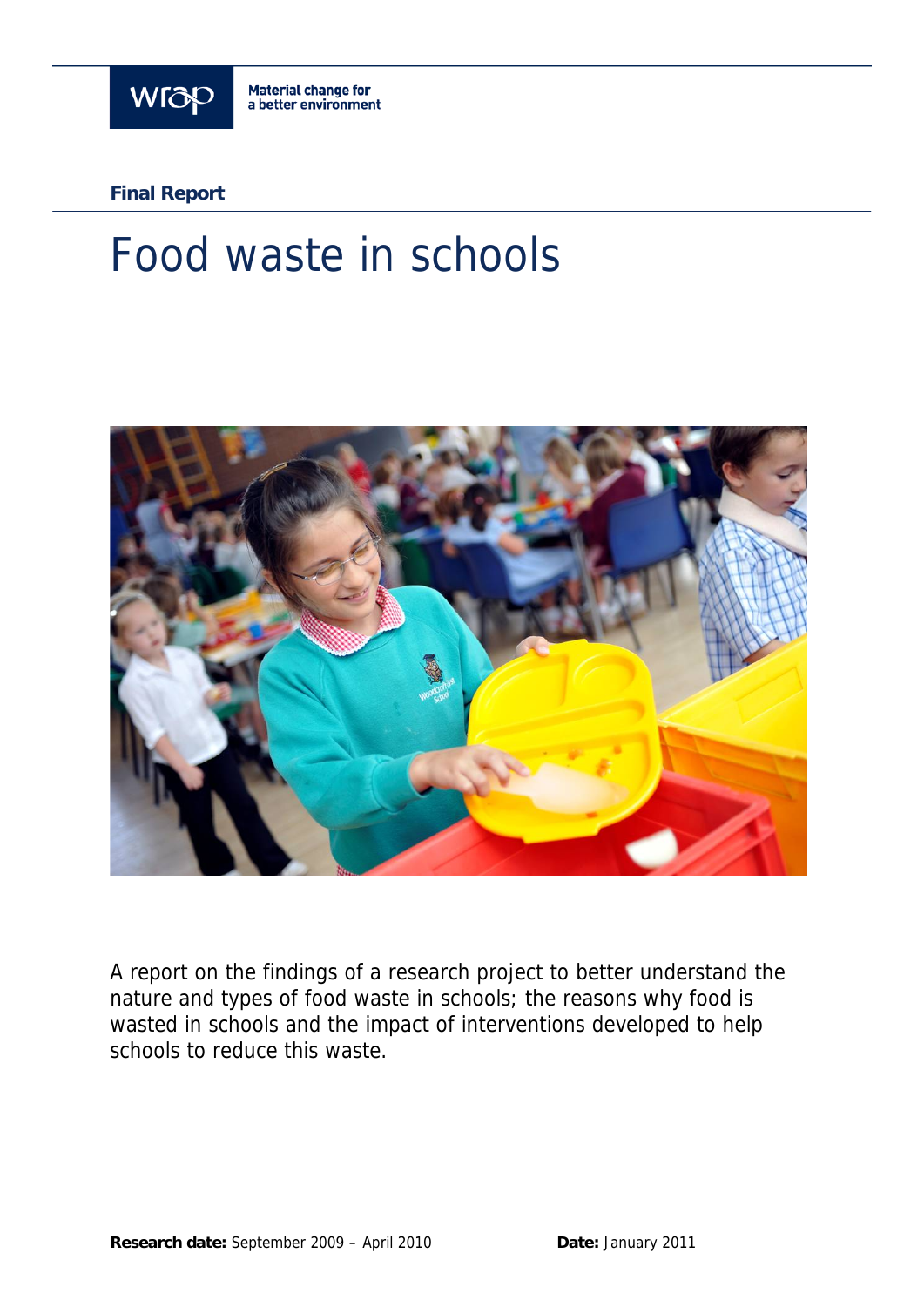wrap

Material change for a better environment

**Final Report**

# Food waste in schools

A report on the findings of a research project to better understand the nature and types of food waste in schools; the reasons why food is wasted in schools and the impact of interventions developed to help schools to reduce this waste.

**Research date:** September 2009 – April 2010 **Date:** January 2011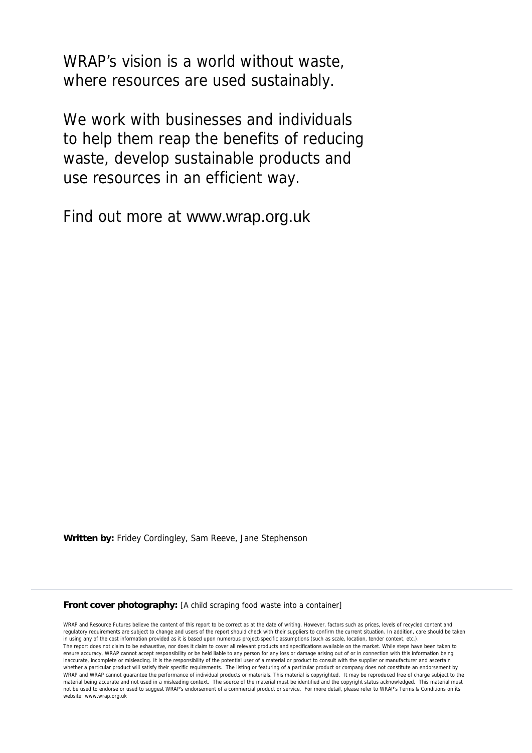WRAP's vision is a world without waste, where resources are used sustainably.

We work with businesses and individuals to help them reap the benefits of reducing waste, develop sustainable products and use resources in an efficient way.

Find out more at www.wrap.org.uk

**Written by:** Fridey Cordingley, Sam Reeve, Jane Stephenson

---

**Front cover photography:** [A child scraping food waste into a container]

WRAP and Resource Futures believe the content of this report to be correct as at the date of writing. However, factors such as prices, levels of recycled content and regulatory requirements are subject to change and users of the report should check with their suppliers to confirm the current situation. In addition, care should be taken in using any of the cost information provided as it is based upon numerous project-specific assumptions (such as scale, location, tender context, etc.).
The report does not claim to be exhaustive, nor does it claim to cover all relevant products and specifications available on the market. While steps have been taken to ensure accuracy, WRAP cannot accept responsibility or be held liable to any person for any loss or damage arising out of or in connection with this information being inaccurate, incomplete or misleading. It is the responsibility of the potential user of a material or product to consult with the supplier or manufacturer and ascertain whether a particular product will satisfy their specific requirements. The listing or featuring of a particular product or company does not constitute an endorsement by WRAP and WRAP cannot guarantee the performance of individual products or materials. This material is copyrighted. It may be reproduced free of charge subject to the material being accurate and not used in a misleading context. The source of the material must be identified and the copyright status acknowledged. This material must not be used to endorse or used to suggest WRAP's endorsement of a commercial product or service. For more detail, please refer to WRAP's Terms & Conditions on its website: www.wrap.org.uk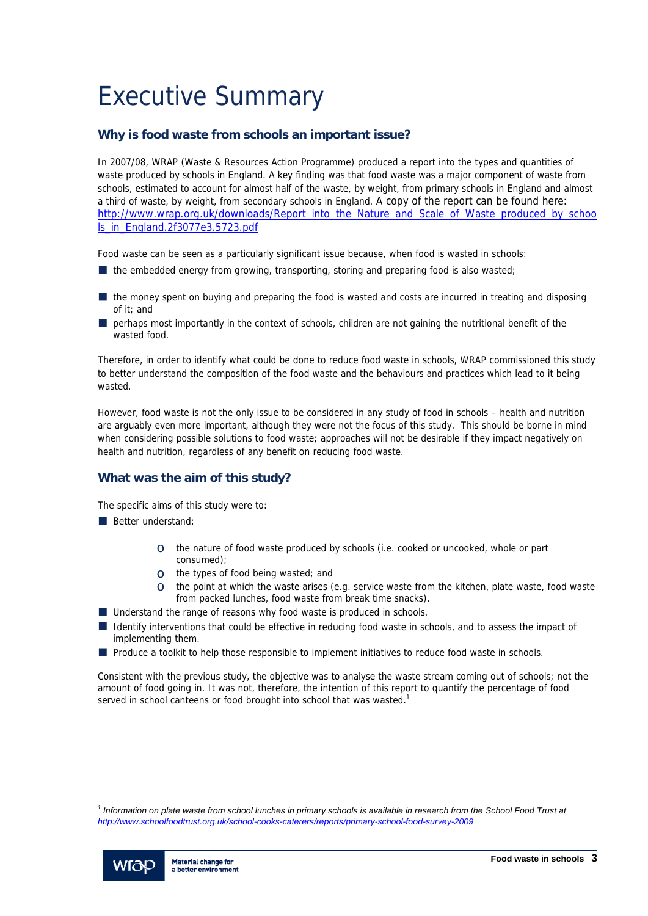# Executive Summary

## Why is food waste from schools an important issue?

In 2007/08, WRAP (Waste & Resources Action Programme) produced a report into the types and quantities of waste produced by schools in England. A key finding was that food waste was a major component of waste from schools, estimated to account for almost half of the waste, by weight, from primary schools in England and almost a third of waste, by weight, from secondary schools in England. A copy of the report can be found here: http://www.wrap.org.uk/downloads/Report_into_the_Nature_and_Scale_of_Waste_produced_by_schools_in_England.2f3077e3.5723.pdf

Food waste can be seen as a particularly significant issue because, when food is wasted in schools:

- the embedded energy from growing, transporting, storing and preparing food is also wasted;
- the money spent on buying and preparing the food is wasted and costs are incurred in treating and disposing of it; and
- perhaps most importantly in the context of schools, children are not gaining the nutritional benefit of the wasted food.

Therefore, in order to identify what could be done to reduce food waste in schools, WRAP commissioned this study to better understand the composition of the food waste and the behaviours and practices which lead to it being wasted.

However, food waste is not the only issue to be considered in any study of food in schools – health and nutrition are arguably even more important, although they were not the focus of this study. This should be borne in mind when considering possible solutions to food waste; approaches will not be desirable if they impact negatively on health and nutrition, regardless of any benefit on reducing food waste.

## What was the aim of this study?

The specific aims of this study were to:

- Better understand:
  - the nature of food waste produced by schools (i.e. cooked or uncooked, whole or part consumed);
  - the types of food being wasted; and
  - the point at which the waste arises (e.g. service waste from the kitchen, plate waste, food waste from packed lunches, food waste from break time snacks).
- Understand the range of reasons why food waste is produced in schools.
- Identify interventions that could be effective in reducing food waste in schools, and to assess the impact of implementing them.
- Produce a toolkit to help those responsible to implement initiatives to reduce food waste in schools.

Consistent with the previous study, the objective was to analyse the waste stream coming out of schools; not the amount of food going in. It was not, therefore, the intention of this report to quantify the percentage of food served in school canteens or food brought into school that was wasted.[1]

---

[1] *Information on plate waste from school lunches in primary schools is available in research from the School Food Trust at http://www.schoolfoodtrust.org.uk/school-cooks-caterers/reports/primary-school-food-survey-2009*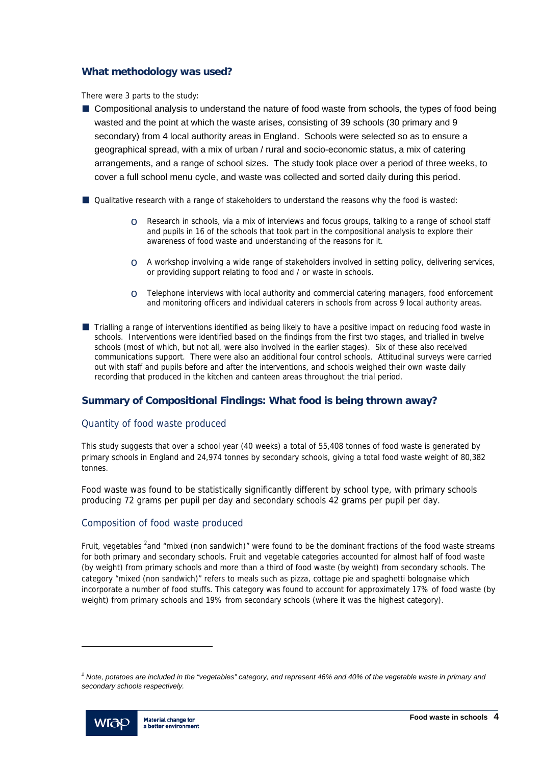## What methodology was used?

There were 3 parts to the study:

- Compositional analysis to understand the nature of food waste from schools, the types of food being wasted and the point at which the waste arises, consisting of 39 schools (30 primary and 9 secondary) from 4 local authority areas in England. Schools were selected so as to ensure a geographical spread, with a mix of urban / rural and socio-economic status, a mix of catering arrangements, and a range of school sizes. The study took place over a period of three weeks, to cover a full school menu cycle, and waste was collected and sorted daily during this period.
- Qualitative research with a range of stakeholders to understand the reasons why the food is wasted:
  - Research in schools, via a mix of interviews and focus groups, talking to a range of school staff and pupils in 16 of the schools that took part in the compositional analysis to explore their awareness of food waste and understanding of the reasons for it.
  - A workshop involving a wide range of stakeholders involved in setting policy, delivering services, or providing support relating to food and / or waste in schools.
  - Telephone interviews with local authority and commercial catering managers, food enforcement and monitoring officers and individual caterers in schools from across 9 local authority areas.
- Trialling a range of interventions identified as being likely to have a positive impact on reducing food waste in schools. Interventions were identified based on the findings from the first two stages, and trialled in twelve schools (most of which, but not all, were also involved in the earlier stages). Six of these also received communications support. There were also an additional four control schools. Attitudinal surveys were carried out with staff and pupils before and after the interventions, and schools weighed their own waste daily recording that produced in the kitchen and canteen areas throughout the trial period.

## Summary of Compositional Findings: What food is being thrown away?

### Quantity of food waste produced

This study suggests that over a school year (40 weeks) a total of 55,408 tonnes of food waste is generated by primary schools in England and 24,974 tonnes by secondary schools, giving a total food waste weight of 80,382 tonnes.

Food waste was found to be statistically significantly different by school type, with primary schools producing 72 grams per pupil per day and secondary schools 42 grams per pupil per day.

### Composition of food waste produced

Fruit, vegetables [2] and "mixed (non sandwich)" were found to be the dominant fractions of the food waste streams for both primary and secondary schools. Fruit and vegetable categories accounted for almost half of food waste (by weight) from primary schools and more than a third of food waste (by weight) from secondary schools. The category "mixed (non sandwich)" refers to meals such as pizza, cottage pie and spaghetti bolognaise which incorporate a number of food stuffs. This category was found to account for approximately 17% of food waste (by weight) from primary schools and 19% from secondary schools (where it was the highest category).

---

*[2] Note, potatoes are included in the "vegetables" category, and represent 46% and 40% of the vegetable waste in primary and secondary schools respectively.*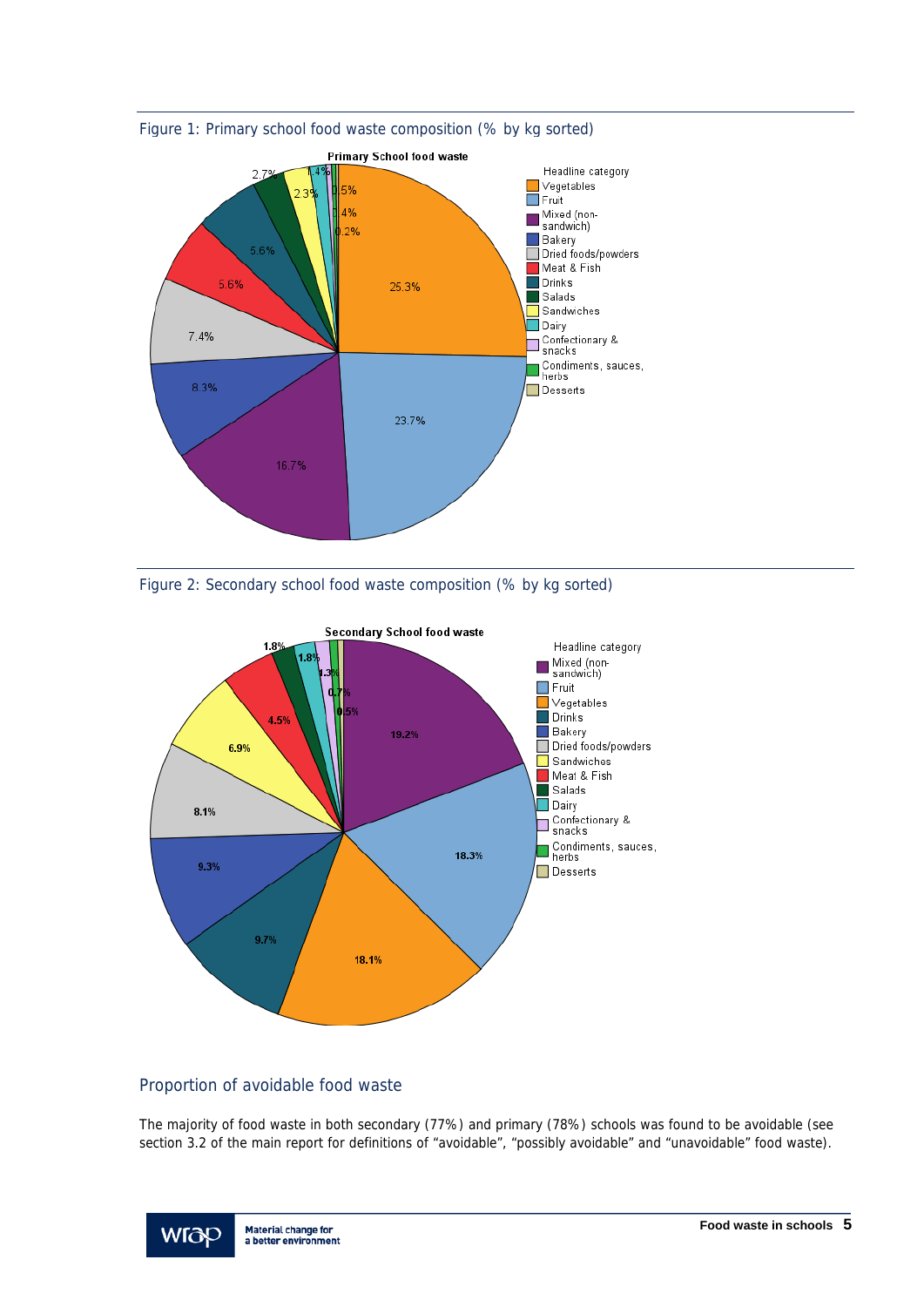Figure 1: Primary school food waste composition (% by kg sorted)

Figure 2: Secondary school food waste composition (% by kg sorted)

## Proportion of avoidable food waste

The majority of food waste in both secondary (77%) and primary (78%) schools was found to be avoidable (see section 3.2 of the main report for definitions of "avoidable", "possibly avoidable" and "unavoidable" food waste).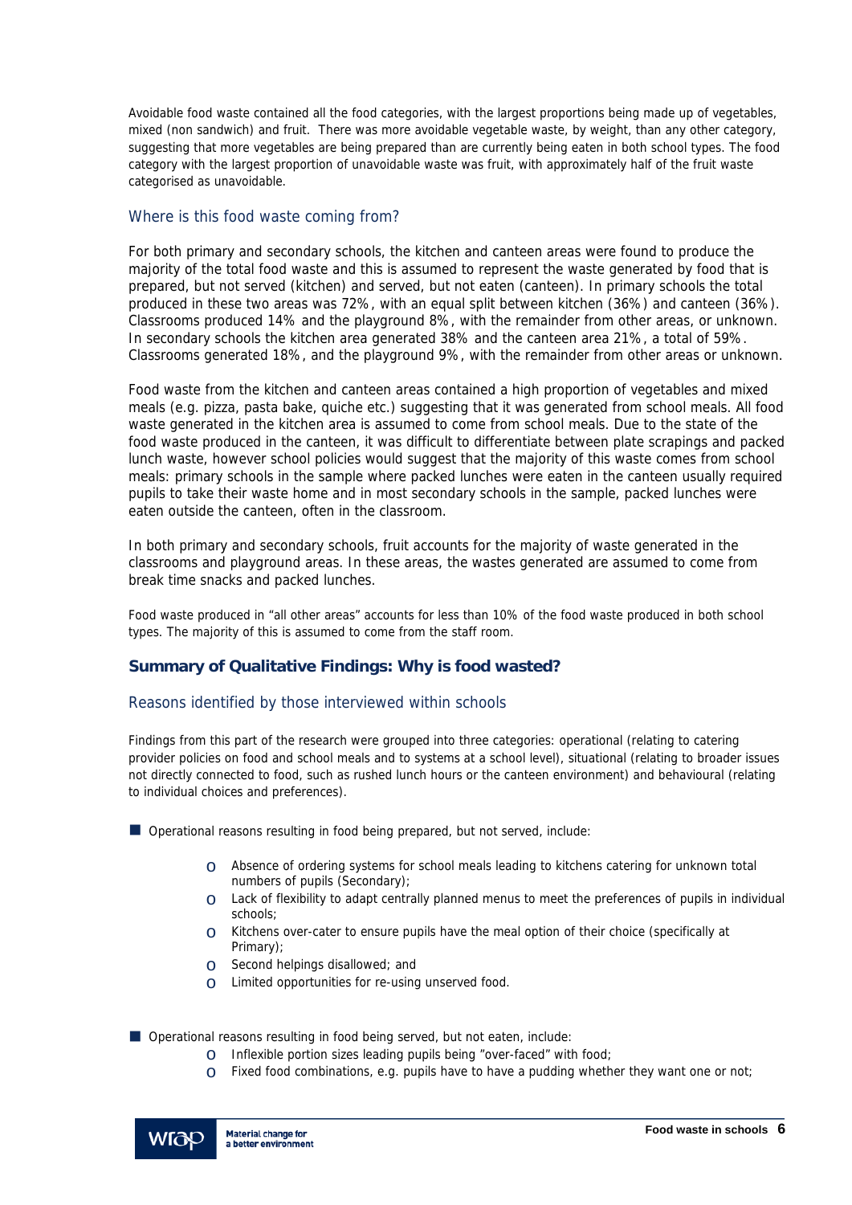Avoidable food waste contained all the food categories, with the largest proportions being made up of vegetables, mixed (non sandwich) and fruit. There was more avoidable vegetable waste, by weight, than any other category, suggesting that more vegetables are being prepared than are currently being eaten in both school types. The food category with the largest proportion of unavoidable waste was fruit, with approximately half of the fruit waste categorised as unavoidable.

### Where is this food waste coming from?

For both primary and secondary schools, the kitchen and canteen areas were found to produce the majority of the total food waste and this is assumed to represent the waste generated by food that is prepared, but not served (kitchen) and served, but not eaten (canteen). In primary schools the total produced in these two areas was 72%, with an equal split between kitchen (36%) and canteen (36%). Classrooms produced 14% and the playground 8%, with the remainder from other areas, or unknown. In secondary schools the kitchen area generated 38% and the canteen area 21%, a total of 59%. Classrooms generated 18%, and the playground 9%, with the remainder from other areas or unknown.

Food waste from the kitchen and canteen areas contained a high proportion of vegetables and mixed meals (e.g. pizza, pasta bake, quiche etc.) suggesting that it was generated from school meals. All food waste generated in the kitchen area is assumed to come from school meals. Due to the state of the food waste produced in the canteen, it was difficult to differentiate between plate scrapings and packed lunch waste, however school policies would suggest that the majority of this waste comes from school meals: primary schools in the sample where packed lunches were eaten in the canteen usually required pupils to take their waste home and in most secondary schools in the sample, packed lunches were eaten outside the canteen, often in the classroom.

In both primary and secondary schools, fruit accounts for the majority of waste generated in the classrooms and playground areas. In these areas, the wastes generated are assumed to come from break time snacks and packed lunches.

Food waste produced in "all other areas" accounts for less than 10% of the food waste produced in both school types. The majority of this is assumed to come from the staff room.

## Summary of Qualitative Findings: Why is food wasted?

### Reasons identified by those interviewed within schools

Findings from this part of the research were grouped into three categories: operational (relating to catering provider policies on food and school meals and to systems at a school level), situational (relating to broader issues not directly connected to food, such as rushed lunch hours or the canteen environment) and behavioural (relating to individual choices and preferences).

- Operational reasons resulting in food being prepared, but not served, include:
  - Absence of ordering systems for school meals leading to kitchens catering for unknown total numbers of pupils (Secondary);
  - Lack of flexibility to adapt centrally planned menus to meet the preferences of pupils in individual schools;
  - Kitchens over-cater to ensure pupils have the meal option of their choice (specifically at Primary);
  - Second helpings disallowed; and
  - Limited opportunities for re-using unserved food.

- Operational reasons resulting in food being served, but not eaten, include:
  - Inflexible portion sizes leading pupils being "over-faced" with food;
  - Fixed food combinations, e.g. pupils have to have a pudding whether they want one or not;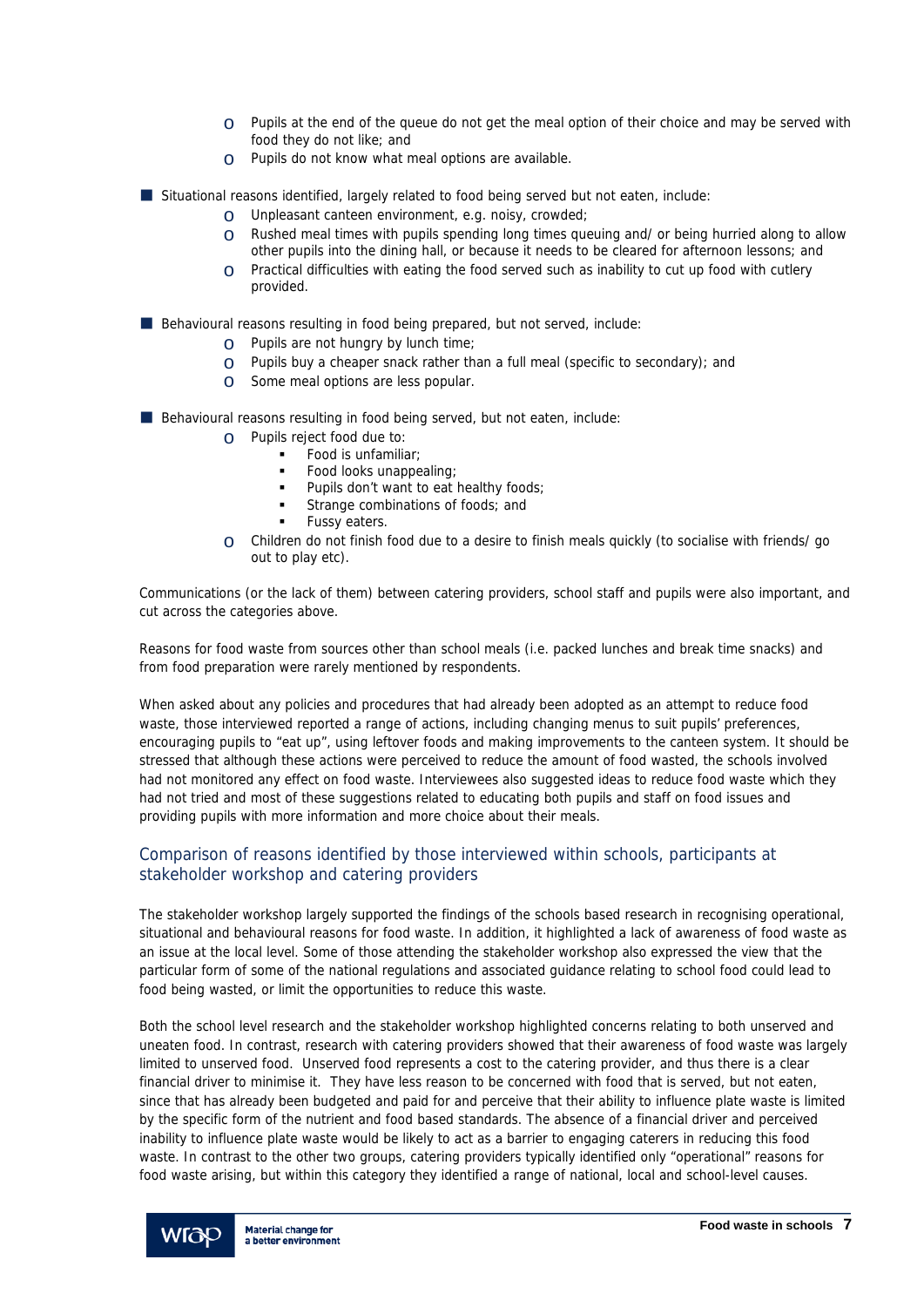- Pupils at the end of the queue do not get the meal option of their choice and may be served with food they do not like; and
  - Pupils do not know what meal options are available.

- Situational reasons identified, largely related to food being served but not eaten, include:
  - Unpleasant canteen environment, e.g. noisy, crowded;
  - Rushed meal times with pupils spending long times queuing and/ or being hurried along to allow other pupils into the dining hall, or because it needs to be cleared for afternoon lessons; and
  - Practical difficulties with eating the food served such as inability to cut up food with cutlery provided.

- Behavioural reasons resulting in food being prepared, but not served, include:
  - Pupils are not hungry by lunch time;
  - Pupils buy a cheaper snack rather than a full meal (specific to secondary); and
  - Some meal options are less popular.

- Behavioural reasons resulting in food being served, but not eaten, include:
  - Pupils reject food due to:
    - Food is unfamiliar;
    - Food looks unappealing;
    - Pupils don't want to eat healthy foods;
    - Strange combinations of foods; and
    - Fussy eaters.
  - Children do not finish food due to a desire to finish meals quickly (to socialise with friends/ go out to play etc).

Communications (or the lack of them) between catering providers, school staff and pupils were also important, and cut across the categories above.

Reasons for food waste from sources other than school meals (i.e. packed lunches and break time snacks) and from food preparation were rarely mentioned by respondents.

When asked about any policies and procedures that had already been adopted as an attempt to reduce food waste, those interviewed reported a range of actions, including changing menus to suit pupils' preferences, encouraging pupils to "eat up", using leftover foods and making improvements to the canteen system. It should be stressed that although these actions were perceived to reduce the amount of food wasted, the schools involved had not monitored any effect on food waste. Interviewees also suggested ideas to reduce food waste which they had not tried and most of these suggestions related to educating both pupils and staff on food issues and providing pupils with more information and more choice about their meals.

## Comparison of reasons identified by those interviewed within schools, participants at stakeholder workshop and catering providers

The stakeholder workshop largely supported the findings of the schools based research in recognising operational, situational and behavioural reasons for food waste. In addition, it highlighted a lack of awareness of food waste as an issue at the local level. Some of those attending the stakeholder workshop also expressed the view that the particular form of some of the national regulations and associated guidance relating to school food could lead to food being wasted, or limit the opportunities to reduce this waste.

Both the school level research and the stakeholder workshop highlighted concerns relating to both unserved and uneaten food. In contrast, research with catering providers showed that their awareness of food waste was largely limited to unserved food. Unserved food represents a cost to the catering provider, and thus there is a clear financial driver to minimise it. They have less reason to be concerned with food that is served, but not eaten, since that has already been budgeted and paid for and perceive that their ability to influence plate waste is limited by the specific form of the nutrient and food based standards. The absence of a financial driver and perceived inability to influence plate waste would be likely to act as a barrier to engaging caterers in reducing this food waste. In contrast to the other two groups, catering providers typically identified only "operational" reasons for food waste arising, but within this category they identified a range of national, local and school-level causes.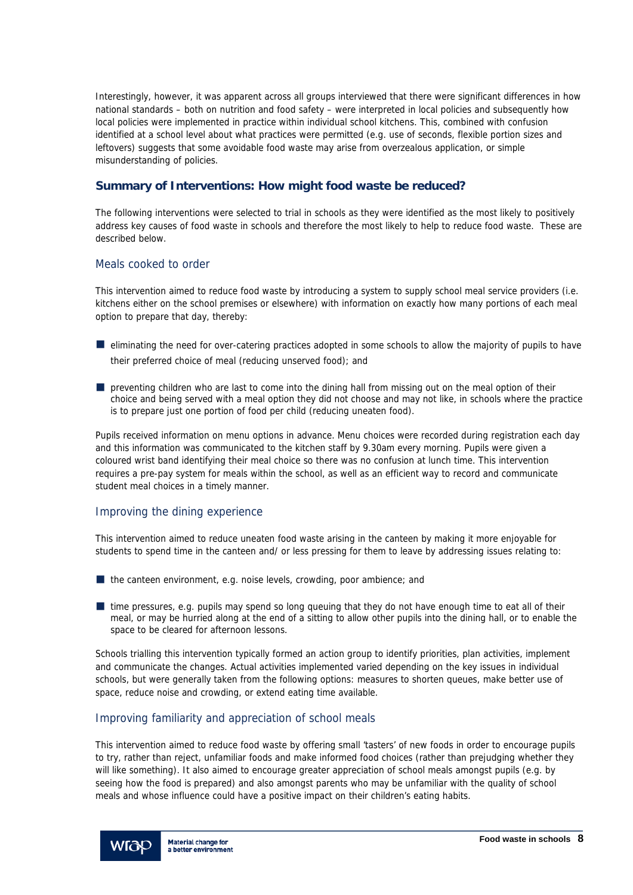Interestingly, however, it was apparent across all groups interviewed that there were significant differences in how national standards – both on nutrition and food safety – were interpreted in local policies and subsequently how local policies were implemented in practice within individual school kitchens. This, combined with confusion identified at a school level about what practices were permitted (e.g. use of seconds, flexible portion sizes and leftovers) suggests that some avoidable food waste may arise from overzealous application, or simple misunderstanding of policies.

## Summary of Interventions: How might food waste be reduced?

The following interventions were selected to trial in schools as they were identified as the most likely to positively address key causes of food waste in schools and therefore the most likely to help to reduce food waste. These are described below.

### Meals cooked to order

This intervention aimed to reduce food waste by introducing a system to supply school meal service providers (i.e. kitchens either on the school premises or elsewhere) with information on exactly how many portions of each meal option to prepare that day, thereby:

- eliminating the need for over-catering practices adopted in some schools to allow the majority of pupils to have their preferred choice of meal (reducing unserved food); and
- preventing children who are last to come into the dining hall from missing out on the meal option of their choice and being served with a meal option they did not choose and may not like, in schools where the practice is to prepare just one portion of food per child (reducing uneaten food).

Pupils received information on menu options in advance. Menu choices were recorded during registration each day and this information was communicated to the kitchen staff by 9.30am every morning. Pupils were given a coloured wrist band identifying their meal choice so there was no confusion at lunch time. This intervention requires a pre-pay system for meals within the school, as well as an efficient way to record and communicate student meal choices in a timely manner.

### Improving the dining experience

This intervention aimed to reduce uneaten food waste arising in the canteen by making it more enjoyable for students to spend time in the canteen and/ or less pressing for them to leave by addressing issues relating to:

- the canteen environment, e.g. noise levels, crowding, poor ambience; and
- time pressures, e.g. pupils may spend so long queuing that they do not have enough time to eat all of their meal, or may be hurried along at the end of a sitting to allow other pupils into the dining hall, or to enable the space to be cleared for afternoon lessons.

Schools trialling this intervention typically formed an action group to identify priorities, plan activities, implement and communicate the changes. Actual activities implemented varied depending on the key issues in individual schools, but were generally taken from the following options: measures to shorten queues, make better use of space, reduce noise and crowding, or extend eating time available.

### Improving familiarity and appreciation of school meals

This intervention aimed to reduce food waste by offering small 'tasters' of new foods in order to encourage pupils to try, rather than reject, unfamiliar foods and make informed food choices (rather than prejudging whether they will like something). It also aimed to encourage greater appreciation of school meals amongst pupils (e.g. by seeing how the food is prepared) and also amongst parents who may be unfamiliar with the quality of school meals and whose influence could have a positive impact on their children's eating habits.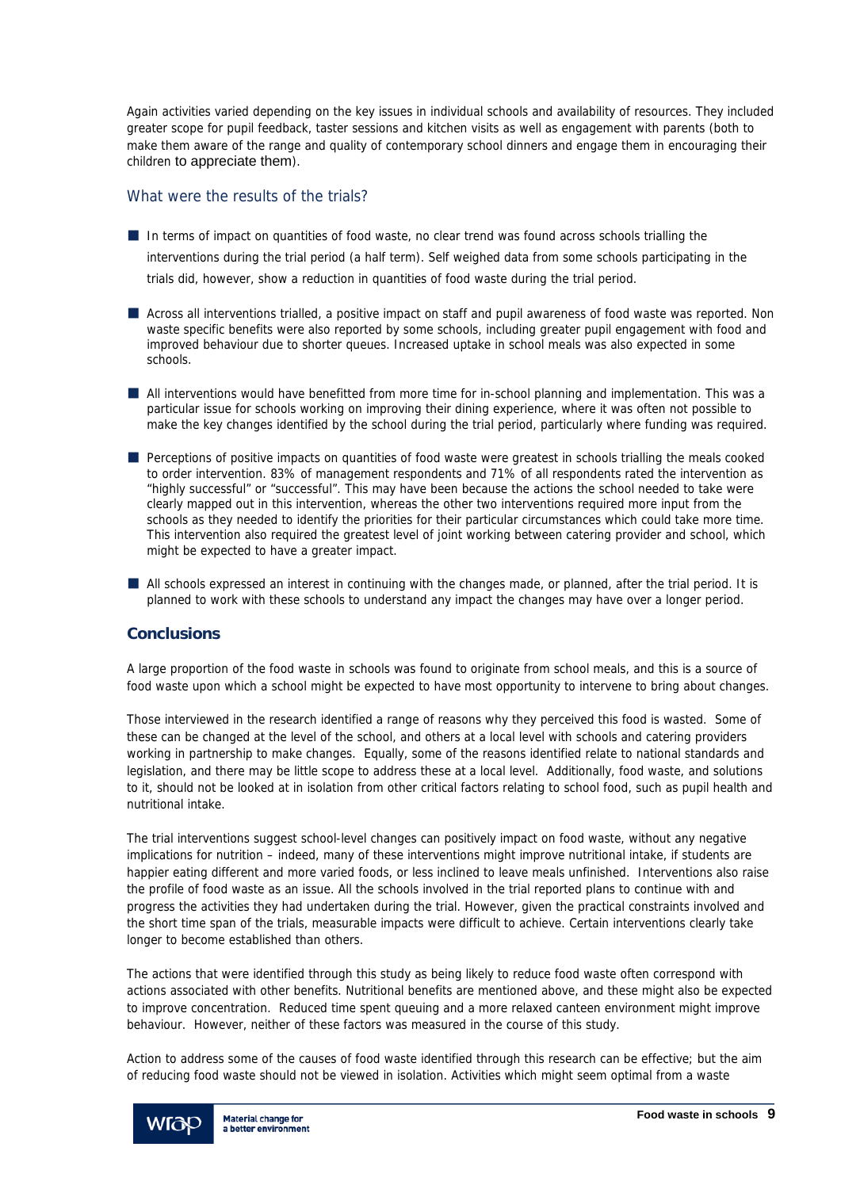Again activities varied depending on the key issues in individual schools and availability of resources. They included greater scope for pupil feedback, taster sessions and kitchen visits as well as engagement with parents (both to make them aware of the range and quality of contemporary school dinners and engage them in encouraging their children to appreciate them).

## What were the results of the trials?

- In terms of impact on quantities of food waste, no clear trend was found across schools trialling the interventions during the trial period (a half term). Self weighed data from some schools participating in the trials did, however, show a reduction in quantities of food waste during the trial period.
- Across all interventions trialled, a positive impact on staff and pupil awareness of food waste was reported. Non waste specific benefits were also reported by some schools, including greater pupil engagement with food and improved behaviour due to shorter queues. Increased uptake in school meals was also expected in some schools.
- All interventions would have benefitted from more time for in-school planning and implementation. This was a particular issue for schools working on improving their dining experience, where it was often not possible to make the key changes identified by the school during the trial period, particularly where funding was required.
- Perceptions of positive impacts on quantities of food waste were greatest in schools trialling the meals cooked to order intervention. 83% of management respondents and 71% of all respondents rated the intervention as "highly successful" or "successful". This may have been because the actions the school needed to take were clearly mapped out in this intervention, whereas the other two interventions required more input from the schools as they needed to identify the priorities for their particular circumstances which could take more time. This intervention also required the greatest level of joint working between catering provider and school, which might be expected to have a greater impact.
- All schools expressed an interest in continuing with the changes made, or planned, after the trial period. It is planned to work with these schools to understand any impact the changes may have over a longer period.

## Conclusions

A large proportion of the food waste in schools was found to originate from school meals, and this is a source of food waste upon which a school might be expected to have most opportunity to intervene to bring about changes.

Those interviewed in the research identified a range of reasons why they perceived this food is wasted. Some of these can be changed at the level of the school, and others at a local level with schools and catering providers working in partnership to make changes. Equally, some of the reasons identified relate to national standards and legislation, and there may be little scope to address these at a local level. Additionally, food waste, and solutions to it, should not be looked at in isolation from other critical factors relating to school food, such as pupil health and nutritional intake.

The trial interventions suggest school-level changes can positively impact on food waste, without any negative implications for nutrition – indeed, many of these interventions might improve nutritional intake, if students are happier eating different and more varied foods, or less inclined to leave meals unfinished. Interventions also raise the profile of food waste as an issue. All the schools involved in the trial reported plans to continue with and progress the activities they had undertaken during the trial. However, given the practical constraints involved and the short time span of the trials, measurable impacts were difficult to achieve. Certain interventions clearly take longer to become established than others.

The actions that were identified through this study as being likely to reduce food waste often correspond with actions associated with other benefits. Nutritional benefits are mentioned above, and these might also be expected to improve concentration. Reduced time spent queuing and a more relaxed canteen environment might improve behaviour. However, neither of these factors was measured in the course of this study.

Action to address some of the causes of food waste identified through this research can be effective; but the aim of reducing food waste should not be viewed in isolation. Activities which might seem optimal from a waste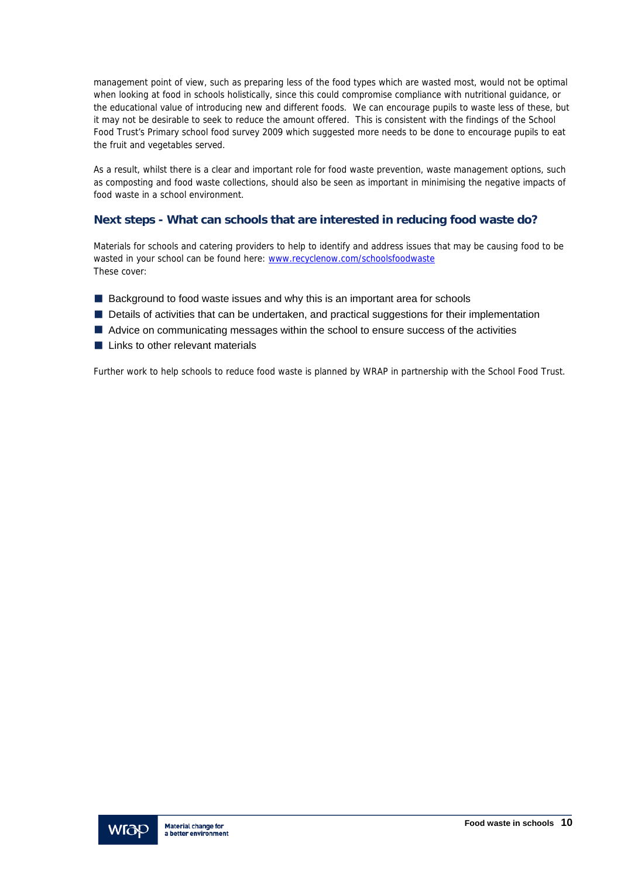management point of view, such as preparing less of the food types which are wasted most, would not be optimal when looking at food in schools holistically, since this could compromise compliance with nutritional guidance, or the educational value of introducing new and different foods. We can encourage pupils to waste less of these, but it may not be desirable to seek to reduce the amount offered. This is consistent with the findings of the School Food Trust's Primary school food survey 2009 which suggested more needs to be done to encourage pupils to eat the fruit and vegetables served.

As a result, whilst there is a clear and important role for food waste prevention, waste management options, such as composting and food waste collections, should also be seen as important in minimising the negative impacts of food waste in a school environment.

### Next steps - What can schools that are interested in reducing food waste do?

Materials for schools and catering providers to help to identify and address issues that may be causing food to be wasted in your school can be found here: [www.recyclenow.com/schoolsfoodwaste](http://www.recyclenow.com/schoolsfoodwaste)
These cover:

- Background to food waste issues and why this is an important area for schools
- Details of activities that can be undertaken, and practical suggestions for their implementation
- Advice on communicating messages within the school to ensure success of the activities
- Links to other relevant materials

Further work to help schools to reduce food waste is planned by WRAP in partnership with the School Food Trust.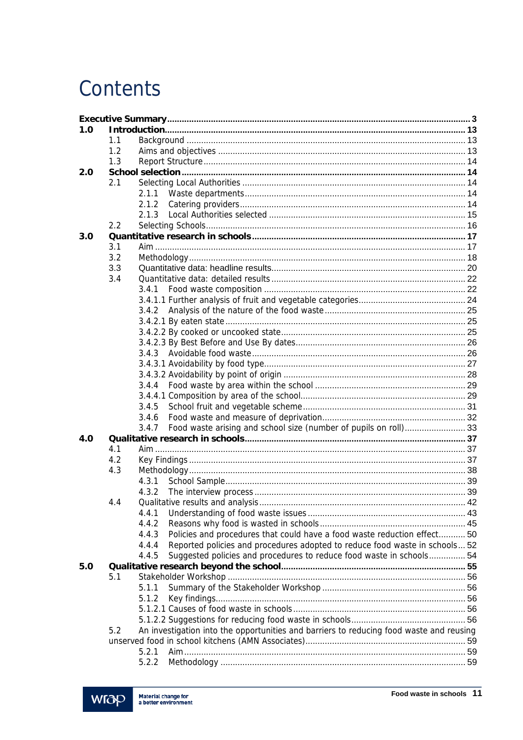# Contents

| | | |
|---|---|---|
| **Executive Summary** | | **3** |
| **1.0** | **Introduction** | **13** |
| | 1.1 Background | 13 |
| | 1.2 Aims and objectives | 13 |
| | 1.3 Report Structure | 14 |
| **2.0** | **School selection** | **14** |
| | 2.1 Selecting Local Authorities | 14 |
| | 2.1.1 Waste departments | 14 |
| | 2.1.2 Catering providers | 14 |
| | 2.1.3 Local Authorities selected | 15 |
| | 2.2 Selecting Schools | 16 |
| **3.0** | **Quantitative research in schools** | **17** |
| | 3.1 Aim | 17 |
| | 3.2 Methodology | 18 |
| | 3.3 Quantitative data: headline results | 20 |
| | 3.4 Quantitative data: detailed results | 22 |
| | 3.4.1 Food waste composition | 22 |
| | 3.4.1.1 Further analysis of fruit and vegetable categories | 24 |
| | 3.4.2 Analysis of the nature of the food waste | 25 |
| | 3.4.2.1 By eaten state | 25 |
| | 3.4.2.2 By cooked or uncooked state | 25 |
| | 3.4.2.3 By Best Before and Use By dates | 26 |
| | 3.4.3 Avoidable food waste | 26 |
| | 3.4.3.1 Avoidability by food type | 27 |
| | 3.4.3.2 Avoidability by point of origin | 28 |
| | 3.4.4 Food waste by area within the school | 29 |
| | 3.4.4.1 Composition by area of the school | 29 |
| | 3.4.5 School fruit and vegetable scheme | 31 |
| | 3.4.6 Food waste and measure of deprivation | 32 |
| | 3.4.7 Food waste arising and school size (number of pupils on roll) | 33 |
| **4.0** | **Qualitative research in schools** | **37** |
| | 4.1 Aim | 37 |
| | 4.2 Key Findings | 37 |
| | 4.3 Methodology | 38 |
| | 4.3.1 School Sample | 39 |
| | 4.3.2 The interview process | 39 |
| | 4.4 Qualitative results and analysis | 42 |
| | 4.4.1 Understanding of food waste issues | 43 |
| | 4.4.2 Reasons why food is wasted in schools | 45 |
| | 4.4.3 Policies and procedures that could have a food waste reduction effect | 50 |
| | 4.4.4 Reported policies and procedures adopted to reduce food waste in schools | 52 |
| | 4.4.5 Suggested policies and procedures to reduce food waste in schools | 54 |
| **5.0** | **Qualitative research beyond the school** | **55** |
| | 5.1 Stakeholder Workshop | 56 |
| | 5.1.1 Summary of the Stakeholder Workshop | 56 |
| | 5.1.2 Key findings | 56 |
| | 5.1.2.1 Causes of food waste in schools | 56 |
| | 5.1.2.2 Suggestions for reducing food waste in schools | 56 |
| | 5.2 An investigation into the opportunities and barriers to reducing food waste and reusing unserved food in school kitchens (AMN Associates) | 59 |
| | 5.2.1 Aim | 59 |
| | 5.2.2 Methodology | 59 |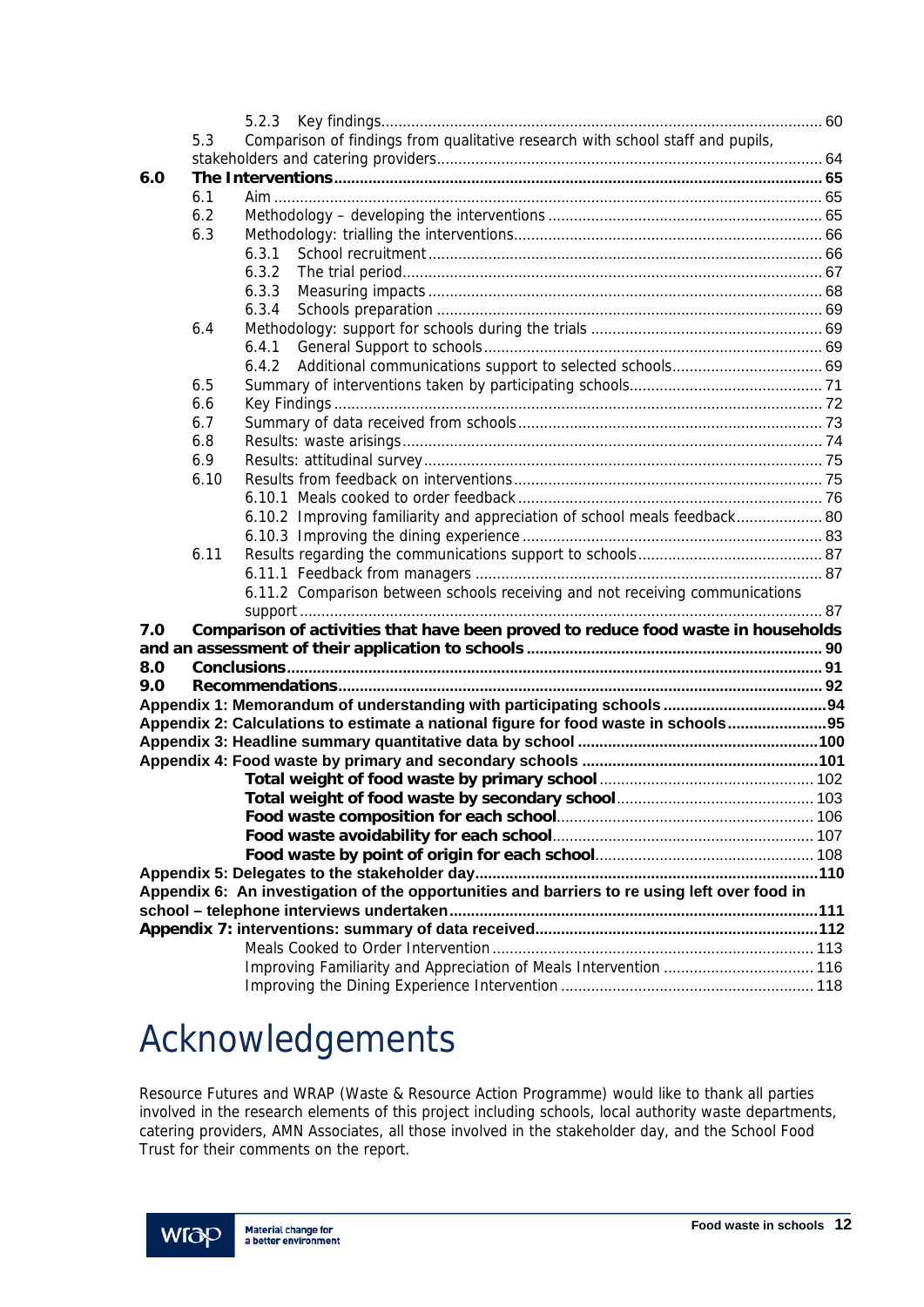5.2.3 Key findings .................................................................................................. 60

5.3 Comparison of findings from qualitative research with school staff and pupils, stakeholders and catering providers ........................................................................................ 64

**6.0 The Interventions ................................................................................................... 65**

6.1 Aim .............................................................................................................. 65

6.2 Methodology – developing the interventions ............................................................... 65

6.3 Methodology: trialling the interventions ....................................................................... 66

6.3.1 School recruitment .............................................................................................. 66

6.3.2 The trial period ................................................................................................... 67

6.3.3 Measuring impacts .............................................................................................. 68

6.3.4 Schools preparation ............................................................................................ 69

6.4 Methodology: support for schools during the trials ..................................................... 69

6.4.1 General Support to schools .................................................................................. 69

6.4.2 Additional communications support to selected schools .............................................. 69

6.5 Summary of interventions taken by participating schools ............................................... 71

6.6 Key Findings ..................................................................................................... 72

6.7 Summary of data received from schools ..................................................................... 73

6.8 Results: waste arisings ......................................................................................... 74

6.9 Results: attitudinal survey ..................................................................................... 75

6.10 Results from feedback on interventions ..................................................................... 75

6.10.1 Meals cooked to order feedback ............................................................................. 76

6.10.2 Improving familiarity and appreciation of school meals feedback ................................... 80

6.10.3 Improving the dining experience ........................................................................... 83

6.11 Results regarding the communications support to schools .............................................. 87

6.11.1 Feedback from managers .................................................................................... 87

6.11.2 Comparison between schools receiving and not receiving communications support ............................................................................................................. 87

**7.0 Comparison of activities that have been proved to reduce food waste in households and an assessment of their application to schools ................................................................. 90**

**8.0 Conclusions ............................................................................................................. 91**

**9.0 Recommendations ..................................................................................................... 92**

**Appendix 1: Memorandum of understanding with participating schools ...................................... 94**

**Appendix 2: Calculations to estimate a national figure for food waste in schools ........................ 95**

**Appendix 3: Headline summary quantitative data by school ........................................................ 100**

**Appendix 4: Food waste by primary and secondary schools ....................................................... 101**

**Total weight of food waste by primary school** ..................................................... 102

**Total weight of food waste by secondary school** ................................................... 103

**Food waste composition for each school** ............................................................ 106

**Food waste avoidability for each school** ............................................................ 107

**Food waste by point of origin for each school** ..................................................... 108

**Appendix 5: Delegates to the stakeholder day ............................................................................ 110**

**Appendix 6: An investigation of the opportunities and barriers to re using left over food in school – telephone interviews undertaken ..................................................................................... 111**

**Appendix 7: interventions: summary of data received ................................................................. 112**

Meals Cooked to Order Intervention ............................................................................ 113

Improving Familiarity and Appreciation of Meals Intervention ........................................... 116

Improving the Dining Experience Intervention ................................................................ 118

# Acknowledgements

Resource Futures and WRAP (Waste & Resource Action Programme) would like to thank all parties involved in the research elements of this project including schools, local authority waste departments, catering providers, AMN Associates, all those involved in the stakeholder day, and the School Food Trust for their comments on the report.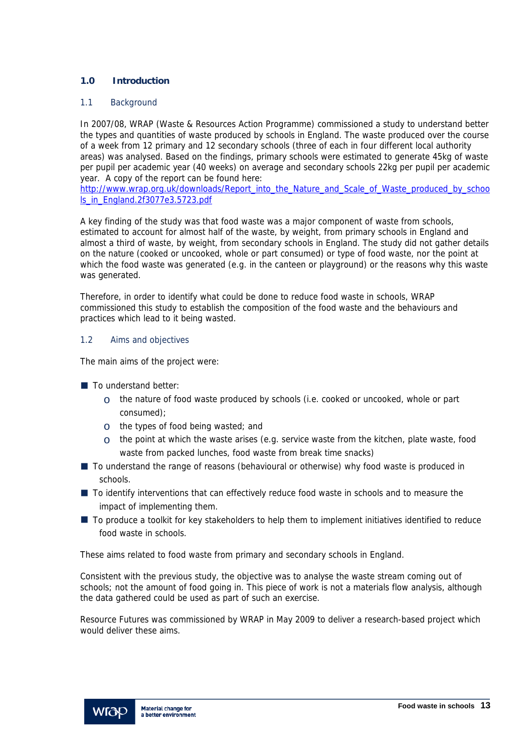# 1.0 Introduction

## 1.1 Background

In 2007/08, WRAP (Waste & Resources Action Programme) commissioned a study to understand better the types and quantities of waste produced by schools in England. The waste produced over the course of a week from 12 primary and 12 secondary schools (three of each in four different local authority areas) was analysed. Based on the findings, primary schools were estimated to generate 45kg of waste per pupil per academic year (40 weeks) on average and secondary schools 22kg per pupil per academic year. A copy of the report can be found here:
http://www.wrap.org.uk/downloads/Report_into_the_Nature_and_Scale_of_Waste_produced_by_schools_in_England.2f3077e3.5723.pdf

A key finding of the study was that food waste was a major component of waste from schools, estimated to account for almost half of the waste, by weight, from primary schools in England and almost a third of waste, by weight, from secondary schools in England. The study did not gather details on the nature (cooked or uncooked, whole or part consumed) or type of food waste, nor the point at which the food waste was generated (e.g. in the canteen or playground) or the reasons why this waste was generated.

Therefore, in order to identify what could be done to reduce food waste in schools, WRAP commissioned this study to establish the composition of the food waste and the behaviours and practices which lead to it being wasted.

## 1.2 Aims and objectives

The main aims of the project were:

- To understand better:
  - the nature of food waste produced by schools (i.e. cooked or uncooked, whole or part consumed);
  - the types of food being wasted; and
  - the point at which the waste arises (e.g. service waste from the kitchen, plate waste, food waste from packed lunches, food waste from break time snacks)
- To understand the range of reasons (behavioural or otherwise) why food waste is produced in schools.
- To identify interventions that can effectively reduce food waste in schools and to measure the impact of implementing them.
- To produce a toolkit for key stakeholders to help them to implement initiatives identified to reduce food waste in schools.

These aims related to food waste from primary and secondary schools in England.

Consistent with the previous study, the objective was to analyse the waste stream coming out of schools; not the amount of food going in. This piece of work is not a materials flow analysis, although the data gathered could be used as part of such an exercise.

Resource Futures was commissioned by WRAP in May 2009 to deliver a research-based project which would deliver these aims.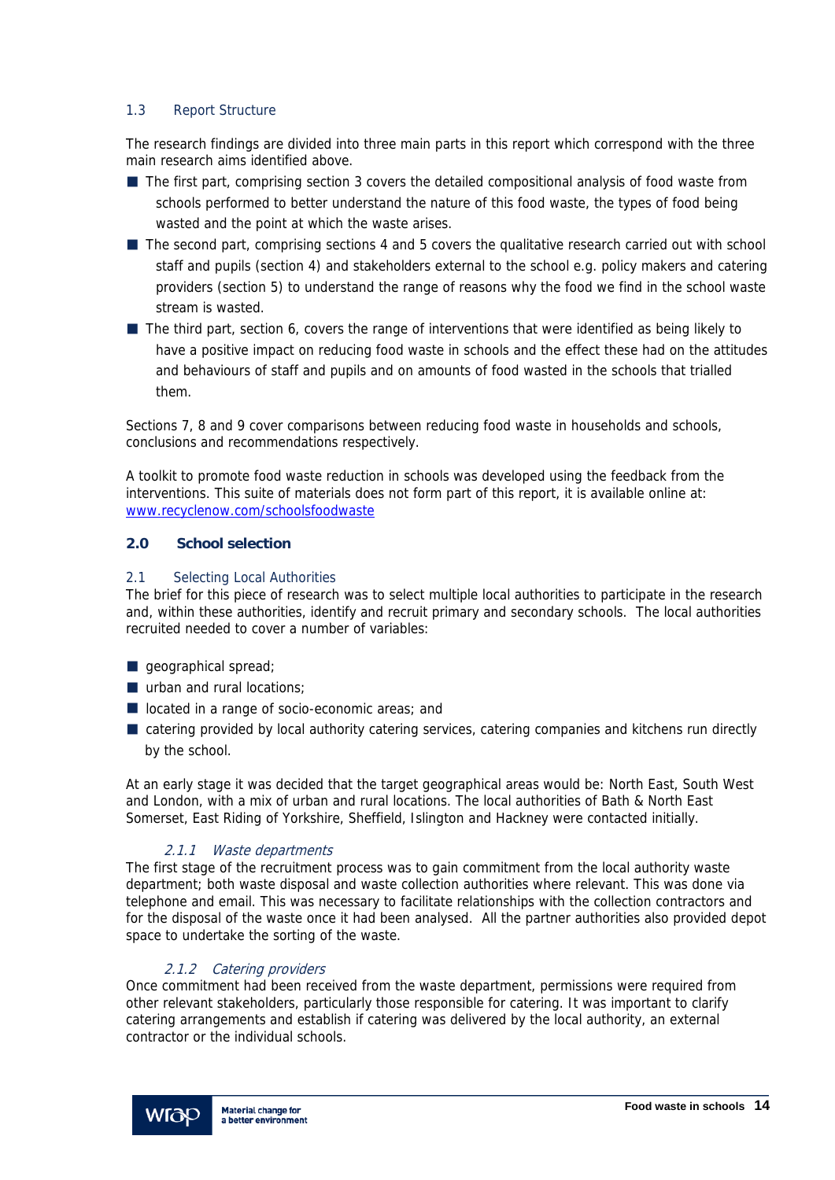### 1.3 Report Structure

The research findings are divided into three main parts in this report which correspond with the three main research aims identified above.

- The first part, comprising section 3 covers the detailed compositional analysis of food waste from schools performed to better understand the nature of this food waste, the types of food being wasted and the point at which the waste arises.
- The second part, comprising sections 4 and 5 covers the qualitative research carried out with school staff and pupils (section 4) and stakeholders external to the school e.g. policy makers and catering providers (section 5) to understand the range of reasons why the food we find in the school waste stream is wasted.
- The third part, section 6, covers the range of interventions that were identified as being likely to have a positive impact on reducing food waste in schools and the effect these had on the attitudes and behaviours of staff and pupils and on amounts of food wasted in the schools that trialled them.

Sections 7, 8 and 9 cover comparisons between reducing food waste in households and schools, conclusions and recommendations respectively.

A toolkit to promote food waste reduction in schools was developed using the feedback from the interventions. This suite of materials does not form part of this report, it is available online at: [www.recyclenow.com/schoolsfoodwaste](www.recyclenow.com/schoolsfoodwaste)

## 2.0 School selection

### 2.1 Selecting Local Authorities

The brief for this piece of research was to select multiple local authorities to participate in the research and, within these authorities, identify and recruit primary and secondary schools. The local authorities recruited needed to cover a number of variables:

- geographical spread;
- urban and rural locations;
- located in a range of socio-economic areas; and
- catering provided by local authority catering services, catering companies and kitchens run directly by the school.

At an early stage it was decided that the target geographical areas would be: North East, South West and London, with a mix of urban and rural locations. The local authorities of Bath & North East Somerset, East Riding of Yorkshire, Sheffield, Islington and Hackney were contacted initially.

#### *2.1.1 Waste departments*

The first stage of the recruitment process was to gain commitment from the local authority waste department; both waste disposal and waste collection authorities where relevant. This was done via telephone and email. This was necessary to facilitate relationships with the collection contractors and for the disposal of the waste once it had been analysed. All the partner authorities also provided depot space to undertake the sorting of the waste.

#### *2.1.2 Catering providers*

Once commitment had been received from the waste department, permissions were required from other relevant stakeholders, particularly those responsible for catering. It was important to clarify catering arrangements and establish if catering was delivered by the local authority, an external contractor or the individual schools.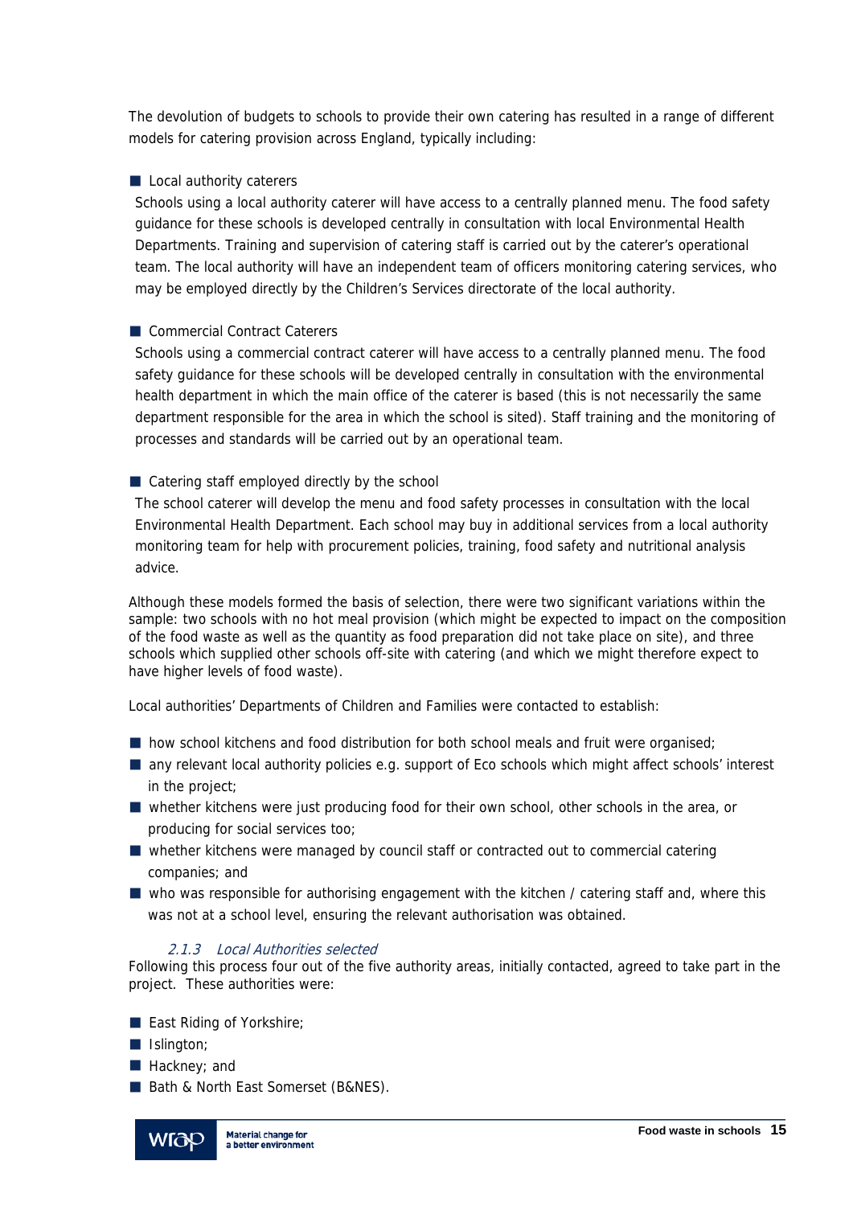The devolution of budgets to schools to provide their own catering has resulted in a range of different models for catering provision across England, typically including:

- Local authority caterers

  Schools using a local authority caterer will have access to a centrally planned menu. The food safety guidance for these schools is developed centrally in consultation with local Environmental Health Departments. Training and supervision of catering staff is carried out by the caterer's operational team. The local authority will have an independent team of officers monitoring catering services, who may be employed directly by the Children's Services directorate of the local authority.

- Commercial Contract Caterers

  Schools using a commercial contract caterer will have access to a centrally planned menu. The food safety guidance for these schools will be developed centrally in consultation with the environmental health department in which the main office of the caterer is based (this is not necessarily the same department responsible for the area in which the school is sited). Staff training and the monitoring of processes and standards will be carried out by an operational team.

- Catering staff employed directly by the school

  The school caterer will develop the menu and food safety processes in consultation with the local Environmental Health Department. Each school may buy in additional services from a local authority monitoring team for help with procurement policies, training, food safety and nutritional analysis advice.

Although these models formed the basis of selection, there were two significant variations within the sample: two schools with no hot meal provision (which might be expected to impact on the composition of the food waste as well as the quantity as food preparation did not take place on site), and three schools which supplied other schools off-site with catering (and which we might therefore expect to have higher levels of food waste).

Local authorities' Departments of Children and Families were contacted to establish:

- how school kitchens and food distribution for both school meals and fruit were organised;
- any relevant local authority policies e.g. support of Eco schools which might affect schools' interest in the project;
- whether kitchens were just producing food for their own school, other schools in the area, or producing for social services too;
- whether kitchens were managed by council staff or contracted out to commercial catering companies; and
- who was responsible for authorising engagement with the kitchen / catering staff and, where this was not at a school level, ensuring the relevant authorisation was obtained.

#### *2.1.3 Local Authorities selected*

Following this process four out of the five authority areas, initially contacted, agreed to take part in the project. These authorities were:

- East Riding of Yorkshire;
- Islington;
- Hackney; and
- Bath & North East Somerset (B&NES).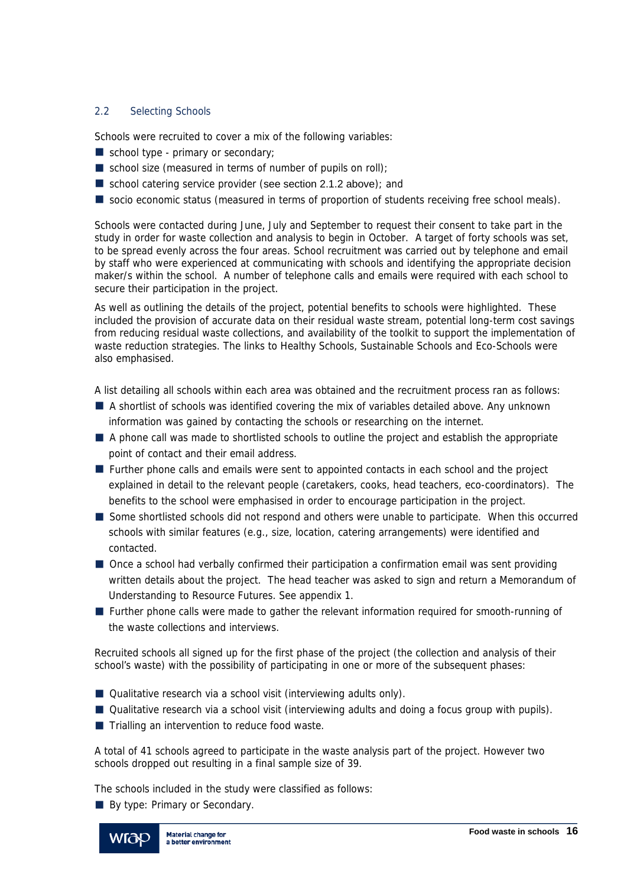### 2.2 Selecting Schools

Schools were recruited to cover a mix of the following variables:

- school type - primary or secondary;
- school size (measured in terms of number of pupils on roll);
- school catering service provider (see section 2.1.2 above); and
- socio economic status (measured in terms of proportion of students receiving free school meals).

Schools were contacted during June, July and September to request their consent to take part in the study in order for waste collection and analysis to begin in October. A target of forty schools was set, to be spread evenly across the four areas. School recruitment was carried out by telephone and email by staff who were experienced at communicating with schools and identifying the appropriate decision maker/s within the school. A number of telephone calls and emails were required with each school to secure their participation in the project.

As well as outlining the details of the project, potential benefits to schools were highlighted. These included the provision of accurate data on their residual waste stream, potential long-term cost savings from reducing residual waste collections, and availability of the toolkit to support the implementation of waste reduction strategies. The links to Healthy Schools, Sustainable Schools and Eco-Schools were also emphasised.

A list detailing all schools within each area was obtained and the recruitment process ran as follows:

- A shortlist of schools was identified covering the mix of variables detailed above. Any unknown information was gained by contacting the schools or researching on the internet.
- A phone call was made to shortlisted schools to outline the project and establish the appropriate point of contact and their email address.
- Further phone calls and emails were sent to appointed contacts in each school and the project explained in detail to the relevant people (caretakers, cooks, head teachers, eco-coordinators). The benefits to the school were emphasised in order to encourage participation in the project.
- Some shortlisted schools did not respond and others were unable to participate. When this occurred schools with similar features (e.g., size, location, catering arrangements) were identified and contacted.
- Once a school had verbally confirmed their participation a confirmation email was sent providing written details about the project. The head teacher was asked to sign and return a Memorandum of Understanding to Resource Futures. See appendix 1.
- Further phone calls were made to gather the relevant information required for smooth-running of the waste collections and interviews.

Recruited schools all signed up for the first phase of the project (the collection and analysis of their school's waste) with the possibility of participating in one or more of the subsequent phases:

- Qualitative research via a school visit (interviewing adults only).
- Qualitative research via a school visit (interviewing adults and doing a focus group with pupils).
- Trialling an intervention to reduce food waste.

A total of 41 schools agreed to participate in the waste analysis part of the project. However two schools dropped out resulting in a final sample size of 39.

The schools included in the study were classified as follows:

- By type: Primary or Secondary.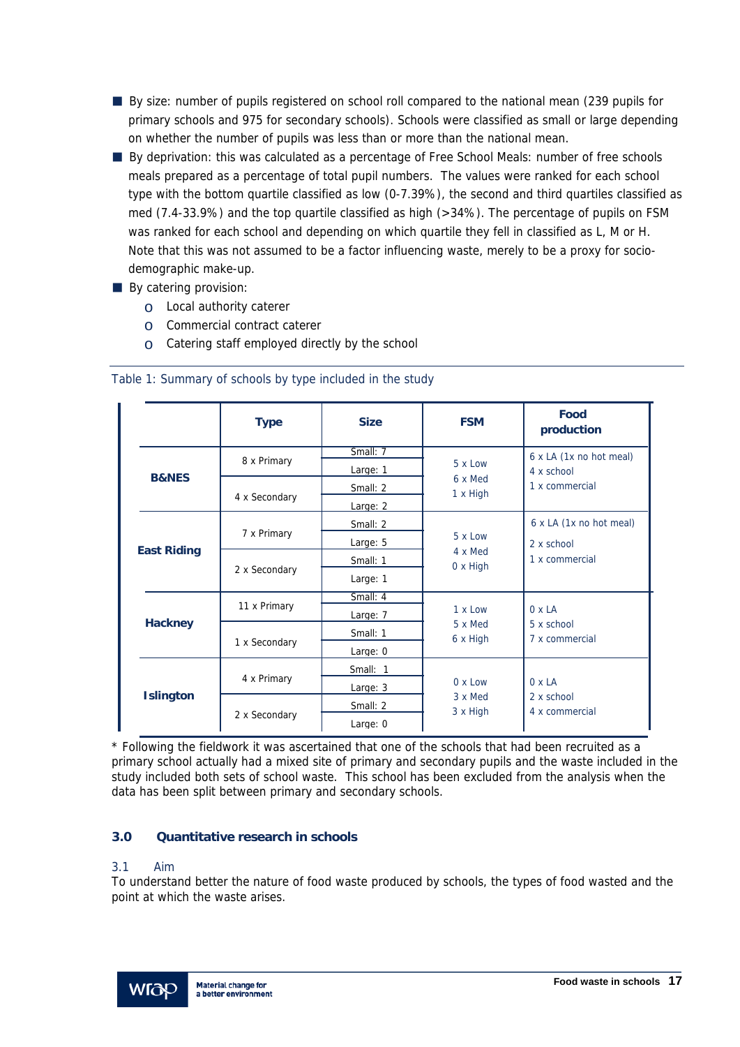- By size: number of pupils registered on school roll compared to the national mean (239 pupils for primary schools and 975 for secondary schools). Schools were classified as small or large depending on whether the number of pupils was less than or more than the national mean.
- By deprivation: this was calculated as a percentage of Free School Meals: number of free schools meals prepared as a percentage of total pupil numbers. The values were ranked for each school type with the bottom quartile classified as low (0-7.39%), the second and third quartiles classified as med (7.4-33.9%) and the top quartile classified as high (>34%). The percentage of pupils on FSM was ranked for each school and depending on which quartile they fell in classified as L, M or H. Note that this was not assumed to be a factor influencing waste, merely to be a proxy for socio-demographic make-up.
- By catering provision:
  - Local authority caterer
  - Commercial contract caterer
  - Catering staff employed directly by the school

Table 1: Summary of schools by type included in the study

| | Type | Size | FSM | Food production |
|---|---|---|---|---|
| **B&NES** | 8 x Primary | Small: 7 | 5 x Low | 6 x LA (1x no hot meal) |
| | | Large: 1 | 6 x Med | 4 x school |
| | 4 x Secondary | Small: 2 | 1 x High | 1 x commercial |
| | | Large: 2 | | |
| **East Riding** | 7 x Primary | Small: 2 | 5 x Low | 6 x LA (1x no hot meal) |
| | | Large: 5 | 4 x Med | 2 x school |
| | 2 x Secondary | Small: 1 | 0 x High | 1 x commercial |
| | | Large: 1 | | |
| **Hackney** | 11 x Primary | Small: 4 | 1 x Low | 0 x LA |
| | | Large: 7 | 5 x Med | 5 x school |
| | 1 x Secondary | Small: 1 | 6 x High | 7 x commercial |
| | | Large: 0 | | |
| **Islington** | 4 x Primary | Small: 1 | 0 x Low | 0 x LA |
| | | Large: 3 | 3 x Med | 2 x school |
| | 2 x Secondary | Small: 2 | 3 x High | 4 x commercial |
| | | Large: 0 | | |

* Following the fieldwork it was ascertained that one of the schools that had been recruited as a primary school actually had a mixed site of primary and secondary pupils and the waste included in the study included both sets of school waste. This school has been excluded from the analysis when the data has been split between primary and secondary schools.

## 3.0 Quantitative research in schools

### 3.1 Aim

To understand better the nature of food waste produced by schools, the types of food wasted and the point at which the waste arises.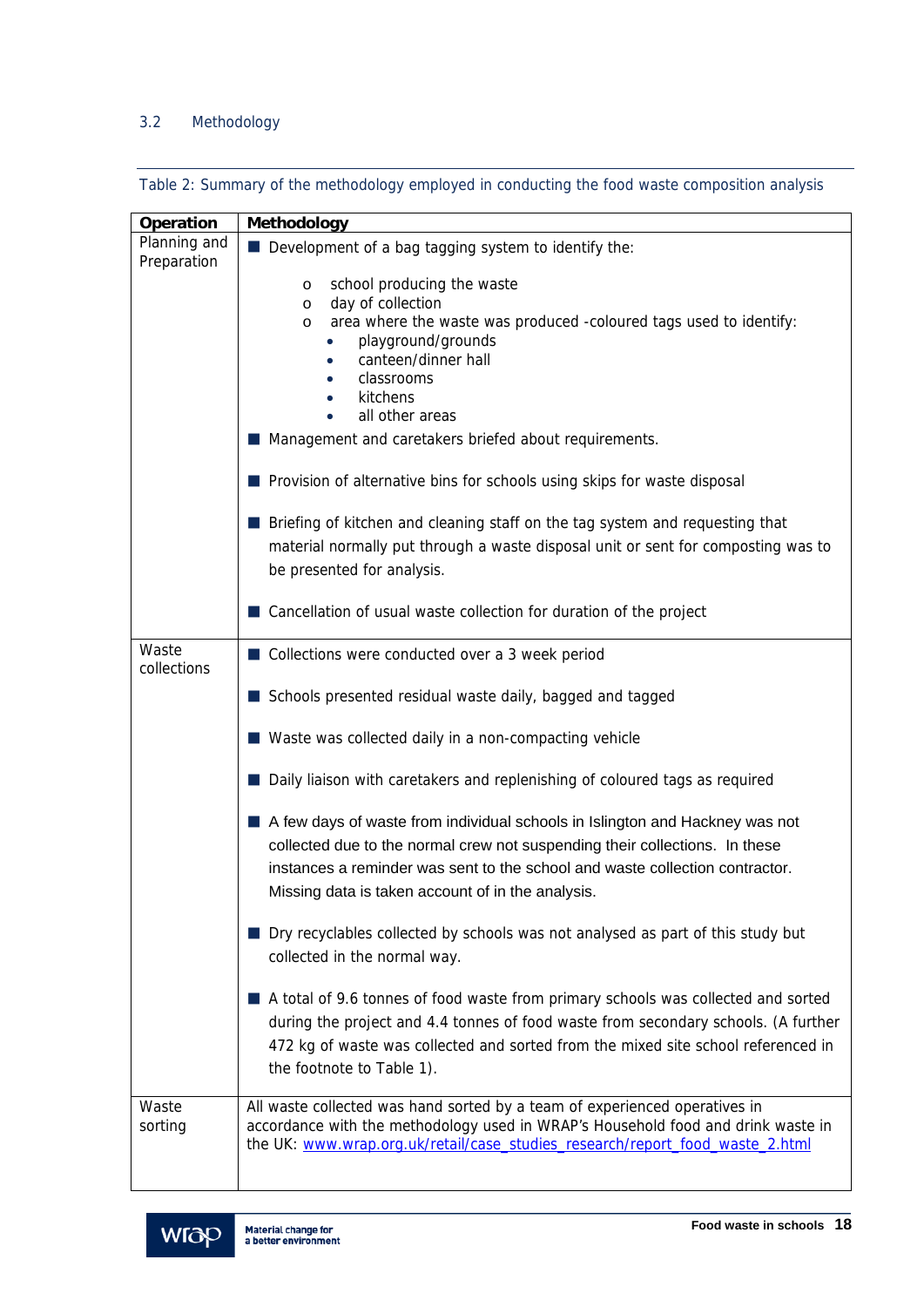## 3.2 Methodology

Table 2: Summary of the methodology employed in conducting the food waste composition analysis

| Operation | Methodology |
|---|---|
| Planning and Preparation | ■ Development of a bag tagging system to identify the:<br>o school producing the waste<br>o day of collection<br>o area where the waste was produced -coloured tags used to identify:<br>• playground/grounds<br>• canteen/dinner hall<br>• classrooms<br>• kitchens<br>• all other areas<br>■ Management and caretakers briefed about requirements.<br>■ Provision of alternative bins for schools using skips for waste disposal<br>■ Briefing of kitchen and cleaning staff on the tag system and requesting that material normally put through a waste disposal unit or sent for composting was to be presented for analysis.<br>■ Cancellation of usual waste collection for duration of the project |
| Waste collections | ■ Collections were conducted over a 3 week period<br>■ Schools presented residual waste daily, bagged and tagged<br>■ Waste was collected daily in a non-compacting vehicle<br>■ Daily liaison with caretakers and replenishing of coloured tags as required<br>■ A few days of waste from individual schools in Islington and Hackney was not collected due to the normal crew not suspending their collections. In these instances a reminder was sent to the school and waste collection contractor. Missing data is taken account of in the analysis.<br>■ Dry recyclables collected by schools was not analysed as part of this study but collected in the normal way.<br>■ A total of 9.6 tonnes of food waste from primary schools was collected and sorted during the project and 4.4 tonnes of food waste from secondary schools. (A further 472 kg of waste was collected and sorted from the mixed site school referenced in the footnote to Table 1). |
| Waste sorting | All waste collected was hand sorted by a team of experienced operatives in accordance with the methodology used in WRAP's Household food and drink waste in the UK: www.wrap.org.uk/retail/case_studies_research/report_food_waste_2.html |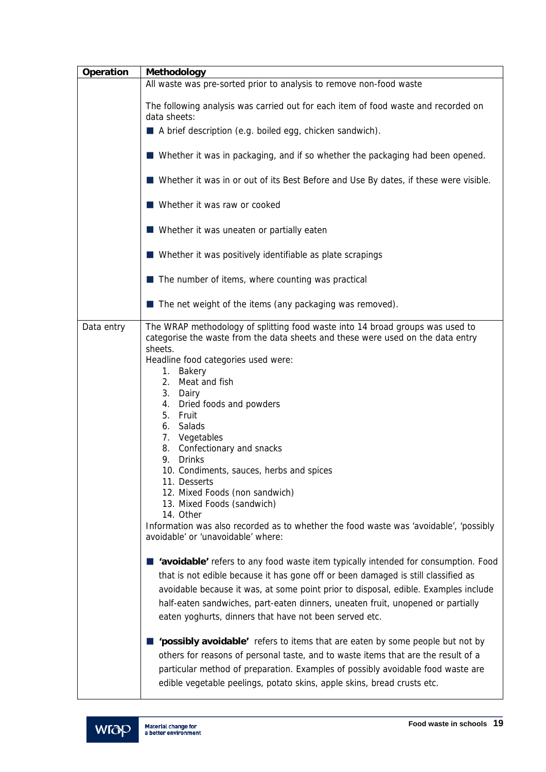| Operation | Methodology |
|---|---|
| | All waste was pre-sorted prior to analysis to remove non-food waste<br><br>The following analysis was carried out for each item of food waste and recorded on data sheets:<br>■ A brief description (e.g. boiled egg, chicken sandwich).<br>■ Whether it was in packaging, and if so whether the packaging had been opened.<br>■ Whether it was in or out of its Best Before and Use By dates, if these were visible.<br>■ Whether it was raw or cooked<br>■ Whether it was uneaten or partially eaten<br>■ Whether it was positively identifiable as plate scrapings<br>■ The number of items, where counting was practical<br>■ The net weight of the items (any packaging was removed). |
| Data entry | The WRAP methodology of splitting food waste into 14 broad groups was used to categorise the waste from the data sheets and these were used on the data entry sheets.<br>Headline food categories used were:<br>1. Bakery<br>2. Meat and fish<br>3. Dairy<br>4. Dried foods and powders<br>5. Fruit<br>6. Salads<br>7. Vegetables<br>8. Confectionary and snacks<br>9. Drinks<br>10. Condiments, sauces, herbs and spices<br>11. Desserts<br>12. Mixed Foods (non sandwich)<br>13. Mixed Foods (sandwich)<br>14. Other<br>Information was also recorded as to whether the food waste was 'avoidable', 'possibly avoidable' or 'unavoidable' where:<br><br>■ **'avoidable'** refers to any food waste item typically intended for consumption. Food that is not edible because it has gone off or been damaged is still classified as avoidable because it was, at some point prior to disposal, edible. Examples include half-eaten sandwiches, part-eaten dinners, uneaten fruit, unopened or partially eaten yoghurts, dinners that have not been served etc.<br><br>■ **'possibly avoidable'** refers to items that are eaten by some people but not by others for reasons of personal taste, and to waste items that are the result of a particular method of preparation. Examples of possibly avoidable food waste are edible vegetable peelings, potato skins, apple skins, bread crusts etc. |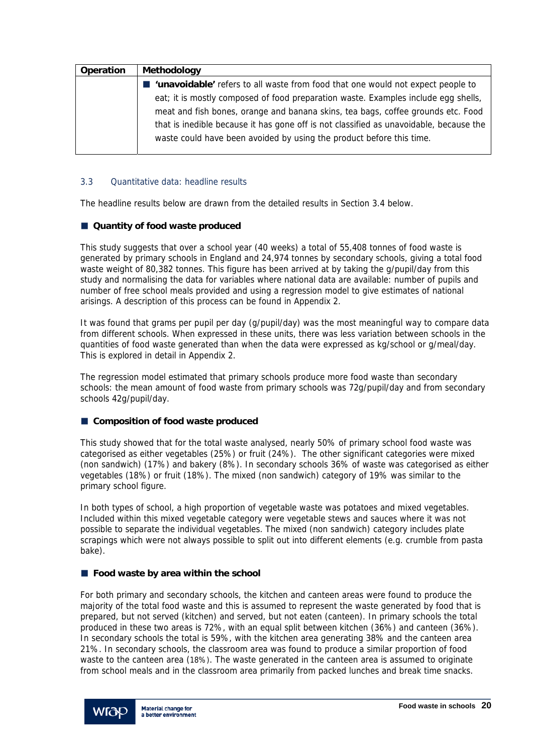| Operation | Methodology |
|---|---|
| | ■ **'unavoidable'** refers to all waste from food that one would not expect people to eat; it is mostly composed of food preparation waste. Examples include egg shells, meat and fish bones, orange and banana skins, tea bags, coffee grounds etc. Food that is inedible because it has gone off is not classified as unavoidable, because the waste could have been avoided by using the product before this time. |

### 3.3 Quantitative data: headline results

The headline results below are drawn from the detailed results in Section 3.4 below.

#### ■ Quantity of food waste produced

This study suggests that over a school year (40 weeks) a total of 55,408 tonnes of food waste is generated by primary schools in England and 24,974 tonnes by secondary schools, giving a total food waste weight of 80,382 tonnes. This figure has been arrived at by taking the g/pupil/day from this study and normalising the data for variables where national data are available: number of pupils and number of free school meals provided and using a regression model to give estimates of national arisings. A description of this process can be found in Appendix 2.

It was found that grams per pupil per day (g/pupil/day) was the most meaningful way to compare data from different schools. When expressed in these units, there was less variation between schools in the quantities of food waste generated than when the data were expressed as kg/school or g/meal/day. This is explored in detail in Appendix 2.

The regression model estimated that primary schools produce more food waste than secondary schools: the mean amount of food waste from primary schools was 72g/pupil/day and from secondary schools 42g/pupil/day.

#### ■ Composition of food waste produced

This study showed that for the total waste analysed, nearly 50% of primary school food waste was categorised as either vegetables (25%) or fruit (24%). The other significant categories were mixed (non sandwich) (17%) and bakery (8%). In secondary schools 36% of waste was categorised as either vegetables (18%) or fruit (18%). The mixed (non sandwich) category of 19% was similar to the primary school figure.

In both types of school, a high proportion of vegetable waste was potatoes and mixed vegetables. Included within this mixed vegetable category were vegetable stews and sauces where it was not possible to separate the individual vegetables. The mixed (non sandwich) category includes plate scrapings which were not always possible to split out into different elements (e.g. crumble from pasta bake).

#### ■ Food waste by area within the school

For both primary and secondary schools, the kitchen and canteen areas were found to produce the majority of the total food waste and this is assumed to represent the waste generated by food that is prepared, but not served (kitchen) and served, but not eaten (canteen). In primary schools the total produced in these two areas is 72%, with an equal split between kitchen (36%) and canteen (36%). In secondary schools the total is 59%, with the kitchen area generating 38% and the canteen area 21%. In secondary schools, the classroom area was found to produce a similar proportion of food waste to the canteen area (18%). The waste generated in the canteen area is assumed to originate from school meals and in the classroom area primarily from packed lunches and break time snacks.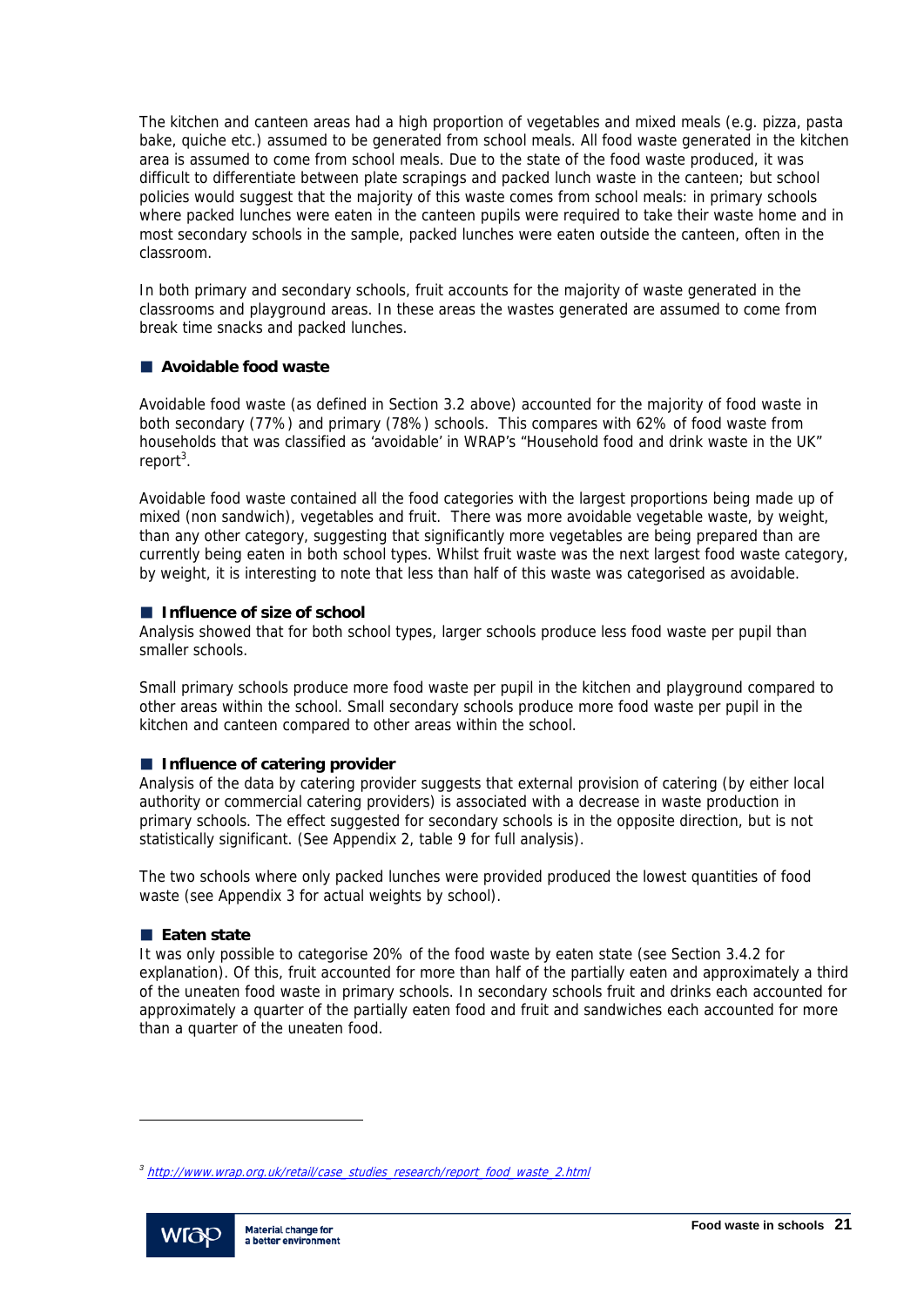The kitchen and canteen areas had a high proportion of vegetables and mixed meals (e.g. pizza, pasta bake, quiche etc.) assumed to be generated from school meals. All food waste generated in the kitchen area is assumed to come from school meals. Due to the state of the food waste produced, it was difficult to differentiate between plate scrapings and packed lunch waste in the canteen; but school policies would suggest that the majority of this waste comes from school meals: in primary schools where packed lunches were eaten in the canteen pupils were required to take their waste home and in most secondary schools in the sample, packed lunches were eaten outside the canteen, often in the classroom.

In both primary and secondary schools, fruit accounts for the majority of waste generated in the classrooms and playground areas. In these areas the wastes generated are assumed to come from break time snacks and packed lunches.

### ■ Avoidable food waste

Avoidable food waste (as defined in Section 3.2 above) accounted for the majority of food waste in both secondary (77%) and primary (78%) schools. This compares with 62% of food waste from households that was classified as 'avoidable' in WRAP's "Household food and drink waste in the UK" report[3].

Avoidable food waste contained all the food categories with the largest proportions being made up of mixed (non sandwich), vegetables and fruit. There was more avoidable vegetable waste, by weight, than any other category, suggesting that significantly more vegetables are being prepared than are currently being eaten in both school types. Whilst fruit waste was the next largest food waste category, by weight, it is interesting to note that less than half of this waste was categorised as avoidable.

### ■ Influence of size of school

Analysis showed that for both school types, larger schools produce less food waste per pupil than smaller schools.

Small primary schools produce more food waste per pupil in the kitchen and playground compared to other areas within the school. Small secondary schools produce more food waste per pupil in the kitchen and canteen compared to other areas within the school.

### ■ Influence of catering provider

Analysis of the data by catering provider suggests that external provision of catering (by either local authority or commercial catering providers) is associated with a decrease in waste production in primary schools. The effect suggested for secondary schools is in the opposite direction, but is not statistically significant. (See Appendix 2, table 9 for full analysis).

The two schools where only packed lunches were provided produced the lowest quantities of food waste (see Appendix 3 for actual weights by school).

### ■ Eaten state

It was only possible to categorise 20% of the food waste by eaten state (see Section 3.4.2 for explanation). Of this, fruit accounted for more than half of the partially eaten and approximately a third of the uneaten food waste in primary schools. In secondary schools fruit and drinks each accounted for approximately a quarter of the partially eaten food and fruit and sandwiches each accounted for more than a quarter of the uneaten food.

---

[3] http://www.wrap.org.uk/retail/case_studies_research/report_food_waste_2.html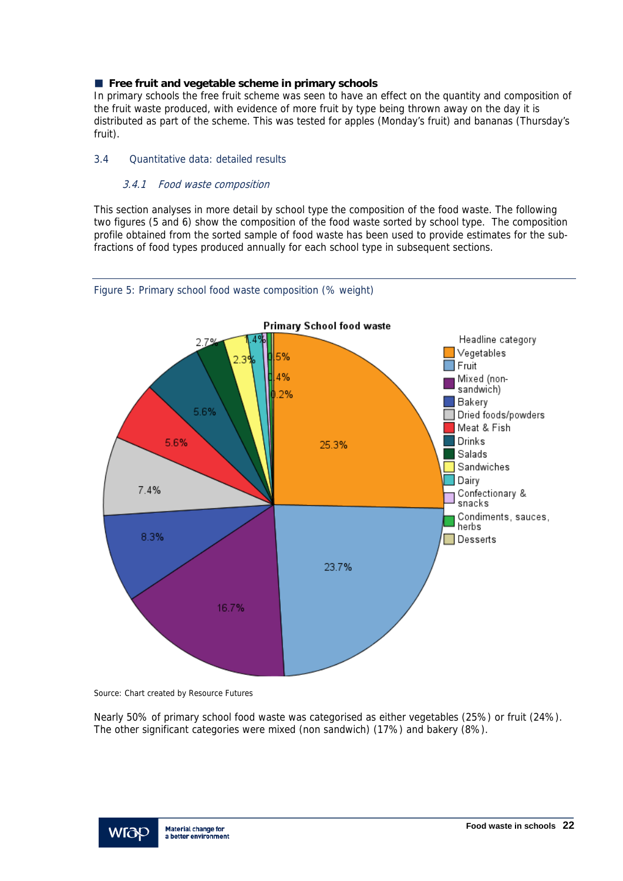■ **Free fruit and vegetable scheme in primary schools**

In primary schools the free fruit scheme was seen to have an effect on the quantity and composition of the fruit waste produced, with evidence of more fruit by type being thrown away on the day it is distributed as part of the scheme. This was tested for apples (Monday's fruit) and bananas (Thursday's fruit).

## 3.4 Quantitative data: detailed results

### *3.4.1 Food waste composition*

This section analyses in more detail by school type the composition of the food waste. The following two figures (5 and 6) show the composition of the food waste sorted by school type. The composition profile obtained from the sorted sample of food waste has been used to provide estimates for the sub-fractions of food types produced annually for each school type in subsequent sections.

Figure 5: Primary school food waste composition (% weight)

**Primary School food waste**

| Headline category | % |
|---|---|
| Vegetables | 25.3% |
| Fruit | 23.7% |
| Mixed (non-sandwich) | 16.7% |
| Bakery | 8.3% |
| Dried foods/powders | 7.4% |
| Meat & Fish | 5.6% |
| Drinks | 5.6% |
| Salads | 2.7% |
| Sandwiches | 2.3% |
| Dairy | 1.4% |
| Confectionary & snacks | 0.5% |
| Condiments, sauces, herbs | 0.4% |
| Desserts | 0.2% |

Source: Chart created by Resource Futures

Nearly 50% of primary school food waste was categorised as either vegetables (25%) or fruit (24%). The other significant categories were mixed (non sandwich) (17%) and bakery (8%).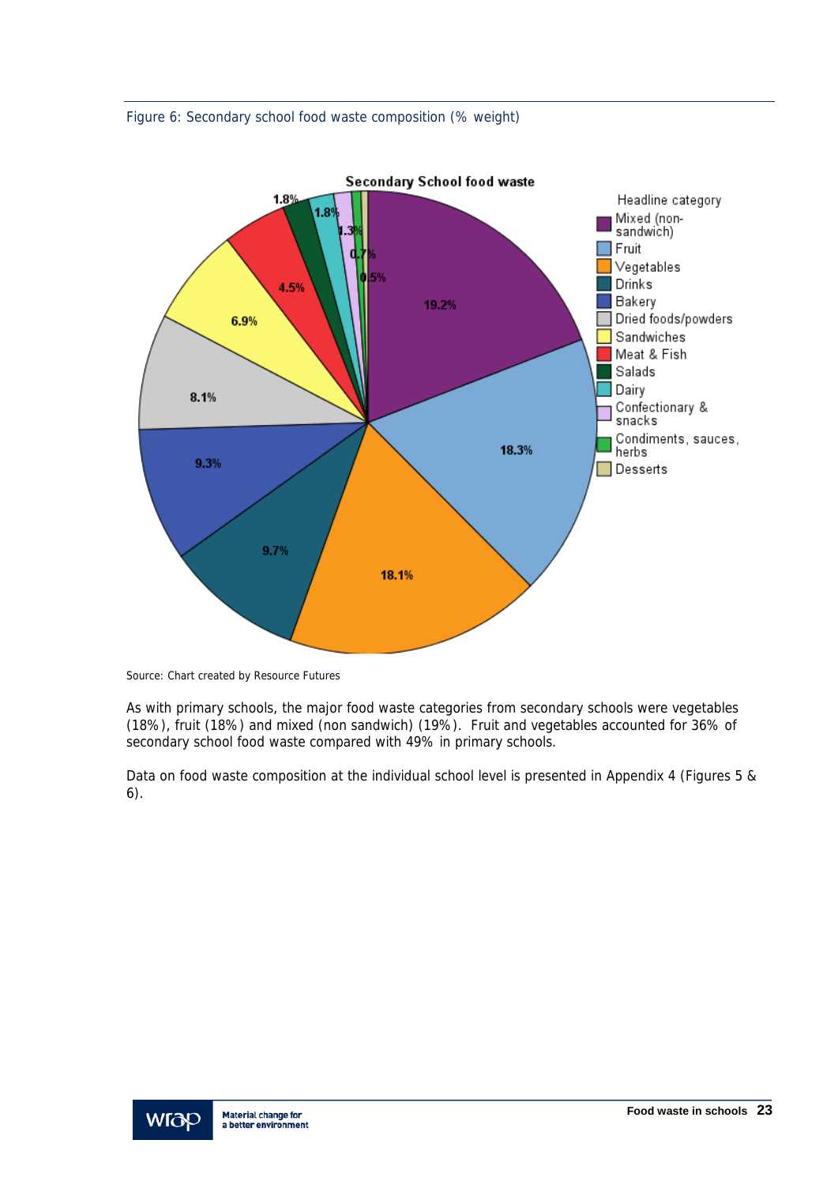Figure 6: Secondary school food waste composition (% weight)

Source: Chart created by Resource Futures

As with primary schools, the major food waste categories from secondary schools were vegetables (18%), fruit (18%) and mixed (non sandwich) (19%). Fruit and vegetables accounted for 36% of secondary school food waste compared with 49% in primary schools.

Data on food waste composition at the individual school level is presented in Appendix 4 (Figures 5 & 6).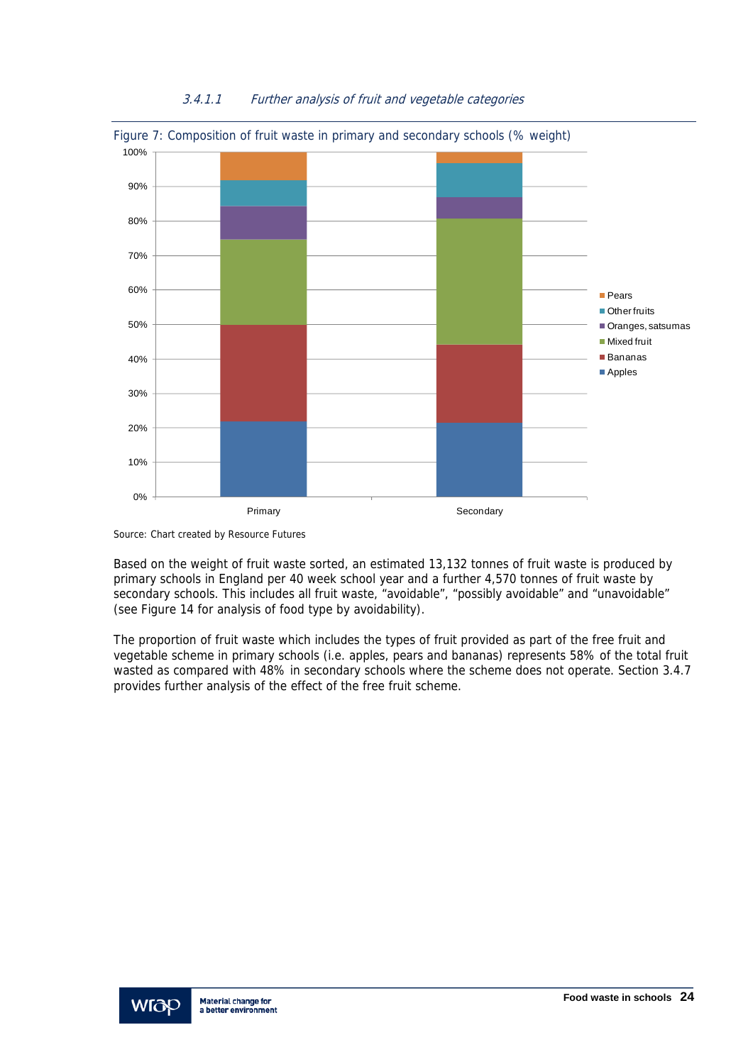#### 3.4.1.1 Further analysis of fruit and vegetable categories

Figure 7: Composition of fruit waste in primary and secondary schools (% weight)

Source: Chart created by Resource Futures

Based on the weight of fruit waste sorted, an estimated 13,132 tonnes of fruit waste is produced by primary schools in England per 40 week school year and a further 4,570 tonnes of fruit waste by secondary schools. This includes all fruit waste, "avoidable", "possibly avoidable" and "unavoidable" (see Figure 14 for analysis of food type by avoidability).

The proportion of fruit waste which includes the types of fruit provided as part of the free fruit and vegetable scheme in primary schools (i.e. apples, pears and bananas) represents 58% of the total fruit wasted as compared with 48% in secondary schools where the scheme does not operate. Section 3.4.7 provides further analysis of the effect of the free fruit scheme.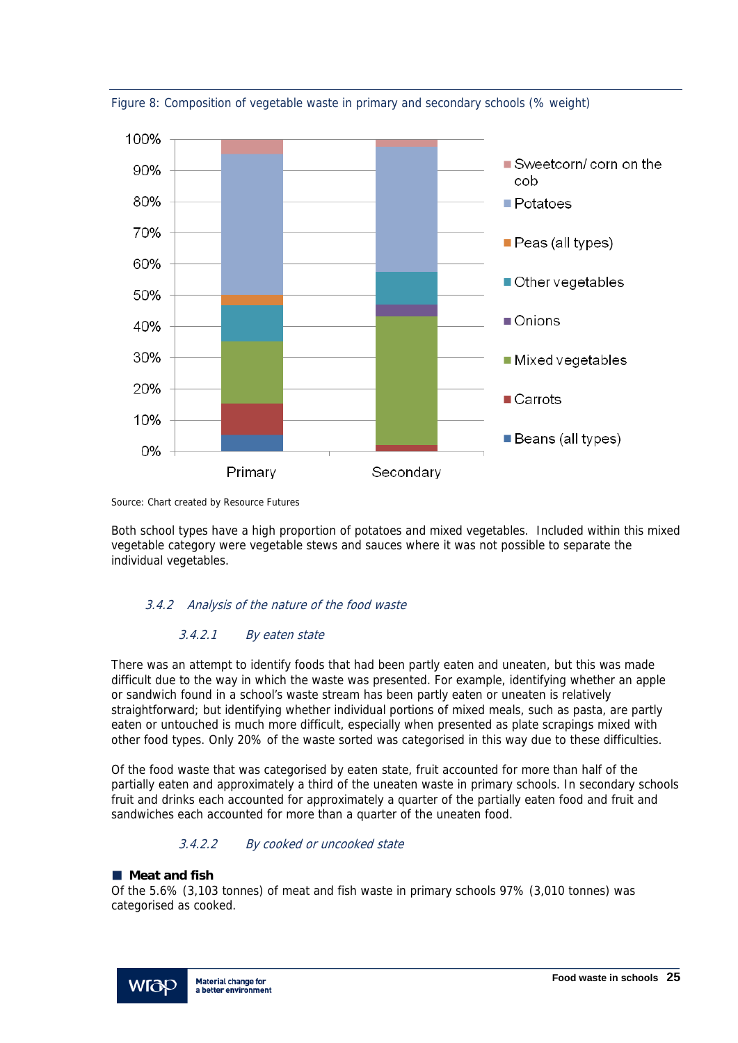Figure 8: Composition of vegetable waste in primary and secondary schools (% weight)

Source: Chart created by Resource Futures

Both school types have a high proportion of potatoes and mixed vegetables. Included within this mixed vegetable category were vegetable stews and sauces where it was not possible to separate the individual vegetables.

### *3.4.2 Analysis of the nature of the food waste*

#### *3.4.2.1 By eaten state*

There was an attempt to identify foods that had been partly eaten and uneaten, but this was made difficult due to the way in which the waste was presented. For example, identifying whether an apple or sandwich found in a school's waste stream has been partly eaten or uneaten is relatively straightforward; but identifying whether individual portions of mixed meals, such as pasta, are partly eaten or untouched is much more difficult, especially when presented as plate scrapings mixed with other food types. Only 20% of the waste sorted was categorised in this way due to these difficulties.

Of the food waste that was categorised by eaten state, fruit accounted for more than half of the partially eaten and approximately a third of the uneaten waste in primary schools. In secondary schools fruit and drinks each accounted for approximately a quarter of the partially eaten food and fruit and sandwiches each accounted for more than a quarter of the uneaten food.

#### *3.4.2.2 By cooked or uncooked state*

- **Meat and fish**

Of the 5.6% (3,103 tonnes) of meat and fish waste in primary schools 97% (3,010 tonnes) was categorised as cooked.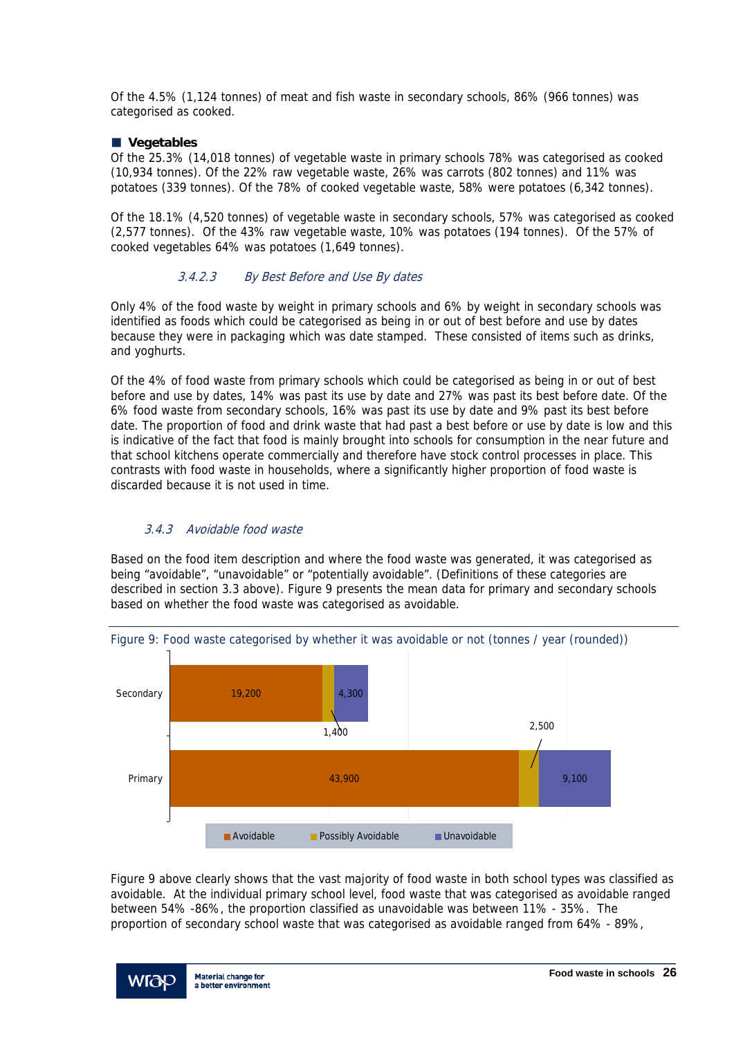Of the 4.5% (1,124 tonnes) of meat and fish waste in secondary schools, 86% (966 tonnes) was categorised as cooked.

- **Vegetables**

Of the 25.3% (14,018 tonnes) of vegetable waste in primary schools 78% was categorised as cooked (10,934 tonnes). Of the 22% raw vegetable waste, 26% was carrots (802 tonnes) and 11% was potatoes (339 tonnes). Of the 78% of cooked vegetable waste, 58% were potatoes (6,342 tonnes).

Of the 18.1% (4,520 tonnes) of vegetable waste in secondary schools, 57% was categorised as cooked (2,577 tonnes). Of the 43% raw vegetable waste, 10% was potatoes (194 tonnes). Of the 57% of cooked vegetables 64% was potatoes (1,649 tonnes).

#### *3.4.2.3 By Best Before and Use By dates*

Only 4% of the food waste by weight in primary schools and 6% by weight in secondary schools was identified as foods which could be categorised as being in or out of best before and use by dates because they were in packaging which was date stamped. These consisted of items such as drinks, and yoghurts.

Of the 4% of food waste from primary schools which could be categorised as being in or out of best before and use by dates, 14% was past its use by date and 27% was past its best before date. Of the 6% food waste from secondary schools, 16% was past its use by date and 9% past its best before date. The proportion of food and drink waste that had past a best before or use by date is low and this is indicative of the fact that food is mainly brought into schools for consumption in the near future and that school kitchens operate commercially and therefore have stock control processes in place. This contrasts with food waste in households, where a significantly higher proportion of food waste is discarded because it is not used in time.

### *3.4.3 Avoidable food waste*

Based on the food item description and where the food waste was generated, it was categorised as being "avoidable", "unavoidable" or "potentially avoidable". (Definitions of these categories are described in section 3.3 above). Figure 9 presents the mean data for primary and secondary schools based on whether the food waste was categorised as avoidable.

Figure 9: Food waste categorised by whether it was avoidable or not (tonnes / year (rounded))

| | Avoidable | Possibly Avoidable | Unavoidable |
|---|---|---|---|
| Secondary | 19,200 | 1,400 | 4,300 |
| Primary | 43,900 | 2,500 | 9,100 |

Figure 9 above clearly shows that the vast majority of food waste in both school types was classified as avoidable. At the individual primary school level, food waste that was categorised as avoidable ranged between 54% -86%, the proportion classified as unavoidable was between 11% - 35%. The proportion of secondary school waste that was categorised as avoidable ranged from 64% - 89%,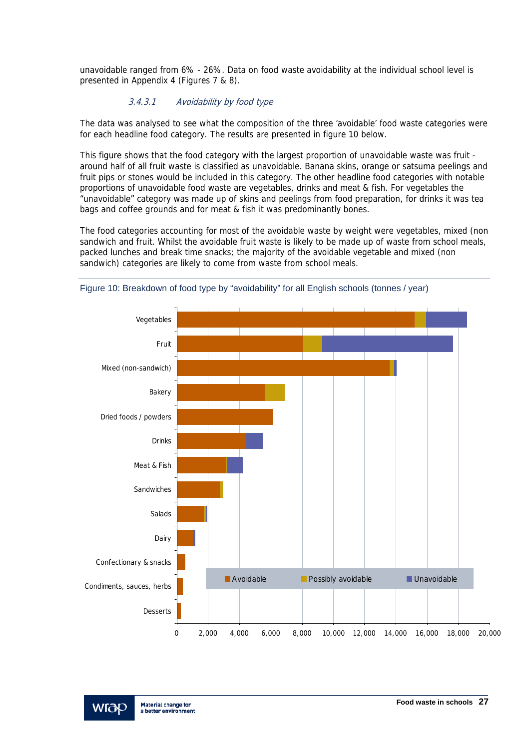unavoidable ranged from 6% - 26%. Data on food waste avoidability at the individual school level is presented in Appendix 4 (Figures 7 & 8).

#### *3.4.3.1 Avoidability by food type*

The data was analysed to see what the composition of the three 'avoidable' food waste categories were for each headline food category. The results are presented in figure 10 below.

This figure shows that the food category with the largest proportion of unavoidable waste was fruit - around half of all fruit waste is classified as unavoidable. Banana skins, orange or satsuma peelings and fruit pips or stones would be included in this category. The other headline food categories with notable proportions of unavoidable food waste are vegetables, drinks and meat & fish. For vegetables the "unavoidable" category was made up of skins and peelings from food preparation, for drinks it was tea bags and coffee grounds and for meat & fish it was predominantly bones.

The food categories accounting for most of the avoidable waste by weight were vegetables, mixed (non sandwich and fruit. Whilst the avoidable fruit waste is likely to be made up of waste from school meals, packed lunches and break time snacks; the majority of the avoidable vegetable and mixed (non sandwich) categories are likely to come from waste from school meals.

Figure 10: Breakdown of food type by "avoidability" for all English schools (tonnes / year)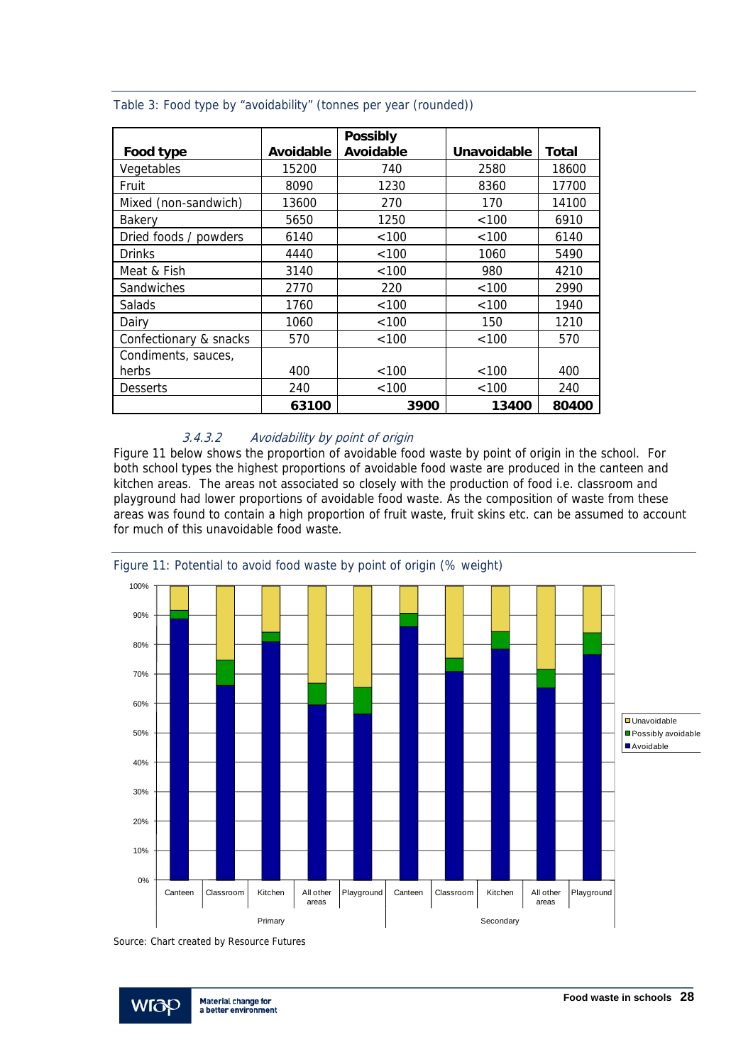Table 3: Food type by "avoidability" (tonnes per year (rounded))

| Food type | Avoidable | Possibly Avoidable | Unavoidable | Total |
|---|---|---|---|---|
| Vegetables | 15200 | 740 | 2580 | 18600 |
| Fruit | 8090 | 1230 | 8360 | 17700 |
| Mixed (non-sandwich) | 13600 | 270 | 170 | 14100 |
| Bakery | 5650 | 1250 | <100 | 6910 |
| Dried foods / powders | 6140 | <100 | <100 | 6140 |
| Drinks | 4440 | <100 | 1060 | 5490 |
| Meat & Fish | 3140 | <100 | 980 | 4210 |
| Sandwiches | 2770 | 220 | <100 | 2990 |
| Salads | 1760 | <100 | <100 | 1940 |
| Dairy | 1060 | <100 | 150 | 1210 |
| Confectionary & snacks | 570 | <100 | <100 | 570 |
| Condiments, sauces, herbs | 400 | <100 | <100 | 400 |
| Desserts | 240 | <100 | <100 | 240 |
| | **63100** | **3900** | **13400** | **80400** |

#### *3.4.3.2 Avoidability by point of origin*

Figure 11 below shows the proportion of avoidable food waste by point of origin in the school. For both school types the highest proportions of avoidable food waste are produced in the canteen and kitchen areas. The areas not associated so closely with the production of food i.e. classroom and playground had lower proportions of avoidable food waste. As the composition of waste from these areas was found to contain a high proportion of fruit waste, fruit skins etc. can be assumed to account for much of this unavoidable food waste.

Figure 11: Potential to avoid food waste by point of origin (% weight)

Source: Chart created by Resource Futures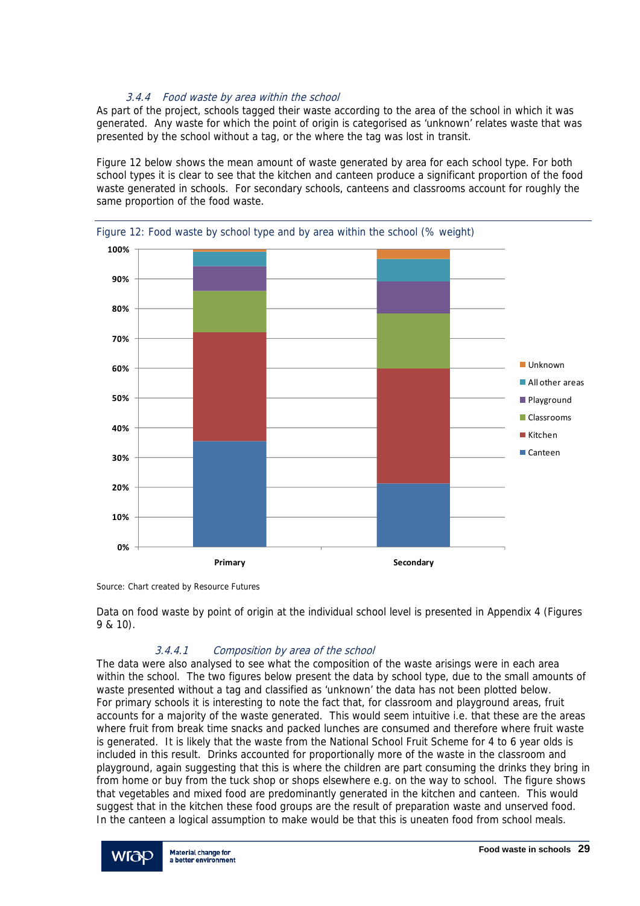#### 3.4.4 Food waste by area within the school

As part of the project, schools tagged their waste according to the area of the school in which it was generated. Any waste for which the point of origin is categorised as 'unknown' relates waste that was presented by the school without a tag, or the where the tag was lost in transit.

Figure 12 below shows the mean amount of waste generated by area for each school type. For both school types it is clear to see that the kitchen and canteen produce a significant proportion of the food waste generated in schools. For secondary schools, canteens and classrooms account for roughly the same proportion of the food waste.

Figure 12: Food waste by school type and by area within the school (% weight)

Source: Chart created by Resource Futures

Data on food waste by point of origin at the individual school level is presented in Appendix 4 (Figures 9 & 10).

##### 3.4.4.1 Composition by area of the school

The data were also analysed to see what the composition of the waste arisings were in each area within the school. The two figures below present the data by school type, due to the small amounts of waste presented without a tag and classified as 'unknown' the data has not been plotted below. For primary schools it is interesting to note the fact that, for classroom and playground areas, fruit accounts for a majority of the waste generated. This would seem intuitive i.e. that these are the areas where fruit from break time snacks and packed lunches are consumed and therefore where fruit waste is generated. It is likely that the waste from the National School Fruit Scheme for 4 to 6 year olds is included in this result. Drinks accounted for proportionally more of the waste in the classroom and playground, again suggesting that this is where the children are part consuming the drinks they bring in from home or buy from the tuck shop or shops elsewhere e.g. on the way to school. The figure shows that vegetables and mixed food are predominantly generated in the kitchen and canteen. This would suggest that in the kitchen these food groups are the result of preparation waste and unserved food. In the canteen a logical assumption to make would be that this is uneaten food from school meals.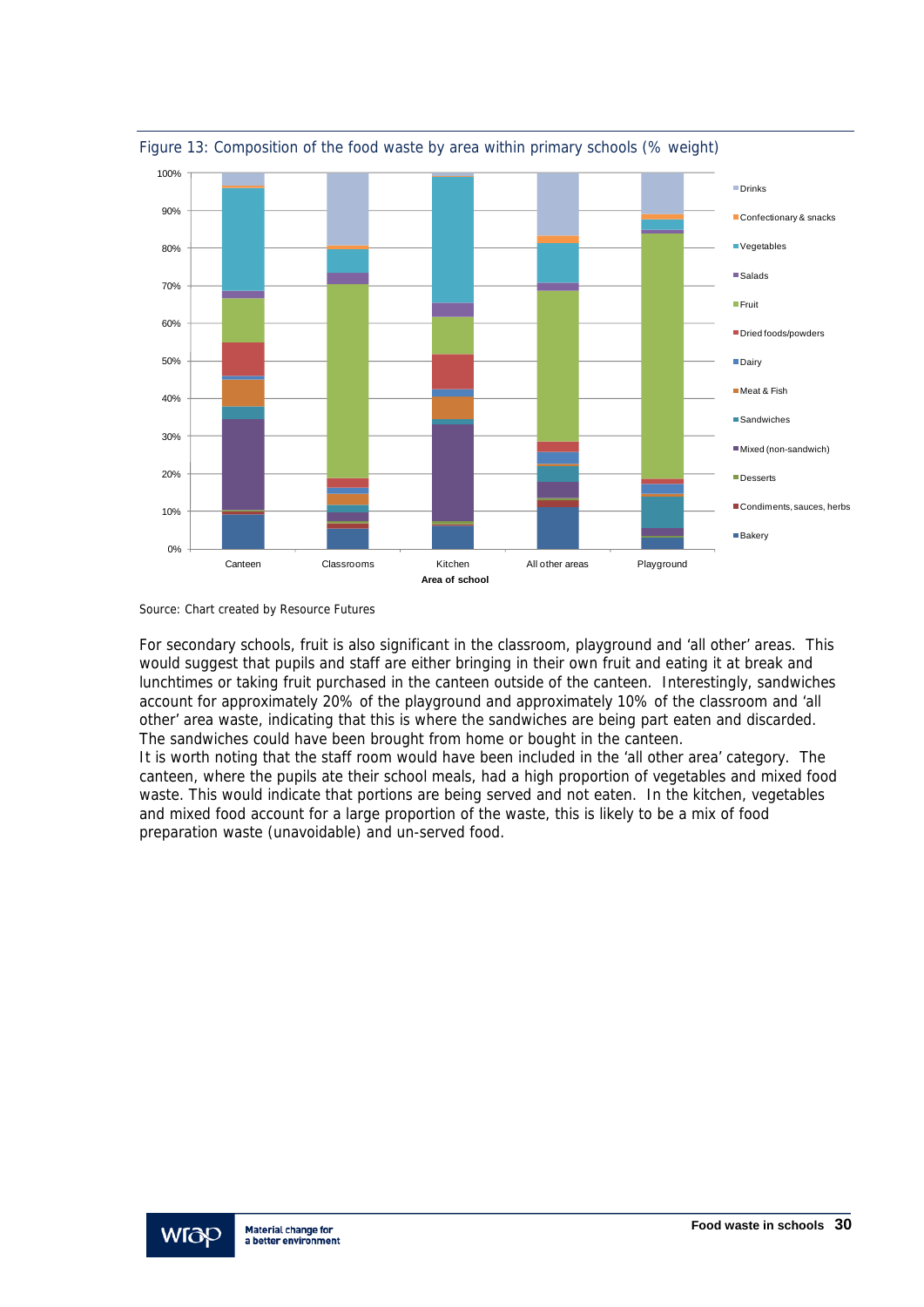Figure 13: Composition of the food waste by area within primary schools (% weight)

Source: Chart created by Resource Futures

For secondary schools, fruit is also significant in the classroom, playground and 'all other' areas. This would suggest that pupils and staff are either bringing in their own fruit and eating it at break and lunchtimes or taking fruit purchased in the canteen outside of the canteen. Interestingly, sandwiches account for approximately 20% of the playground and approximately 10% of the classroom and 'all other' area waste, indicating that this is where the sandwiches are being part eaten and discarded. The sandwiches could have been brought from home or bought in the canteen.

It is worth noting that the staff room would have been included in the 'all other area' category. The canteen, where the pupils ate their school meals, had a high proportion of vegetables and mixed food waste. This would indicate that portions are being served and not eaten. In the kitchen, vegetables and mixed food account for a large proportion of the waste, this is likely to be a mix of food preparation waste (unavoidable) and un-served food.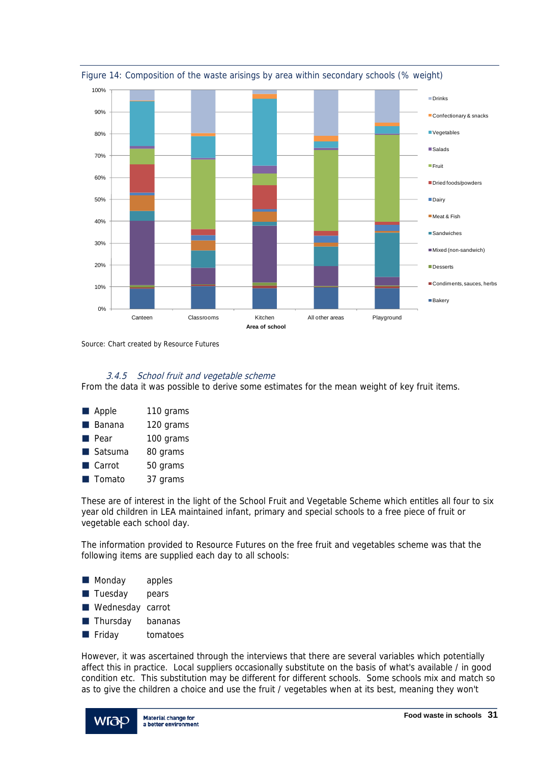Figure 14: Composition of the waste arisings by area within secondary schools (% weight)

Source: Chart created by Resource Futures

### 3.4.5 School fruit and vegetable scheme

From the data it was possible to derive some estimates for the mean weight of key fruit items.

- Apple 110 grams
- Banana 120 grams
- Pear 100 grams
- Satsuma 80 grams
- Carrot 50 grams
- Tomato 37 grams

These are of interest in the light of the School Fruit and Vegetable Scheme which entitles all four to six year old children in LEA maintained infant, primary and special schools to a free piece of fruit or vegetable each school day.

The information provided to Resource Futures on the free fruit and vegetables scheme was that the following items are supplied each day to all schools:

- Monday apples
- Tuesday pears
- Wednesday carrot
- Thursday bananas
- Friday tomatoes

However, it was ascertained through the interviews that there are several variables which potentially affect this in practice. Local suppliers occasionally substitute on the basis of what's available / in good condition etc. This substitution may be different for different schools. Some schools mix and match so as to give the children a choice and use the fruit / vegetables when at its best, meaning they won't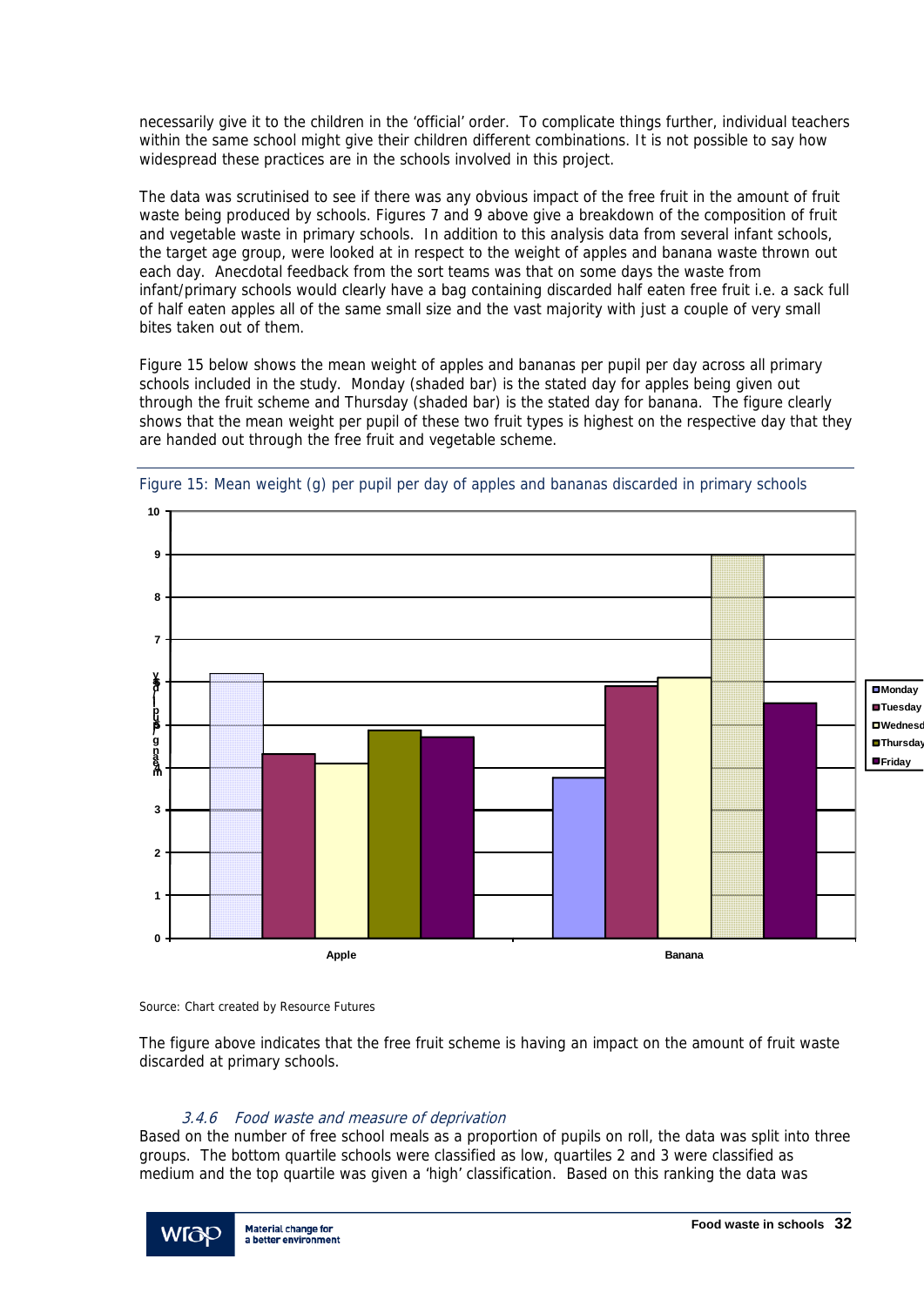necessarily give it to the children in the 'official' order. To complicate things further, individual teachers within the same school might give their children different combinations. It is not possible to say how widespread these practices are in the schools involved in this project.

The data was scrutinised to see if there was any obvious impact of the free fruit in the amount of fruit waste being produced by schools. Figures 7 and 9 above give a breakdown of the composition of fruit and vegetable waste in primary schools. In addition to this analysis data from several infant schools, the target age group, were looked at in respect to the weight of apples and banana waste thrown out each day. Anecdotal feedback from the sort teams was that on some days the waste from infant/primary schools would clearly have a bag containing discarded half eaten free fruit i.e. a sack full of half eaten apples all of the same small size and the vast majority with just a couple of very small bites taken out of them.

Figure 15 below shows the mean weight of apples and bananas per pupil per day across all primary schools included in the study. Monday (shaded bar) is the stated day for apples being given out through the fruit scheme and Thursday (shaded bar) is the stated day for banana. The figure clearly shows that the mean weight per pupil of these two fruit types is highest on the respective day that they are handed out through the free fruit and vegetable scheme.

Figure 15: Mean weight (g) per pupil per day of apples and bananas discarded in primary schools

Source: Chart created by Resource Futures

The figure above indicates that the free fruit scheme is having an impact on the amount of fruit waste discarded at primary schools.

### 3.4.6 Food waste and measure of deprivation

Based on the number of free school meals as a proportion of pupils on roll, the data was split into three groups. The bottom quartile schools were classified as low, quartiles 2 and 3 were classified as medium and the top quartile was given a 'high' classification. Based on this ranking the data was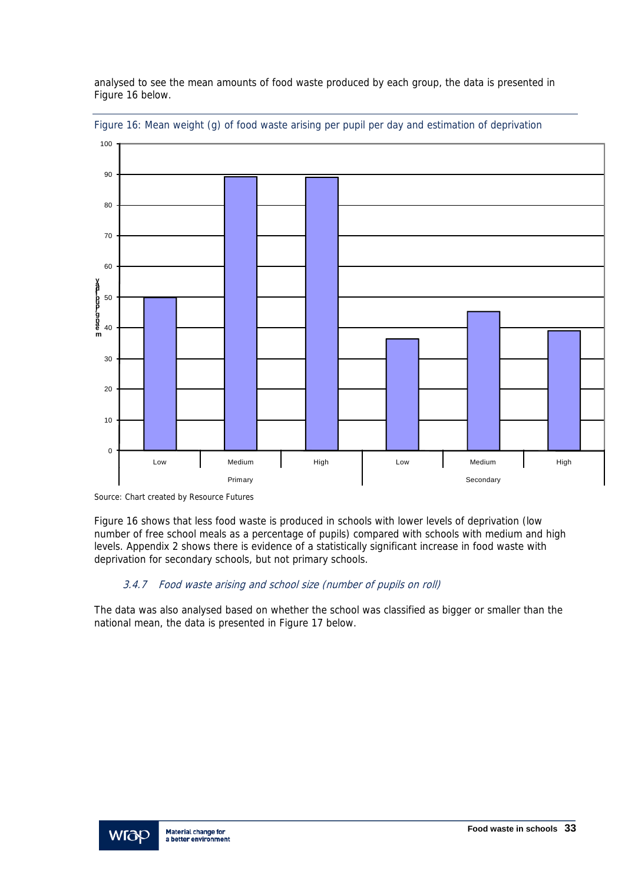analysed to see the mean amounts of food waste produced by each group, the data is presented in Figure 16 below.

Figure 16: Mean weight (g) of food waste arising per pupil per day and estimation of deprivation

Source: Chart created by Resource Futures

Figure 16 shows that less food waste is produced in schools with lower levels of deprivation (low number of free school meals as a percentage of pupils) compared with schools with medium and high levels. Appendix 2 shows there is evidence of a statistically significant increase in food waste with deprivation for secondary schools, but not primary schools.

### *3.4.7 Food waste arising and school size (number of pupils on roll)*

The data was also analysed based on whether the school was classified as bigger or smaller than the national mean, the data is presented in Figure 17 below.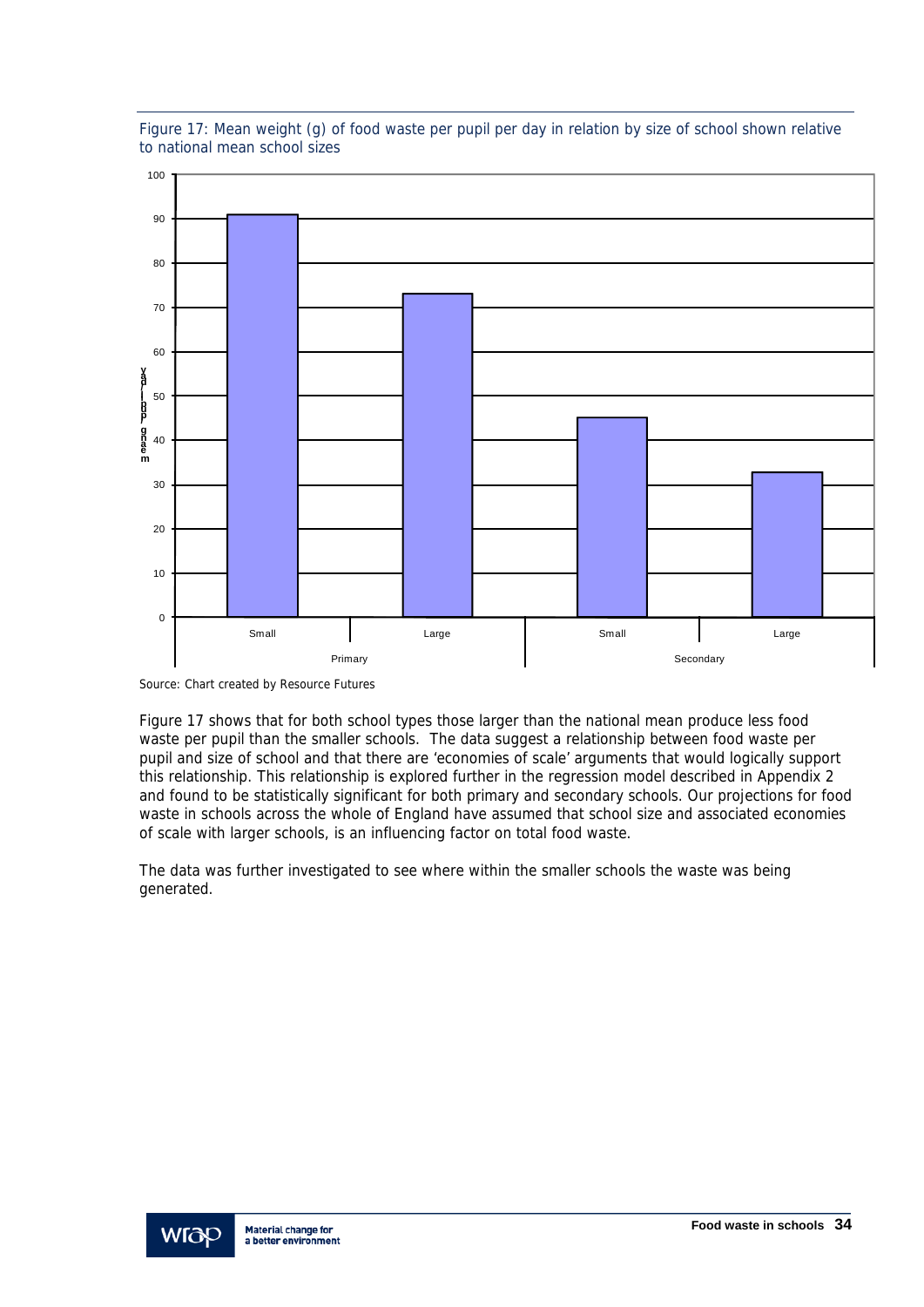Figure 17: Mean weight (g) of food waste per pupil per day in relation by size of school shown relative to national mean school sizes

Source: Chart created by Resource Futures

Figure 17 shows that for both school types those larger than the national mean produce less food waste per pupil than the smaller schools. The data suggest a relationship between food waste per pupil and size of school and that there are 'economies of scale' arguments that would logically support this relationship. This relationship is explored further in the regression model described in Appendix 2 and found to be statistically significant for both primary and secondary schools. Our projections for food waste in schools across the whole of England have assumed that school size and associated economies of scale with larger schools, is an influencing factor on total food waste.

The data was further investigated to see where within the smaller schools the waste was being generated.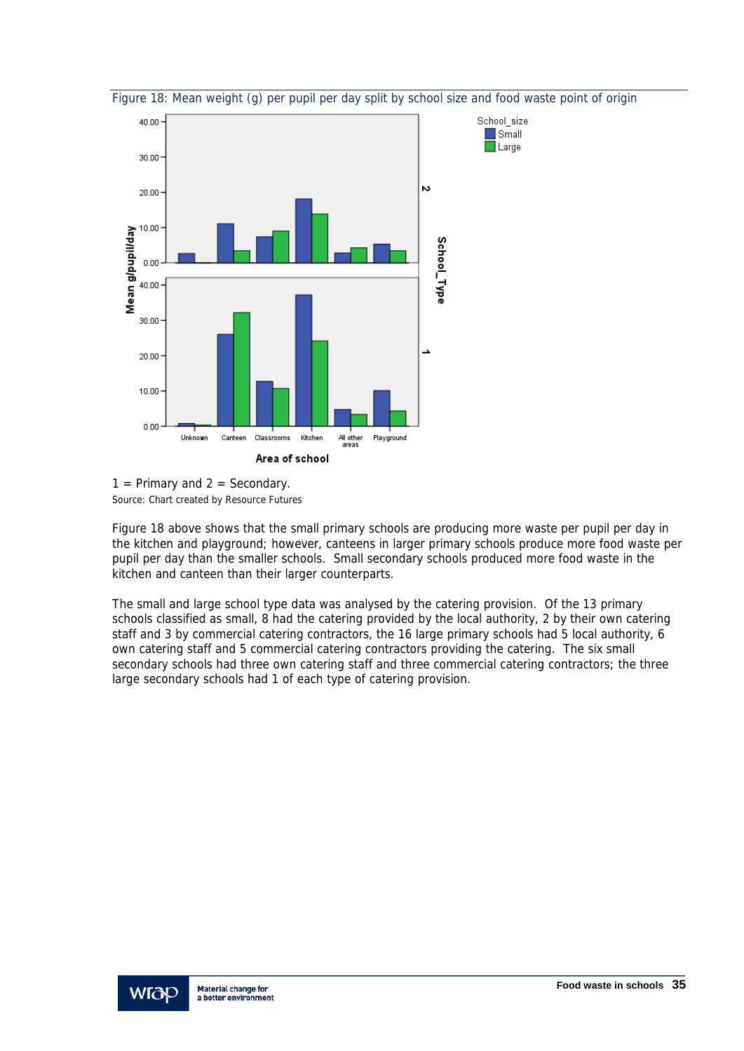Figure 18: Mean weight (g) per pupil per day split by school size and food waste point of origin

1 = Primary and 2 = Secondary.

Source: Chart created by Resource Futures

Figure 18 above shows that the small primary schools are producing more waste per pupil per day in the kitchen and playground; however, canteens in larger primary schools produce more food waste per pupil per day than the smaller schools. Small secondary schools produced more food waste in the kitchen and canteen than their larger counterparts.

The small and large school type data was analysed by the catering provision. Of the 13 primary schools classified as small, 8 had the catering provided by the local authority, 2 by their own catering staff and 3 by commercial catering contractors, the 16 large primary schools had 5 local authority, 6 own catering staff and 5 commercial catering contractors providing the catering. The six small secondary schools had three own catering staff and three commercial catering contractors; the three large secondary schools had 1 of each type of catering provision.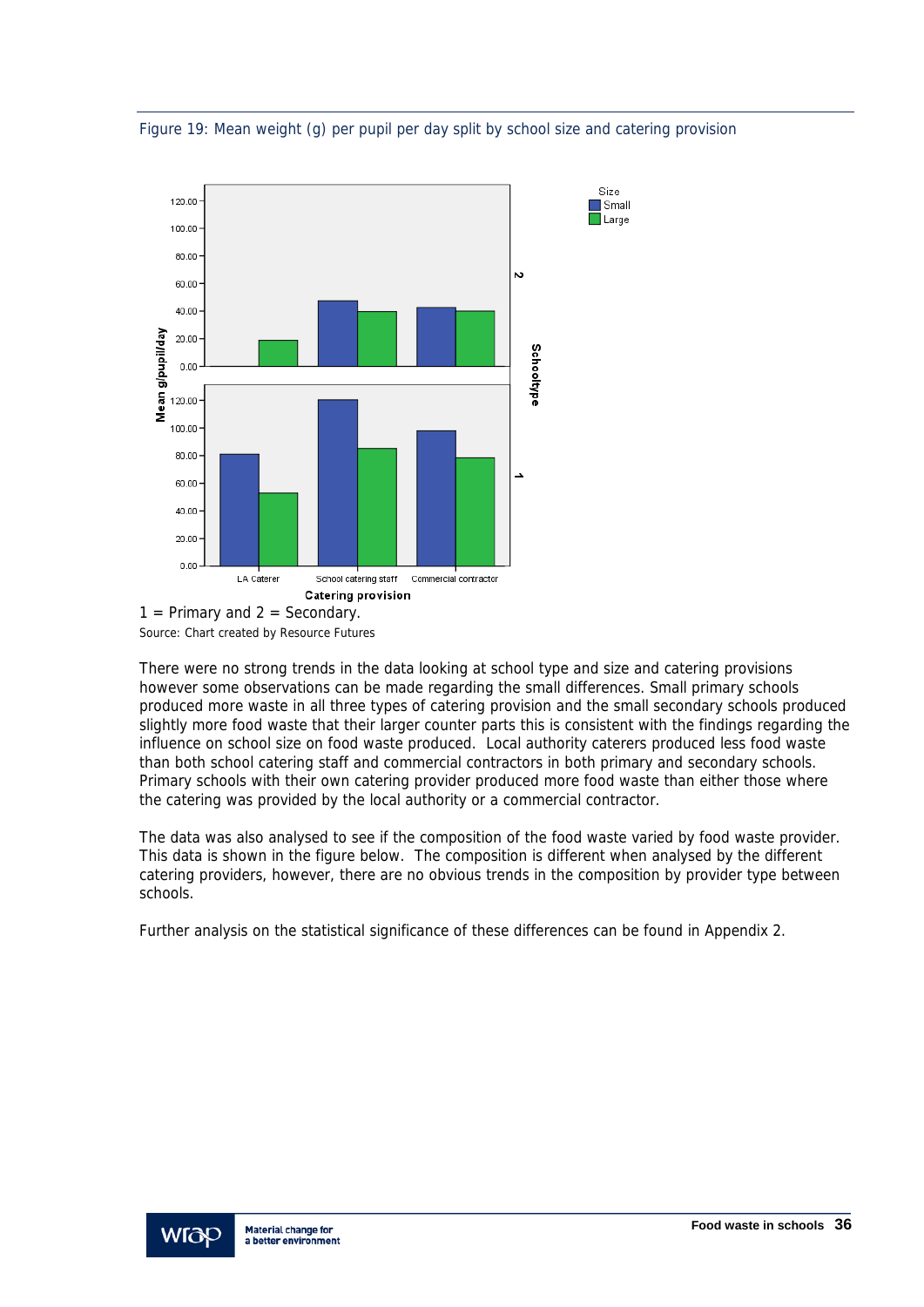Figure 19: Mean weight (g) per pupil per day split by school size and catering provision

1 = Primary and 2 = Secondary.

Source: Chart created by Resource Futures

There were no strong trends in the data looking at school type and size and catering provisions however some observations can be made regarding the small differences. Small primary schools produced more waste in all three types of catering provision and the small secondary schools produced slightly more food waste that their larger counter parts this is consistent with the findings regarding the influence on school size on food waste produced. Local authority caterers produced less food waste than both school catering staff and commercial contractors in both primary and secondary schools. Primary schools with their own catering provider produced more food waste than either those where the catering was provided by the local authority or a commercial contractor.

The data was also analysed to see if the composition of the food waste varied by food waste provider. This data is shown in the figure below. The composition is different when analysed by the different catering providers, however, there are no obvious trends in the composition by provider type between schools.

Further analysis on the statistical significance of these differences can be found in Appendix 2.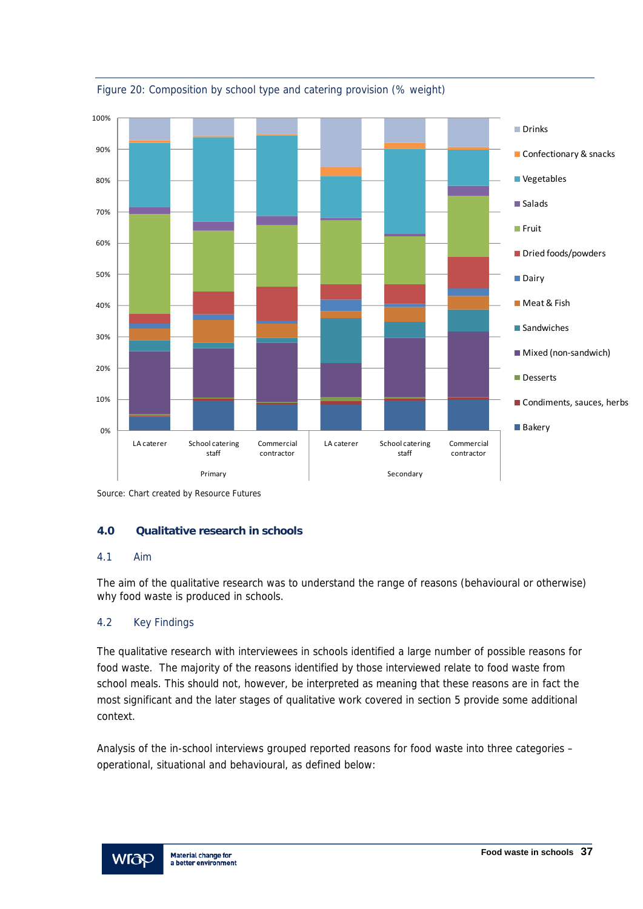Figure 20: Composition by school type and catering provision (% weight)

Source: Chart created by Resource Futures

## 4.0 Qualitative research in schools

### 4.1 Aim

The aim of the qualitative research was to understand the range of reasons (behavioural or otherwise) why food waste is produced in schools.

### 4.2 Key Findings

The qualitative research with interviewees in schools identified a large number of possible reasons for food waste. The majority of the reasons identified by those interviewed relate to food waste from school meals. This should not, however, be interpreted as meaning that these reasons are in fact the most significant and the later stages of qualitative work covered in section 5 provide some additional context.

Analysis of the in-school interviews grouped reported reasons for food waste into three categories – operational, situational and behavioural, as defined below: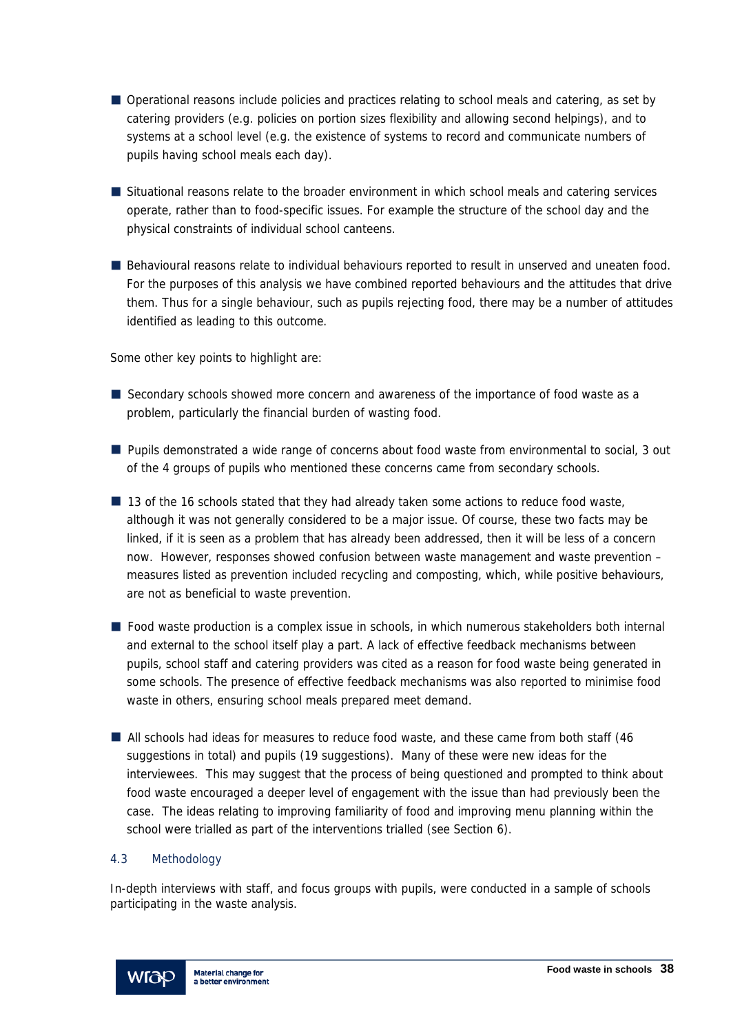- Operational reasons include policies and practices relating to school meals and catering, as set by catering providers (e.g. policies on portion sizes flexibility and allowing second helpings), and to systems at a school level (e.g. the existence of systems to record and communicate numbers of pupils having school meals each day).

- Situational reasons relate to the broader environment in which school meals and catering services operate, rather than to food-specific issues. For example the structure of the school day and the physical constraints of individual school canteens.

- Behavioural reasons relate to individual behaviours reported to result in unserved and uneaten food. For the purposes of this analysis we have combined reported behaviours and the attitudes that drive them. Thus for a single behaviour, such as pupils rejecting food, there may be a number of attitudes identified as leading to this outcome.

Some other key points to highlight are:

- Secondary schools showed more concern and awareness of the importance of food waste as a problem, particularly the financial burden of wasting food.

- Pupils demonstrated a wide range of concerns about food waste from environmental to social, 3 out of the 4 groups of pupils who mentioned these concerns came from secondary schools.

- 13 of the 16 schools stated that they had already taken some actions to reduce food waste, although it was not generally considered to be a major issue. Of course, these two facts may be linked, if it is seen as a problem that has already been addressed, then it will be less of a concern now. However, responses showed confusion between waste management and waste prevention – measures listed as prevention included recycling and composting, which, while positive behaviours, are not as beneficial to waste prevention.

- Food waste production is a complex issue in schools, in which numerous stakeholders both internal and external to the school itself play a part. A lack of effective feedback mechanisms between pupils, school staff and catering providers was cited as a reason for food waste being generated in some schools. The presence of effective feedback mechanisms was also reported to minimise food waste in others, ensuring school meals prepared meet demand.

- All schools had ideas for measures to reduce food waste, and these came from both staff (46 suggestions in total) and pupils (19 suggestions). Many of these were new ideas for the interviewees. This may suggest that the process of being questioned and prompted to think about food waste encouraged a deeper level of engagement with the issue than had previously been the case. The ideas relating to improving familiarity of food and improving menu planning within the school were trialled as part of the interventions trialled (see Section 6).

### 4.3 Methodology

In-depth interviews with staff, and focus groups with pupils, were conducted in a sample of schools participating in the waste analysis.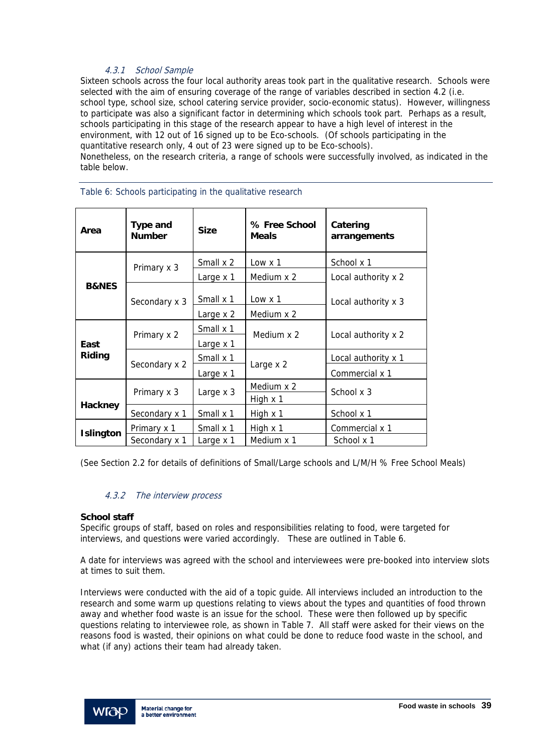#### 4.3.1 School Sample

Sixteen schools across the four local authority areas took part in the qualitative research. Schools were selected with the aim of ensuring coverage of the range of variables described in section 4.2 (i.e. school type, school size, school catering service provider, socio-economic status). However, willingness to participate was also a significant factor in determining which schools took part. Perhaps as a result, schools participating in this stage of the research appear to have a high level of interest in the environment, with 12 out of 16 signed up to be Eco-schools. (Of schools participating in the quantitative research only, 4 out of 23 were signed up to be Eco-schools).
Nonetheless, on the research criteria, a range of schools were successfully involved, as indicated in the table below.

Table 6: Schools participating in the qualitative research

| Area | Type and Number | Size | % Free School Meals | Catering arrangements |
|---|---|---|---|---|
| B&NES | Primary x 3 | Small x 2 | Low x 1 | School x 1 |
| | | Large x 1 | Medium x 2 | Local authority x 2 |
| | Secondary x 3 | Small x 1 | Low x 1 | Local authority x 3 |
| | | Large x 2 | Medium x 2 | |
| East Riding | Primary x 2 | Small x 1 | Medium x 2 | Local authority x 2 |
| | | Large x 1 | | |
| | Secondary x 2 | Small x 1 | Large x 2 | Local authority x 1 |
| | | Large x 1 | | Commercial x 1 |
| Hackney | Primary x 3 | Large x 3 | Medium x 2 | School x 3 |
| | | | High x 1 | |
| | Secondary x 1 | Small x 1 | High x 1 | School x 1 |
| Islington | Primary x 1 | Small x 1 | High x 1 | Commercial x 1 |
| | Secondary x 1 | Large x 1 | Medium x 1 | School x 1 |

(See Section 2.2 for details of definitions of Small/Large schools and L/M/H % Free School Meals)

#### 4.3.2 The interview process

**School staff**

Specific groups of staff, based on roles and responsibilities relating to food, were targeted for interviews, and questions were varied accordingly. These are outlined in Table 6.

A date for interviews was agreed with the school and interviewees were pre-booked into interview slots at times to suit them.

Interviews were conducted with the aid of a topic guide. All interviews included an introduction to the research and some warm up questions relating to views about the types and quantities of food thrown away and whether food waste is an issue for the school. These were then followed up by specific questions relating to interviewee role, as shown in Table 7. All staff were asked for their views on the reasons food is wasted, their opinions on what could be done to reduce food waste in the school, and what (if any) actions their team had already taken.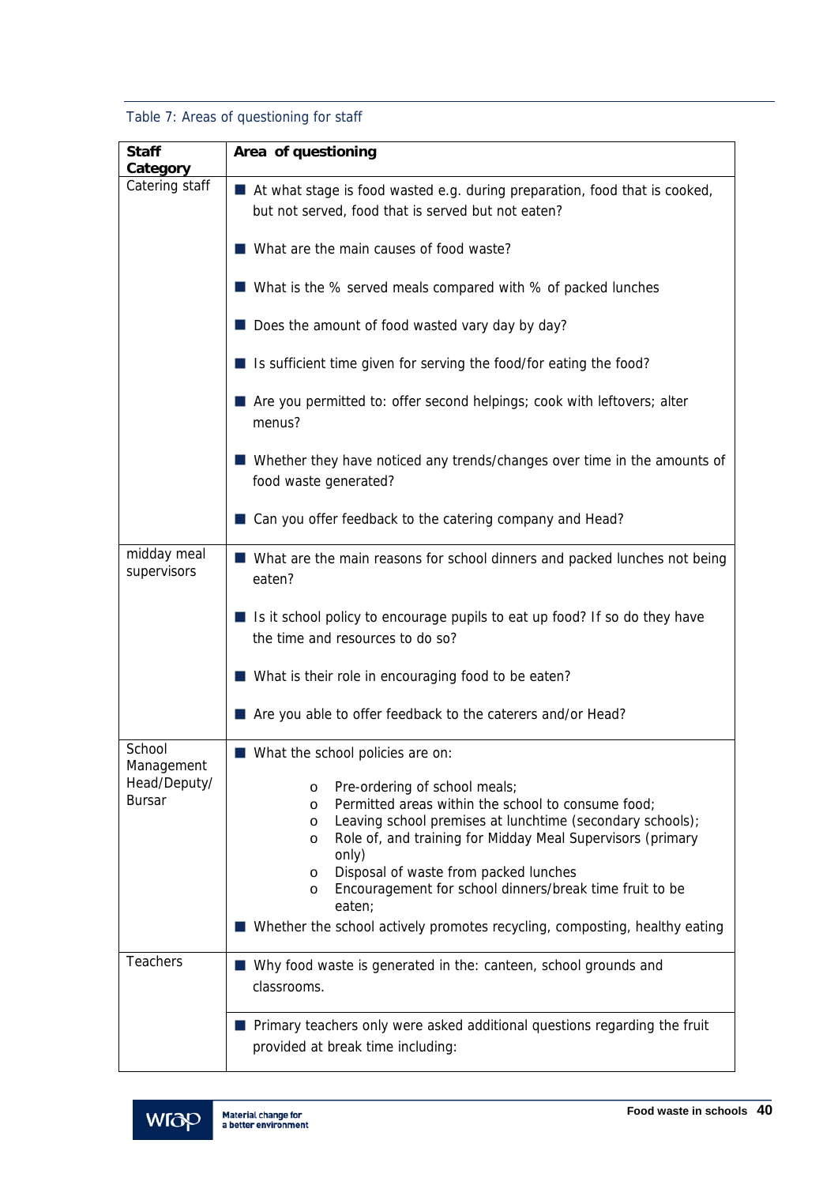Table 7: Areas of questioning for staff

| Staff Category | Area of questioning |
|---|---|
| Catering staff | ■ At what stage is food wasted e.g. during preparation, food that is cooked, but not served, food that is served but not eaten?<br><br>■ What are the main causes of food waste?<br><br>■ What is the % served meals compared with % of packed lunches<br><br>■ Does the amount of food wasted vary day by day?<br><br>■ Is sufficient time given for serving the food/for eating the food?<br><br>■ Are you permitted to: offer second helpings; cook with leftovers; alter menus?<br><br>■ Whether they have noticed any trends/changes over time in the amounts of food waste generated?<br><br>■ Can you offer feedback to the catering company and Head? |
| midday meal supervisors | ■ What are the main reasons for school dinners and packed lunches not being eaten?<br><br>■ Is it school policy to encourage pupils to eat up food? If so do they have the time and resources to do so?<br><br>■ What is their role in encouraging food to be eaten?<br><br>■ Are you able to offer feedback to the caterers and/or Head? |
| School Management Head/Deputy/ Bursar | ■ What the school policies are on:<br>o Pre-ordering of school meals;<br>o Permitted areas within the school to consume food;<br>o Leaving school premises at lunchtime (secondary schools);<br>o Role of, and training for Midday Meal Supervisors (primary only)<br>o Disposal of waste from packed lunches<br>o Encouragement for school dinners/break time fruit to be eaten;<br>■ Whether the school actively promotes recycling, composting, healthy eating |
| Teachers | ■ Why food waste is generated in the: canteen, school grounds and classrooms. |
| | ■ Primary teachers only were asked additional questions regarding the fruit provided at break time including: |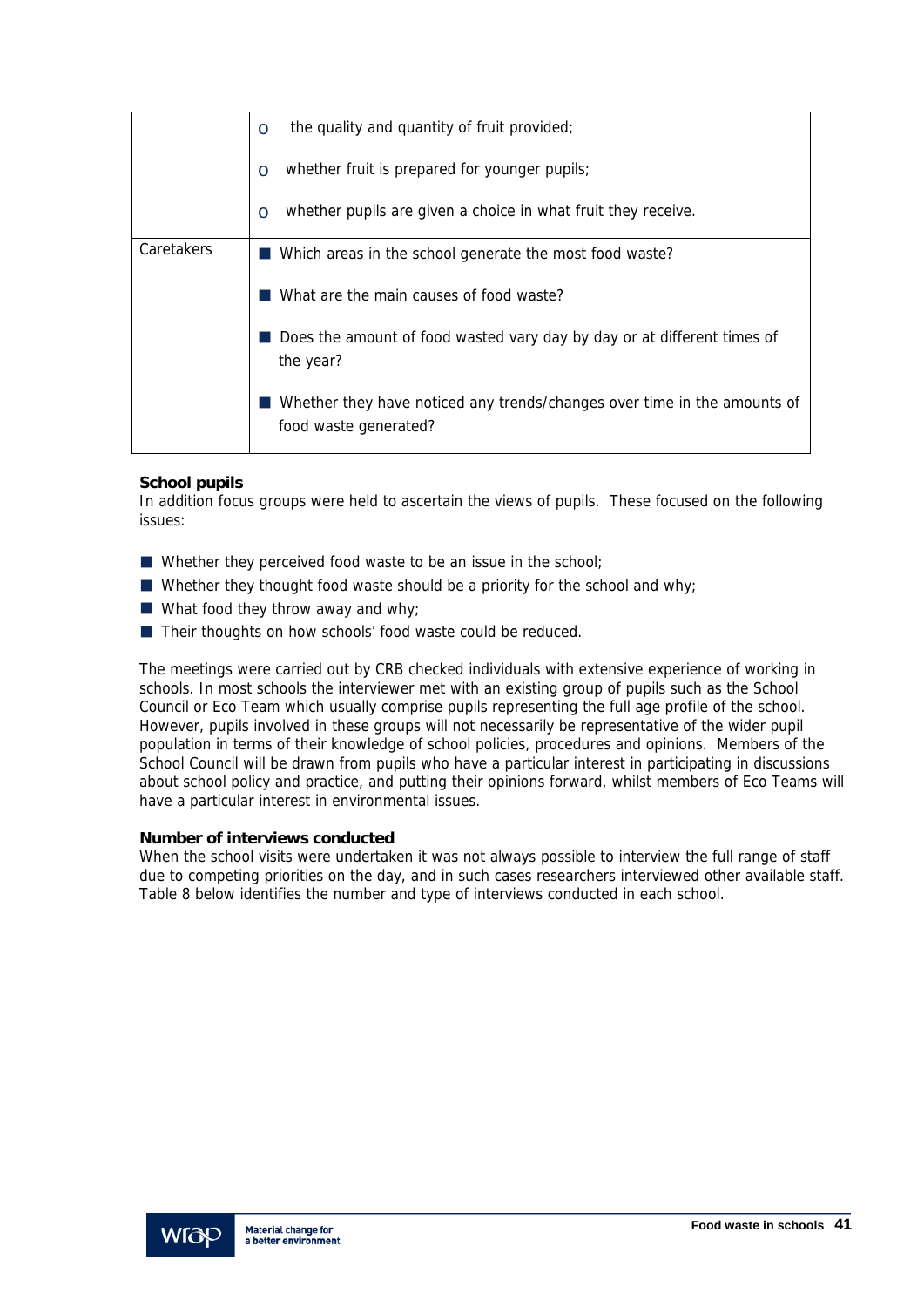| | |
|---|---|
| | o the quality and quantity of fruit provided;<br>o whether fruit is prepared for younger pupils;<br>o whether pupils are given a choice in what fruit they receive. |
| Caretakers | ■ Which areas in the school generate the most food waste?<br>■ What are the main causes of food waste?<br>■ Does the amount of food wasted vary day by day or at different times of the year?<br>■ Whether they have noticed any trends/changes over time in the amounts of food waste generated? |

**School pupils**

In addition focus groups were held to ascertain the views of pupils. These focused on the following issues:

- Whether they perceived food waste to be an issue in the school;
- Whether they thought food waste should be a priority for the school and why;
- What food they throw away and why;
- Their thoughts on how schools' food waste could be reduced.

The meetings were carried out by CRB checked individuals with extensive experience of working in schools. In most schools the interviewer met with an existing group of pupils such as the School Council or Eco Team which usually comprise pupils representing the full age profile of the school. However, pupils involved in these groups will not necessarily be representative of the wider pupil population in terms of their knowledge of school policies, procedures and opinions. Members of the School Council will be drawn from pupils who have a particular interest in participating in discussions about school policy and practice, and putting their opinions forward, whilst members of Eco Teams will have a particular interest in environmental issues.

**Number of interviews conducted**

When the school visits were undertaken it was not always possible to interview the full range of staff due to competing priorities on the day, and in such cases researchers interviewed other available staff. Table 8 below identifies the number and type of interviews conducted in each school.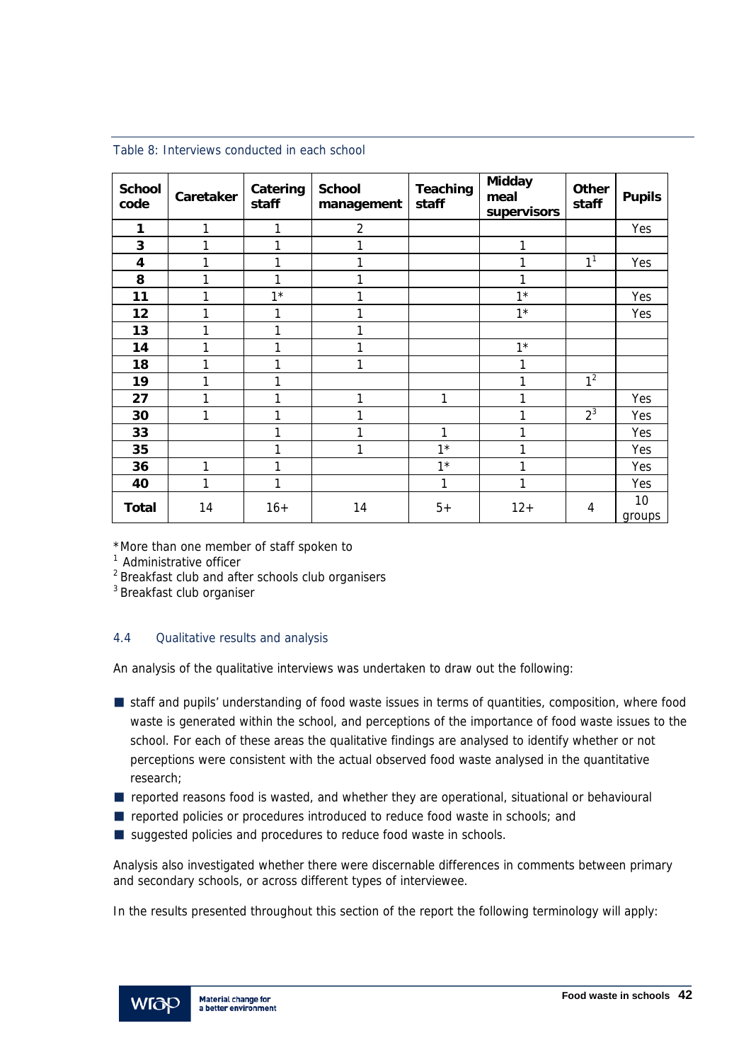Table 8: Interviews conducted in each school

| School code | Caretaker | Catering staff | School management | Teaching staff | Midday meal supervisors | Other staff | Pupils |
|---|---|---|---|---|---|---|---|
| **1** | 1 | 1 | 2 | | | | Yes |
| **3** | 1 | 1 | 1 | | 1 | | |
| **4** | 1 | 1 | 1 | | 1 | 1[1] | Yes |
| **8** | 1 | 1 | 1 | | 1 | | |
| **11** | 1 | 1* | 1 | | 1* | | Yes |
| **12** | 1 | 1 | 1 | | 1* | | Yes |
| **13** | 1 | 1 | 1 | | | | |
| **14** | 1 | 1 | 1 | | 1* | | |
| **18** | 1 | 1 | 1 | | 1 | | |
| **19** | 1 | 1 | | | 1 | 1[2] | |
| **27** | 1 | 1 | 1 | 1 | 1 | | Yes |
| **30** | 1 | 1 | 1 | | 1 | 2[3] | Yes |
| **33** | | 1 | 1 | 1 | 1 | | Yes |
| **35** | | 1 | 1 | 1* | 1 | | Yes |
| **36** | 1 | 1 | | 1* | 1 | | Yes |
| **40** | 1 | 1 | | 1 | 1 | | Yes |
| **Total** | 14 | 16+ | 14 | 5+ | 12+ | 4 | 10 groups |

*More than one member of staff spoken to
[1] Administrative officer
[2] Breakfast club and after schools club organisers
[3] Breakfast club organiser

### 4.4 Qualitative results and analysis

An analysis of the qualitative interviews was undertaken to draw out the following:

- staff and pupils' understanding of food waste issues in terms of quantities, composition, where food waste is generated within the school, and perceptions of the importance of food waste issues to the school. For each of these areas the qualitative findings are analysed to identify whether or not perceptions were consistent with the actual observed food waste analysed in the quantitative research;
- reported reasons food is wasted, and whether they are operational, situational or behavioural
- reported policies or procedures introduced to reduce food waste in schools; and
- suggested policies and procedures to reduce food waste in schools.

Analysis also investigated whether there were discernable differences in comments between primary and secondary schools, or across different types of interviewee.

In the results presented throughout this section of the report the following terminology will apply: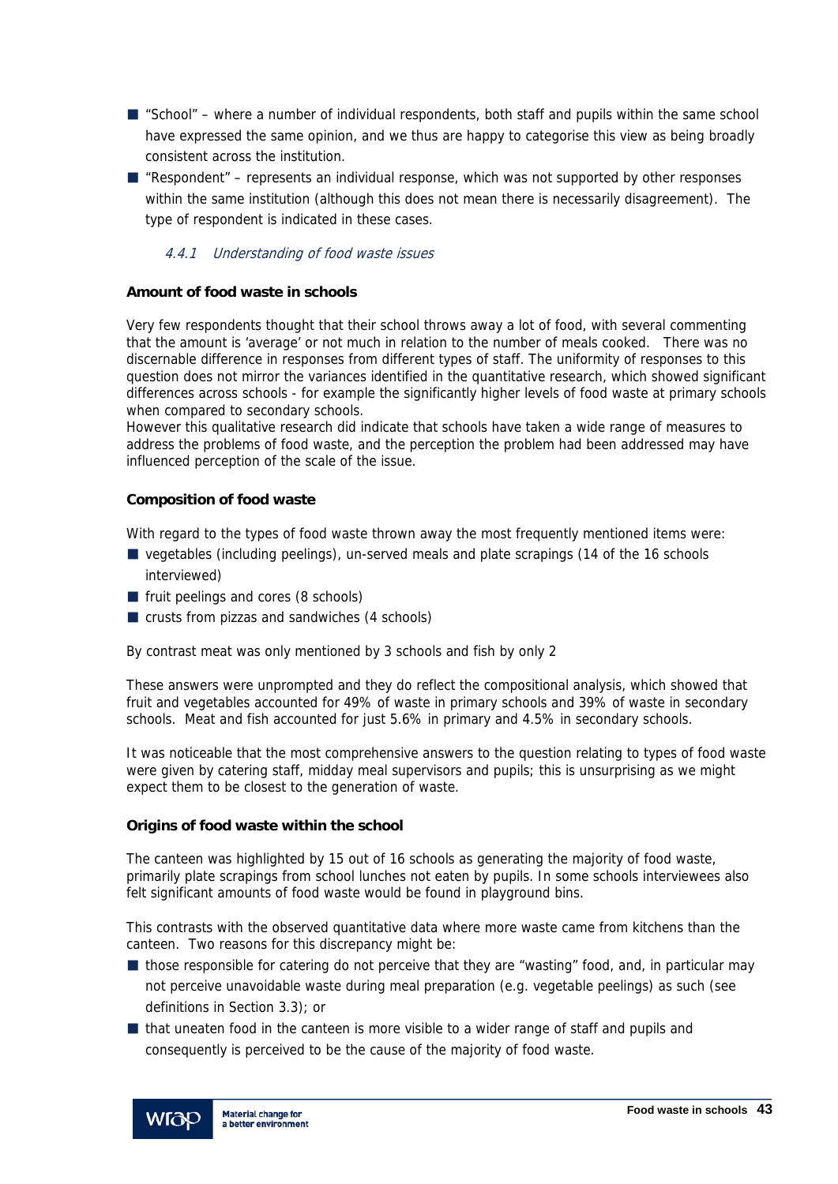- "School" – where a number of individual respondents, both staff and pupils within the same school have expressed the same opinion, and we thus are happy to categorise this view as being broadly consistent across the institution.
- "Respondent" – represents an individual response, which was not supported by other responses within the same institution (although this does not mean there is necessarily disagreement). The type of respondent is indicated in these cases.

#### *4.4.1 Understanding of food waste issues*

**Amount of food waste in schools**

Very few respondents thought that their school throws away a lot of food, with several commenting that the amount is 'average' or not much in relation to the number of meals cooked. There was no discernable difference in responses from different types of staff. The uniformity of responses to this question does not mirror the variances identified in the quantitative research, which showed significant differences across schools - for example the significantly higher levels of food waste at primary schools when compared to secondary schools.
However this qualitative research did indicate that schools have taken a wide range of measures to address the problems of food waste, and the perception the problem had been addressed may have influenced perception of the scale of the issue.

**Composition of food waste**

With regard to the types of food waste thrown away the most frequently mentioned items were:

- vegetables (including peelings), un-served meals and plate scrapings (14 of the 16 schools interviewed)
- fruit peelings and cores (8 schools)
- crusts from pizzas and sandwiches (4 schools)

By contrast meat was only mentioned by 3 schools and fish by only 2

These answers were unprompted and they do reflect the compositional analysis, which showed that fruit and vegetables accounted for 49% of waste in primary schools and 39% of waste in secondary schools. Meat and fish accounted for just 5.6% in primary and 4.5% in secondary schools.

It was noticeable that the most comprehensive answers to the question relating to types of food waste were given by catering staff, midday meal supervisors and pupils; this is unsurprising as we might expect them to be closest to the generation of waste.

**Origins of food waste within the school**

The canteen was highlighted by 15 out of 16 schools as generating the majority of food waste, primarily plate scrapings from school lunches not eaten by pupils. In some schools interviewees also felt significant amounts of food waste would be found in playground bins.

This contrasts with the observed quantitative data where more waste came from kitchens than the canteen. Two reasons for this discrepancy might be:

- those responsible for catering do not perceive that they are "wasting" food, and, in particular may not perceive unavoidable waste during meal preparation (e.g. vegetable peelings) as such (see definitions in Section 3.3); or
- that uneaten food in the canteen is more visible to a wider range of staff and pupils and consequently is perceived to be the cause of the majority of food waste.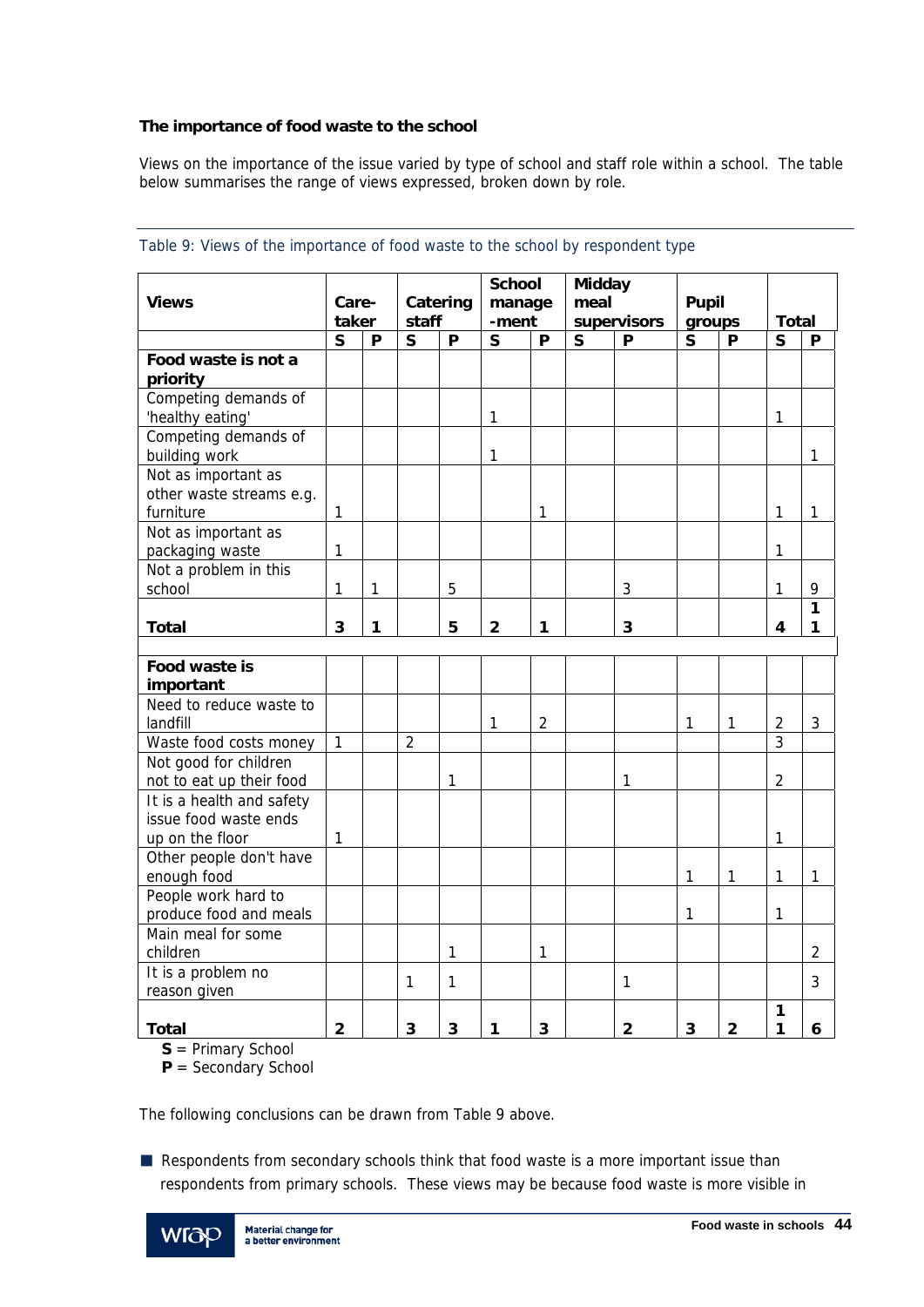### The importance of food waste to the school

Views on the importance of the issue varied by type of school and staff role within a school. The table below summarises the range of views expressed, broken down by role.

Table 9: Views of the importance of food waste to the school by respondent type

| Views | Care-taker | | Catering staff | | School manage-ment | | Midday meal supervisors | | Pupil groups | | Total | |
|---|---|---|---|---|---|---|---|---|---|---|---|---|
| | **S** | **P** | **S** | **P** | **S** | **P** | **S** | **P** | **S** | **P** | **S** | **P** |
| **Food waste is not a priority** | | | | | | | | | | | | |
| Competing demands of 'healthy eating' | | | | | 1 | | | | | | 1 | |
| Competing demands of building work | | | | | 1 | | | | | | | 1 |
| Not as important as other waste streams e.g. furniture | 1 | | | | | 1 | | | | | 1 | 1 |
| Not as important as packaging waste | 1 | | | | | | | | | | 1 | |
| Not a problem in this school | 1 | 1 | | 5 | | | | 3 | | | 1 | 9 |
| **Total** | **3** | **1** | | **5** | **2** | **1** | | **3** | | | **4** | **11** |
| | | | | | | | | | | | | |
| **Food waste is important** | | | | | | | | | | | | |
| Need to reduce waste to landfill | | | | | 1 | 2 | | | 1 | 1 | 2 | 3 |
| Waste food costs money | 1 | | 2 | | | | | | | | 3 | |
| Not good for children not to eat up their food | | | | 1 | | | | 1 | | | 2 | |
| It is a health and safety issue food waste ends up on the floor | 1 | | | | | | | | | | 1 | |
| Other people don't have enough food | | | | | | | | | 1 | 1 | 1 | 1 |
| People work hard to produce food and meals | | | | | | | | | 1 | | 1 | |
| Main meal for some children | | | | 1 | | 1 | | | | | | 2 |
| It is a problem no reason given | | | 1 | 1 | | | | 1 | | | | 3 |
| **Total** | **2** | | **3** | **3** | **1** | **3** | | **2** | **3** | **2** | **11** | **6** |

**S** = Primary School
**P** = Secondary School

The following conclusions can be drawn from Table 9 above.

- Respondents from secondary schools think that food waste is a more important issue than respondents from primary schools. These views may be because food waste is more visible in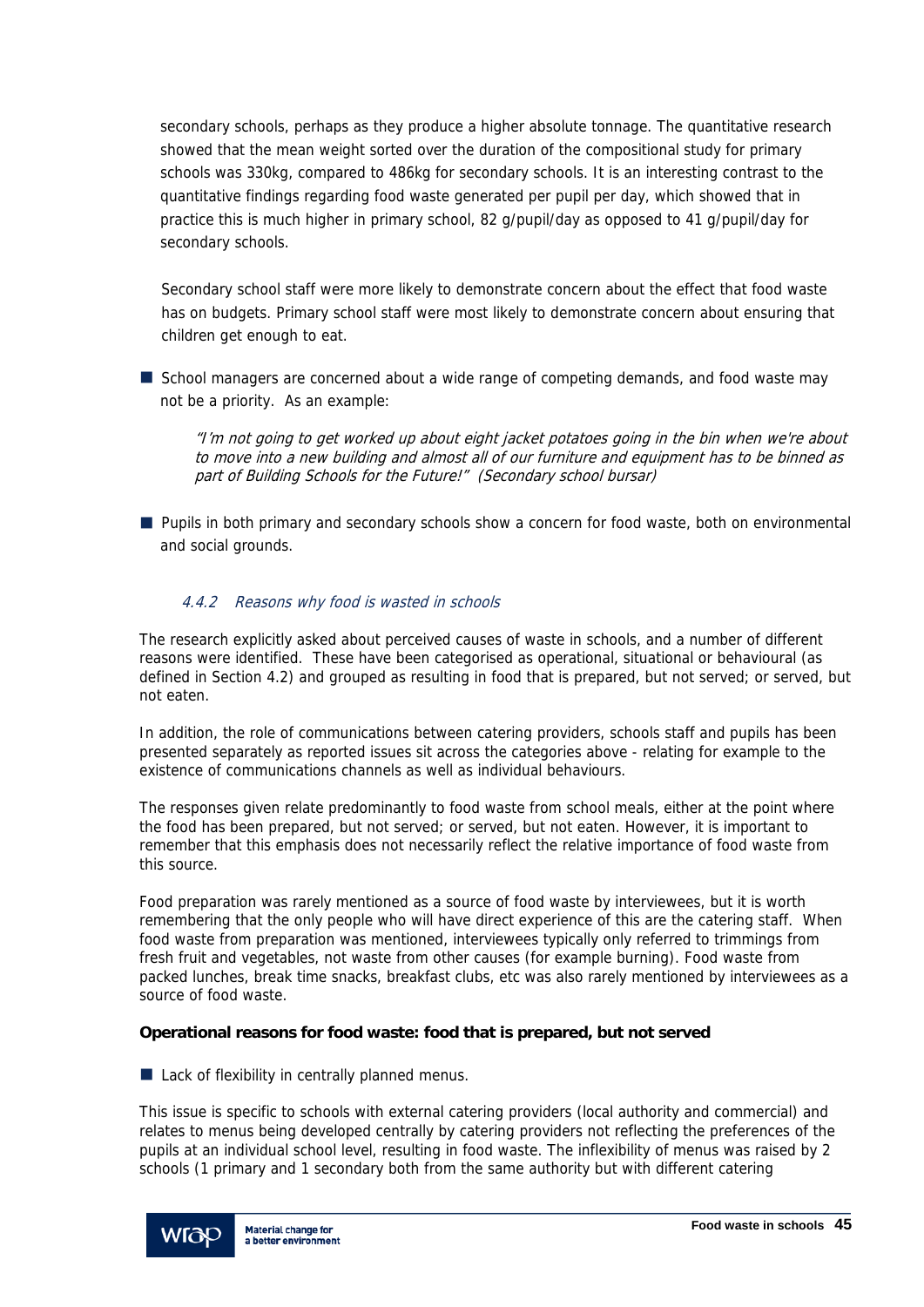secondary schools, perhaps as they produce a higher absolute tonnage. The quantitative research showed that the mean weight sorted over the duration of the compositional study for primary schools was 330kg, compared to 486kg for secondary schools. It is an interesting contrast to the quantitative findings regarding food waste generated per pupil per day, which showed that in practice this is much higher in primary school, 82 g/pupil/day as opposed to 41 g/pupil/day for secondary schools.

Secondary school staff were more likely to demonstrate concern about the effect that food waste has on budgets. Primary school staff were most likely to demonstrate concern about ensuring that children get enough to eat.

- School managers are concerned about a wide range of competing demands, and food waste may not be a priority. As an example:

  *"I'm not going to get worked up about eight jacket potatoes going in the bin when we're about to move into a new building and almost all of our furniture and equipment has to be binned as part of Building Schools for the Future!" (Secondary school bursar)*

- Pupils in both primary and secondary schools show a concern for food waste, both on environmental and social grounds.

### 4.4.2 Reasons why food is wasted in schools

The research explicitly asked about perceived causes of waste in schools, and a number of different reasons were identified. These have been categorised as operational, situational or behavioural (as defined in Section 4.2) and grouped as resulting in food that is prepared, but not served; or served, but not eaten.

In addition, the role of communications between catering providers, schools staff and pupils has been presented separately as reported issues sit across the categories above - relating for example to the existence of communications channels as well as individual behaviours.

The responses given relate predominantly to food waste from school meals, either at the point where the food has been prepared, but not served; or served, but not eaten. However, it is important to remember that this emphasis does not necessarily reflect the relative importance of food waste from this source.

Food preparation was rarely mentioned as a source of food waste by interviewees, but it is worth remembering that the only people who will have direct experience of this are the catering staff. When food waste from preparation was mentioned, interviewees typically only referred to trimmings from fresh fruit and vegetables, not waste from other causes (for example burning). Food waste from packed lunches, break time snacks, breakfast clubs, etc was also rarely mentioned by interviewees as a source of food waste.

**Operational reasons for food waste: food that is prepared, but not served**

- Lack of flexibility in centrally planned menus.

This issue is specific to schools with external catering providers (local authority and commercial) and relates to menus being developed centrally by catering providers not reflecting the preferences of the pupils at an individual school level, resulting in food waste. The inflexibility of menus was raised by 2 schools (1 primary and 1 secondary both from the same authority but with different catering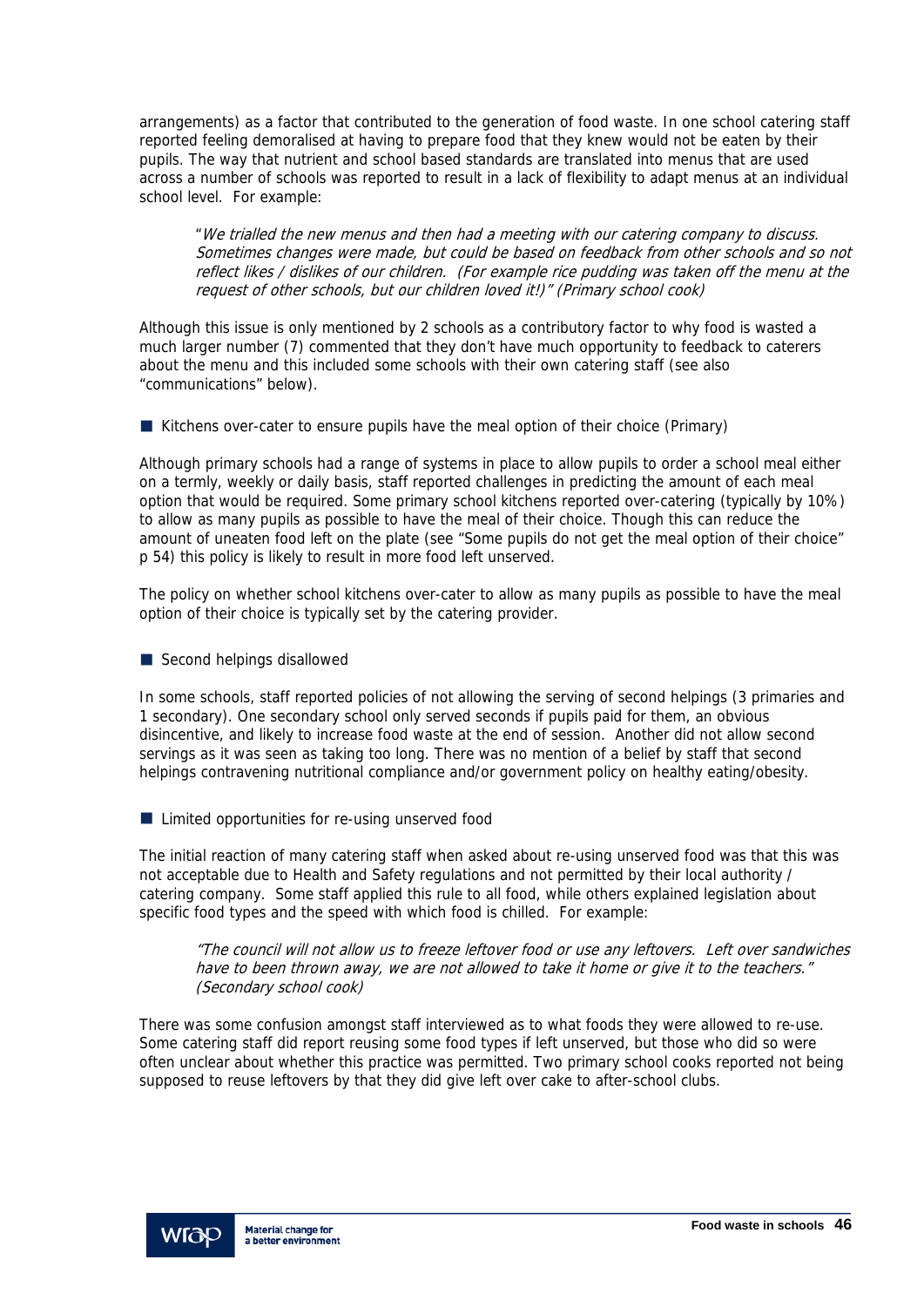arrangements) as a factor that contributed to the generation of food waste. In one school catering staff reported feeling demoralised at having to prepare food that they knew would not be eaten by their pupils. The way that nutrient and school based standards are translated into menus that are used across a number of schools was reported to result in a lack of flexibility to adapt menus at an individual school level. For example:

> "*We trialled the new menus and then had a meeting with our catering company to discuss. Sometimes changes were made, but could be based on feedback from other schools and so not reflect likes / dislikes of our children. (For example rice pudding was taken off the menu at the request of other schools, but our children loved it!)" (Primary school cook)*

Although this issue is only mentioned by 2 schools as a contributory factor to why food is wasted a much larger number (7) commented that they don't have much opportunity to feedback to caterers about the menu and this included some schools with their own catering staff (see also "communications" below).

- Kitchens over-cater to ensure pupils have the meal option of their choice (Primary)

Although primary schools had a range of systems in place to allow pupils to order a school meal either on a termly, weekly or daily basis, staff reported challenges in predicting the amount of each meal option that would be required. Some primary school kitchens reported over-catering (typically by 10%) to allow as many pupils as possible to have the meal of their choice. Though this can reduce the amount of uneaten food left on the plate (see "Some pupils do not get the meal option of their choice" p 54) this policy is likely to result in more food left unserved.

The policy on whether school kitchens over-cater to allow as many pupils as possible to have the meal option of their choice is typically set by the catering provider.

- Second helpings disallowed

In some schools, staff reported policies of not allowing the serving of second helpings (3 primaries and 1 secondary). One secondary school only served seconds if pupils paid for them, an obvious disincentive, and likely to increase food waste at the end of session. Another did not allow second servings as it was seen as taking too long. There was no mention of a belief by staff that second helpings contravening nutritional compliance and/or government policy on healthy eating/obesity.

- Limited opportunities for re-using unserved food

The initial reaction of many catering staff when asked about re-using unserved food was that this was not acceptable due to Health and Safety regulations and not permitted by their local authority / catering company. Some staff applied this rule to all food, while others explained legislation about specific food types and the speed with which food is chilled. For example:

> *"The council will not allow us to freeze leftover food or use any leftovers. Left over sandwiches have to been thrown away, we are not allowed to take it home or give it to the teachers." (Secondary school cook)*

There was some confusion amongst staff interviewed as to what foods they were allowed to re-use. Some catering staff did report reusing some food types if left unserved, but those who did so were often unclear about whether this practice was permitted. Two primary school cooks reported not being supposed to reuse leftovers by that they did give left over cake to after-school clubs.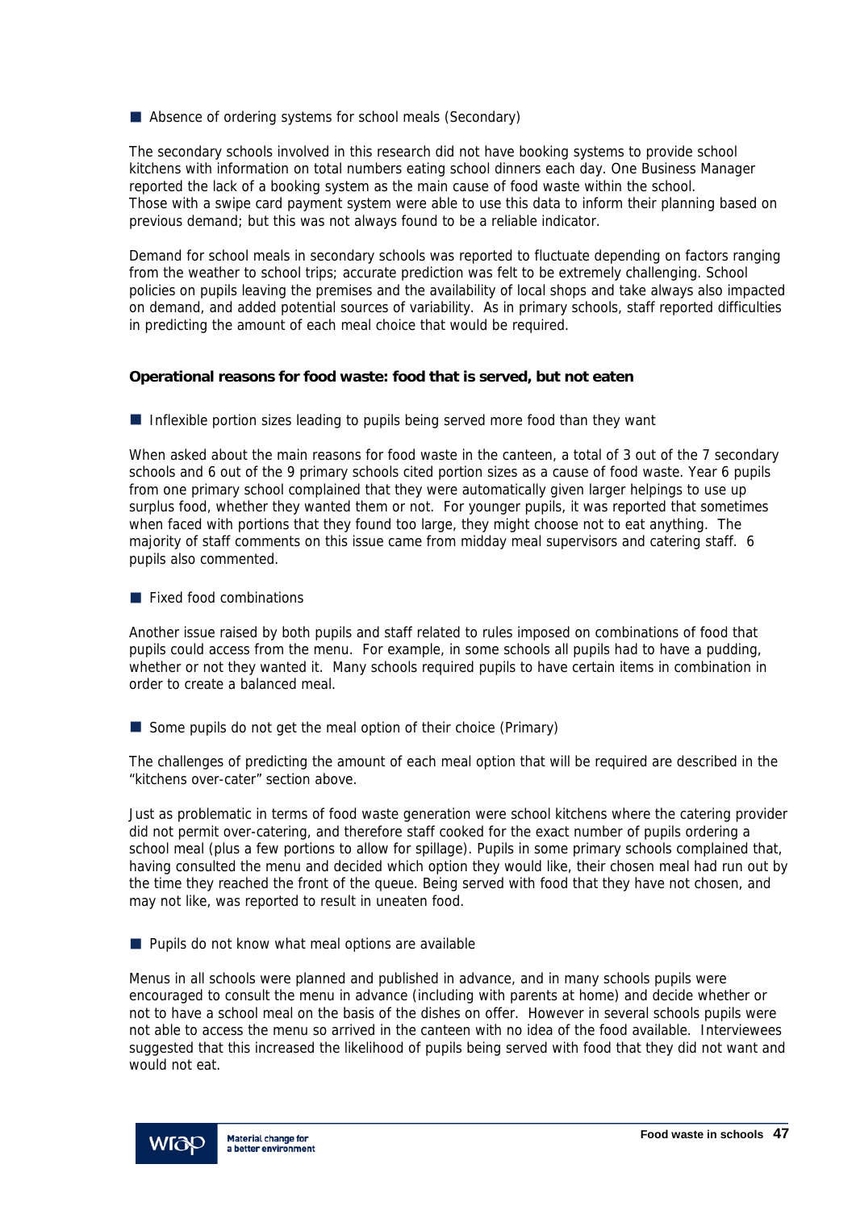■ Absence of ordering systems for school meals (Secondary)

The secondary schools involved in this research did not have booking systems to provide school kitchens with information on total numbers eating school dinners each day. One Business Manager reported the lack of a booking system as the main cause of food waste within the school. Those with a swipe card payment system were able to use this data to inform their planning based on previous demand; but this was not always found to be a reliable indicator.

Demand for school meals in secondary schools was reported to fluctuate depending on factors ranging from the weather to school trips; accurate prediction was felt to be extremely challenging. School policies on pupils leaving the premises and the availability of local shops and take always also impacted on demand, and added potential sources of variability. As in primary schools, staff reported difficulties in predicting the amount of each meal choice that would be required.

**Operational reasons for food waste: food that is served, but not eaten**

■ Inflexible portion sizes leading to pupils being served more food than they want

When asked about the main reasons for food waste in the canteen, a total of 3 out of the 7 secondary schools and 6 out of the 9 primary schools cited portion sizes as a cause of food waste. Year 6 pupils from one primary school complained that they were automatically given larger helpings to use up surplus food, whether they wanted them or not. For younger pupils, it was reported that sometimes when faced with portions that they found too large, they might choose not to eat anything. The majority of staff comments on this issue came from midday meal supervisors and catering staff. 6 pupils also commented.

■ Fixed food combinations

Another issue raised by both pupils and staff related to rules imposed on combinations of food that pupils could access from the menu. For example, in some schools all pupils had to have a pudding, whether or not they wanted it. Many schools required pupils to have certain items in combination in order to create a balanced meal.

■ Some pupils do not get the meal option of their choice (Primary)

The challenges of predicting the amount of each meal option that will be required are described in the "kitchens over-cater" section above.

Just as problematic in terms of food waste generation were school kitchens where the catering provider did not permit over-catering, and therefore staff cooked for the exact number of pupils ordering a school meal (plus a few portions to allow for spillage). Pupils in some primary schools complained that, having consulted the menu and decided which option they would like, their chosen meal had run out by the time they reached the front of the queue. Being served with food that they have not chosen, and may not like, was reported to result in uneaten food.

■ Pupils do not know what meal options are available

Menus in all schools were planned and published in advance, and in many schools pupils were encouraged to consult the menu in advance (including with parents at home) and decide whether or not to have a school meal on the basis of the dishes on offer. However in several schools pupils were not able to access the menu so arrived in the canteen with no idea of the food available. Interviewees suggested that this increased the likelihood of pupils being served with food that they did not want and would not eat.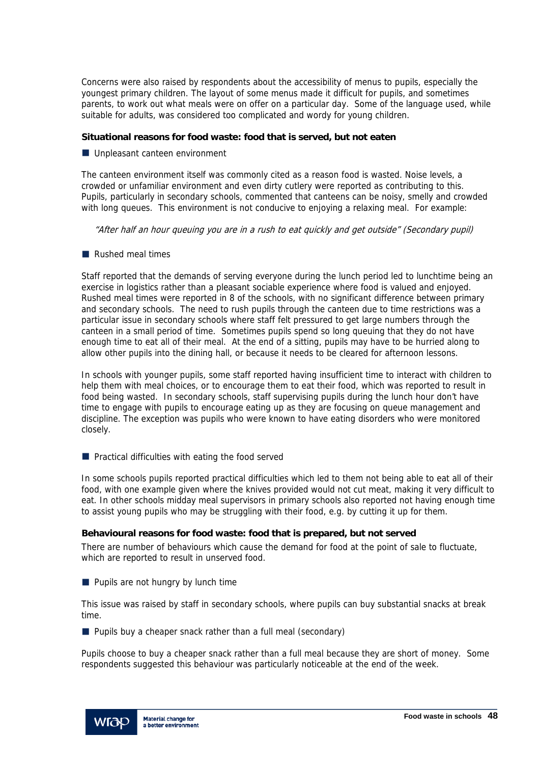Concerns were also raised by respondents about the accessibility of menus to pupils, especially the youngest primary children. The layout of some menus made it difficult for pupils, and sometimes parents, to work out what meals were on offer on a particular day. Some of the language used, while suitable for adults, was considered too complicated and wordy for young children.

**Situational reasons for food waste: food that is served, but not eaten**

- Unpleasant canteen environment

The canteen environment itself was commonly cited as a reason food is wasted. Noise levels, a crowded or unfamiliar environment and even dirty cutlery were reported as contributing to this. Pupils, particularly in secondary schools, commented that canteens can be noisy, smelly and crowded with long queues. This environment is not conducive to enjoying a relaxing meal. For example:

> *"After half an hour queuing you are in a rush to eat quickly and get outside" (Secondary pupil)*

- Rushed meal times

Staff reported that the demands of serving everyone during the lunch period led to lunchtime being an exercise in logistics rather than a pleasant sociable experience where food is valued and enjoyed. Rushed meal times were reported in 8 of the schools, with no significant difference between primary and secondary schools. The need to rush pupils through the canteen due to time restrictions was a particular issue in secondary schools where staff felt pressured to get large numbers through the canteen in a small period of time. Sometimes pupils spend so long queuing that they do not have enough time to eat all of their meal. At the end of a sitting, pupils may have to be hurried along to allow other pupils into the dining hall, or because it needs to be cleared for afternoon lessons.

In schools with younger pupils, some staff reported having insufficient time to interact with children to help them with meal choices, or to encourage them to eat their food, which was reported to result in food being wasted. In secondary schools, staff supervising pupils during the lunch hour don't have time to engage with pupils to encourage eating up as they are focusing on queue management and discipline. The exception was pupils who were known to have eating disorders who were monitored closely.

- Practical difficulties with eating the food served

In some schools pupils reported practical difficulties which led to them not being able to eat all of their food, with one example given where the knives provided would not cut meat, making it very difficult to eat. In other schools midday meal supervisors in primary schools also reported not having enough time to assist young pupils who may be struggling with their food, e.g. by cutting it up for them.

**Behavioural reasons for food waste: food that is prepared, but not served**

There are number of behaviours which cause the demand for food at the point of sale to fluctuate, which are reported to result in unserved food.

- Pupils are not hungry by lunch time

This issue was raised by staff in secondary schools, where pupils can buy substantial snacks at break time.

- Pupils buy a cheaper snack rather than a full meal (secondary)

Pupils choose to buy a cheaper snack rather than a full meal because they are short of money. Some respondents suggested this behaviour was particularly noticeable at the end of the week.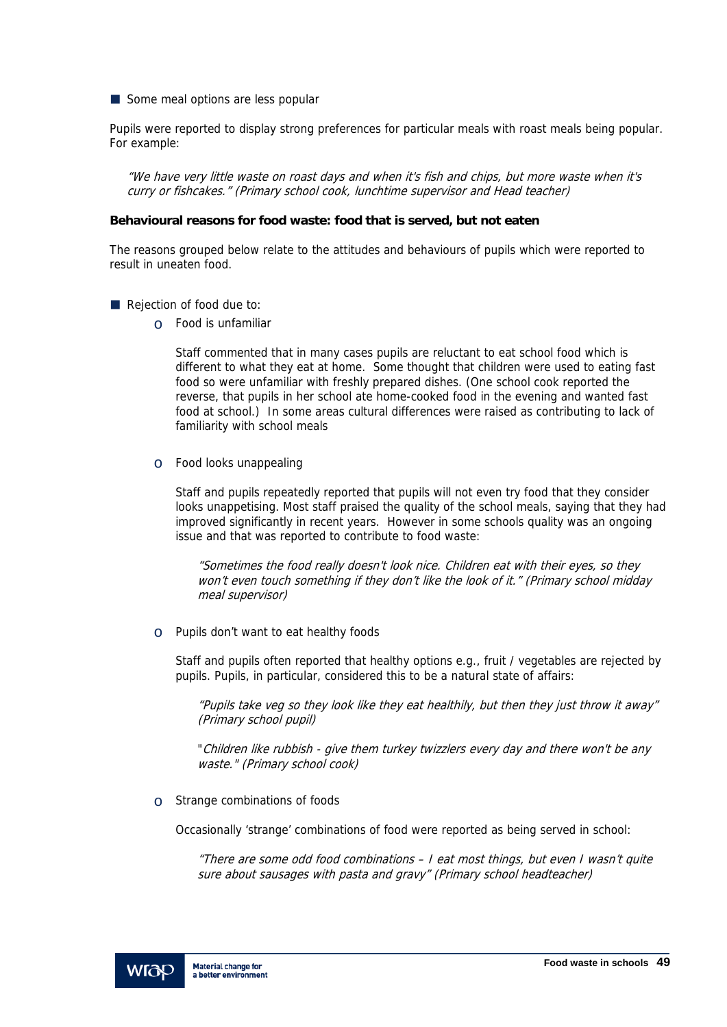- Some meal options are less popular

Pupils were reported to display strong preferences for particular meals with roast meals being popular. For example:

> *"We have very little waste on roast days and when it's fish and chips, but more waste when it's curry or fishcakes." (Primary school cook, lunchtime supervisor and Head teacher)*

**Behavioural reasons for food waste: food that is served, but not eaten**

The reasons grouped below relate to the attitudes and behaviours of pupils which were reported to result in uneaten food.

- Rejection of food due to:
    - Food is unfamiliar

      Staff commented that in many cases pupils are reluctant to eat school food which is different to what they eat at home. Some thought that children were used to eating fast food so were unfamiliar with freshly prepared dishes. (One school cook reported the reverse, that pupils in her school ate home-cooked food in the evening and wanted fast food at school.) In some areas cultural differences were raised as contributing to lack of familiarity with school meals

    - Food looks unappealing

      Staff and pupils repeatedly reported that pupils will not even try food that they consider looks unappetising. Most staff praised the quality of the school meals, saying that they had improved significantly in recent years. However in some schools quality was an ongoing issue and that was reported to contribute to food waste:

      > *"Sometimes the food really doesn't look nice. Children eat with their eyes, so they won't even touch something if they don't like the look of it." (Primary school midday meal supervisor)*

    - Pupils don't want to eat healthy foods

      Staff and pupils often reported that healthy options e.g., fruit / vegetables are rejected by pupils. Pupils, in particular, considered this to be a natural state of affairs:

      > *"Pupils take veg so they look like they eat healthily, but then they just throw it away" (Primary school pupil)*

      > *"Children like rubbish - give them turkey twizzlers every day and there won't be any waste." (Primary school cook)*

    - Strange combinations of foods

      Occasionally 'strange' combinations of food were reported as being served in school:

      > *"There are some odd food combinations – I eat most things, but even I wasn't quite sure about sausages with pasta and gravy" (Primary school headteacher)*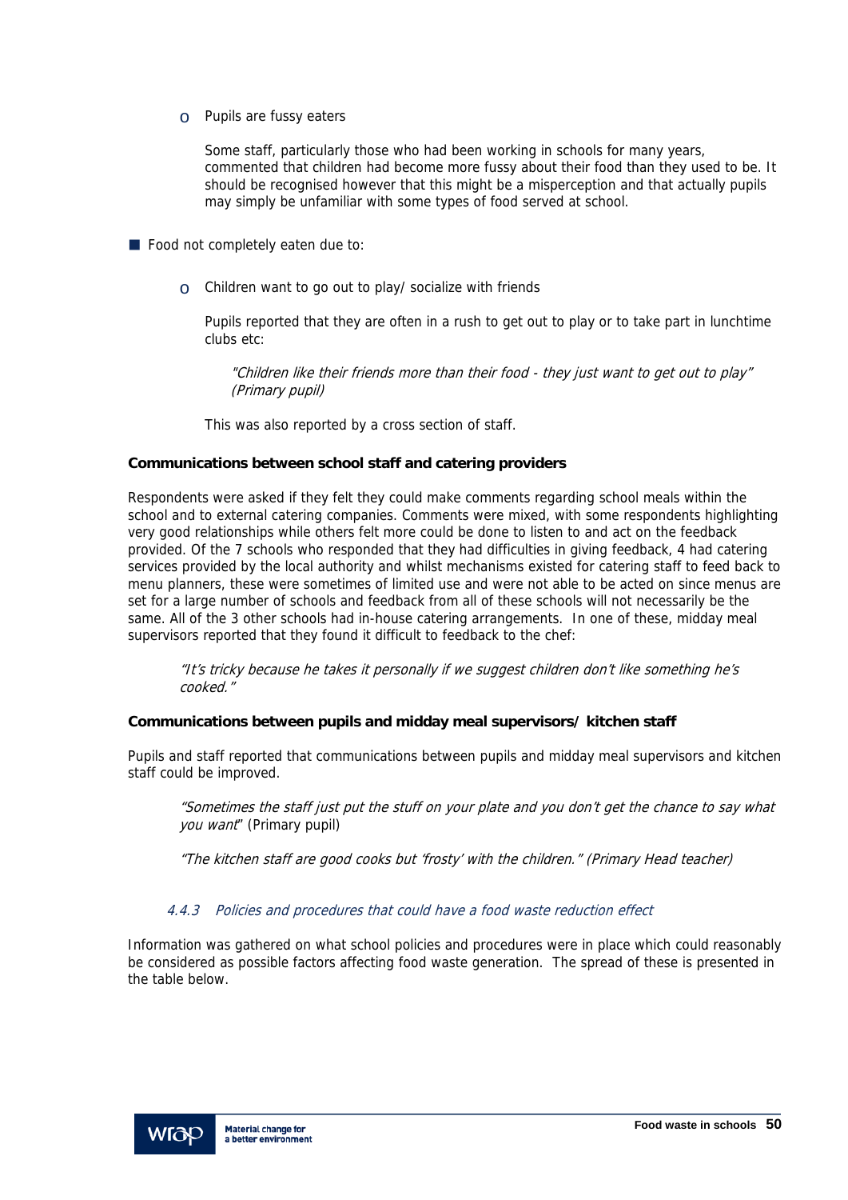- Pupils are fussy eaters

  Some staff, particularly those who had been working in schools for many years, commented that children had become more fussy about their food than they used to be. It should be recognised however that this might be a misperception and that actually pupils may simply be unfamiliar with some types of food served at school.

- Food not completely eaten due to:

  - Children want to go out to play/ socialize with friends

    Pupils reported that they are often in a rush to get out to play or to take part in lunchtime clubs etc:

    > *"Children like their friends more than their food - they just want to get out to play" (Primary pupil)*

    This was also reported by a cross section of staff.

**Communications between school staff and catering providers**

Respondents were asked if they felt they could make comments regarding school meals within the school and to external catering companies. Comments were mixed, with some respondents highlighting very good relationships while others felt more could be done to listen to and act on the feedback provided. Of the 7 schools who responded that they had difficulties in giving feedback, 4 had catering services provided by the local authority and whilst mechanisms existed for catering staff to feed back to menu planners, these were sometimes of limited use and were not able to be acted on since menus are set for a large number of schools and feedback from all of these schools will not necessarily be the same. All of the 3 other schools had in-house catering arrangements. In one of these, midday meal supervisors reported that they found it difficult to feedback to the chef:

> *"It's tricky because he takes it personally if we suggest children don't like something he's cooked."*

**Communications between pupils and midday meal supervisors/ kitchen staff**

Pupils and staff reported that communications between pupils and midday meal supervisors and kitchen staff could be improved.

> *"Sometimes the staff just put the stuff on your plate and you don't get the chance to say what you want"* (Primary pupil)
>
> *"The kitchen staff are good cooks but 'frosty' with the children." (Primary Head teacher)*

#### *4.4.3 Policies and procedures that could have a food waste reduction effect*

Information was gathered on what school policies and procedures were in place which could reasonably be considered as possible factors affecting food waste generation. The spread of these is presented in the table below.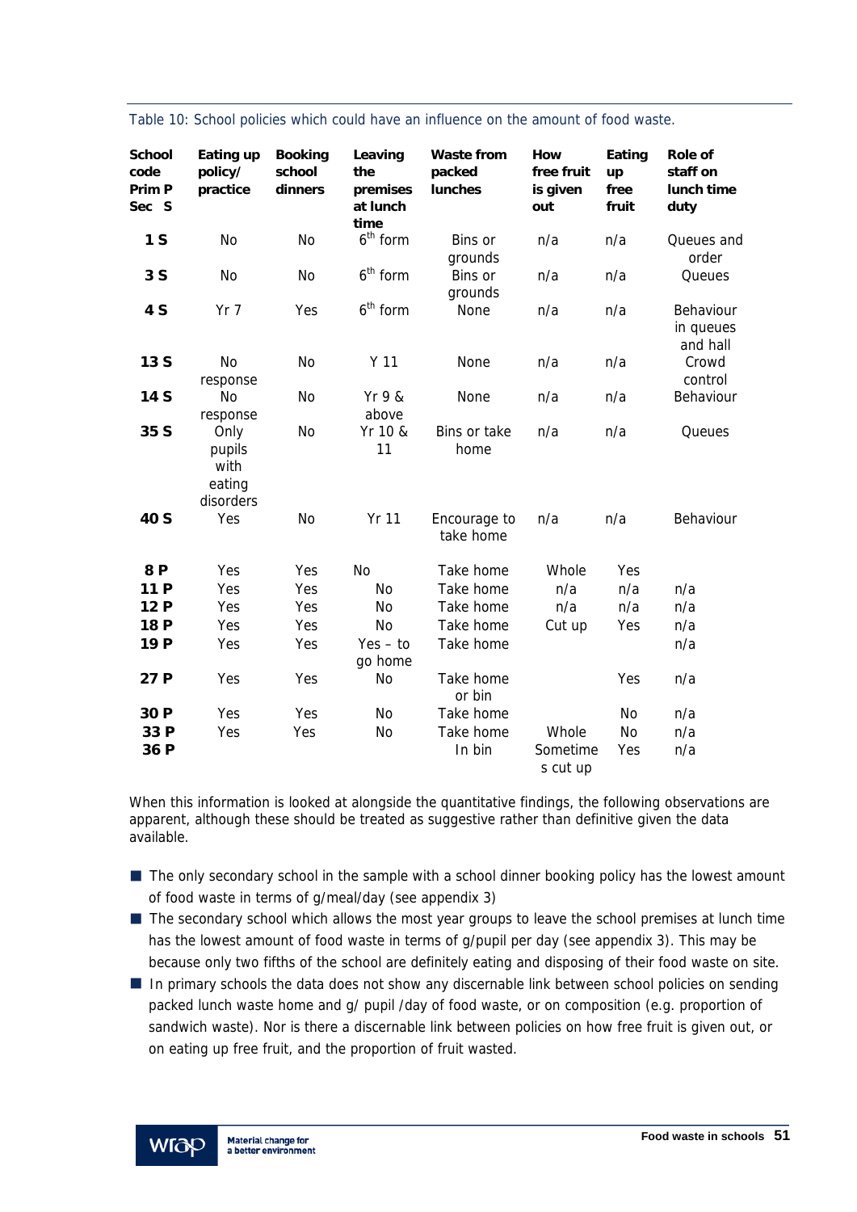Table 10: School policies which could have an influence on the amount of food waste.

| School code Prim P Sec S | Eating up policy/ practice | Booking school dinners | Leaving the premises at lunch time | Waste from packed lunches | How free fruit is given out | Eating up free fruit | Role of staff on lunch time duty |
|---|---|---|---|---|---|---|---|
| **1 S** | No | No | 6th form | Bins or grounds | n/a | n/a | Queues and order |
| **3 S** | No | No | 6th form | Bins or grounds | n/a | n/a | Queues |
| **4 S** | Yr 7 | Yes | 6th form | None | n/a | n/a | Behaviour in queues and hall |
| **13 S** | No response | No | Y 11 | None | n/a | n/a | Crowd control |
| **14 S** | No response | No | Yr 9 & above | None | n/a | n/a | Behaviour |
| **35 S** | Only pupils with eating disorders | No | Yr 10 & 11 | Bins or take home | n/a | n/a | Queues |
| **40 S** | Yes | No | Yr 11 | Encourage to take home | n/a | n/a | Behaviour |
| **8 P** | Yes | Yes | No | Take home | Whole | Yes | |
| **11 P** | Yes | Yes | No | Take home | n/a | n/a | n/a |
| **12 P** | Yes | Yes | No | Take home | n/a | n/a | n/a |
| **18 P** | Yes | Yes | No | Take home | Cut up | Yes | n/a |
| **19 P** | Yes | Yes | Yes – to go home | Take home | | | n/a |
| **27 P** | Yes | Yes | No | Take home or bin | | Yes | n/a |
| **30 P** | Yes | Yes | No | Take home | | No | n/a |
| **33 P** | Yes | Yes | No | Take home | Whole | No | n/a |
| **36 P** | | | | In bin | Sometimes cut up | Yes | n/a |

When this information is looked at alongside the quantitative findings, the following observations are apparent, although these should be treated as suggestive rather than definitive given the data available.

- The only secondary school in the sample with a school dinner booking policy has the lowest amount of food waste in terms of g/meal/day (see appendix 3)
- The secondary school which allows the most year groups to leave the school premises at lunch time has the lowest amount of food waste in terms of g/pupil per day (see appendix 3). This may be because only two fifths of the school are definitely eating and disposing of their food waste on site.
- In primary schools the data does not show any discernable link between school policies on sending packed lunch waste home and g/ pupil /day of food waste, or on composition (e.g. proportion of sandwich waste). Nor is there a discernable link between policies on how free fruit is given out, or on eating up free fruit, and the proportion of fruit wasted.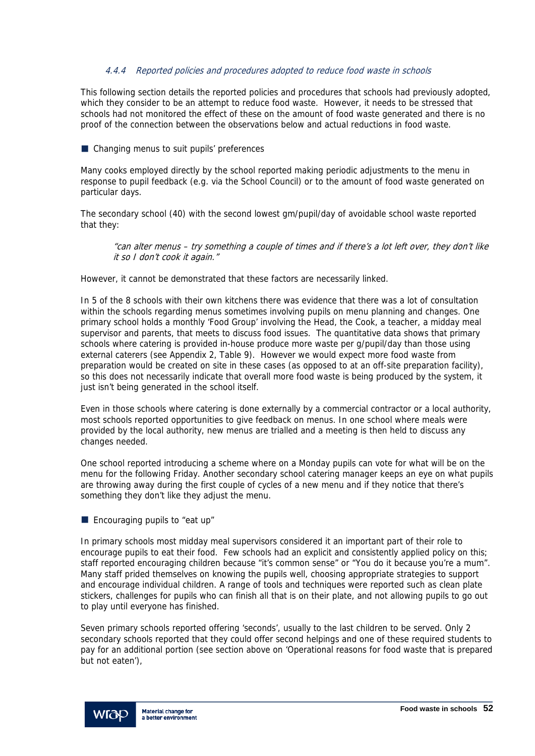#### *4.4.4 Reported policies and procedures adopted to reduce food waste in schools*

This following section details the reported policies and procedures that schools had previously adopted, which they consider to be an attempt to reduce food waste. However, it needs to be stressed that schools had not monitored the effect of these on the amount of food waste generated and there is no proof of the connection between the observations below and actual reductions in food waste.

- Changing menus to suit pupils' preferences

Many cooks employed directly by the school reported making periodic adjustments to the menu in response to pupil feedback (e.g. via the School Council) or to the amount of food waste generated on particular days.

The secondary school (40) with the second lowest gm/pupil/day of avoidable school waste reported that they:

> *"can alter menus – try something a couple of times and if there's a lot left over, they don't like it so I don't cook it again."*

However, it cannot be demonstrated that these factors are necessarily linked.

In 5 of the 8 schools with their own kitchens there was evidence that there was a lot of consultation within the schools regarding menus sometimes involving pupils on menu planning and changes. One primary school holds a monthly 'Food Group' involving the Head, the Cook, a teacher, a midday meal supervisor and parents, that meets to discuss food issues. The quantitative data shows that primary schools where catering is provided in-house produce more waste per g/pupil/day than those using external caterers (see Appendix 2, Table 9). However we would expect more food waste from preparation would be created on site in these cases (as opposed to at an off-site preparation facility), so this does not necessarily indicate that overall more food waste is being produced by the system, it just isn't being generated in the school itself.

Even in those schools where catering is done externally by a commercial contractor or a local authority, most schools reported opportunities to give feedback on menus. In one school where meals were provided by the local authority, new menus are trialled and a meeting is then held to discuss any changes needed.

One school reported introducing a scheme where on a Monday pupils can vote for what will be on the menu for the following Friday. Another secondary school catering manager keeps an eye on what pupils are throwing away during the first couple of cycles of a new menu and if they notice that there's something they don't like they adjust the menu.

- Encouraging pupils to "eat up"

In primary schools most midday meal supervisors considered it an important part of their role to encourage pupils to eat their food. Few schools had an explicit and consistently applied policy on this; staff reported encouraging children because "it's common sense" or "You do it because you're a mum". Many staff prided themselves on knowing the pupils well, choosing appropriate strategies to support and encourage individual children. A range of tools and techniques were reported such as clean plate stickers, challenges for pupils who can finish all that is on their plate, and not allowing pupils to go out to play until everyone has finished.

Seven primary schools reported offering 'seconds', usually to the last children to be served. Only 2 secondary schools reported that they could offer second helpings and one of these required students to pay for an additional portion (see section above on 'Operational reasons for food waste that is prepared but not eaten'),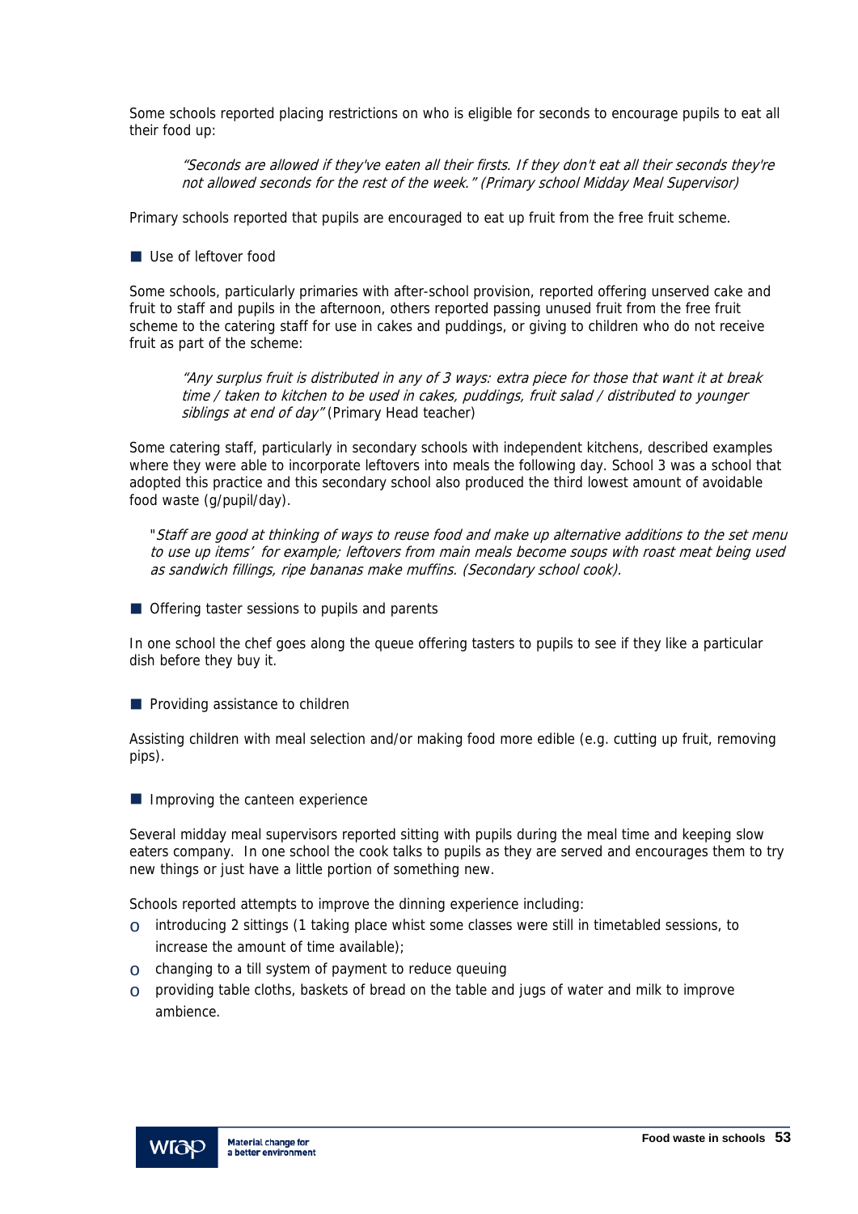Some schools reported placing restrictions on who is eligible for seconds to encourage pupils to eat all their food up:

> *"Seconds are allowed if they've eaten all their firsts. If they don't eat all their seconds they're not allowed seconds for the rest of the week." (Primary school Midday Meal Supervisor)*

Primary schools reported that pupils are encouraged to eat up fruit from the free fruit scheme.

- Use of leftover food

Some schools, particularly primaries with after-school provision, reported offering unserved cake and fruit to staff and pupils in the afternoon, others reported passing unused fruit from the free fruit scheme to the catering staff for use in cakes and puddings, or giving to children who do not receive fruit as part of the scheme:

> *"Any surplus fruit is distributed in any of 3 ways: extra piece for those that want it at break time / taken to kitchen to be used in cakes, puddings, fruit salad / distributed to younger siblings at end of day"* (Primary Head teacher)

Some catering staff, particularly in secondary schools with independent kitchens, described examples where they were able to incorporate leftovers into meals the following day. School 3 was a school that adopted this practice and this secondary school also produced the third lowest amount of avoidable food waste (g/pupil/day).

> "*Staff are good at thinking of ways to reuse food and make up alternative additions to the set menu to use up items' for example; leftovers from main meals become soups with roast meat being used as sandwich fillings, ripe bananas make muffins. (Secondary school cook).*

- Offering taster sessions to pupils and parents

In one school the chef goes along the queue offering tasters to pupils to see if they like a particular dish before they buy it.

- Providing assistance to children

Assisting children with meal selection and/or making food more edible (e.g. cutting up fruit, removing pips).

- Improving the canteen experience

Several midday meal supervisors reported sitting with pupils during the meal time and keeping slow eaters company. In one school the cook talks to pupils as they are served and encourages them to try new things or just have a little portion of something new.

Schools reported attempts to improve the dinning experience including:

- introducing 2 sittings (1 taking place whist some classes were still in timetabled sessions, to increase the amount of time available);
- changing to a till system of payment to reduce queuing
- providing table cloths, baskets of bread on the table and jugs of water and milk to improve ambience.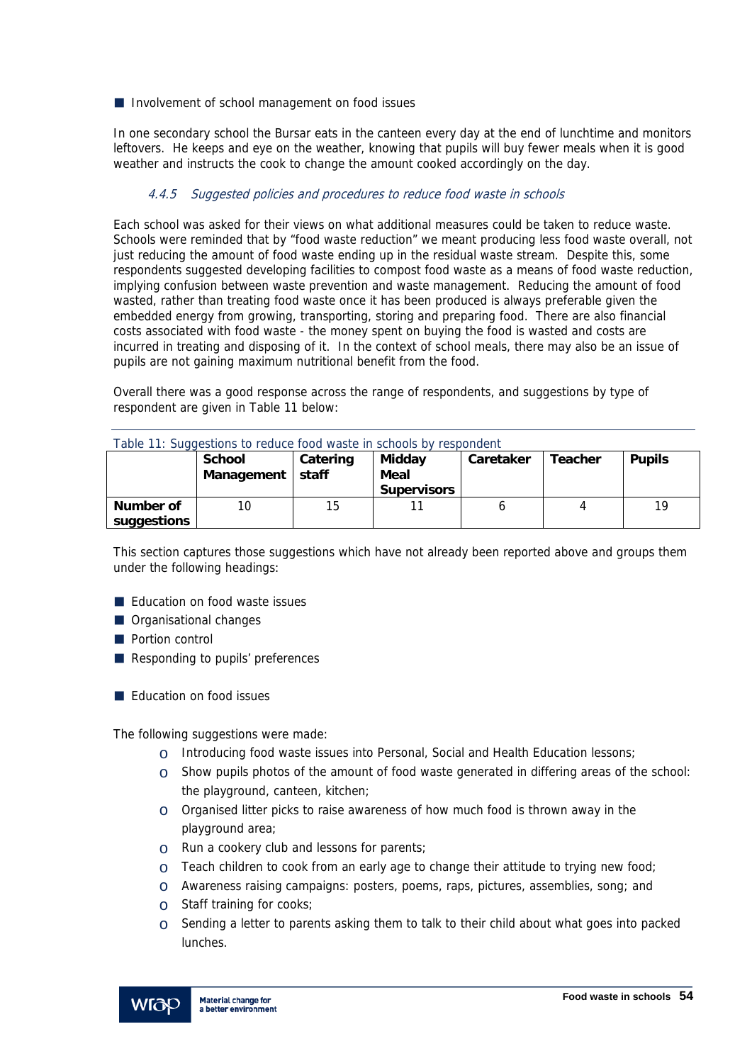- Involvement of school management on food issues

In one secondary school the Bursar eats in the canteen every day at the end of lunchtime and monitors leftovers. He keeps and eye on the weather, knowing that pupils will buy fewer meals when it is good weather and instructs the cook to change the amount cooked accordingly on the day.

#### *4.4.5 Suggested policies and procedures to reduce food waste in schools*

Each school was asked for their views on what additional measures could be taken to reduce waste. Schools were reminded that by "food waste reduction" we meant producing less food waste overall, not just reducing the amount of food waste ending up in the residual waste stream. Despite this, some respondents suggested developing facilities to compost food waste as a means of food waste reduction, implying confusion between waste prevention and waste management. Reducing the amount of food wasted, rather than treating food waste once it has been produced is always preferable given the embedded energy from growing, transporting, storing and preparing food. There are also financial costs associated with food waste - the money spent on buying the food is wasted and costs are incurred in treating and disposing of it. In the context of school meals, there may also be an issue of pupils are not gaining maximum nutritional benefit from the food.

Overall there was a good response across the range of respondents, and suggestions by type of respondent are given in Table 11 below:

Table 11: Suggestions to reduce food waste in schools by respondent

| | School Management | Catering staff | Midday Meal Supervisors | Caretaker | Teacher | Pupils |
|---|---|---|---|---|---|---|
| **Number of suggestions** | 10 | 15 | 11 | 6 | 4 | 19 |

This section captures those suggestions which have not already been reported above and groups them under the following headings:

- Education on food waste issues
- Organisational changes
- Portion control
- Responding to pupils' preferences

- Education on food issues

The following suggestions were made:

- Introducing food waste issues into Personal, Social and Health Education lessons;
- Show pupils photos of the amount of food waste generated in differing areas of the school: the playground, canteen, kitchen;
- Organised litter picks to raise awareness of how much food is thrown away in the playground area;
- Run a cookery club and lessons for parents;
- Teach children to cook from an early age to change their attitude to trying new food;
- Awareness raising campaigns: posters, poems, raps, pictures, assemblies, song; and
- Staff training for cooks;
- Sending a letter to parents asking them to talk to their child about what goes into packed lunches.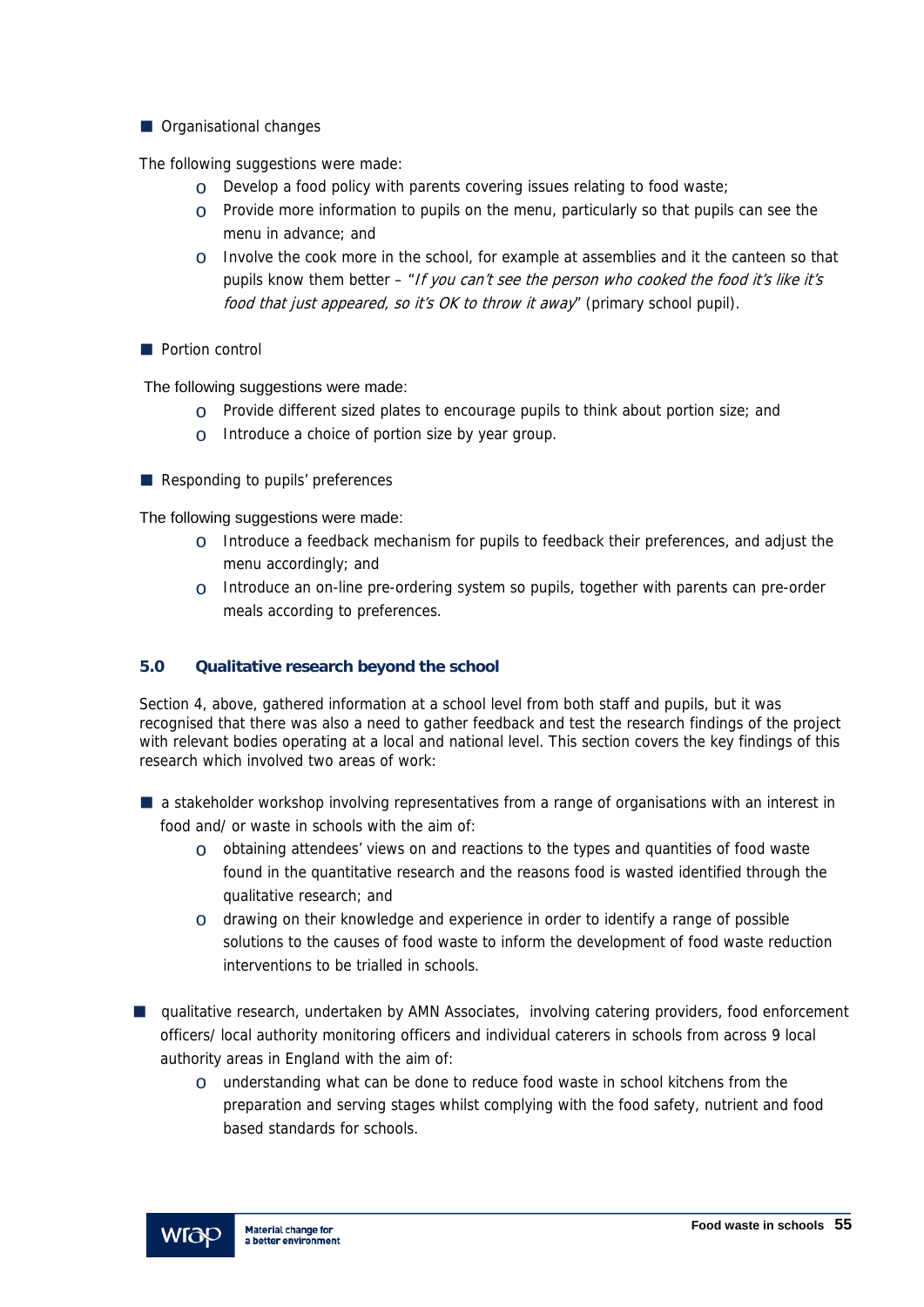- Organisational changes

The following suggestions were made:

  - Develop a food policy with parents covering issues relating to food waste;
  - Provide more information to pupils on the menu, particularly so that pupils can see the menu in advance; and
  - Involve the cook more in the school, for example at assemblies and it the canteen so that pupils know them better – "*If you can't see the person who cooked the food it's like it's food that just appeared, so it's OK to throw it away*" (primary school pupil).

- Portion control

The following suggestions were made:

  - Provide different sized plates to encourage pupils to think about portion size; and
  - Introduce a choice of portion size by year group.

- Responding to pupils' preferences

The following suggestions were made:

  - Introduce a feedback mechanism for pupils to feedback their preferences, and adjust the menu accordingly; and
  - Introduce an on-line pre-ordering system so pupils, together with parents can pre-order meals according to preferences.

## 5.0 Qualitative research beyond the school

Section 4, above, gathered information at a school level from both staff and pupils, but it was recognised that there was also a need to gather feedback and test the research findings of the project with relevant bodies operating at a local and national level. This section covers the key findings of this research which involved two areas of work:

- a stakeholder workshop involving representatives from a range of organisations with an interest in food and/ or waste in schools with the aim of:
  - obtaining attendees' views on and reactions to the types and quantities of food waste found in the quantitative research and the reasons food is wasted identified through the qualitative research; and
  - drawing on their knowledge and experience in order to identify a range of possible solutions to the causes of food waste to inform the development of food waste reduction interventions to be trialled in schools.
- qualitative research, undertaken by AMN Associates, involving catering providers, food enforcement officers/ local authority monitoring officers and individual caterers in schools from across 9 local authority areas in England with the aim of:
  - understanding what can be done to reduce food waste in school kitchens from the preparation and serving stages whilst complying with the food safety, nutrient and food based standards for schools.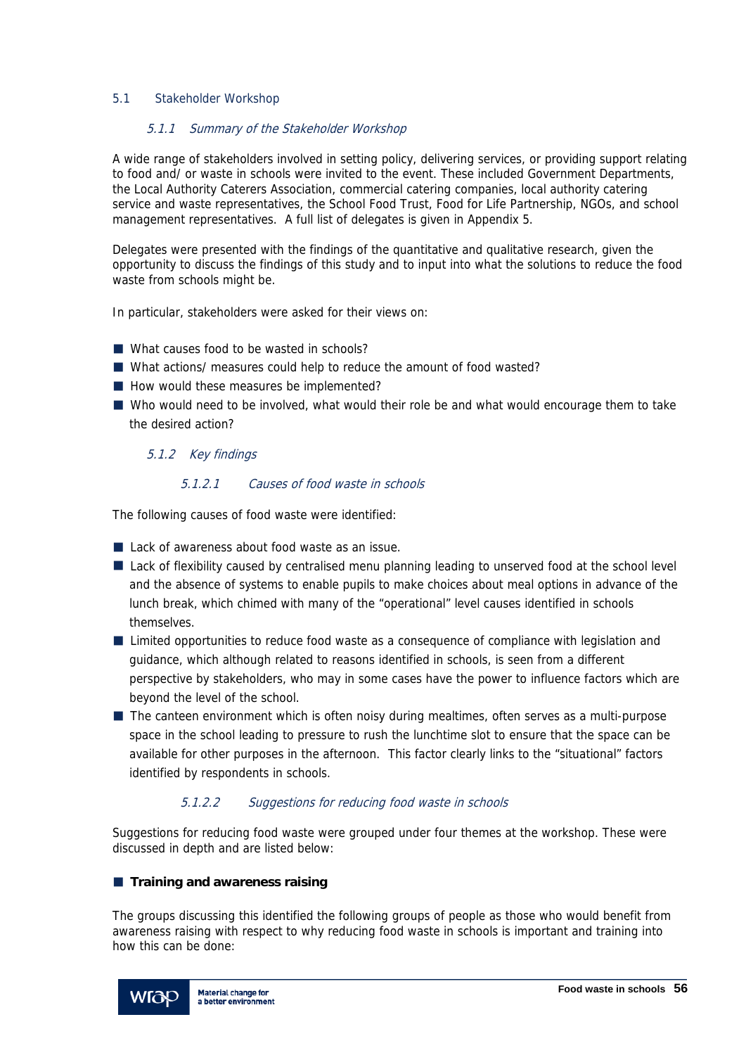## 5.1 Stakeholder Workshop

### *5.1.1 Summary of the Stakeholder Workshop*

A wide range of stakeholders involved in setting policy, delivering services, or providing support relating to food and/ or waste in schools were invited to the event. These included Government Departments, the Local Authority Caterers Association, commercial catering companies, local authority catering service and waste representatives, the School Food Trust, Food for Life Partnership, NGOs, and school management representatives. A full list of delegates is given in Appendix 5.

Delegates were presented with the findings of the quantitative and qualitative research, given the opportunity to discuss the findings of this study and to input into what the solutions to reduce the food waste from schools might be.

In particular, stakeholders were asked for their views on:

- What causes food to be wasted in schools?
- What actions/ measures could help to reduce the amount of food wasted?
- How would these measures be implemented?
- Who would need to be involved, what would their role be and what would encourage them to take the desired action?

### *5.1.2 Key findings*

#### *5.1.2.1 Causes of food waste in schools*

The following causes of food waste were identified:

- Lack of awareness about food waste as an issue.
- Lack of flexibility caused by centralised menu planning leading to unserved food at the school level and the absence of systems to enable pupils to make choices about meal options in advance of the lunch break, which chimed with many of the "operational" level causes identified in schools themselves.
- Limited opportunities to reduce food waste as a consequence of compliance with legislation and guidance, which although related to reasons identified in schools, is seen from a different perspective by stakeholders, who may in some cases have the power to influence factors which are beyond the level of the school.
- The canteen environment which is often noisy during mealtimes, often serves as a multi-purpose space in the school leading to pressure to rush the lunchtime slot to ensure that the space can be available for other purposes in the afternoon. This factor clearly links to the "situational" factors identified by respondents in schools.

#### *5.1.2.2 Suggestions for reducing food waste in schools*

Suggestions for reducing food waste were grouped under four themes at the workshop. These were discussed in depth and are listed below:

- **Training and awareness raising**

The groups discussing this identified the following groups of people as those who would benefit from awareness raising with respect to why reducing food waste in schools is important and training into how this can be done: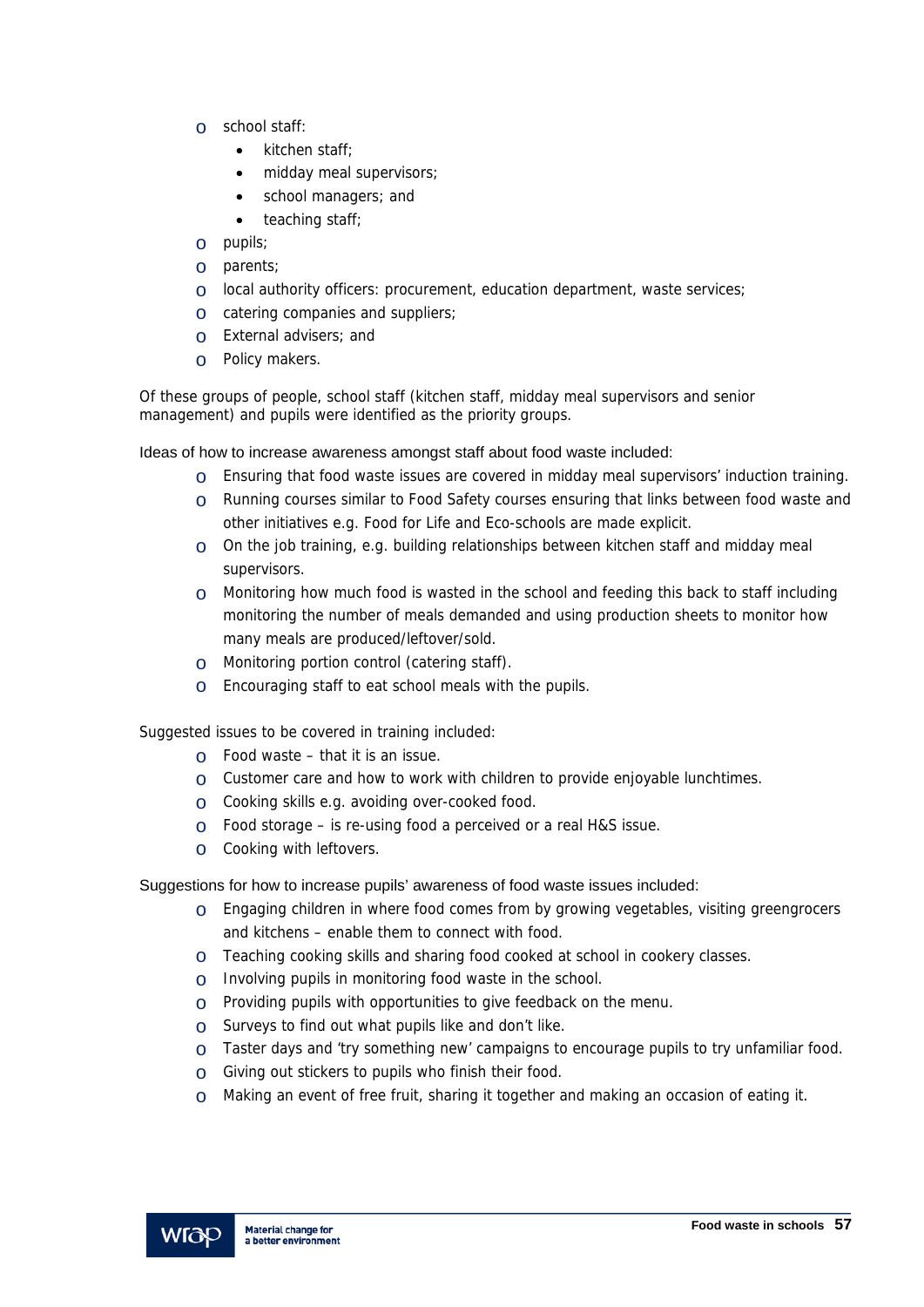- school staff:
  - kitchen staff;
  - midday meal supervisors;
  - school managers; and
  - teaching staff;
- pupils;
- parents;
- local authority officers: procurement, education department, waste services;
- catering companies and suppliers;
- External advisers; and
- Policy makers.

Of these groups of people, school staff (kitchen staff, midday meal supervisors and senior management) and pupils were identified as the priority groups.

Ideas of how to increase awareness amongst staff about food waste included:

- Ensuring that food waste issues are covered in midday meal supervisors' induction training.
- Running courses similar to Food Safety courses ensuring that links between food waste and other initiatives e.g. Food for Life and Eco-schools are made explicit.
- On the job training, e.g. building relationships between kitchen staff and midday meal supervisors.
- Monitoring how much food is wasted in the school and feeding this back to staff including monitoring the number of meals demanded and using production sheets to monitor how many meals are produced/leftover/sold.
- Monitoring portion control (catering staff).
- Encouraging staff to eat school meals with the pupils.

Suggested issues to be covered in training included:

- Food waste – that it is an issue.
- Customer care and how to work with children to provide enjoyable lunchtimes.
- Cooking skills e.g. avoiding over-cooked food.
- Food storage – is re-using food a perceived or a real H&S issue.
- Cooking with leftovers.

Suggestions for how to increase pupils' awareness of food waste issues included:

- Engaging children in where food comes from by growing vegetables, visiting greengrocers and kitchens – enable them to connect with food.
- Teaching cooking skills and sharing food cooked at school in cookery classes.
- Involving pupils in monitoring food waste in the school.
- Providing pupils with opportunities to give feedback on the menu.
- Surveys to find out what pupils like and don't like.
- Taster days and 'try something new' campaigns to encourage pupils to try unfamiliar food.
- Giving out stickers to pupils who finish their food.
- Making an event of free fruit, sharing it together and making an occasion of eating it.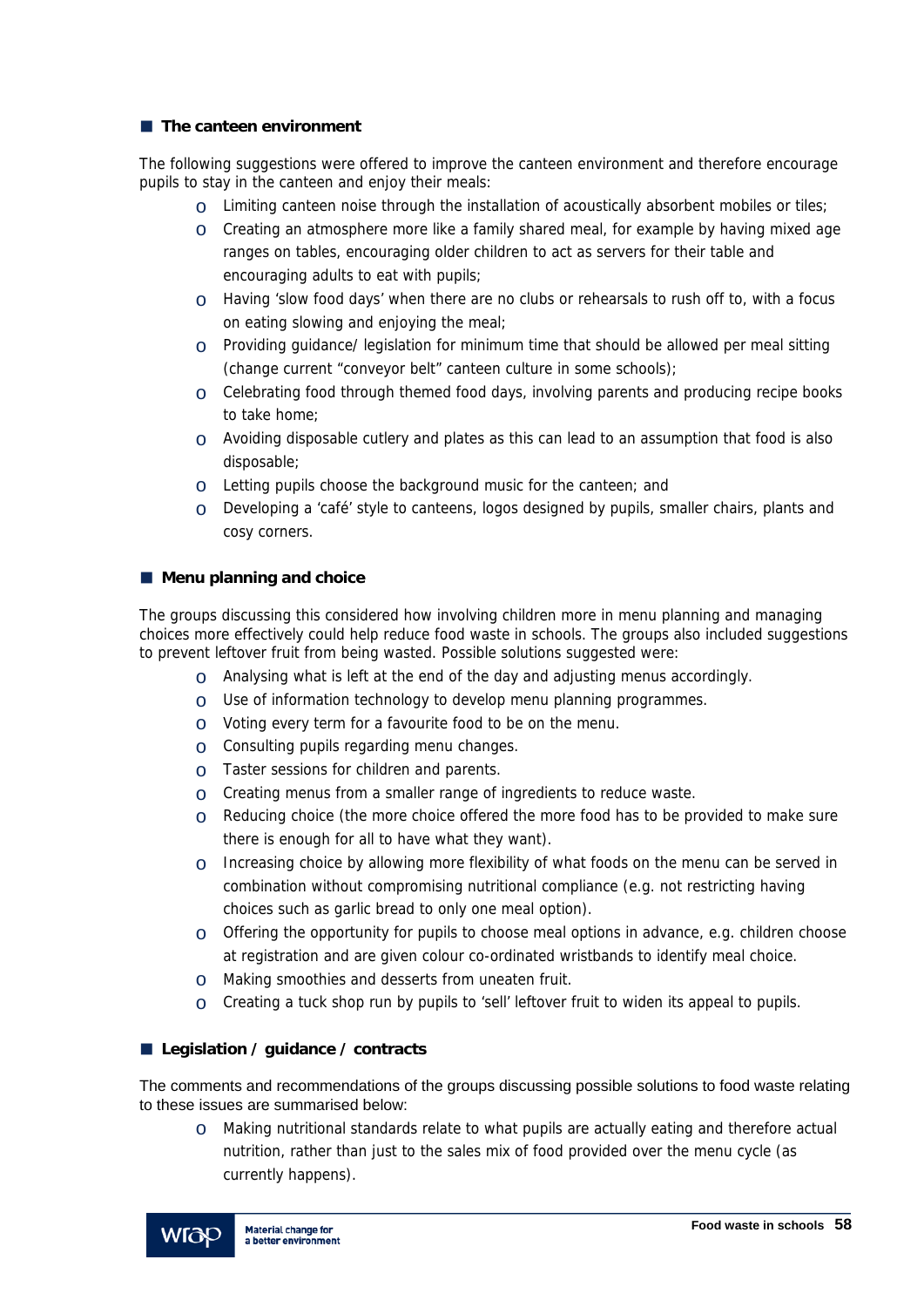### The canteen environment

The following suggestions were offered to improve the canteen environment and therefore encourage pupils to stay in the canteen and enjoy their meals:

- Limiting canteen noise through the installation of acoustically absorbent mobiles or tiles;
- Creating an atmosphere more like a family shared meal, for example by having mixed age ranges on tables, encouraging older children to act as servers for their table and encouraging adults to eat with pupils;
- Having 'slow food days' when there are no clubs or rehearsals to rush off to, with a focus on eating slowing and enjoying the meal;
- Providing guidance/ legislation for minimum time that should be allowed per meal sitting (change current "conveyor belt" canteen culture in some schools);
- Celebrating food through themed food days, involving parents and producing recipe books to take home;
- Avoiding disposable cutlery and plates as this can lead to an assumption that food is also disposable;
- Letting pupils choose the background music for the canteen; and
- Developing a 'café' style to canteens, logos designed by pupils, smaller chairs, plants and cosy corners.

### Menu planning and choice

The groups discussing this considered how involving children more in menu planning and managing choices more effectively could help reduce food waste in schools. The groups also included suggestions to prevent leftover fruit from being wasted. Possible solutions suggested were:

- Analysing what is left at the end of the day and adjusting menus accordingly.
- Use of information technology to develop menu planning programmes.
- Voting every term for a favourite food to be on the menu.
- Consulting pupils regarding menu changes.
- Taster sessions for children and parents.
- Creating menus from a smaller range of ingredients to reduce waste.
- Reducing choice (the more choice offered the more food has to be provided to make sure there is enough for all to have what they want).
- Increasing choice by allowing more flexibility of what foods on the menu can be served in combination without compromising nutritional compliance (e.g. not restricting having choices such as garlic bread to only one meal option).
- Offering the opportunity for pupils to choose meal options in advance, e.g. children choose at registration and are given colour co-ordinated wristbands to identify meal choice.
- Making smoothies and desserts from uneaten fruit.
- Creating a tuck shop run by pupils to 'sell' leftover fruit to widen its appeal to pupils.

### Legislation / guidance / contracts

The comments and recommendations of the groups discussing possible solutions to food waste relating to these issues are summarised below:

- Making nutritional standards relate to what pupils are actually eating and therefore actual nutrition, rather than just to the sales mix of food provided over the menu cycle (as currently happens).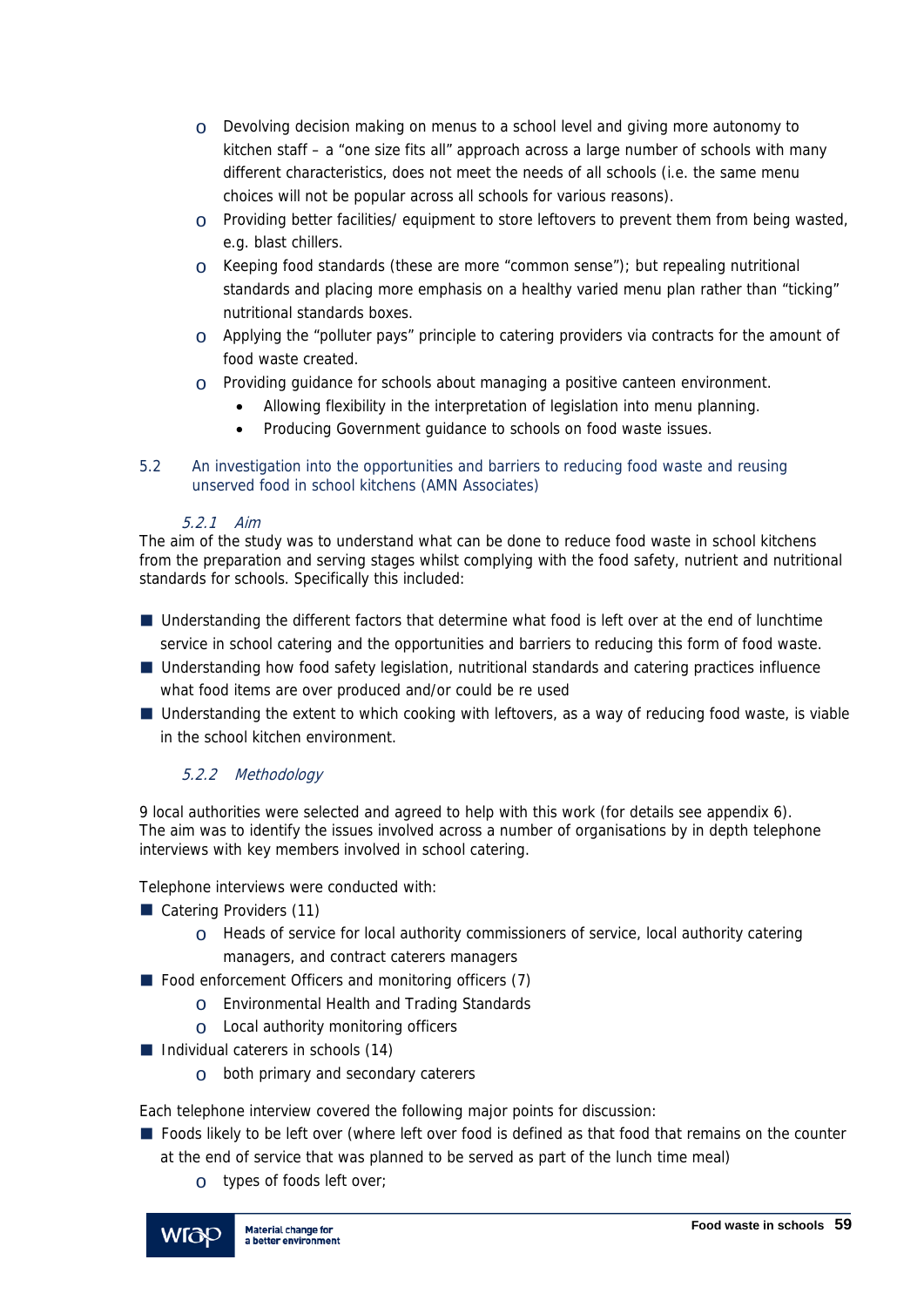- Devolving decision making on menus to a school level and giving more autonomy to kitchen staff – a “one size fits all” approach across a large number of schools with many different characteristics, does not meet the needs of all schools (i.e. the same menu choices will not be popular across all schools for various reasons).
  - Providing better facilities/ equipment to store leftovers to prevent them from being wasted, e.g. blast chillers.
  - Keeping food standards (these are more “common sense”); but repealing nutritional standards and placing more emphasis on a healthy varied menu plan rather than “ticking” nutritional standards boxes.
  - Applying the “polluter pays” principle to catering providers via contracts for the amount of food waste created.
  - Providing guidance for schools about managing a positive canteen environment.
    - Allowing flexibility in the interpretation of legislation into menu planning.
    - Producing Government guidance to schools on food waste issues.

## 5.2 An investigation into the opportunities and barriers to reducing food waste and reusing unserved food in school kitchens (AMN Associates)

### *5.2.1 Aim*

The aim of the study was to understand what can be done to reduce food waste in school kitchens from the preparation and serving stages whilst complying with the food safety, nutrient and nutritional standards for schools. Specifically this included:

- Understanding the different factors that determine what food is left over at the end of lunchtime service in school catering and the opportunities and barriers to reducing this form of food waste.
- Understanding how food safety legislation, nutritional standards and catering practices influence what food items are over produced and/or could be re used
- Understanding the extent to which cooking with leftovers, as a way of reducing food waste, is viable in the school kitchen environment.

### *5.2.2 Methodology*

9 local authorities were selected and agreed to help with this work (for details see appendix 6). The aim was to identify the issues involved across a number of organisations by in depth telephone interviews with key members involved in school catering.

Telephone interviews were conducted with:

- Catering Providers (11)
  - Heads of service for local authority commissioners of service, local authority catering managers, and contract caterers managers
- Food enforcement Officers and monitoring officers (7)
  - Environmental Health and Trading Standards
  - Local authority monitoring officers
- Individual caterers in schools (14)
  - both primary and secondary caterers

Each telephone interview covered the following major points for discussion:

- Foods likely to be left over (where left over food is defined as that food that remains on the counter at the end of service that was planned to be served as part of the lunch time meal)
  - types of foods left over;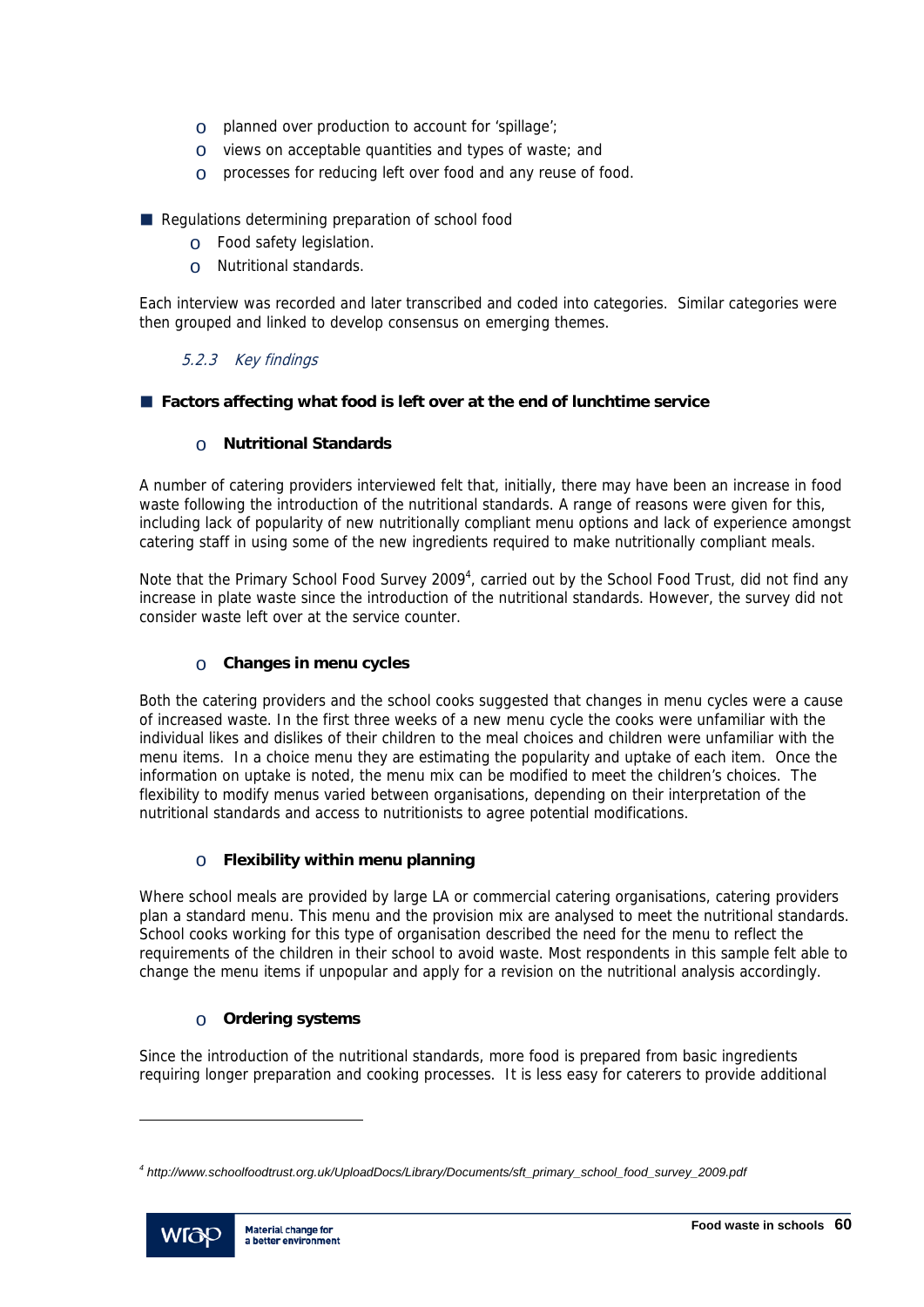- planned over production to account for 'spillage';
  - views on acceptable quantities and types of waste; and
  - processes for reducing left over food and any reuse of food.

- Regulations determining preparation of school food
  - Food safety legislation.
  - Nutritional standards.

Each interview was recorded and later transcribed and coded into categories. Similar categories were then grouped and linked to develop consensus on emerging themes.

### *5.2.3 Key findings*

- **Factors affecting what food is left over at the end of lunchtime service**

  - **Nutritional Standards**

A number of catering providers interviewed felt that, initially, there may have been an increase in food waste following the introduction of the nutritional standards. A range of reasons were given for this, including lack of popularity of new nutritionally compliant menu options and lack of experience amongst catering staff in using some of the new ingredients required to make nutritionally compliant meals.

Note that the Primary School Food Survey 2009[4], carried out by the School Food Trust, did not find any increase in plate waste since the introduction of the nutritional standards. However, the survey did not consider waste left over at the service counter.

  - **Changes in menu cycles**

Both the catering providers and the school cooks suggested that changes in menu cycles were a cause of increased waste. In the first three weeks of a new menu cycle the cooks were unfamiliar with the individual likes and dislikes of their children to the meal choices and children were unfamiliar with the menu items. In a choice menu they are estimating the popularity and uptake of each item. Once the information on uptake is noted, the menu mix can be modified to meet the children's choices. The flexibility to modify menus varied between organisations, depending on their interpretation of the nutritional standards and access to nutritionists to agree potential modifications.

  - **Flexibility within menu planning**

Where school meals are provided by large LA or commercial catering organisations, catering providers plan a standard menu. This menu and the provision mix are analysed to meet the nutritional standards. School cooks working for this type of organisation described the need for the menu to reflect the requirements of the children in their school to avoid waste. Most respondents in this sample felt able to change the menu items if unpopular and apply for a revision on the nutritional analysis accordingly.

  - **Ordering systems**

Since the introduction of the nutritional standards, more food is prepared from basic ingredients requiring longer preparation and cooking processes. It is less easy for caterers to provide additional

[4] *http://www.schoolfoodtrust.org.uk/UploadDocs/Library/Documents/sft_primary_school_food_survey_2009.pdf*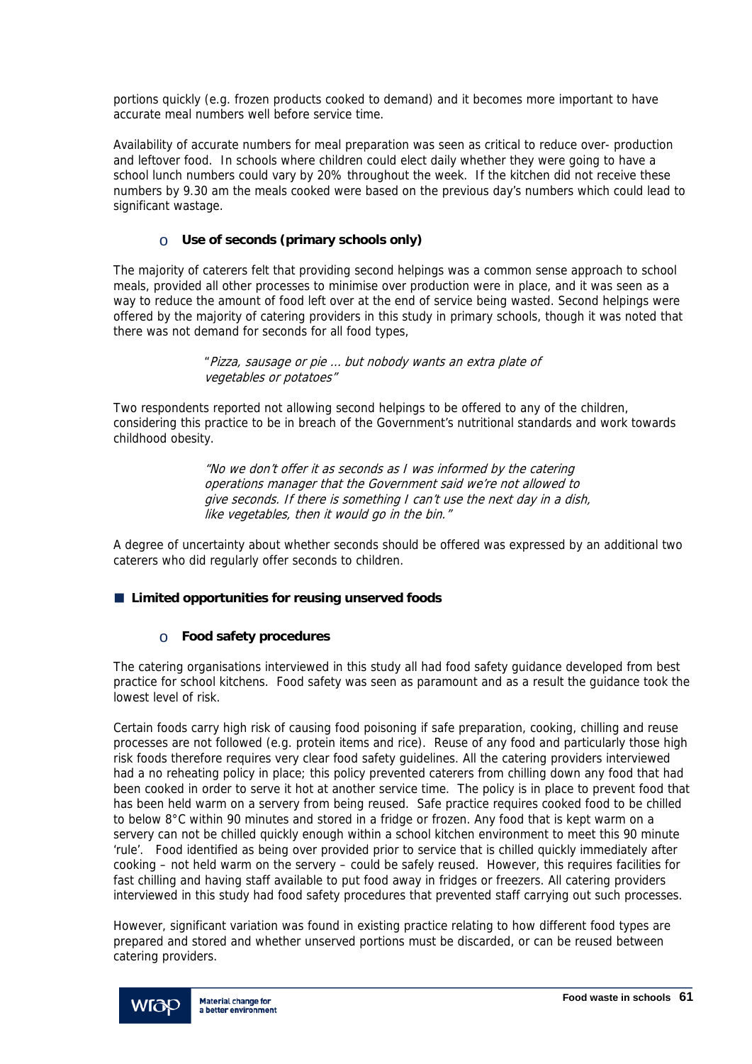portions quickly (e.g. frozen products cooked to demand) and it becomes more important to have accurate meal numbers well before service time.

Availability of accurate numbers for meal preparation was seen as critical to reduce over- production and leftover food. In schools where children could elect daily whether they were going to have a school lunch numbers could vary by 20% throughout the week. If the kitchen did not receive these numbers by 9.30 am the meals cooked were based on the previous day's numbers which could lead to significant wastage.

- **Use of seconds (primary schools only)**

The majority of caterers felt that providing second helpings was a common sense approach to school meals, provided all other processes to minimise over production were in place, and it was seen as a way to reduce the amount of food left over at the end of service being wasted. Second helpings were offered by the majority of catering providers in this study in primary schools, though it was noted that there was not demand for seconds for all food types,

> "*Pizza, sausage or pie … but nobody wants an extra plate of vegetables or potatoes*"

Two respondents reported not allowing second helpings to be offered to any of the children, considering this practice to be in breach of the Government's nutritional standards and work towards childhood obesity.

> *"No we don't offer it as seconds as I was informed by the catering operations manager that the Government said we're not allowed to give seconds. If there is something I can't use the next day in a dish, like vegetables, then it would go in the bin."*

A degree of uncertainty about whether seconds should be offered was expressed by an additional two caterers who did regularly offer seconds to children.

- **Limited opportunities for reusing unserved foods**

  - **Food safety procedures**

The catering organisations interviewed in this study all had food safety guidance developed from best practice for school kitchens. Food safety was seen as paramount and as a result the guidance took the lowest level of risk.

Certain foods carry high risk of causing food poisoning if safe preparation, cooking, chilling and reuse processes are not followed (e.g. protein items and rice). Reuse of any food and particularly those high risk foods therefore requires very clear food safety guidelines. All the catering providers interviewed had a no reheating policy in place; this policy prevented caterers from chilling down any food that had been cooked in order to serve it hot at another service time. The policy is in place to prevent food that has been held warm on a servery from being reused. Safe practice requires cooked food to be chilled to below 8°C within 90 minutes and stored in a fridge or frozen. Any food that is kept warm on a servery can not be chilled quickly enough within a school kitchen environment to meet this 90 minute 'rule'. Food identified as being over provided prior to service that is chilled quickly immediately after cooking – not held warm on the servery – could be safely reused. However, this requires facilities for fast chilling and having staff available to put food away in fridges or freezers. All catering providers interviewed in this study had food safety procedures that prevented staff carrying out such processes.

However, significant variation was found in existing practice relating to how different food types are prepared and stored and whether unserved portions must be discarded, or can be reused between catering providers.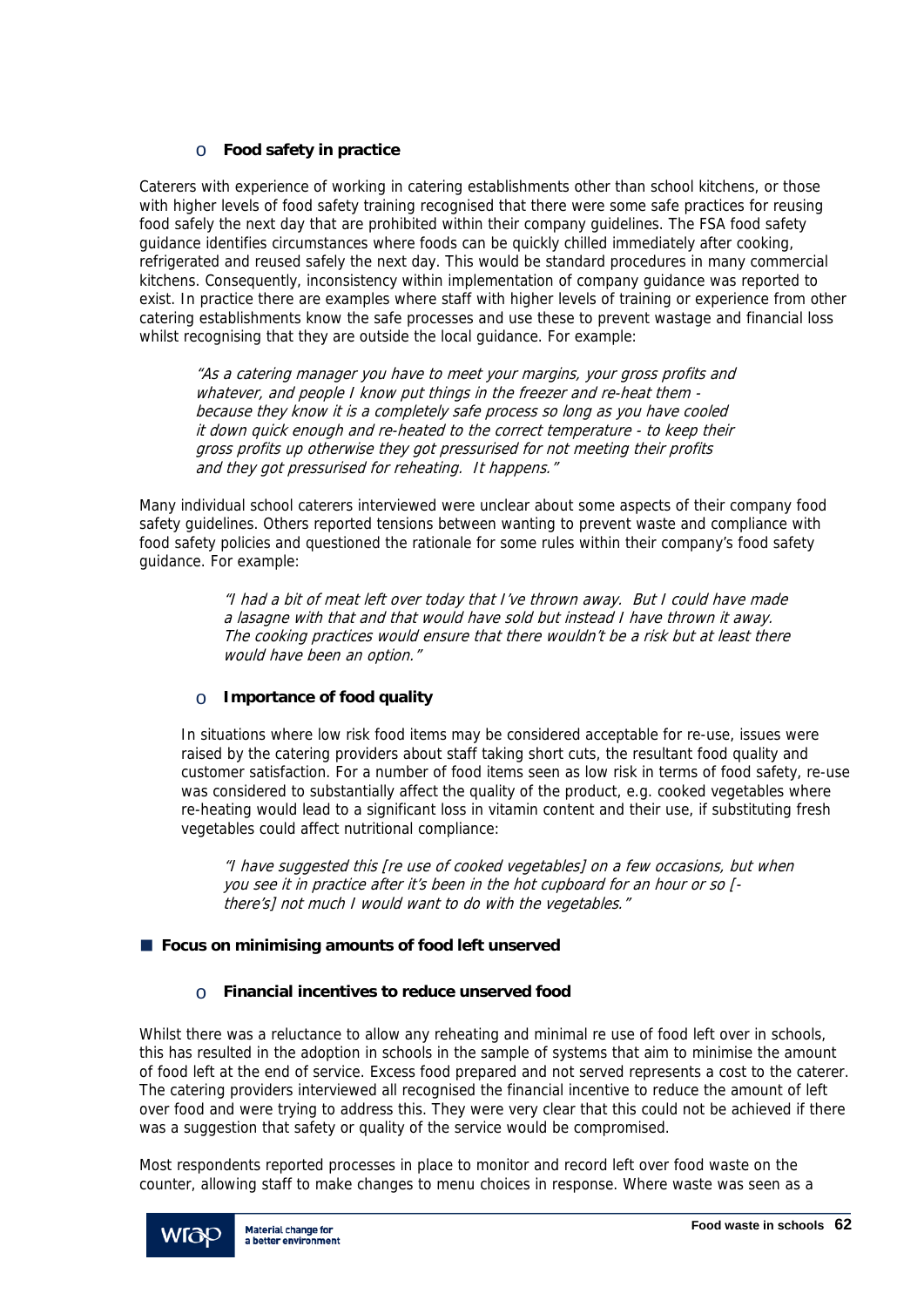- **Food safety in practice**

Caterers with experience of working in catering establishments other than school kitchens, or those with higher levels of food safety training recognised that there were some safe practices for reusing food safely the next day that are prohibited within their company guidelines. The FSA food safety guidance identifies circumstances where foods can be quickly chilled immediately after cooking, refrigerated and reused safely the next day. This would be standard procedures in many commercial kitchens. Consequently, inconsistency within implementation of company guidance was reported to exist. In practice there are examples where staff with higher levels of training or experience from other catering establishments know the safe processes and use these to prevent wastage and financial loss whilst recognising that they are outside the local guidance. For example:

> *"As a catering manager you have to meet your margins, your gross profits and whatever, and people I know put things in the freezer and re-heat them - because they know it is a completely safe process so long as you have cooled it down quick enough and re-heated to the correct temperature - to keep their gross profits up otherwise they got pressurised for not meeting their profits and they got pressurised for reheating. It happens."*

Many individual school caterers interviewed were unclear about some aspects of their company food safety guidelines. Others reported tensions between wanting to prevent waste and compliance with food safety policies and questioned the rationale for some rules within their company's food safety guidance. For example:

> *"I had a bit of meat left over today that I've thrown away. But I could have made a lasagne with that and that would have sold but instead I have thrown it away. The cooking practices would ensure that there wouldn't be a risk but at least there would have been an option."*

- **Importance of food quality**

In situations where low risk food items may be considered acceptable for re-use, issues were raised by the catering providers about staff taking short cuts, the resultant food quality and customer satisfaction. For a number of food items seen as low risk in terms of food safety, re-use was considered to substantially affect the quality of the product, e.g. cooked vegetables where re-heating would lead to a significant loss in vitamin content and their use, if substituting fresh vegetables could affect nutritional compliance:

> *"I have suggested this [re use of cooked vegetables] on a few occasions, but when you see it in practice after it's been in the hot cupboard for an hour or so [- there's] not much I would want to do with the vegetables."*

## Focus on minimising amounts of food left unserved

- **Financial incentives to reduce unserved food**

Whilst there was a reluctance to allow any reheating and minimal re use of food left over in schools, this has resulted in the adoption in schools in the sample of systems that aim to minimise the amount of food left at the end of service. Excess food prepared and not served represents a cost to the caterer. The catering providers interviewed all recognised the financial incentive to reduce the amount of left over food and were trying to address this. They were very clear that this could not be achieved if there was a suggestion that safety or quality of the service would be compromised.

Most respondents reported processes in place to monitor and record left over food waste on the counter, allowing staff to make changes to menu choices in response. Where waste was seen as a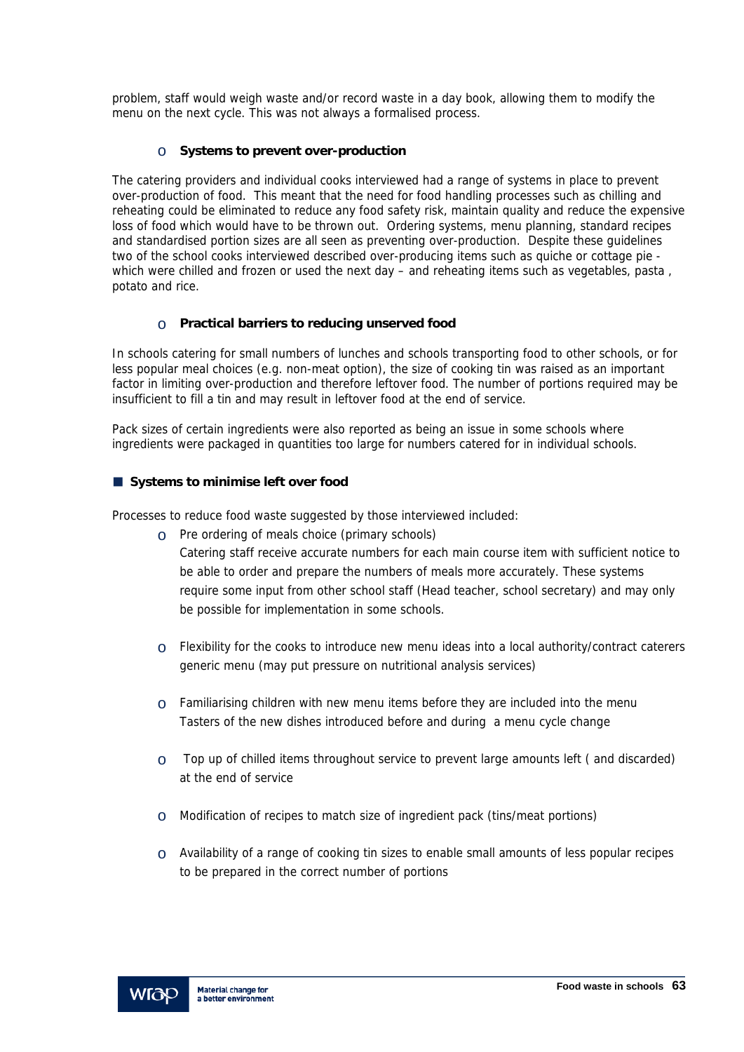problem, staff would weigh waste and/or record waste in a day book, allowing them to modify the menu on the next cycle. This was not always a formalised process.

- **Systems to prevent over-production**

The catering providers and individual cooks interviewed had a range of systems in place to prevent over-production of food. This meant that the need for food handling processes such as chilling and reheating could be eliminated to reduce any food safety risk, maintain quality and reduce the expensive loss of food which would have to be thrown out. Ordering systems, menu planning, standard recipes and standardised portion sizes are all seen as preventing over-production. Despite these guidelines two of the school cooks interviewed described over-producing items such as quiche or cottage pie - which were chilled and frozen or used the next day – and reheating items such as vegetables, pasta , potato and rice.

- **Practical barriers to reducing unserved food**

In schools catering for small numbers of lunches and schools transporting food to other schools, or for less popular meal choices (e.g. non-meat option), the size of cooking tin was raised as an important factor in limiting over-production and therefore leftover food. The number of portions required may be insufficient to fill a tin and may result in leftover food at the end of service.

Pack sizes of certain ingredients were also reported as being an issue in some schools where ingredients were packaged in quantities too large for numbers catered for in individual schools.

## Systems to minimise left over food

Processes to reduce food waste suggested by those interviewed included:

- Pre ordering of meals choice (primary schools)
  Catering staff receive accurate numbers for each main course item with sufficient notice to be able to order and prepare the numbers of meals more accurately. These systems require some input from other school staff (Head teacher, school secretary) and may only be possible for implementation in some schools.

- Flexibility for the cooks to introduce new menu ideas into a local authority/contract caterers generic menu (may put pressure on nutritional analysis services)

- Familiarising children with new menu items before they are included into the menu
  Tasters of the new dishes introduced before and during a menu cycle change

- Top up of chilled items throughout service to prevent large amounts left ( and discarded) at the end of service

- Modification of recipes to match size of ingredient pack (tins/meat portions)

- Availability of a range of cooking tin sizes to enable small amounts of less popular recipes to be prepared in the correct number of portions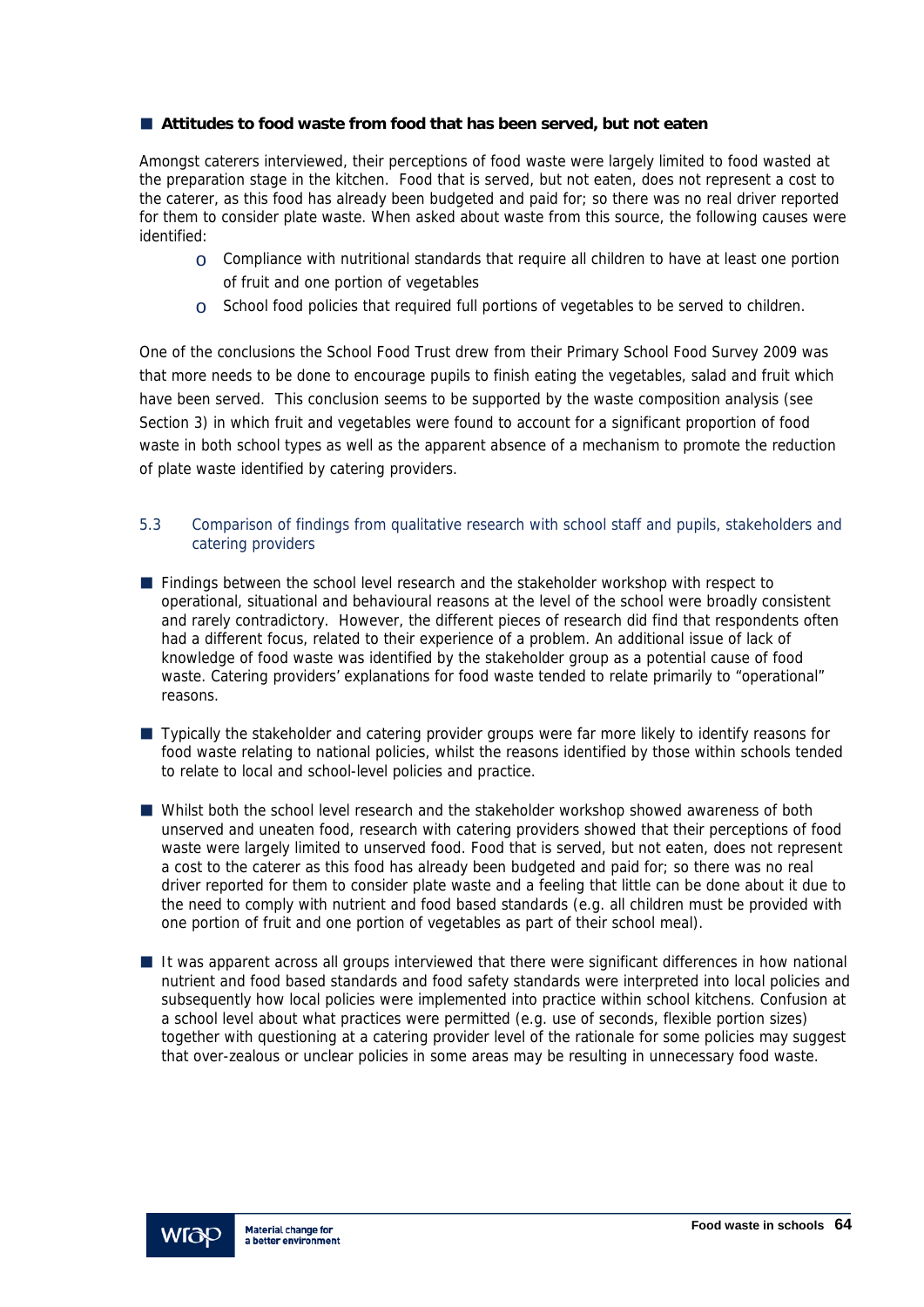- **Attitudes to food waste from food that has been served, but not eaten**

Amongst caterers interviewed, their perceptions of food waste were largely limited to food wasted at the preparation stage in the kitchen. Food that is served, but not eaten, does not represent a cost to the caterer, as this food has already been budgeted and paid for; so there was no real driver reported for them to consider plate waste. When asked about waste from this source, the following causes were identified:

- Compliance with nutritional standards that require all children to have at least one portion of fruit and one portion of vegetables
- School food policies that required full portions of vegetables to be served to children.

One of the conclusions the School Food Trust drew from their Primary School Food Survey 2009 was that more needs to be done to encourage pupils to finish eating the vegetables, salad and fruit which have been served. This conclusion seems to be supported by the waste composition analysis (see Section 3) in which fruit and vegetables were found to account for a significant proportion of food waste in both school types as well as the apparent absence of a mechanism to promote the reduction of plate waste identified by catering providers.

### 5.3 Comparison of findings from qualitative research with school staff and pupils, stakeholders and catering providers

- Findings between the school level research and the stakeholder workshop with respect to operational, situational and behavioural reasons at the level of the school were broadly consistent and rarely contradictory. However, the different pieces of research did find that respondents often had a different focus, related to their experience of a problem. An additional issue of lack of knowledge of food waste was identified by the stakeholder group as a potential cause of food waste. Catering providers' explanations for food waste tended to relate primarily to "operational" reasons.

- Typically the stakeholder and catering provider groups were far more likely to identify reasons for food waste relating to national policies, whilst the reasons identified by those within schools tended to relate to local and school-level policies and practice.

- Whilst both the school level research and the stakeholder workshop showed awareness of both unserved and uneaten food, research with catering providers showed that their perceptions of food waste were largely limited to unserved food. Food that is served, but not eaten, does not represent a cost to the caterer as this food has already been budgeted and paid for; so there was no real driver reported for them to consider plate waste and a feeling that little can be done about it due to the need to comply with nutrient and food based standards (e.g. all children must be provided with one portion of fruit and one portion of vegetables as part of their school meal).

- It was apparent across all groups interviewed that there were significant differences in how national nutrient and food based standards and food safety standards were interpreted into local policies and subsequently how local policies were implemented into practice within school kitchens. Confusion at a school level about what practices were permitted (e.g. use of seconds, flexible portion sizes) together with questioning at a catering provider level of the rationale for some policies may suggest that over-zealous or unclear policies in some areas may be resulting in unnecessary food waste.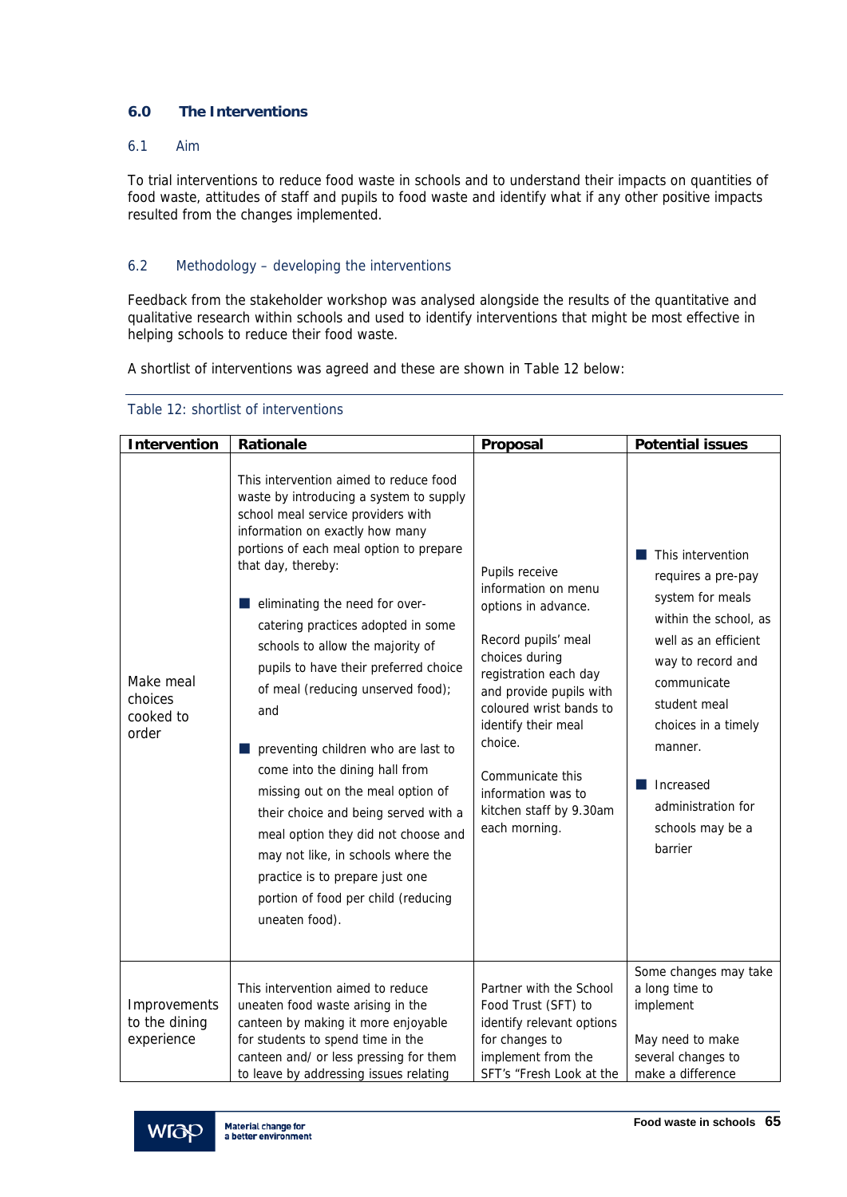## 6.0 The Interventions

### 6.1 Aim

To trial interventions to reduce food waste in schools and to understand their impacts on quantities of food waste, attitudes of staff and pupils to food waste and identify what if any other positive impacts resulted from the changes implemented.

### 6.2 Methodology – developing the interventions

Feedback from the stakeholder workshop was analysed alongside the results of the quantitative and qualitative research within schools and used to identify interventions that might be most effective in helping schools to reduce their food waste.

A shortlist of interventions was agreed and these are shown in Table 12 below:

Table 12: shortlist of interventions

| Intervention | Rationale | Proposal | Potential issues |
|---|---|---|---|
| Make meal choices cooked to order | This intervention aimed to reduce food waste by introducing a system to supply school meal service providers with information on exactly how many portions of each meal option to prepare that day, thereby:<br><br>■ eliminating the need for over-catering practices adopted in some schools to allow the majority of pupils to have their preferred choice of meal (reducing unserved food); and<br><br>■ preventing children who are last to come into the dining hall from missing out on the meal option of their choice and being served with a meal option they did not choose and may not like, in schools where the practice is to prepare just one portion of food per child (reducing uneaten food). | Pupils receive information on menu options in advance.<br><br>Record pupils' meal choices during registration each day and provide pupils with coloured wrist bands to identify their meal choice.<br><br>Communicate this information was to kitchen staff by 9.30am each morning. | ■ This intervention requires a pre-pay system for meals within the school, as well as an efficient way to record and communicate student meal choices in a timely manner.<br><br>■ Increased administration for schools may be a barrier |
| Improvements to the dining experience | This intervention aimed to reduce uneaten food waste arising in the canteen by making it more enjoyable for students to spend time in the canteen and/ or less pressing for them to leave by addressing issues relating | Partner with the School Food Trust (SFT) to identify relevant options for changes to implement from the SFT's "Fresh Look at the | Some changes may take a long time to implement<br><br>May need to make several changes to make a difference |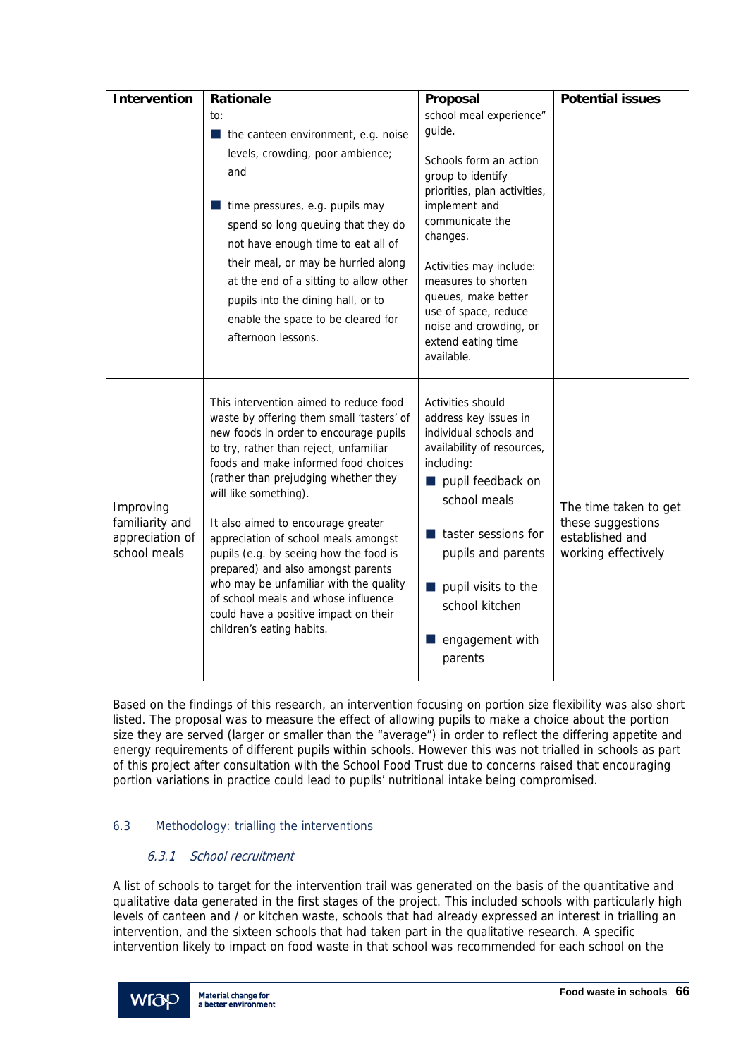| Intervention | Rationale | Proposal | Potential issues |
|---|---|---|---|
| | to:<br>■ the canteen environment, e.g. noise levels, crowding, poor ambience; and<br>■ time pressures, e.g. pupils may spend so long queuing that they do not have enough time to eat all of their meal, or may be hurried along at the end of a sitting to allow other pupils into the dining hall, or to enable the space to be cleared for afternoon lessons. | school meal experience" guide.<br><br>Schools form an action group to identify priorities, plan activities, implement and communicate the changes.<br><br>Activities may include: measures to shorten queues, make better use of space, reduce noise and crowding, or extend eating time available. | |
| Improving familiarity and appreciation of school meals | This intervention aimed to reduce food waste by offering them small 'tasters' of new foods in order to encourage pupils to try, rather than reject, unfamiliar foods and make informed food choices (rather than prejudging whether they will like something).<br><br>It also aimed to encourage greater appreciation of school meals amongst pupils (e.g. by seeing how the food is prepared) and also amongst parents who may be unfamiliar with the quality of school meals and whose influence could have a positive impact on their children's eating habits. | Activities should address key issues in individual schools and availability of resources, including:<br>■ pupil feedback on school meals<br>■ taster sessions for pupils and parents<br>■ pupil visits to the school kitchen<br>■ engagement with parents | The time taken to get these suggestions established and working effectively |

Based on the findings of this research, an intervention focusing on portion size flexibility was also short listed. The proposal was to measure the effect of allowing pupils to make a choice about the portion size they are served (larger or smaller than the "average") in order to reflect the differing appetite and energy requirements of different pupils within schools. However this was not trialled in schools as part of this project after consultation with the School Food Trust due to concerns raised that encouraging portion variations in practice could lead to pupils' nutritional intake being compromised.

## 6.3 Methodology: trialling the interventions

### *6.3.1 School recruitment*

A list of schools to target for the intervention trail was generated on the basis of the quantitative and qualitative data generated in the first stages of the project. This included schools with particularly high levels of canteen and / or kitchen waste, schools that had already expressed an interest in trialling an intervention, and the sixteen schools that had taken part in the qualitative research. A specific intervention likely to impact on food waste in that school was recommended for each school on the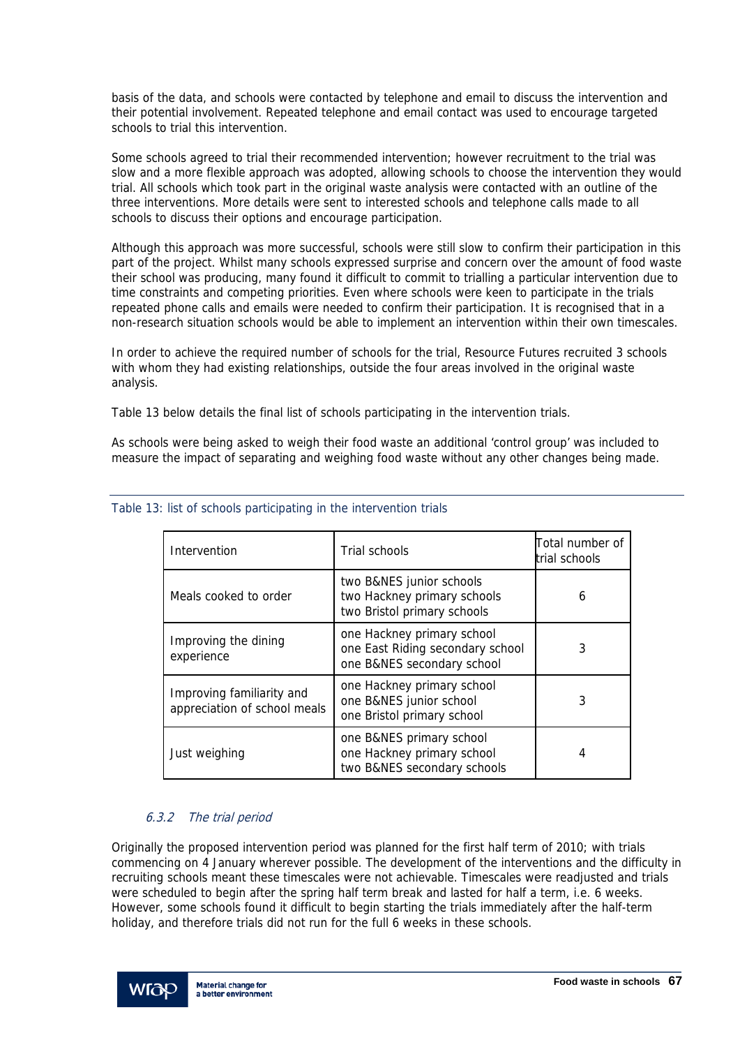basis of the data, and schools were contacted by telephone and email to discuss the intervention and their potential involvement. Repeated telephone and email contact was used to encourage targeted schools to trial this intervention.

Some schools agreed to trial their recommended intervention; however recruitment to the trial was slow and a more flexible approach was adopted, allowing schools to choose the intervention they would trial. All schools which took part in the original waste analysis were contacted with an outline of the three interventions. More details were sent to interested schools and telephone calls made to all schools to discuss their options and encourage participation.

Although this approach was more successful, schools were still slow to confirm their participation in this part of the project. Whilst many schools expressed surprise and concern over the amount of food waste their school was producing, many found it difficult to commit to trialling a particular intervention due to time constraints and competing priorities. Even where schools were keen to participate in the trials repeated phone calls and emails were needed to confirm their participation. It is recognised that in a non-research situation schools would be able to implement an intervention within their own timescales.

In order to achieve the required number of schools for the trial, Resource Futures recruited 3 schools with whom they had existing relationships, outside the four areas involved in the original waste analysis.

Table 13 below details the final list of schools participating in the intervention trials.

As schools were being asked to weigh their food waste an additional 'control group' was included to measure the impact of separating and weighing food waste without any other changes being made.

Table 13: list of schools participating in the intervention trials

| Intervention | Trial schools | Total number of trial schools |
| --- | --- | --- |
| Meals cooked to order | two B&NES junior schools<br>two Hackney primary schools<br>two Bristol primary schools | 6 |
| Improving the dining experience | one Hackney primary school<br>one East Riding secondary school<br>one B&NES secondary school | 3 |
| Improving familiarity and appreciation of school meals | one Hackney primary school<br>one B&NES junior school<br>one Bristol primary school | 3 |
| Just weighing | one B&NES primary school<br>one Hackney primary school<br>two B&NES secondary schools | 4 |

#### 6.3.2 The trial period

Originally the proposed intervention period was planned for the first half term of 2010; with trials commencing on 4 January wherever possible. The development of the interventions and the difficulty in recruiting schools meant these timescales were not achievable. Timescales were readjusted and trials were scheduled to begin after the spring half term break and lasted for half a term, i.e. 6 weeks. However, some schools found it difficult to begin starting the trials immediately after the half-term holiday, and therefore trials did not run for the full 6 weeks in these schools.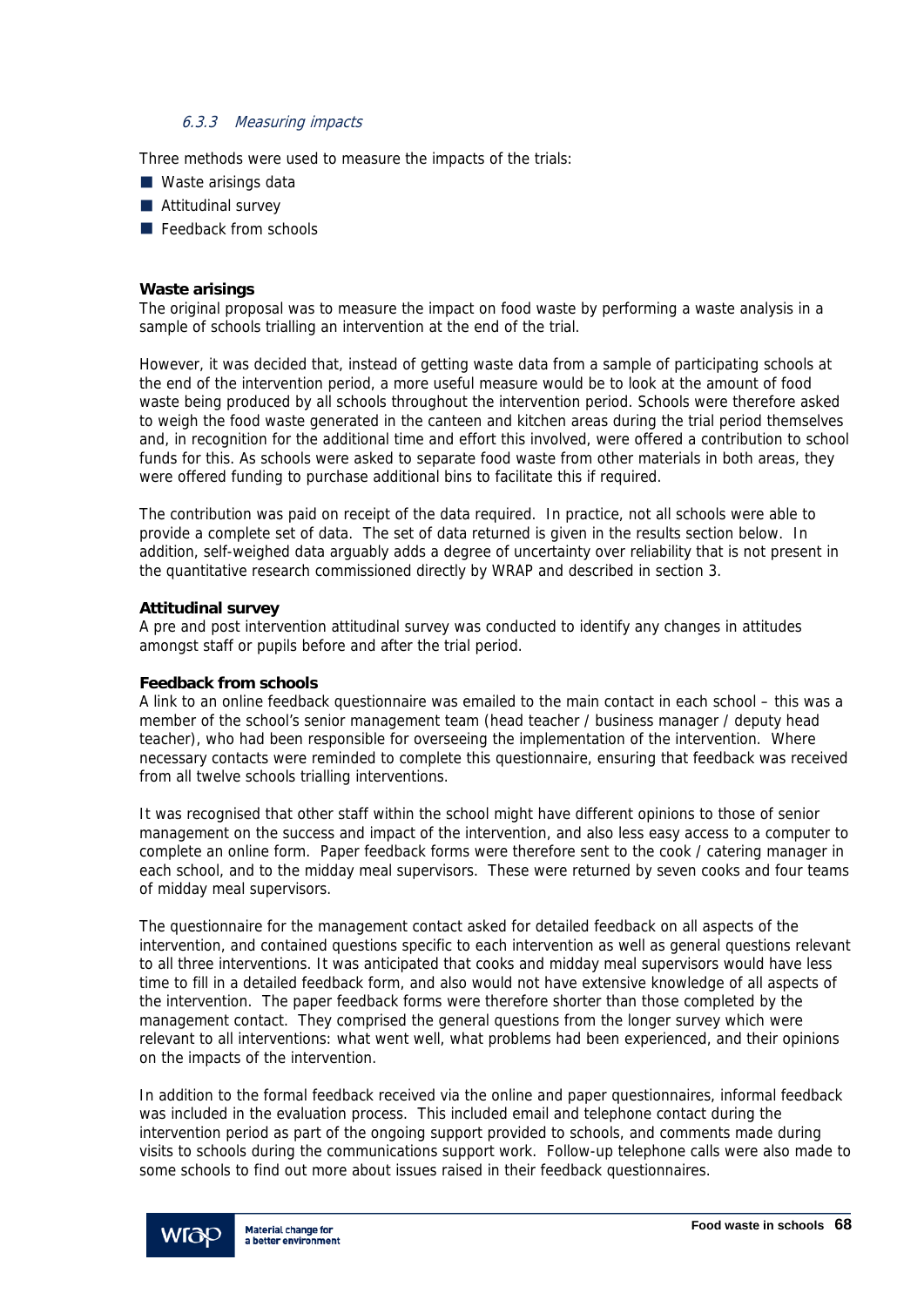#### *6.3.3 Measuring impacts*

Three methods were used to measure the impacts of the trials:

- Waste arisings data
- Attitudinal survey
- Feedback from schools

**Waste arisings**

The original proposal was to measure the impact on food waste by performing a waste analysis in a sample of schools trialling an intervention at the end of the trial.

However, it was decided that, instead of getting waste data from a sample of participating schools at the end of the intervention period, a more useful measure would be to look at the amount of food waste being produced by all schools throughout the intervention period. Schools were therefore asked to weigh the food waste generated in the canteen and kitchen areas during the trial period themselves and, in recognition for the additional time and effort this involved, were offered a contribution to school funds for this. As schools were asked to separate food waste from other materials in both areas, they were offered funding to purchase additional bins to facilitate this if required.

The contribution was paid on receipt of the data required. In practice, not all schools were able to provide a complete set of data. The set of data returned is given in the results section below. In addition, self-weighed data arguably adds a degree of uncertainty over reliability that is not present in the quantitative research commissioned directly by WRAP and described in section 3.

**Attitudinal survey**

A pre and post intervention attitudinal survey was conducted to identify any changes in attitudes amongst staff or pupils before and after the trial period.

**Feedback from schools**

A link to an online feedback questionnaire was emailed to the main contact in each school – this was a member of the school's senior management team (head teacher / business manager / deputy head teacher), who had been responsible for overseeing the implementation of the intervention. Where necessary contacts were reminded to complete this questionnaire, ensuring that feedback was received from all twelve schools trialling interventions.

It was recognised that other staff within the school might have different opinions to those of senior management on the success and impact of the intervention, and also less easy access to a computer to complete an online form. Paper feedback forms were therefore sent to the cook / catering manager in each school, and to the midday meal supervisors. These were returned by seven cooks and four teams of midday meal supervisors.

The questionnaire for the management contact asked for detailed feedback on all aspects of the intervention, and contained questions specific to each intervention as well as general questions relevant to all three interventions. It was anticipated that cooks and midday meal supervisors would have less time to fill in a detailed feedback form, and also would not have extensive knowledge of all aspects of the intervention. The paper feedback forms were therefore shorter than those completed by the management contact. They comprised the general questions from the longer survey which were relevant to all interventions: what went well, what problems had been experienced, and their opinions on the impacts of the intervention.

In addition to the formal feedback received via the online and paper questionnaires, informal feedback was included in the evaluation process. This included email and telephone contact during the intervention period as part of the ongoing support provided to schools, and comments made during visits to schools during the communications support work. Follow-up telephone calls were also made to some schools to find out more about issues raised in their feedback questionnaires.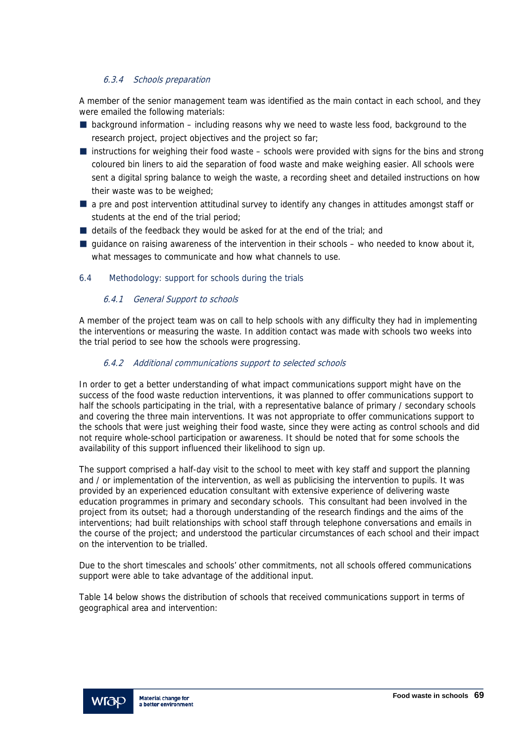#### 6.3.4 Schools preparation

A member of the senior management team was identified as the main contact in each school, and they were emailed the following materials:

- background information – including reasons why we need to waste less food, background to the research project, project objectives and the project so far;
- instructions for weighing their food waste – schools were provided with signs for the bins and strong coloured bin liners to aid the separation of food waste and make weighing easier. All schools were sent a digital spring balance to weigh the waste, a recording sheet and detailed instructions on how their waste was to be weighed;
- a pre and post intervention attitudinal survey to identify any changes in attitudes amongst staff or students at the end of the trial period;
- details of the feedback they would be asked for at the end of the trial; and
- guidance on raising awareness of the intervention in their schools – who needed to know about it, what messages to communicate and how what channels to use.

### 6.4 Methodology: support for schools during the trials

#### 6.4.1 General Support to schools

A member of the project team was on call to help schools with any difficulty they had in implementing the interventions or measuring the waste. In addition contact was made with schools two weeks into the trial period to see how the schools were progressing.

#### 6.4.2 Additional communications support to selected schools

In order to get a better understanding of what impact communications support might have on the success of the food waste reduction interventions, it was planned to offer communications support to half the schools participating in the trial, with a representative balance of primary / secondary schools and covering the three main interventions. It was not appropriate to offer communications support to the schools that were just weighing their food waste, since they were acting as control schools and did not require whole-school participation or awareness. It should be noted that for some schools the availability of this support influenced their likelihood to sign up.

The support comprised a half-day visit to the school to meet with key staff and support the planning and / or implementation of the intervention, as well as publicising the intervention to pupils. It was provided by an experienced education consultant with extensive experience of delivering waste education programmes in primary and secondary schools. This consultant had been involved in the project from its outset; had a thorough understanding of the research findings and the aims of the interventions; had built relationships with school staff through telephone conversations and emails in the course of the project; and understood the particular circumstances of each school and their impact on the intervention to be trialled.

Due to the short timescales and schools' other commitments, not all schools offered communications support were able to take advantage of the additional input.

Table 14 below shows the distribution of schools that received communications support in terms of geographical area and intervention: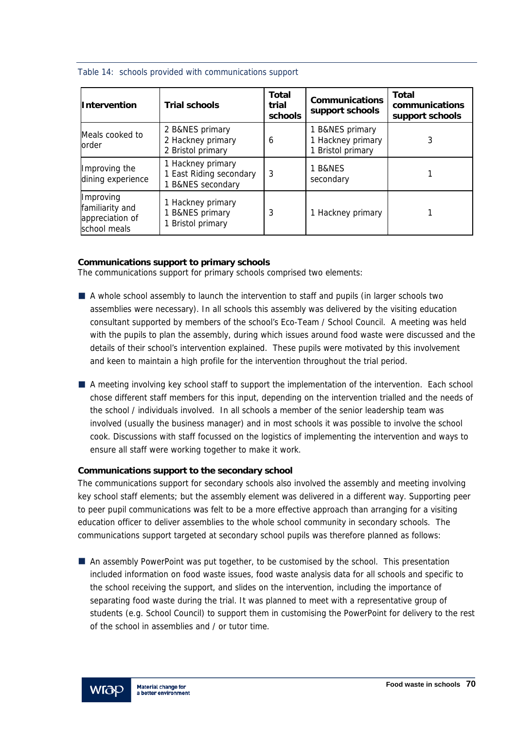Table 14: schools provided with communications support

| Intervention | Trial schools | Total trial schools | Communications support schools | Total communications support schools |
|---|---|---|---|---|
| Meals cooked to order | 2 B&NES primary<br>2 Hackney primary<br>2 Bristol primary | 6 | 1 B&NES primary<br>1 Hackney primary<br>1 Bristol primary | 3 |
| Improving the dining experience | 1 Hackney primary<br>1 East Riding secondary<br>1 B&NES secondary | 3 | 1 B&NES secondary | 1 |
| Improving familiarity and appreciation of school meals | 1 Hackney primary<br>1 B&NES primary<br>1 Bristol primary | 3 | 1 Hackney primary | 1 |

**Communications support to primary schools**

The communications support for primary schools comprised two elements:

- A whole school assembly to launch the intervention to staff and pupils (in larger schools two assemblies were necessary). In all schools this assembly was delivered by the visiting education consultant supported by members of the school's Eco-Team / School Council. A meeting was held with the pupils to plan the assembly, during which issues around food waste were discussed and the details of their school's intervention explained. These pupils were motivated by this involvement and keen to maintain a high profile for the intervention throughout the trial period.

- A meeting involving key school staff to support the implementation of the intervention. Each school chose different staff members for this input, depending on the intervention trialled and the needs of the school / individuals involved. In all schools a member of the senior leadership team was involved (usually the business manager) and in most schools it was possible to involve the school cook. Discussions with staff focussed on the logistics of implementing the intervention and ways to ensure all staff were working together to make it work.

**Communications support to the secondary school**

The communications support for secondary schools also involved the assembly and meeting involving key school staff elements; but the assembly element was delivered in a different way. Supporting peer to peer pupil communications was felt to be a more effective approach than arranging for a visiting education officer to deliver assemblies to the whole school community in secondary schools. The communications support targeted at secondary school pupils was therefore planned as follows:

- An assembly PowerPoint was put together, to be customised by the school. This presentation included information on food waste issues, food waste analysis data for all schools and specific to the school receiving the support, and slides on the intervention, including the importance of separating food waste during the trial. It was planned to meet with a representative group of students (e.g. School Council) to support them in customising the PowerPoint for delivery to the rest of the school in assemblies and / or tutor time.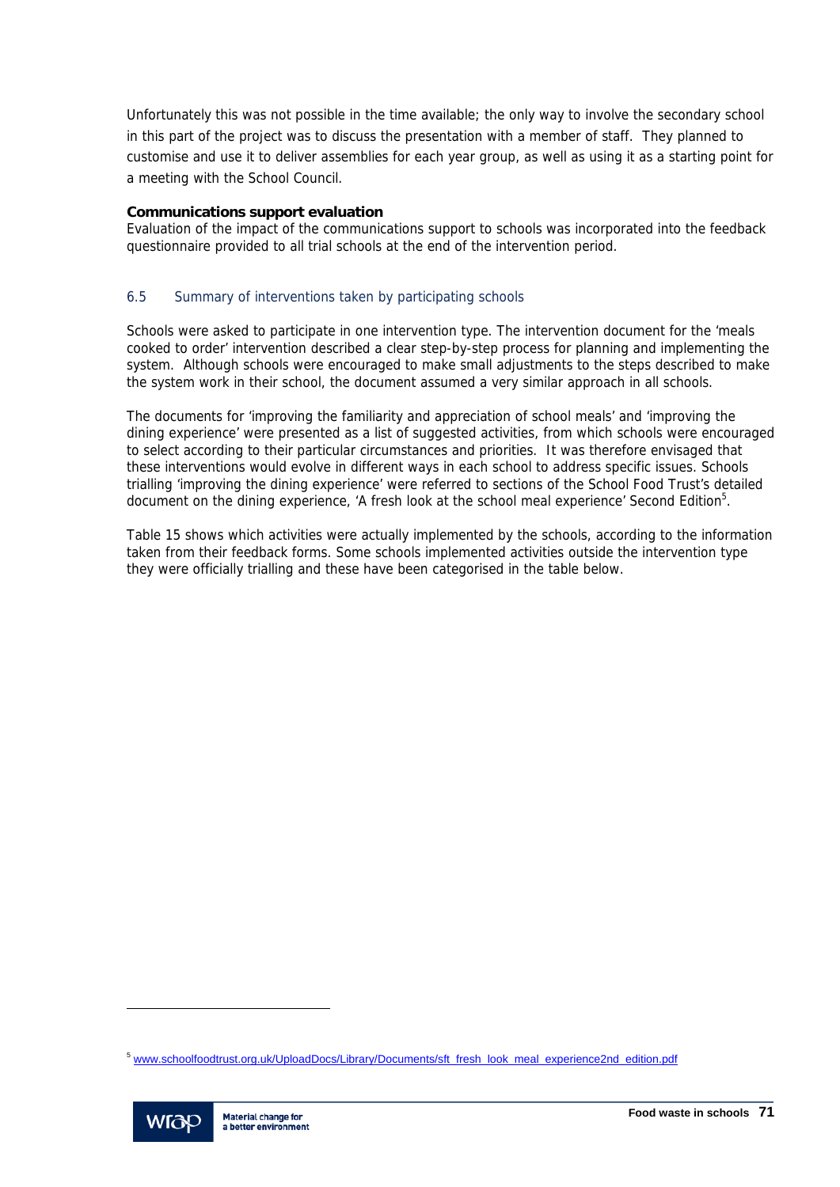Unfortunately this was not possible in the time available; the only way to involve the secondary school in this part of the project was to discuss the presentation with a member of staff. They planned to customise and use it to deliver assemblies for each year group, as well as using it as a starting point for a meeting with the School Council.

**Communications support evaluation**

Evaluation of the impact of the communications support to schools was incorporated into the feedback questionnaire provided to all trial schools at the end of the intervention period.

### 6.5 Summary of interventions taken by participating schools

Schools were asked to participate in one intervention type. The intervention document for the 'meals cooked to order' intervention described a clear step-by-step process for planning and implementing the system. Although schools were encouraged to make small adjustments to the steps described to make the system work in their school, the document assumed a very similar approach in all schools.

The documents for 'improving the familiarity and appreciation of school meals' and 'improving the dining experience' were presented as a list of suggested activities, from which schools were encouraged to select according to their particular circumstances and priorities. It was therefore envisaged that these interventions would evolve in different ways in each school to address specific issues. Schools trialling 'improving the dining experience' were referred to sections of the School Food Trust's detailed document on the dining experience, 'A fresh look at the school meal experience' Second Edition[5].

Table 15 shows which activities were actually implemented by the schools, according to the information taken from their feedback forms. Some schools implemented activities outside the intervention type they were officially trialling and these have been categorised in the table below.

[5] www.schoolfoodtrust.org.uk/UploadDocs/Library/Documents/sft_fresh_look_meal_experience2nd_edition.pdf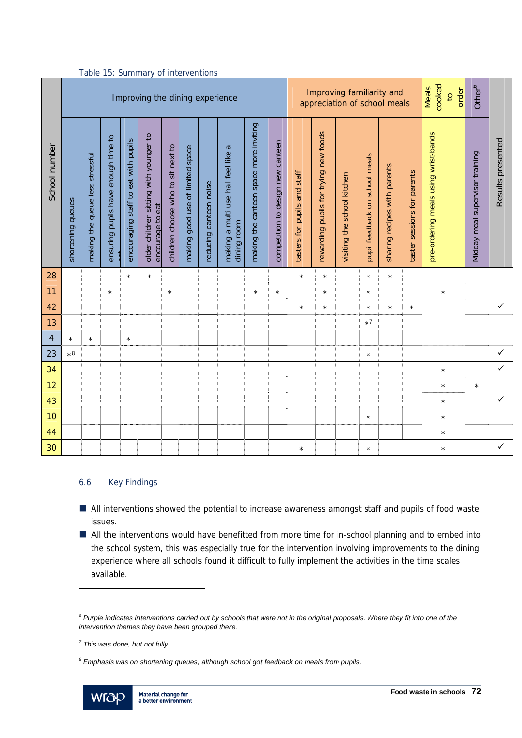Table 15: Summary of interventions

| School number | Improving the dining experience | | | | | | | | | | | Improving familiarity and appreciation of school meals | | | | | | Meals cooked to order | Other[6] | Results presented |
|---|---|---|---|---|---|---|---|---|---|---|---|---|---|---|---|---|---|---|---|---|
| | shortening queues | making the queue less stressful | ensuring pupils have enough time to eat | encouraging staff to eat with pupils | older children sitting with younger to encourage to eat | children choose who to sit next to | making good use of limited space | reducing canteen noise | making a multi use hall feel like a dining room | making the canteen space more inviting | competition to design new canteen | tasters for pupils and staff | rewarding pupils for trying new foods | visiting the school kitchen | pupil feedback on school meals | sharing recipes with parents | taster sessions for parents | pre-ordering meals using wrist-bands | Midday meal supervisor training | |
| 28 | | | | * | * | | | | | | | * | * | | * | * | | | | |
| 11 | | | * | | | * | | | | * | * | | * | | * | | | * | | |
| 42 | | | | | | | | | | | | * | * | | * | * | * | | | ✓ |
| 13 | | | | | | | | | | | | | | | *[7] | | | | | |
| 4 | * | * | | * | | | | | | | | | | | | | | | | |
| 23 | *[8] | | | | | | | | | | | | | | * | | | | | ✓ |
| 34 | | | | | | | | | | | | | | | | | | * | | ✓ |
| 12 | | | | | | | | | | | | | | | | | | * | * | |
| 43 | | | | | | | | | | | | | | | | | | * | | ✓ |
| 10 | | | | | | | | | | | | | | | * | | | * | | |
| 44 | | | | | | | | | | | | | | | | | | * | | |
| 30 | | | | | | | | | | | | * | | | * | | | * | | ✓ |

## 6.6 Key Findings

- All interventions showed the potential to increase awareness amongst staff and pupils of food waste issues.
- All the interventions would have benefitted from more time for in-school planning and to embed into the school system, this was especially true for the intervention involving improvements to the dining experience where all schools found it difficult to fully implement the activities in the time scales available.

---

*[6] Purple indicates interventions carried out by schools that were not in the original proposals. Where they fit into one of the intervention themes they have been grouped there.*

*[7] This was done, but not fully*

*[8] Emphasis was on shortening queues, although school got feedback on meals from pupils.*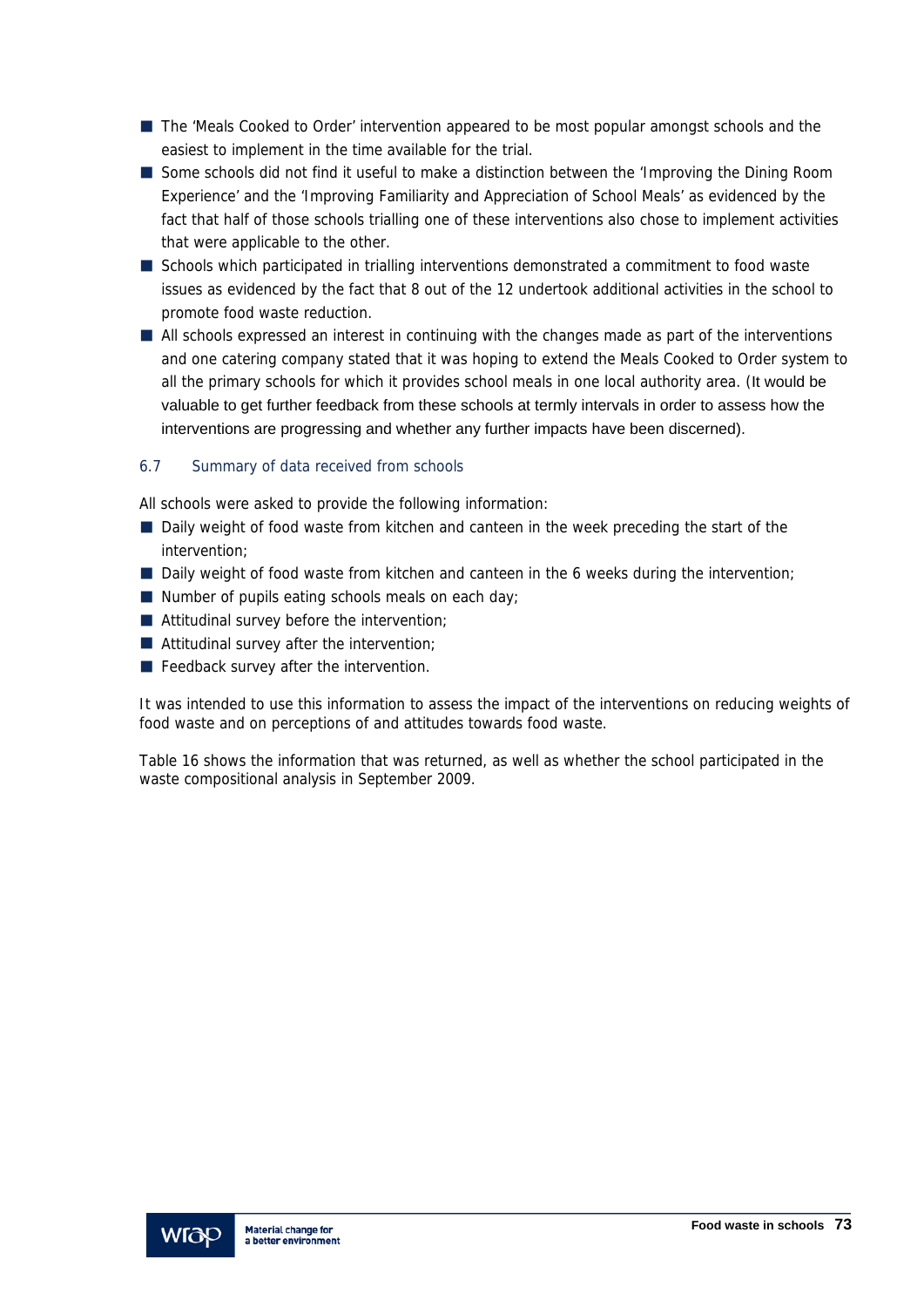- The 'Meals Cooked to Order' intervention appeared to be most popular amongst schools and the easiest to implement in the time available for the trial.
- Some schools did not find it useful to make a distinction between the 'Improving the Dining Room Experience' and the 'Improving Familiarity and Appreciation of School Meals' as evidenced by the fact that half of those schools trialling one of these interventions also chose to implement activities that were applicable to the other.
- Schools which participated in trialling interventions demonstrated a commitment to food waste issues as evidenced by the fact that 8 out of the 12 undertook additional activities in the school to promote food waste reduction.
- All schools expressed an interest in continuing with the changes made as part of the interventions and one catering company stated that it was hoping to extend the Meals Cooked to Order system to all the primary schools for which it provides school meals in one local authority area. (It would be valuable to get further feedback from these schools at termly intervals in order to assess how the interventions are progressing and whether any further impacts have been discerned).

### 6.7 Summary of data received from schools

All schools were asked to provide the following information:

- Daily weight of food waste from kitchen and canteen in the week preceding the start of the intervention;
- Daily weight of food waste from kitchen and canteen in the 6 weeks during the intervention;
- Number of pupils eating schools meals on each day;
- Attitudinal survey before the intervention;
- Attitudinal survey after the intervention;
- Feedback survey after the intervention.

It was intended to use this information to assess the impact of the interventions on reducing weights of food waste and on perceptions of and attitudes towards food waste.

Table 16 shows the information that was returned, as well as whether the school participated in the waste compositional analysis in September 2009.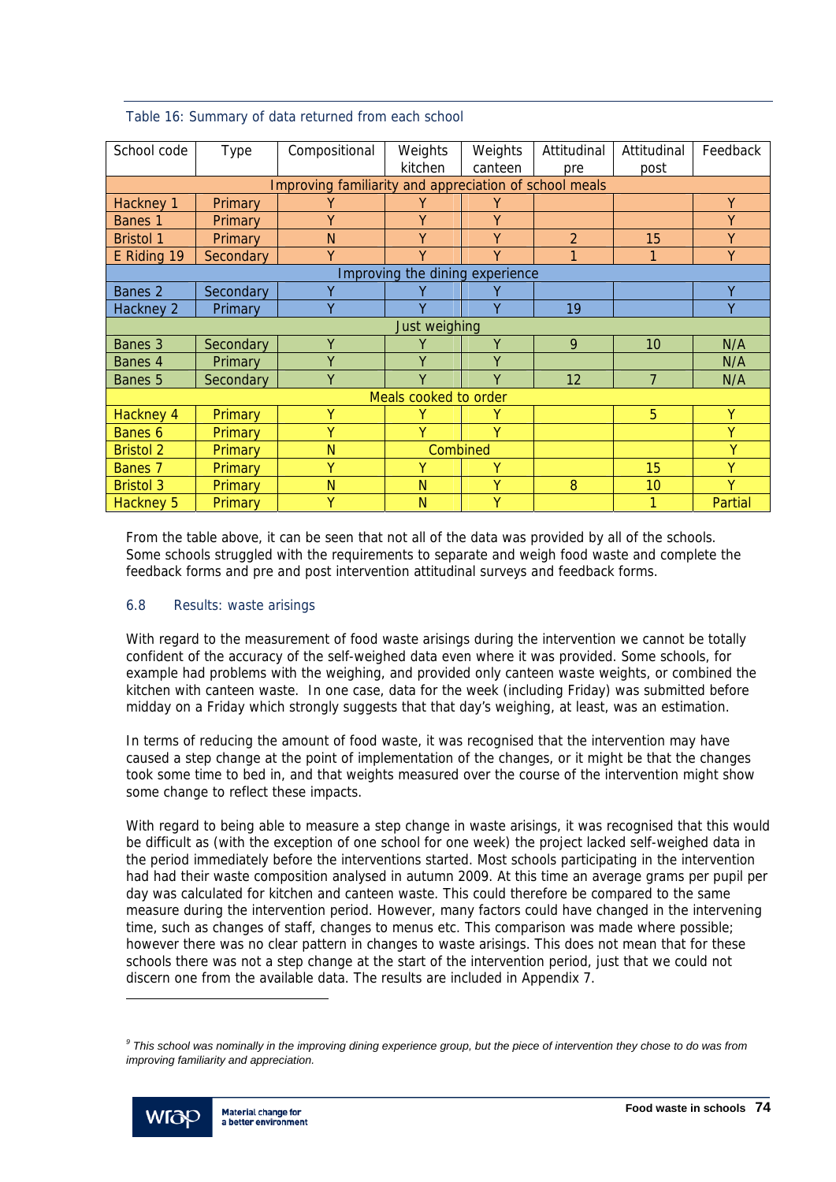Table 16: Summary of data returned from each school

| School code | Type | Compositional | Weights kitchen | Weights canteen | Attitudinal pre | Attitudinal post | Feedback |
|---|---|---|---|---|---|---|---|
| Improving familiarity and appreciation of school meals | | | | | | | |
| Hackney 1 | Primary | Y | Y | Y | | | Y |
| Banes 1 | Primary | Y | Y | Y | | | Y |
| Bristol 1 | Primary | N | Y | Y | 2 | 15 | Y |
| E Riding 19 | Secondary | Y | Y | Y | 1 | 1 | Y |
| Improving the dining experience | | | | | | | |
| Banes 2 | Secondary | Y | Y | Y | | | Y |
| Hackney 2 | Primary | Y | Y | Y | 19 | | Y |
| Just weighing | | | | | | | |
| Banes 3 | Secondary | Y | Y | Y | 9 | 10 | N/A |
| Banes 4 | Primary | Y | Y | Y | | | N/A |
| Banes 5 | Secondary | Y | Y | Y | 12 | 7 | N/A |
| Meals cooked to order | | | | | | | |
| Hackney 4 | Primary | Y | Y | Y | | 5 | Y |
| Banes 6 | Primary | Y | Y | Y | | | Y |
| Bristol 2 | Primary | N | Combined | | | | Y |
| Banes 7 | Primary | Y | Y | Y | | 15 | Y |
| Bristol 3 | Primary | N | N | Y | 8 | 10 | Y |
| Hackney 5 | Primary | Y | N | Y | | 1 | Partial |

From the table above, it can be seen that not all of the data was provided by all of the schools. Some schools struggled with the requirements to separate and weigh food waste and complete the feedback forms and pre and post intervention attitudinal surveys and feedback forms.

### 6.8 Results: waste arisings

With regard to the measurement of food waste arisings during the intervention we cannot be totally confident of the accuracy of the self-weighed data even where it was provided. Some schools, for example had problems with the weighing, and provided only canteen waste weights, or combined the kitchen with canteen waste. In one case, data for the week (including Friday) was submitted before midday on a Friday which strongly suggests that that day's weighing, at least, was an estimation.

In terms of reducing the amount of food waste, it was recognised that the intervention may have caused a step change at the point of implementation of the changes, or it might be that the changes took some time to bed in, and that weights measured over the course of the intervention might show some change to reflect these impacts.

With regard to being able to measure a step change in waste arisings, it was recognised that this would be difficult as (with the exception of one school for one week) the project lacked self-weighed data in the period immediately before the interventions started. Most schools participating in the intervention had had their waste composition analysed in autumn 2009. At this time an average grams per pupil per day was calculated for kitchen and canteen waste. This could therefore be compared to the same measure during the intervention period. However, many factors could have changed in the intervening time, such as changes of staff, changes to menus etc. This comparison was made where possible; however there was no clear pattern in changes to waste arisings. This does not mean that for these schools there was not a step change at the start of the intervention period, just that we could not discern one from the available data. The results are included in Appendix 7.

---

[9] *This school was nominally in the improving dining experience group, but the piece of intervention they chose to do was from improving familiarity and appreciation.*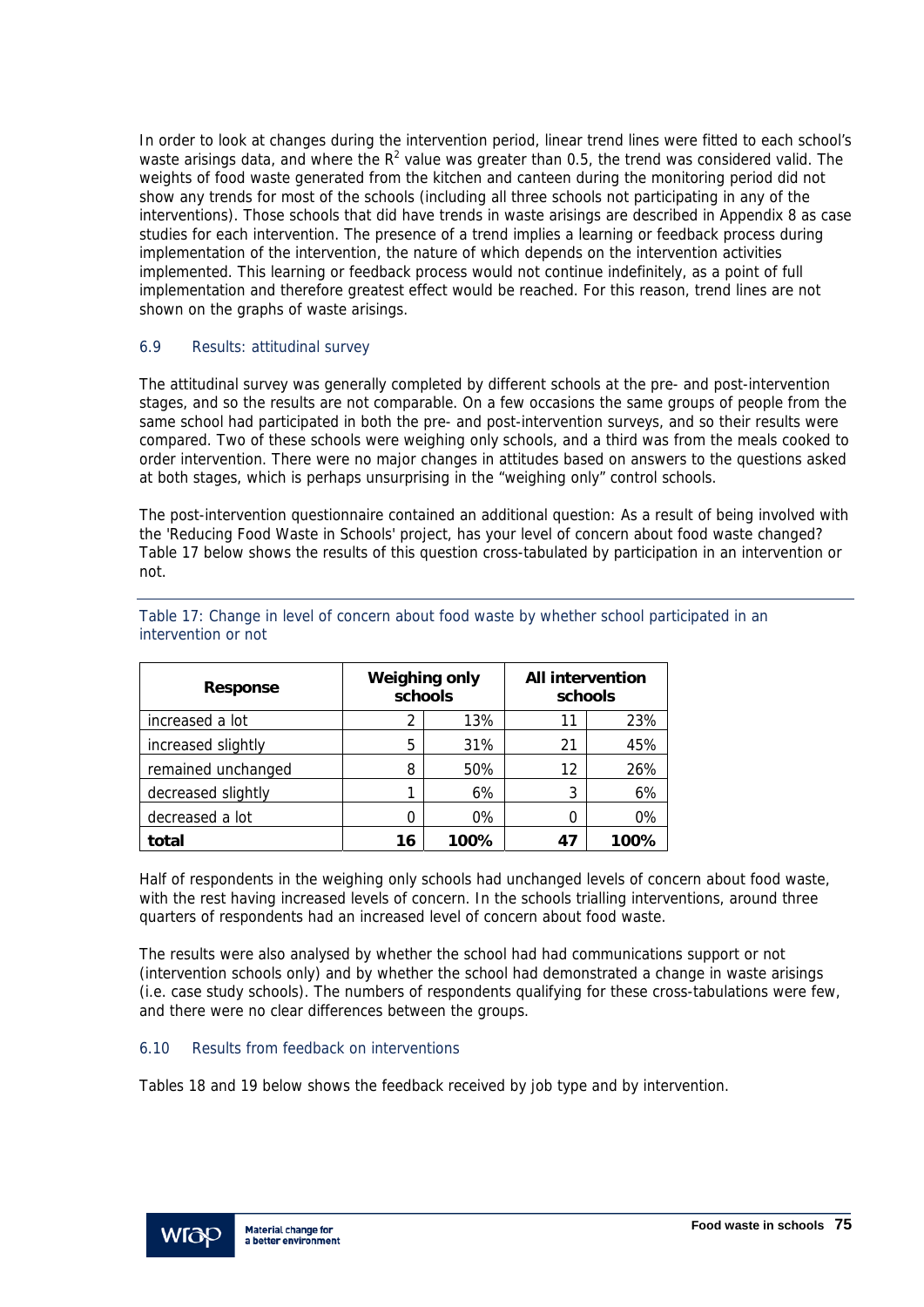In order to look at changes during the intervention period, linear trend lines were fitted to each school's waste arisings data, and where the $R^2$ value was greater than 0.5, the trend was considered valid. The weights of food waste generated from the kitchen and canteen during the monitoring period did not show any trends for most of the schools (including all three schools not participating in any of the interventions). Those schools that did have trends in waste arisings are described in Appendix 8 as case studies for each intervention. The presence of a trend implies a learning or feedback process during implementation of the intervention, the nature of which depends on the intervention activities implemented. This learning or feedback process would not continue indefinitely, as a point of full implementation and therefore greatest effect would be reached. For this reason, trend lines are not shown on the graphs of waste arisings.

### 6.9 Results: attitudinal survey

The attitudinal survey was generally completed by different schools at the pre- and post-intervention stages, and so the results are not comparable. On a few occasions the same groups of people from the same school had participated in both the pre- and post-intervention surveys, and so their results were compared. Two of these schools were weighing only schools, and a third was from the meals cooked to order intervention. There were no major changes in attitudes based on answers to the questions asked at both stages, which is perhaps unsurprising in the "weighing only" control schools.

The post-intervention questionnaire contained an additional question: As a result of being involved with the 'Reducing Food Waste in Schools' project, has your level of concern about food waste changed? Table 17 below shows the results of this question cross-tabulated by participation in an intervention or not.

Table 17: Change in level of concern about food waste by whether school participated in an intervention or not

| Response | Weighing only schools | | All intervention schools | |
|---|---|---|---|---|
| increased a lot | 2 | 13% | 11 | 23% |
| increased slightly | 5 | 31% | 21 | 45% |
| remained unchanged | 8 | 50% | 12 | 26% |
| decreased slightly | 1 | 6% | 3 | 6% |
| decreased a lot | 0 | 0% | 0 | 0% |
| **total** | **16** | **100%** | **47** | **100%** |

Half of respondents in the weighing only schools had unchanged levels of concern about food waste, with the rest having increased levels of concern. In the schools trialling interventions, around three quarters of respondents had an increased level of concern about food waste.

The results were also analysed by whether the school had had communications support or not (intervention schools only) and by whether the school had demonstrated a change in waste arisings (i.e. case study schools). The numbers of respondents qualifying for these cross-tabulations were few, and there were no clear differences between the groups.

### 6.10 Results from feedback on interventions

Tables 18 and 19 below shows the feedback received by job type and by intervention.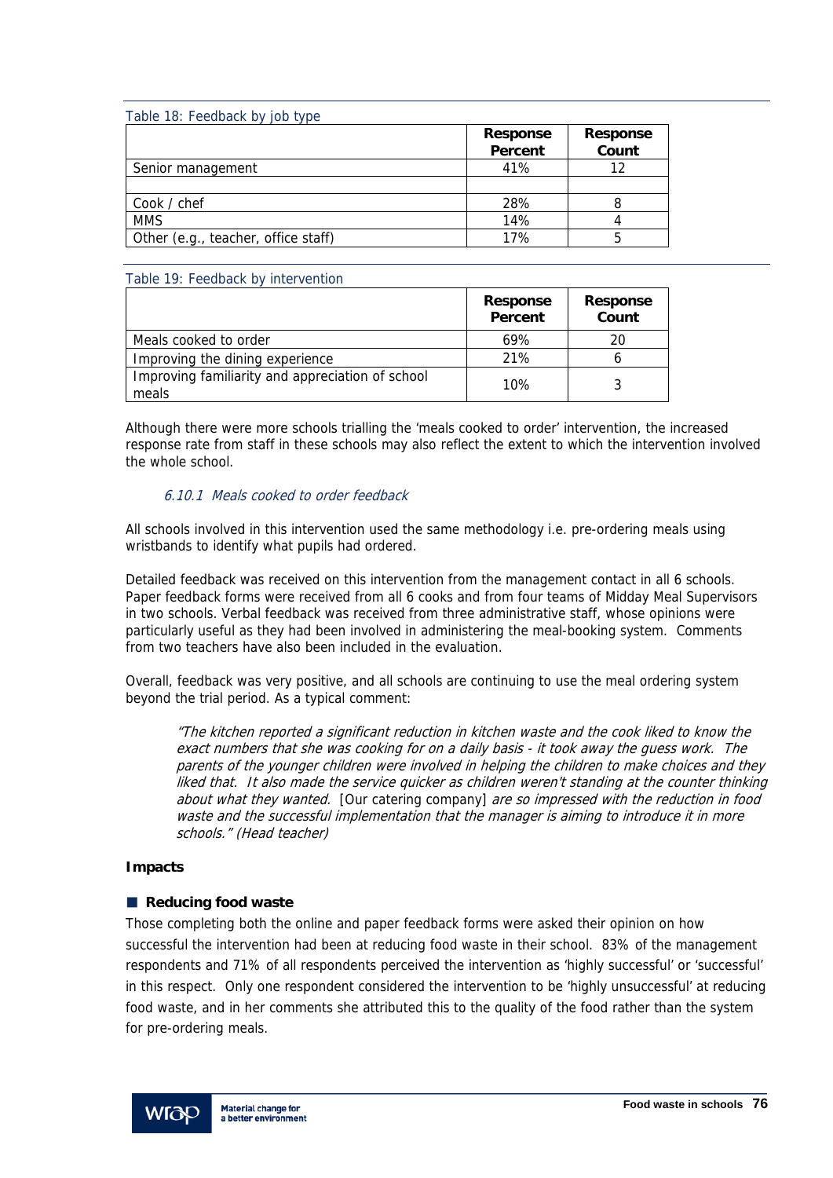Table 18: Feedback by job type

| | Response Percent | Response Count |
|---|---|---|
| Senior management | 41% | 12 |
| | | |
| Cook / chef | 28% | 8 |
| MMS | 14% | 4 |
| Other (e.g., teacher, office staff) | 17% | 5 |

Table 19: Feedback by intervention

| | Response Percent | Response Count |
|---|---|---|
| Meals cooked to order | 69% | 20 |
| Improving the dining experience | 21% | 6 |
| Improving familiarity and appreciation of school meals | 10% | 3 |

Although there were more schools trialling the 'meals cooked to order' intervention, the increased response rate from staff in these schools may also reflect the extent to which the intervention involved the whole school.

### *6.10.1 Meals cooked to order feedback*

All schools involved in this intervention used the same methodology i.e. pre-ordering meals using wristbands to identify what pupils had ordered.

Detailed feedback was received on this intervention from the management contact in all 6 schools. Paper feedback forms were received from all 6 cooks and from four teams of Midday Meal Supervisors in two schools. Verbal feedback was received from three administrative staff, whose opinions were particularly useful as they had been involved in administering the meal-booking system. Comments from two teachers have also been included in the evaluation.

Overall, feedback was very positive, and all schools are continuing to use the meal ordering system beyond the trial period. As a typical comment:

> *"The kitchen reported a significant reduction in kitchen waste and the cook liked to know the exact numbers that she was cooking for on a daily basis - it took away the guess work. The parents of the younger children were involved in helping the children to make choices and they liked that. It also made the service quicker as children weren't standing at the counter thinking about what they wanted.* [Our catering company] *are so impressed with the reduction in food waste and the successful implementation that the manager is aiming to introduce it in more schools." (Head teacher)*

**Impacts**

- **Reducing food waste**

Those completing both the online and paper feedback forms were asked their opinion on how successful the intervention had been at reducing food waste in their school. 83% of the management respondents and 71% of all respondents perceived the intervention as 'highly successful' or 'successful' in this respect. Only one respondent considered the intervention to be 'highly unsuccessful' at reducing food waste, and in her comments she attributed this to the quality of the food rather than the system for pre-ordering meals.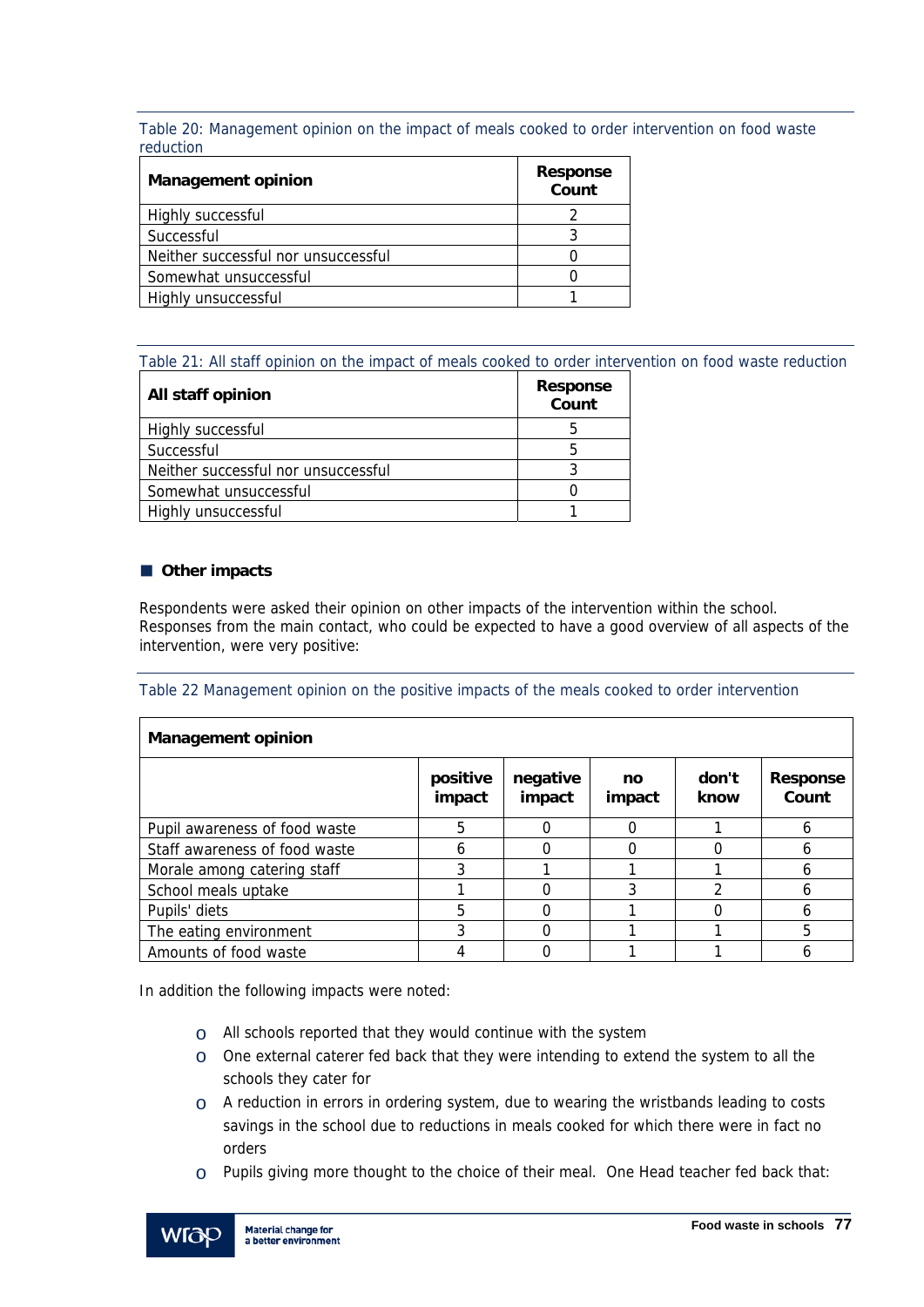Table 20: Management opinion on the impact of meals cooked to order intervention on food waste reduction

| Management opinion | Response Count |
|---|---|
| Highly successful | 2 |
| Successful | 3 |
| Neither successful nor unsuccessful | 0 |
| Somewhat unsuccessful | 0 |
| Highly unsuccessful | 1 |

Table 21: All staff opinion on the impact of meals cooked to order intervention on food waste reduction

| All staff opinion | Response Count |
|---|---|
| Highly successful | 5 |
| Successful | 5 |
| Neither successful nor unsuccessful | 3 |
| Somewhat unsuccessful | 0 |
| Highly unsuccessful | 1 |

### Other impacts

Respondents were asked their opinion on other impacts of the intervention within the school. Responses from the main contact, who could be expected to have a good overview of all aspects of the intervention, were very positive:

Table 22 Management opinion on the positive impacts of the meals cooked to order intervention

| Management opinion | | | | | |
|---|---|---|---|---|---|
| | positive impact | negative impact | no impact | don't know | Response Count |
| Pupil awareness of food waste | 5 | 0 | 0 | 1 | 6 |
| Staff awareness of food waste | 6 | 0 | 0 | 0 | 6 |
| Morale among catering staff | 3 | 1 | 1 | 1 | 6 |
| School meals uptake | 1 | 0 | 3 | 2 | 6 |
| Pupils' diets | 5 | 0 | 1 | 0 | 6 |
| The eating environment | 3 | 0 | 1 | 1 | 5 |
| Amounts of food waste | 4 | 0 | 1 | 1 | 6 |

In addition the following impacts were noted:

- All schools reported that they would continue with the system
- One external caterer fed back that they were intending to extend the system to all the schools they cater for
- A reduction in errors in ordering system, due to wearing the wristbands leading to costs savings in the school due to reductions in meals cooked for which there were in fact no orders
- Pupils giving more thought to the choice of their meal. One Head teacher fed back that: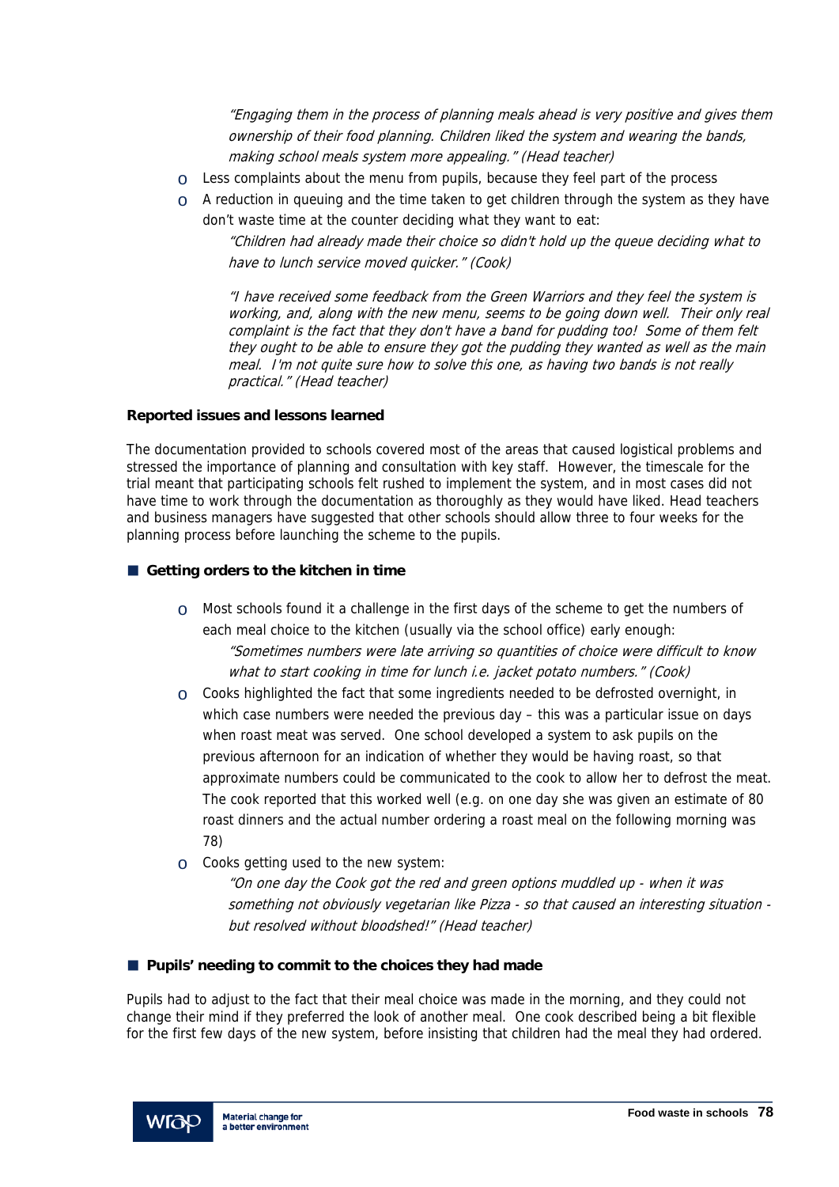*"Engaging them in the process of planning meals ahead is very positive and gives them ownership of their food planning. Children liked the system and wearing the bands, making school meals system more appealing." (Head teacher)*

- Less complaints about the menu from pupils, because they feel part of the process
- A reduction in queuing and the time taken to get children through the system as they have don't waste time at the counter deciding what they want to eat:

  *"Children had already made their choice so didn't hold up the queue deciding what to have to lunch service moved quicker." (Cook)*

  *"I have received some feedback from the Green Warriors and they feel the system is working, and, along with the new menu, seems to be going down well. Their only real complaint is the fact that they don't have a band for pudding too! Some of them felt they ought to be able to ensure they got the pudding they wanted as well as the main meal. I'm not quite sure how to solve this one, as having two bands is not really practical." (Head teacher)*

**Reported issues and lessons learned**

The documentation provided to schools covered most of the areas that caused logistical problems and stressed the importance of planning and consultation with key staff. However, the timescale for the trial meant that participating schools felt rushed to implement the system, and in most cases did not have time to work through the documentation as thoroughly as they would have liked. Head teachers and business managers have suggested that other schools should allow three to four weeks for the planning process before launching the scheme to the pupils.

- **Getting orders to the kitchen in time**
  - Most schools found it a challenge in the first days of the scheme to get the numbers of each meal choice to the kitchen (usually via the school office) early enough:

    *"Sometimes numbers were late arriving so quantities of choice were difficult to know what to start cooking in time for lunch i.e. jacket potato numbers." (Cook)*
  - Cooks highlighted the fact that some ingredients needed to be defrosted overnight, in which case numbers were needed the previous day – this was a particular issue on days when roast meat was served. One school developed a system to ask pupils on the previous afternoon for an indication of whether they would be having roast, so that approximate numbers could be communicated to the cook to allow her to defrost the meat. The cook reported that this worked well (e.g. on one day she was given an estimate of 80 roast dinners and the actual number ordering a roast meal on the following morning was 78)
  - Cooks getting used to the new system:

    *"On one day the Cook got the red and green options muddled up - when it was something not obviously vegetarian like Pizza - so that caused an interesting situation - but resolved without bloodshed!" (Head teacher)*

- **Pupils' needing to commit to the choices they had made**

Pupils had to adjust to the fact that their meal choice was made in the morning, and they could not change their mind if they preferred the look of another meal. One cook described being a bit flexible for the first few days of the new system, before insisting that children had the meal they had ordered.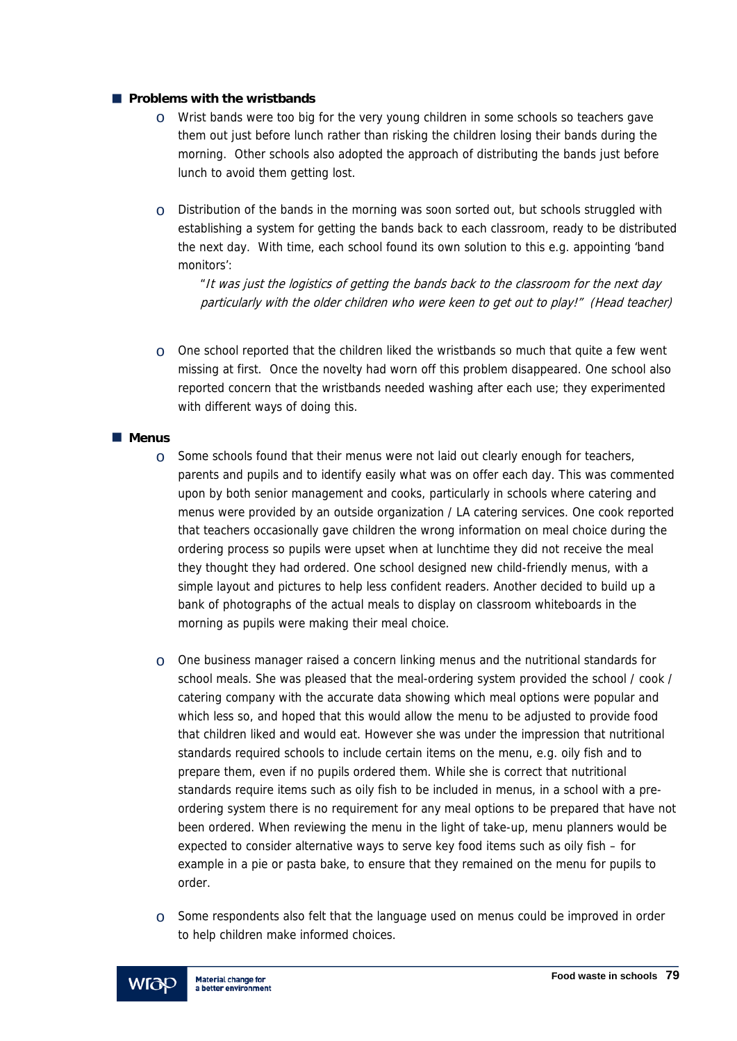- **Problems with the wristbands**
  - Wrist bands were too big for the very young children in some schools so teachers gave them out just before lunch rather than risking the children losing their bands during the morning. Other schools also adopted the approach of distributing the bands just before lunch to avoid them getting lost.
  - Distribution of the bands in the morning was soon sorted out, but schools struggled with establishing a system for getting the bands back to each classroom, ready to be distributed the next day. With time, each school found its own solution to this e.g. appointing 'band monitors':

    "*It was just the logistics of getting the bands back to the classroom for the next day particularly with the older children who were keen to get out to play!" (Head teacher)*
  - One school reported that the children liked the wristbands so much that quite a few went missing at first. Once the novelty had worn off this problem disappeared. One school also reported concern that the wristbands needed washing after each use; they experimented with different ways of doing this.

- **Menus**
  - Some schools found that their menus were not laid out clearly enough for teachers, parents and pupils and to identify easily what was on offer each day. This was commented upon by both senior management and cooks, particularly in schools where catering and menus were provided by an outside organization / LA catering services. One cook reported that teachers occasionally gave children the wrong information on meal choice during the ordering process so pupils were upset when at lunchtime they did not receive the meal they thought they had ordered. One school designed new child-friendly menus, with a simple layout and pictures to help less confident readers. Another decided to build up a bank of photographs of the actual meals to display on classroom whiteboards in the morning as pupils were making their meal choice.
  - One business manager raised a concern linking menus and the nutritional standards for school meals. She was pleased that the meal-ordering system provided the school / cook / catering company with the accurate data showing which meal options were popular and which less so, and hoped that this would allow the menu to be adjusted to provide food that children liked and would eat. However she was under the impression that nutritional standards required schools to include certain items on the menu, e.g. oily fish and to prepare them, even if no pupils ordered them. While she is correct that nutritional standards require items such as oily fish to be included in menus, in a school with a pre-ordering system there is no requirement for any meal options to be prepared that have not been ordered. When reviewing the menu in the light of take-up, menu planners would be expected to consider alternative ways to serve key food items such as oily fish – for example in a pie or pasta bake, to ensure that they remained on the menu for pupils to order.
  - Some respondents also felt that the language used on menus could be improved in order to help children make informed choices.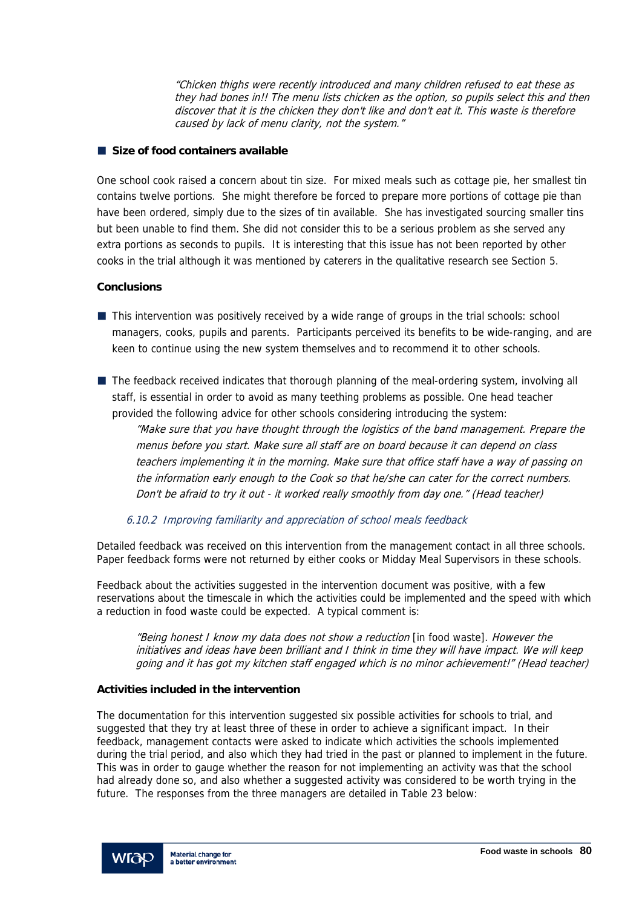*"Chicken thighs were recently introduced and many children refused to eat these as they had bones in!! The menu lists chicken as the option, so pupils select this and then discover that it is the chicken they don't like and don't eat it. This waste is therefore caused by lack of menu clarity, not the system."*

- **Size of food containers available**

One school cook raised a concern about tin size. For mixed meals such as cottage pie, her smallest tin contains twelve portions. She might therefore be forced to prepare more portions of cottage pie than have been ordered, simply due to the sizes of tin available. She has investigated sourcing smaller tins but been unable to find them. She did not consider this to be a serious problem as she served any extra portions as seconds to pupils. It is interesting that this issue has not been reported by other cooks in the trial although it was mentioned by caterers in the qualitative research see Section 5.

**Conclusions**

- This intervention was positively received by a wide range of groups in the trial schools: school managers, cooks, pupils and parents. Participants perceived its benefits to be wide-ranging, and are keen to continue using the new system themselves and to recommend it to other schools.
- The feedback received indicates that thorough planning of the meal-ordering system, involving all staff, is essential in order to avoid as many teething problems as possible. One head teacher provided the following advice for other schools considering introducing the system:

  *"Make sure that you have thought through the logistics of the band management. Prepare the menus before you start. Make sure all staff are on board because it can depend on class teachers implementing it in the morning. Make sure that office staff have a way of passing on the information early enough to the Cook so that he/she can cater for the correct numbers. Don't be afraid to try it out - it worked really smoothly from day one." (Head teacher)*

### *6.10.2 Improving familiarity and appreciation of school meals feedback*

Detailed feedback was received on this intervention from the management contact in all three schools. Paper feedback forms were not returned by either cooks or Midday Meal Supervisors in these schools.

Feedback about the activities suggested in the intervention document was positive, with a few reservations about the timescale in which the activities could be implemented and the speed with which a reduction in food waste could be expected. A typical comment is:

*"Being honest I know my data does not show a reduction* [in food waste]. *However the initiatives and ideas have been brilliant and I think in time they will have impact. We will keep going and it has got my kitchen staff engaged which is no minor achievement!" (Head teacher)*

**Activities included in the intervention**

The documentation for this intervention suggested six possible activities for schools to trial, and suggested that they try at least three of these in order to achieve a significant impact. In their feedback, management contacts were asked to indicate which activities the schools implemented during the trial period, and also which they had tried in the past or planned to implement in the future. This was in order to gauge whether the reason for not implementing an activity was that the school had already done so, and also whether a suggested activity was considered to be worth trying in the future. The responses from the three managers are detailed in Table 23 below: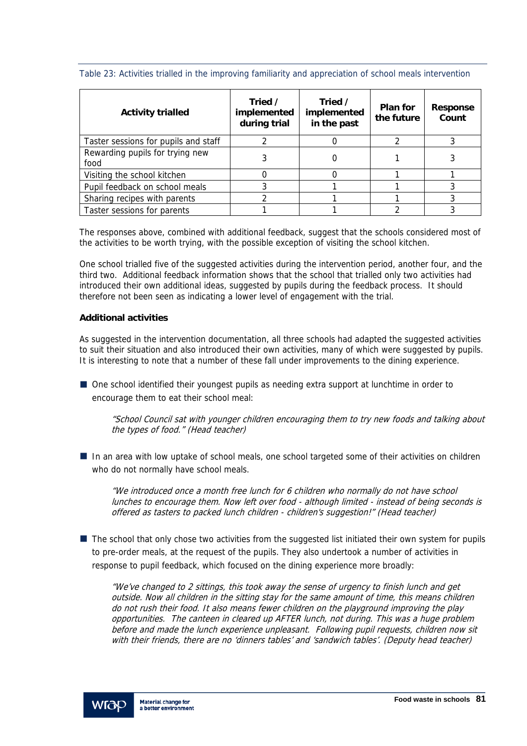Table 23: Activities trialled in the improving familiarity and appreciation of school meals intervention

| Activity trialled | Tried / implemented during trial | Tried / implemented in the past | Plan for the future | Response Count |
|---|---|---|---|---|
| Taster sessions for pupils and staff | 2 | 0 | 2 | 3 |
| Rewarding pupils for trying new food | 3 | 0 | 1 | 3 |
| Visiting the school kitchen | 0 | 0 | 1 | 1 |
| Pupil feedback on school meals | 3 | 1 | 1 | 3 |
| Sharing recipes with parents | 2 | 1 | 1 | 3 |
| Taster sessions for parents | 1 | 1 | 2 | 3 |

The responses above, combined with additional feedback, suggest that the schools considered most of the activities to be worth trying, with the possible exception of visiting the school kitchen.

One school trialled five of the suggested activities during the intervention period, another four, and the third two. Additional feedback information shows that the school that trialled only two activities had introduced their own additional ideas, suggested by pupils during the feedback process. It should therefore not been seen as indicating a lower level of engagement with the trial.

**Additional activities**

As suggested in the intervention documentation, all three schools had adapted the suggested activities to suit their situation and also introduced their own activities, many of which were suggested by pupils. It is interesting to note that a number of these fall under improvements to the dining experience.

- One school identified their youngest pupils as needing extra support at lunchtime in order to encourage them to eat their school meal:

  *"School Council sat with younger children encouraging them to try new foods and talking about the types of food." (Head teacher)*

- In an area with low uptake of school meals, one school targeted some of their activities on children who do not normally have school meals.

  *"We introduced once a month free lunch for 6 children who normally do not have school lunches to encourage them. Now left over food - although limited - instead of being seconds is offered as tasters to packed lunch children - children's suggestion!" (Head teacher)*

- The school that only chose two activities from the suggested list initiated their own system for pupils to pre-order meals, at the request of the pupils. They also undertook a number of activities in response to pupil feedback, which focused on the dining experience more broadly:

  *"We've changed to 2 sittings, this took away the sense of urgency to finish lunch and get outside. Now all children in the sitting stay for the same amount of time, this means children do not rush their food. It also means fewer children on the playground improving the play opportunities. The canteen in cleared up AFTER lunch, not during. This was a huge problem before and made the lunch experience unpleasant. Following pupil requests, children now sit with their friends, there are no 'dinners tables' and 'sandwich tables'. (Deputy head teacher)*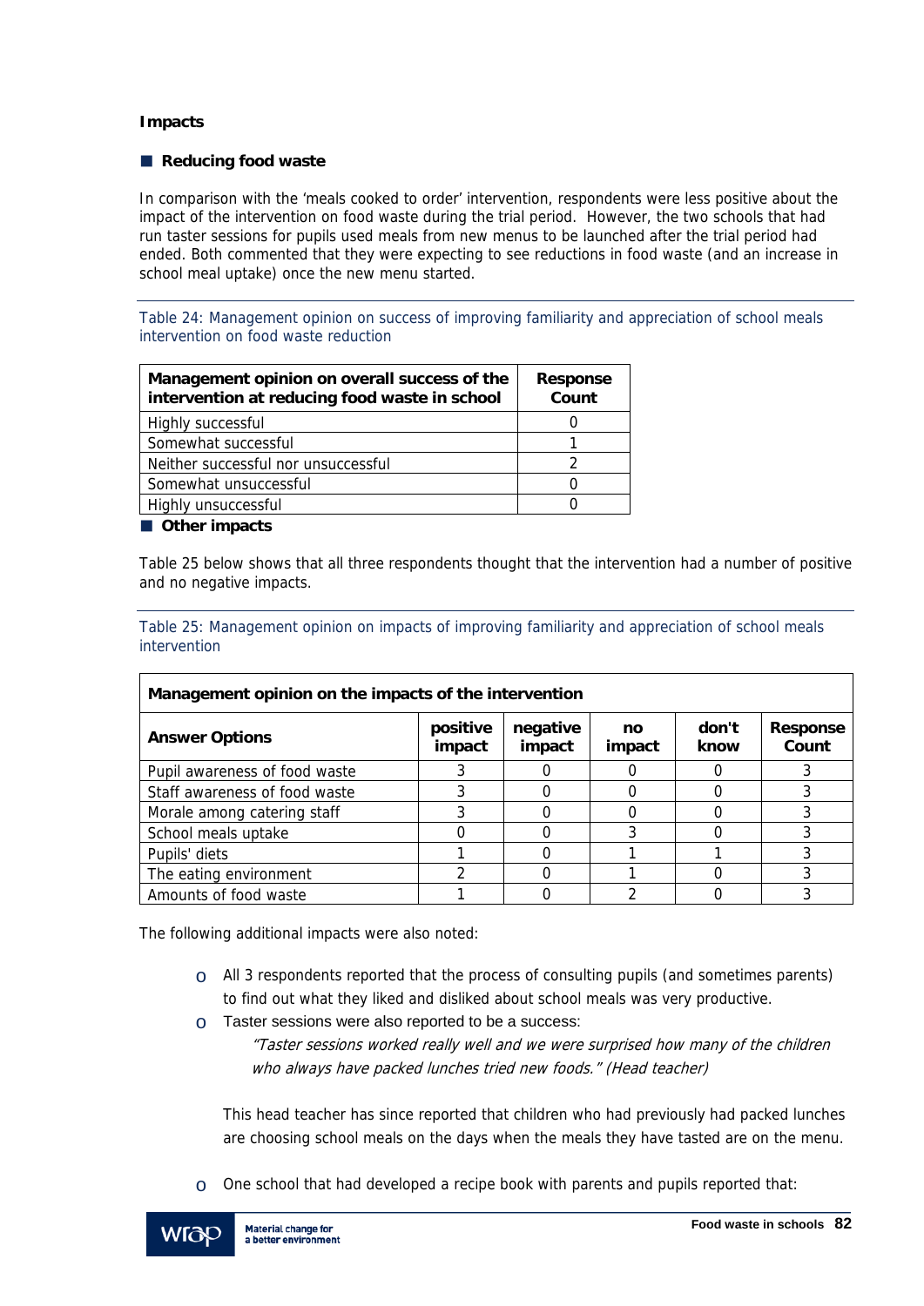### Impacts

#### Reducing food waste

In comparison with the 'meals cooked to order' intervention, respondents were less positive about the impact of the intervention on food waste during the trial period. However, the two schools that had run taster sessions for pupils used meals from new menus to be launched after the trial period had ended. Both commented that they were expecting to see reductions in food waste (and an increase in school meal uptake) once the new menu started.

Table 24: Management opinion on success of improving familiarity and appreciation of school meals intervention on food waste reduction

| Management opinion on overall success of the intervention at reducing food waste in school | Response Count |
|---|---|
| Highly successful | 0 |
| Somewhat successful | 1 |
| Neither successful nor unsuccessful | 2 |
| Somewhat unsuccessful | 0 |
| Highly unsuccessful | 0 |

#### Other impacts

Table 25 below shows that all three respondents thought that the intervention had a number of positive and no negative impacts.

Table 25: Management opinion on impacts of improving familiarity and appreciation of school meals intervention

| Management opinion on the impacts of the intervention | | | | | |
|---|---|---|---|---|---|
| **Answer Options** | **positive impact** | **negative impact** | **no impact** | **don't know** | **Response Count** |
| Pupil awareness of food waste | 3 | 0 | 0 | 0 | 3 |
| Staff awareness of food waste | 3 | 0 | 0 | 0 | 3 |
| Morale among catering staff | 3 | 0 | 0 | 0 | 3 |
| School meals uptake | 0 | 0 | 3 | 0 | 3 |
| Pupils' diets | 1 | 0 | 1 | 1 | 3 |
| The eating environment | 2 | 0 | 1 | 0 | 3 |
| Amounts of food waste | 1 | 0 | 2 | 0 | 3 |

The following additional impacts were also noted:

- All 3 respondents reported that the process of consulting pupils (and sometimes parents) to find out what they liked and disliked about school meals was very productive.
- Taster sessions were also reported to be a success:

  *"Taster sessions worked really well and we were surprised how many of the children who always have packed lunches tried new foods." (Head teacher)*

  This head teacher has since reported that children who had previously had packed lunches are choosing school meals on the days when the meals they have tasted are on the menu.

- One school that had developed a recipe book with parents and pupils reported that: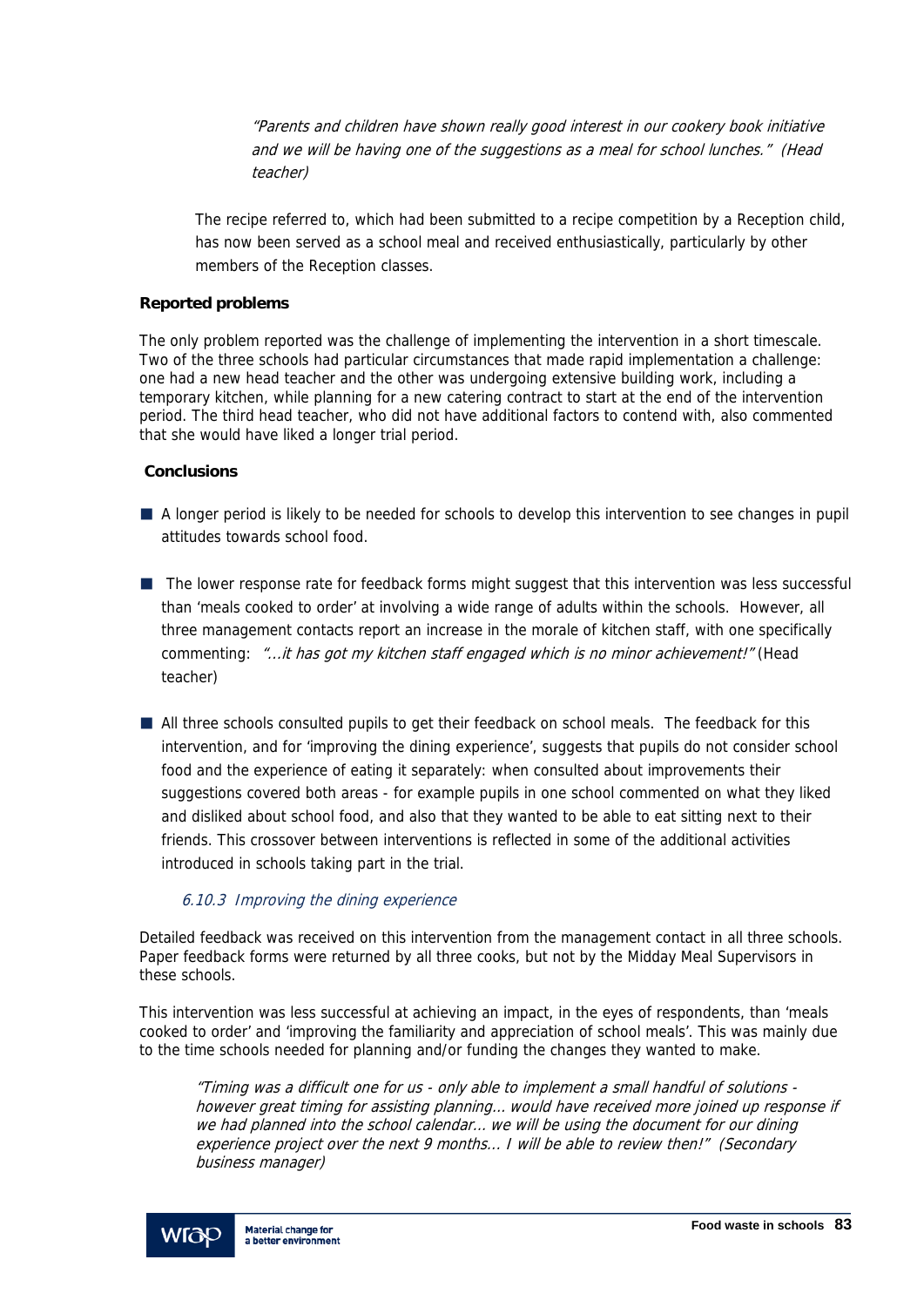> *"Parents and children have shown really good interest in our cookery book initiative and we will be having one of the suggestions as a meal for school lunches."* (Head teacher)

The recipe referred to, which had been submitted to a recipe competition by a Reception child, has now been served as a school meal and received enthusiastically, particularly by other members of the Reception classes.

**Reported problems**

The only problem reported was the challenge of implementing the intervention in a short timescale. Two of the three schools had particular circumstances that made rapid implementation a challenge: one had a new head teacher and the other was undergoing extensive building work, including a temporary kitchen, while planning for a new catering contract to start at the end of the intervention period. The third head teacher, who did not have additional factors to contend with, also commented that she would have liked a longer trial period.

**Conclusions**

- A longer period is likely to be needed for schools to develop this intervention to see changes in pupil attitudes towards school food.
- The lower response rate for feedback forms might suggest that this intervention was less successful than 'meals cooked to order' at involving a wide range of adults within the schools. However, all three management contacts report an increase in the morale of kitchen staff, with one specifically commenting: *"...it has got my kitchen staff engaged which is no minor achievement!"* (Head teacher)
- All three schools consulted pupils to get their feedback on school meals. The feedback for this intervention, and for 'improving the dining experience', suggests that pupils do not consider school food and the experience of eating it separately: when consulted about improvements their suggestions covered both areas - for example pupils in one school commented on what they liked and disliked about school food, and also that they wanted to be able to eat sitting next to their friends. This crossover between interventions is reflected in some of the additional activities introduced in schools taking part in the trial.

### *6.10.3 Improving the dining experience*

Detailed feedback was received on this intervention from the management contact in all three schools. Paper feedback forms were returned by all three cooks, but not by the Midday Meal Supervisors in these schools.

This intervention was less successful at achieving an impact, in the eyes of respondents, than 'meals cooked to order' and 'improving the familiarity and appreciation of school meals'. This was mainly due to the time schools needed for planning and/or funding the changes they wanted to make.

> *"Timing was a difficult one for us - only able to implement a small handful of solutions - however great timing for assisting planning... would have received more joined up response if we had planned into the school calendar... we will be using the document for our dining experience project over the next 9 months... I will be able to review then!"* (Secondary business manager)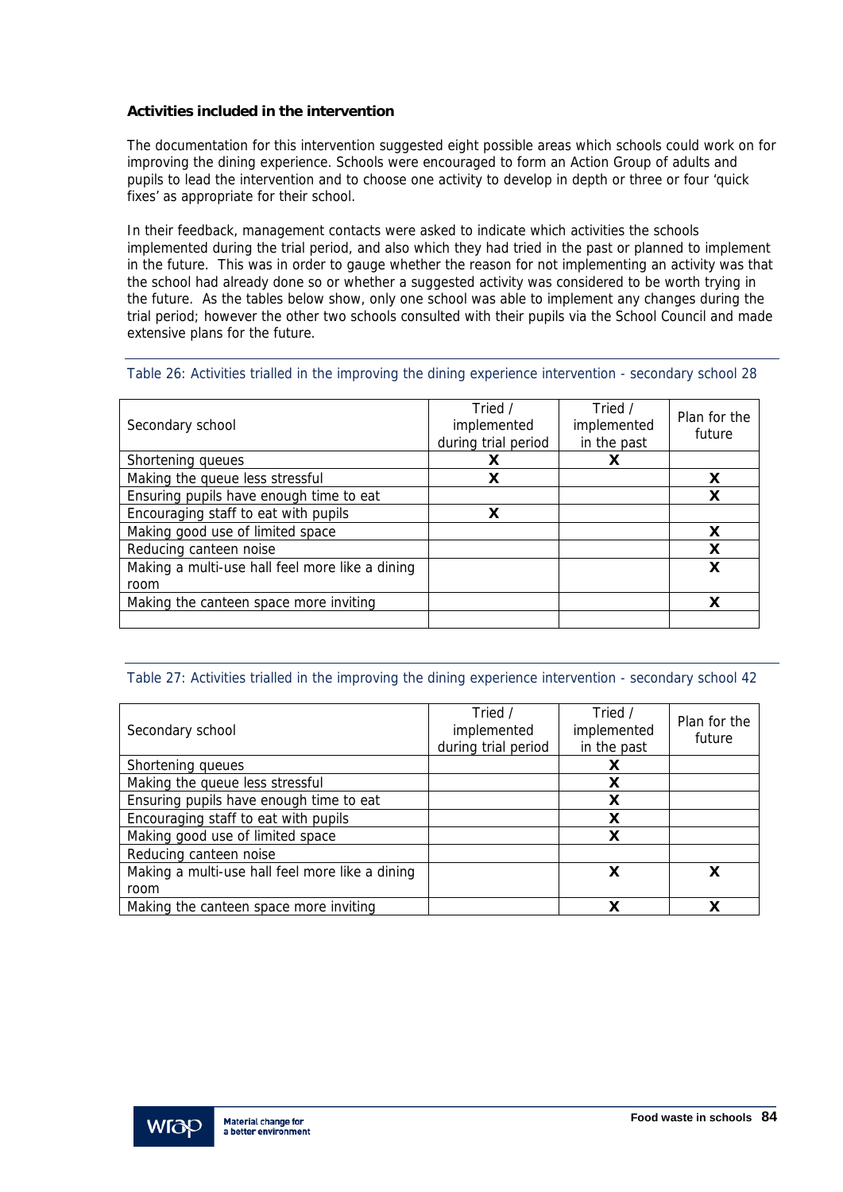**Activities included in the intervention**

The documentation for this intervention suggested eight possible areas which schools could work on for improving the dining experience. Schools were encouraged to form an Action Group of adults and pupils to lead the intervention and to choose one activity to develop in depth or three or four 'quick fixes' as appropriate for their school.

In their feedback, management contacts were asked to indicate which activities the schools implemented during the trial period, and also which they had tried in the past or planned to implement in the future. This was in order to gauge whether the reason for not implementing an activity was that the school had already done so or whether a suggested activity was considered to be worth trying in the future. As the tables below show, only one school was able to implement any changes during the trial period; however the other two schools consulted with their pupils via the School Council and made extensive plans for the future.

Table 26: Activities trialled in the improving the dining experience intervention - secondary school 28

| Secondary school | Tried / implemented during trial period | Tried / implemented in the past | Plan for the future |
|---|---|---|---|
| Shortening queues | X | X | |
| Making the queue less stressful | X | | X |
| Ensuring pupils have enough time to eat | | | X |
| Encouraging staff to eat with pupils | X | | |
| Making good use of limited space | | | X |
| Reducing canteen noise | | | X |
| Making a multi-use hall feel more like a dining room | | | X |
| Making the canteen space more inviting | | | X |
| | | | |

Table 27: Activities trialled in the improving the dining experience intervention - secondary school 42

| Secondary school | Tried / implemented during trial period | Tried / implemented in the past | Plan for the future |
|---|---|---|---|
| Shortening queues | | X | |
| Making the queue less stressful | | X | |
| Ensuring pupils have enough time to eat | | X | |
| Encouraging staff to eat with pupils | | X | |
| Making good use of limited space | | X | |
| Reducing canteen noise | | | |
| Making a multi-use hall feel more like a dining room | | X | X |
| Making the canteen space more inviting | | X | X |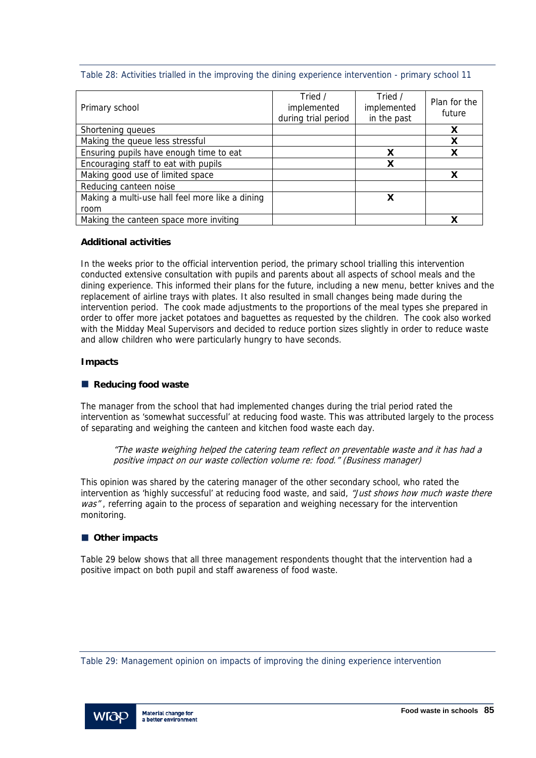Table 28: Activities trialled in the improving the dining experience intervention - primary school 11

| Primary school | Tried / implemented during trial period | Tried / implemented in the past | Plan for the future |
|---|---|---|---|
| Shortening queues | | | X |
| Making the queue less stressful | | | X |
| Ensuring pupils have enough time to eat | | X | X |
| Encouraging staff to eat with pupils | | X | |
| Making good use of limited space | | | X |
| Reducing canteen noise | | | |
| Making a multi-use hall feel more like a dining room | | X | |
| Making the canteen space more inviting | | | X |

**Additional activities**

In the weeks prior to the official intervention period, the primary school trialling this intervention conducted extensive consultation with pupils and parents about all aspects of school meals and the dining experience. This informed their plans for the future, including a new menu, better knives and the replacement of airline trays with plates. It also resulted in small changes being made during the intervention period. The cook made adjustments to the proportions of the meal types she prepared in order to offer more jacket potatoes and baguettes as requested by the children. The cook also worked with the Midday Meal Supervisors and decided to reduce portion sizes slightly in order to reduce waste and allow children who were particularly hungry to have seconds.

**Impacts**

■ **Reducing food waste**

The manager from the school that had implemented changes during the trial period rated the intervention as 'somewhat successful' at reducing food waste. This was attributed largely to the process of separating and weighing the canteen and kitchen food waste each day.

> *"The waste weighing helped the catering team reflect on preventable waste and it has had a positive impact on our waste collection volume re: food." (Business manager)*

This opinion was shared by the catering manager of the other secondary school, who rated the intervention as 'highly successful' at reducing food waste, and said, *"Just shows how much waste there was"*, referring again to the process of separation and weighing necessary for the intervention monitoring.

■ **Other impacts**

Table 29 below shows that all three management respondents thought that the intervention had a positive impact on both pupil and staff awareness of food waste.

Table 29: Management opinion on impacts of improving the dining experience intervention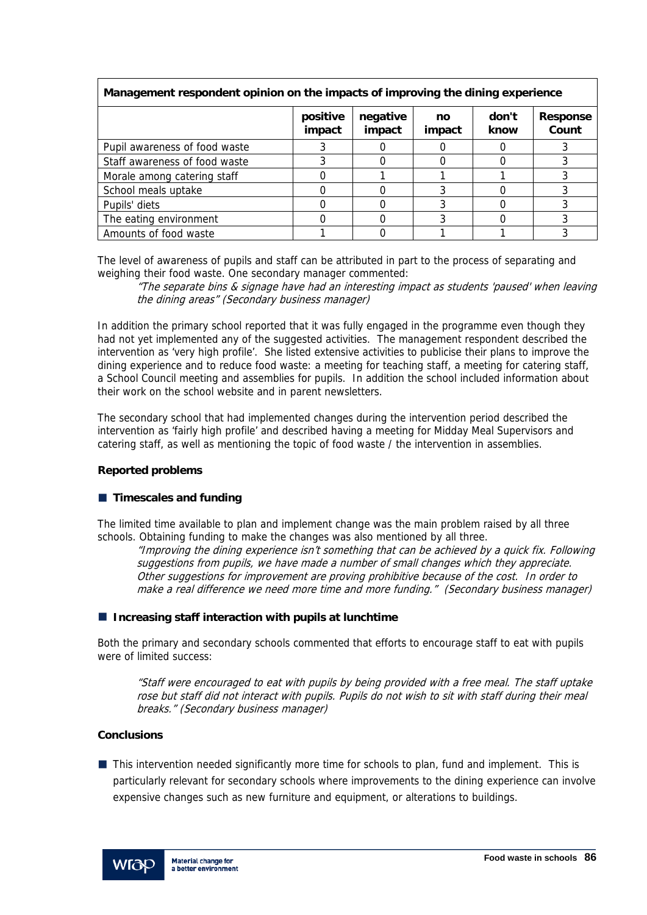| Management respondent opinion on the impacts of improving the dining experience | | | | | |
|---|---|---|---|---|---|
| | positive impact | negative impact | no impact | don't know | Response Count |
| Pupil awareness of food waste | 3 | 0 | 0 | 0 | 3 |
| Staff awareness of food waste | 3 | 0 | 0 | 0 | 3 |
| Morale among catering staff | 0 | 1 | 1 | 1 | 3 |
| School meals uptake | 0 | 0 | 3 | 0 | 3 |
| Pupils' diets | 0 | 0 | 3 | 0 | 3 |
| The eating environment | 0 | 0 | 3 | 0 | 3 |
| Amounts of food waste | 1 | 0 | 1 | 1 | 3 |

The level of awareness of pupils and staff can be attributed in part to the process of separating and weighing their food waste. One secondary manager commented:

> *"The separate bins & signage have had an interesting impact as students 'paused' when leaving the dining areas" (Secondary business manager)*

In addition the primary school reported that it was fully engaged in the programme even though they had not yet implemented any of the suggested activities. The management respondent described the intervention as 'very high profile'. She listed extensive activities to publicise their plans to improve the dining experience and to reduce food waste: a meeting for teaching staff, a meeting for catering staff, a School Council meeting and assemblies for pupils. In addition the school included information about their work on the school website and in parent newsletters.

The secondary school that had implemented changes during the intervention period described the intervention as 'fairly high profile' and described having a meeting for Midday Meal Supervisors and catering staff, as well as mentioning the topic of food waste / the intervention in assemblies.

**Reported problems**

- **Timescales and funding**

The limited time available to plan and implement change was the main problem raised by all three schools. Obtaining funding to make the changes was also mentioned by all three.

> *"Improving the dining experience isn't something that can be achieved by a quick fix. Following suggestions from pupils, we have made a number of small changes which they appreciate. Other suggestions for improvement are proving prohibitive because of the cost. In order to make a real difference we need more time and more funding." (Secondary business manager)*

- **Increasing staff interaction with pupils at lunchtime**

Both the primary and secondary schools commented that efforts to encourage staff to eat with pupils were of limited success:

> *"Staff were encouraged to eat with pupils by being provided with a free meal. The staff uptake rose but staff did not interact with pupils. Pupils do not wish to sit with staff during their meal breaks." (Secondary business manager)*

**Conclusions**

- This intervention needed significantly more time for schools to plan, fund and implement. This is particularly relevant for secondary schools where improvements to the dining experience can involve expensive changes such as new furniture and equipment, or alterations to buildings.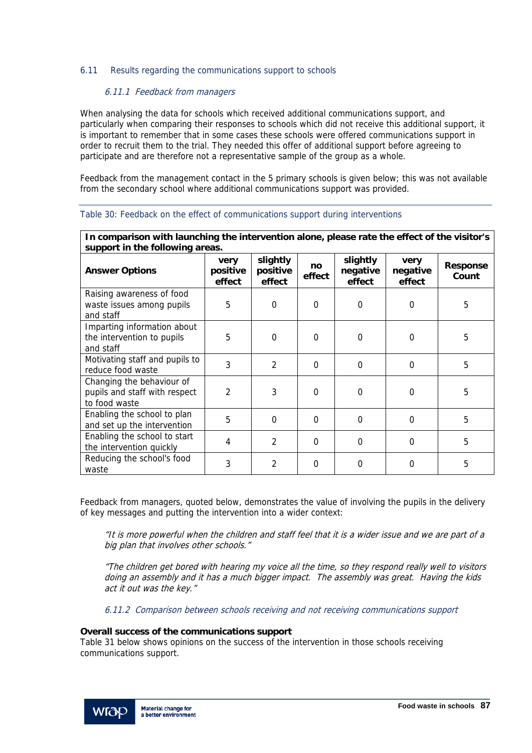## 6.11 Results regarding the communications support to schools

### *6.11.1 Feedback from managers*

When analysing the data for schools which received additional communications support, and particularly when comparing their responses to schools which did not receive this additional support, it is important to remember that in some cases these schools were offered communications support in order to recruit them to the trial. They needed this offer of additional support before agreeing to participate and are therefore not a representative sample of the group as a whole.

Feedback from the management contact in the 5 primary schools is given below; this was not available from the secondary school where additional communications support was provided.

Table 30: Feedback on the effect of communications support during interventions

| **In comparison with launching the intervention alone, please rate the effect of the visitor's support in the following areas.** | | | | | | |
|---|---|---|---|---|---|---|
| **Answer Options** | **very positive effect** | **slightly positive effect** | **no effect** | **slightly negative effect** | **very negative effect** | **Response Count** |
| Raising awareness of food waste issues among pupils and staff | 5 | 0 | 0 | 0 | 0 | 5 |
| Imparting information about the intervention to pupils and staff | 5 | 0 | 0 | 0 | 0 | 5 |
| Motivating staff and pupils to reduce food waste | 3 | 2 | 0 | 0 | 0 | 5 |
| Changing the behaviour of pupils and staff with respect to food waste | 2 | 3 | 0 | 0 | 0 | 5 |
| Enabling the school to plan and set up the intervention | 5 | 0 | 0 | 0 | 0 | 5 |
| Enabling the school to start the intervention quickly | 4 | 2 | 0 | 0 | 0 | 5 |
| Reducing the school's food waste | 3 | 2 | 0 | 0 | 0 | 5 |

Feedback from managers, quoted below, demonstrates the value of involving the pupils in the delivery of key messages and putting the intervention into a wider context:

> *"It is more powerful when the children and staff feel that it is a wider issue and we are part of a big plan that involves other schools."*

> *"The children get bored with hearing my voice all the time, so they respond really well to visitors doing an assembly and it has a much bigger impact. The assembly was great. Having the kids act it out was the key."*

### *6.11.2 Comparison between schools receiving and not receiving communications support*

**Overall success of the communications support**

Table 31 below shows opinions on the success of the intervention in those schools receiving communications support.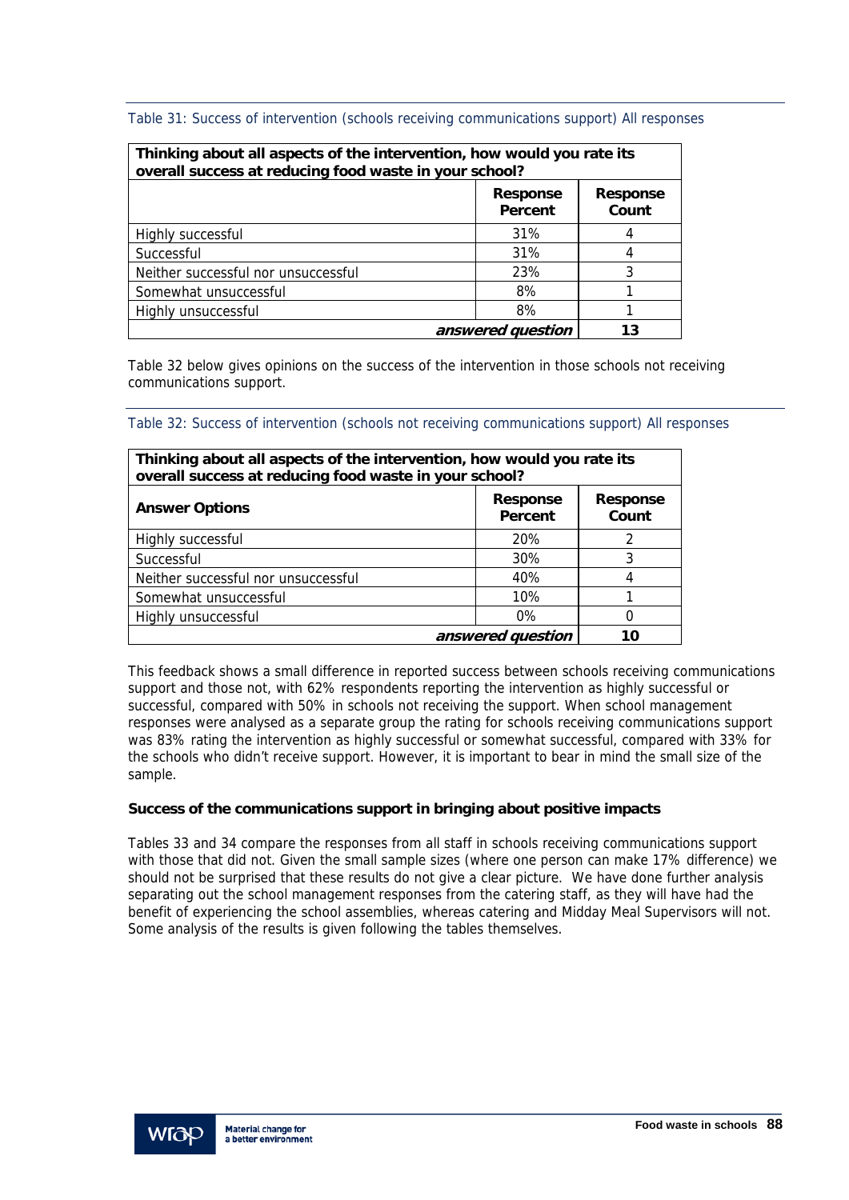Table 31: Success of intervention (schools receiving communications support) All responses

| Thinking about all aspects of the intervention, how would you rate its overall success at reducing food waste in your school? | | |
|---|---|---|
| | **Response Percent** | **Response Count** |
| Highly successful | 31% | 4 |
| Successful | 31% | 4 |
| Neither successful nor unsuccessful | 23% | 3 |
| Somewhat unsuccessful | 8% | 1 |
| Highly unsuccessful | 8% | 1 |
| | ***answered question*** | **13** |

Table 32 below gives opinions on the success of the intervention in those schools not receiving communications support.

Table 32: Success of intervention (schools not receiving communications support) All responses

| Thinking about all aspects of the intervention, how would you rate its overall success at reducing food waste in your school? | | |
|---|---|---|
| **Answer Options** | **Response Percent** | **Response Count** |
| Highly successful | 20% | 2 |
| Successful | 30% | 3 |
| Neither successful nor unsuccessful | 40% | 4 |
| Somewhat unsuccessful | 10% | 1 |
| Highly unsuccessful | 0% | 0 |
| | ***answered question*** | **10** |

This feedback shows a small difference in reported success between schools receiving communications support and those not, with 62% respondents reporting the intervention as highly successful or successful, compared with 50% in schools not receiving the support. When school management responses were analysed as a separate group the rating for schools receiving communications support was 83% rating the intervention as highly successful or somewhat successful, compared with 33% for the schools who didn't receive support. However, it is important to bear in mind the small size of the sample.

**Success of the communications support in bringing about positive impacts**

Tables 33 and 34 compare the responses from all staff in schools receiving communications support with those that did not. Given the small sample sizes (where one person can make 17% difference) we should not be surprised that these results do not give a clear picture. We have done further analysis separating out the school management responses from the catering staff, as they will have had the benefit of experiencing the school assemblies, whereas catering and Midday Meal Supervisors will not. Some analysis of the results is given following the tables themselves.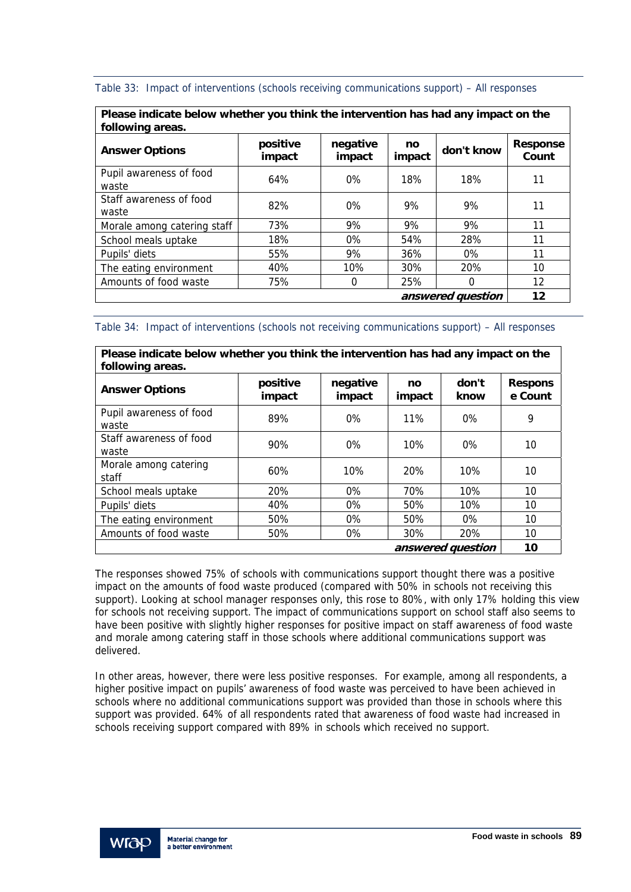Table 33: Impact of interventions (schools receiving communications support) – All responses

| **Please indicate below whether you think the intervention has had any impact on the following areas.** | | | | | |
|---|---|---|---|---|---|
| **Answer Options** | **positive impact** | **negative impact** | **no impact** | **don't know** | **Response Count** |
| Pupil awareness of food waste | 64% | 0% | 18% | 18% | 11 |
| Staff awareness of food waste | 82% | 0% | 9% | 9% | 11 |
| Morale among catering staff | 73% | 9% | 9% | 9% | 11 |
| School meals uptake | 18% | 0% | 54% | 28% | 11 |
| Pupils' diets | 55% | 9% | 36% | 0% | 11 |
| The eating environment | 40% | 10% | 30% | 20% | 10 |
| Amounts of food waste | 75% | 0 | 25% | 0 | 12 |
| | | | | ***answered question*** | **12** |

Table 34: Impact of interventions (schools not receiving communications support) – All responses

| **Please indicate below whether you think the intervention has had any impact on the following areas.** | | | | | |
|---|---|---|---|---|---|
| **Answer Options** | **positive impact** | **negative impact** | **no impact** | **don't know** | **Response Count** |
| Pupil awareness of food waste | 89% | 0% | 11% | 0% | 9 |
| Staff awareness of food waste | 90% | 0% | 10% | 0% | 10 |
| Morale among catering staff | 60% | 10% | 20% | 10% | 10 |
| School meals uptake | 20% | 0% | 70% | 10% | 10 |
| Pupils' diets | 40% | 0% | 50% | 10% | 10 |
| The eating environment | 50% | 0% | 50% | 0% | 10 |
| Amounts of food waste | 50% | 0% | 30% | 20% | 10 |
| | | | | ***answered question*** | **10** |

The responses showed 75% of schools with communications support thought there was a positive impact on the amounts of food waste produced (compared with 50% in schools not receiving this support). Looking at school manager responses only, this rose to 80%, with only 17% holding this view for schools not receiving support. The impact of communications support on school staff also seems to have been positive with slightly higher responses for positive impact on staff awareness of food waste and morale among catering staff in those schools where additional communications support was delivered.

In other areas, however, there were less positive responses. For example, among all respondents, a higher positive impact on pupils' awareness of food waste was perceived to have been achieved in schools where no additional communications support was provided than those in schools where this support was provided. 64% of all respondents rated that awareness of food waste had increased in schools receiving support compared with 89% in schools which received no support.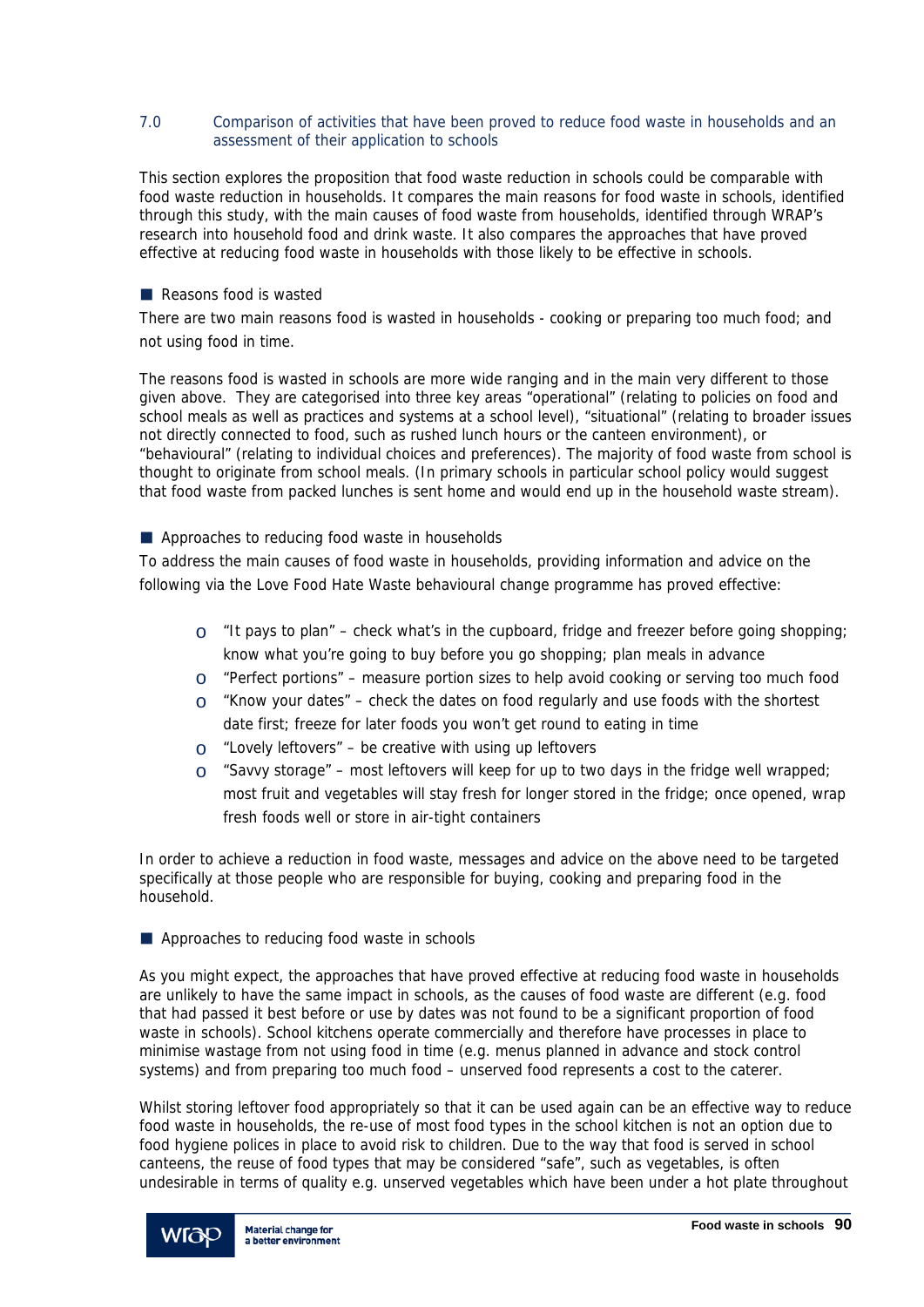## 7.0 Comparison of activities that have been proved to reduce food waste in households and an assessment of their application to schools

This section explores the proposition that food waste reduction in schools could be comparable with food waste reduction in households. It compares the main reasons for food waste in schools, identified through this study, with the main causes of food waste from households, identified through WRAP's research into household food and drink waste. It also compares the approaches that have proved effective at reducing food waste in households with those likely to be effective in schools.

### Reasons food is wasted

There are two main reasons food is wasted in households - cooking or preparing too much food; and not using food in time.

The reasons food is wasted in schools are more wide ranging and in the main very different to those given above. They are categorised into three key areas "operational" (relating to policies on food and school meals as well as practices and systems at a school level), "situational" (relating to broader issues not directly connected to food, such as rushed lunch hours or the canteen environment), or "behavioural" (relating to individual choices and preferences). The majority of food waste from school is thought to originate from school meals. (In primary schools in particular school policy would suggest that food waste from packed lunches is sent home and would end up in the household waste stream).

### Approaches to reducing food waste in households

To address the main causes of food waste in households, providing information and advice on the following via the Love Food Hate Waste behavioural change programme has proved effective:

- "It pays to plan" – check what's in the cupboard, fridge and freezer before going shopping; know what you're going to buy before you go shopping; plan meals in advance
- "Perfect portions" – measure portion sizes to help avoid cooking or serving too much food
- "Know your dates" – check the dates on food regularly and use foods with the shortest date first; freeze for later foods you won't get round to eating in time
- "Lovely leftovers" – be creative with using up leftovers
- "Savvy storage" – most leftovers will keep for up to two days in the fridge well wrapped; most fruit and vegetables will stay fresh for longer stored in the fridge; once opened, wrap fresh foods well or store in air-tight containers

In order to achieve a reduction in food waste, messages and advice on the above need to be targeted specifically at those people who are responsible for buying, cooking and preparing food in the household.

### Approaches to reducing food waste in schools

As you might expect, the approaches that have proved effective at reducing food waste in households are unlikely to have the same impact in schools, as the causes of food waste are different (e.g. food that had passed it best before or use by dates was not found to be a significant proportion of food waste in schools). School kitchens operate commercially and therefore have processes in place to minimise wastage from not using food in time (e.g. menus planned in advance and stock control systems) and from preparing too much food – unserved food represents a cost to the caterer.

Whilst storing leftover food appropriately so that it can be used again can be an effective way to reduce food waste in households, the re-use of most food types in the school kitchen is not an option due to food hygiene polices in place to avoid risk to children. Due to the way that food is served in school canteens, the reuse of food types that may be considered "safe", such as vegetables, is often undesirable in terms of quality e.g. unserved vegetables which have been under a hot plate throughout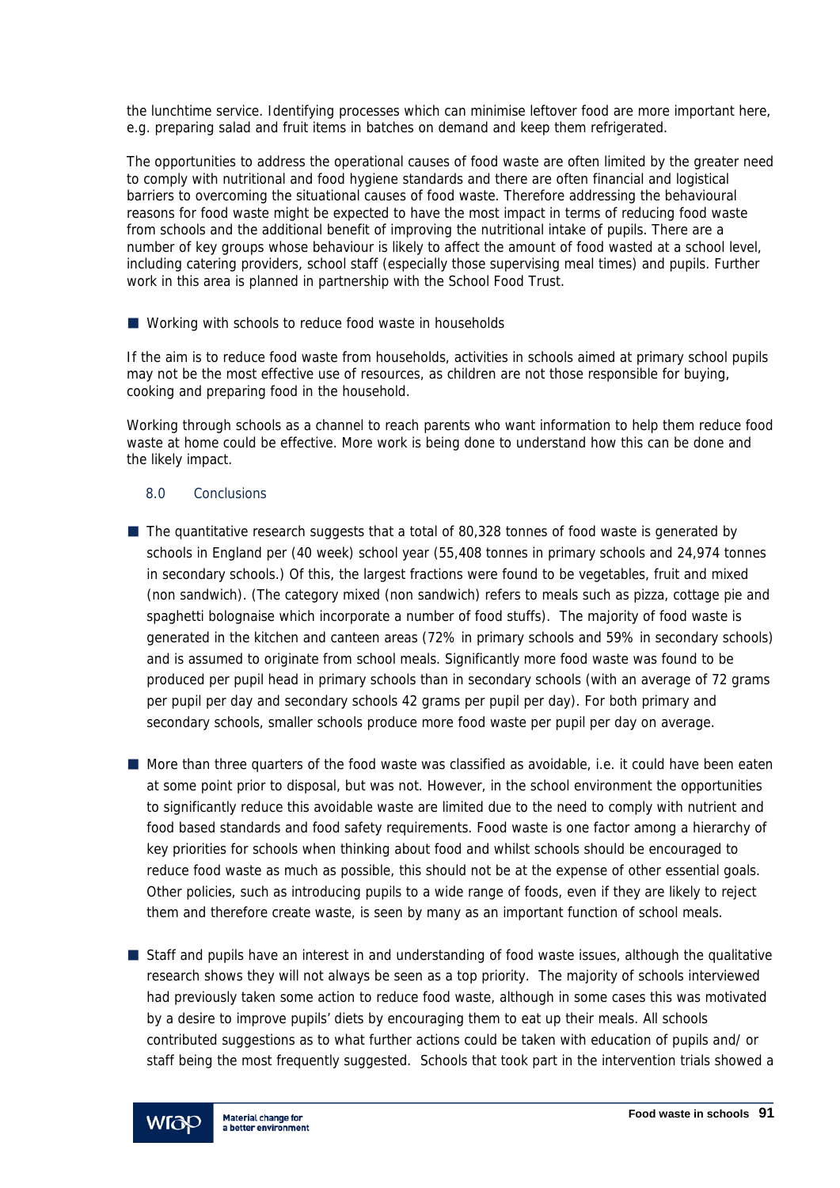the lunchtime service. Identifying processes which can minimise leftover food are more important here, e.g. preparing salad and fruit items in batches on demand and keep them refrigerated.

The opportunities to address the operational causes of food waste are often limited by the greater need to comply with nutritional and food hygiene standards and there are often financial and logistical barriers to overcoming the situational causes of food waste. Therefore addressing the behavioural reasons for food waste might be expected to have the most impact in terms of reducing food waste from schools and the additional benefit of improving the nutritional intake of pupils. There are a number of key groups whose behaviour is likely to affect the amount of food wasted at a school level, including catering providers, school staff (especially those supervising meal times) and pupils. Further work in this area is planned in partnership with the School Food Trust.

- Working with schools to reduce food waste in households

If the aim is to reduce food waste from households, activities in schools aimed at primary school pupils may not be the most effective use of resources, as children are not those responsible for buying, cooking and preparing food in the household.

Working through schools as a channel to reach parents who want information to help them reduce food waste at home could be effective. More work is being done to understand how this can be done and the likely impact.

## 8.0 Conclusions

- The quantitative research suggests that a total of 80,328 tonnes of food waste is generated by schools in England per (40 week) school year (55,408 tonnes in primary schools and 24,974 tonnes in secondary schools.) Of this, the largest fractions were found to be vegetables, fruit and mixed (non sandwich). (The category mixed (non sandwich) refers to meals such as pizza, cottage pie and spaghetti bolognaise which incorporate a number of food stuffs). The majority of food waste is generated in the kitchen and canteen areas (72% in primary schools and 59% in secondary schools) and is assumed to originate from school meals. Significantly more food waste was found to be produced per pupil head in primary schools than in secondary schools (with an average of 72 grams per pupil per day and secondary schools 42 grams per pupil per day). For both primary and secondary schools, smaller schools produce more food waste per pupil per day on average.

- More than three quarters of the food waste was classified as avoidable, i.e. it could have been eaten at some point prior to disposal, but was not. However, in the school environment the opportunities to significantly reduce this avoidable waste are limited due to the need to comply with nutrient and food based standards and food safety requirements. Food waste is one factor among a hierarchy of key priorities for schools when thinking about food and whilst schools should be encouraged to reduce food waste as much as possible, this should not be at the expense of other essential goals. Other policies, such as introducing pupils to a wide range of foods, even if they are likely to reject them and therefore create waste, is seen by many as an important function of school meals.

- Staff and pupils have an interest in and understanding of food waste issues, although the qualitative research shows they will not always be seen as a top priority. The majority of schools interviewed had previously taken some action to reduce food waste, although in some cases this was motivated by a desire to improve pupils' diets by encouraging them to eat up their meals. All schools contributed suggestions as to what further actions could be taken with education of pupils and/ or staff being the most frequently suggested. Schools that took part in the intervention trials showed a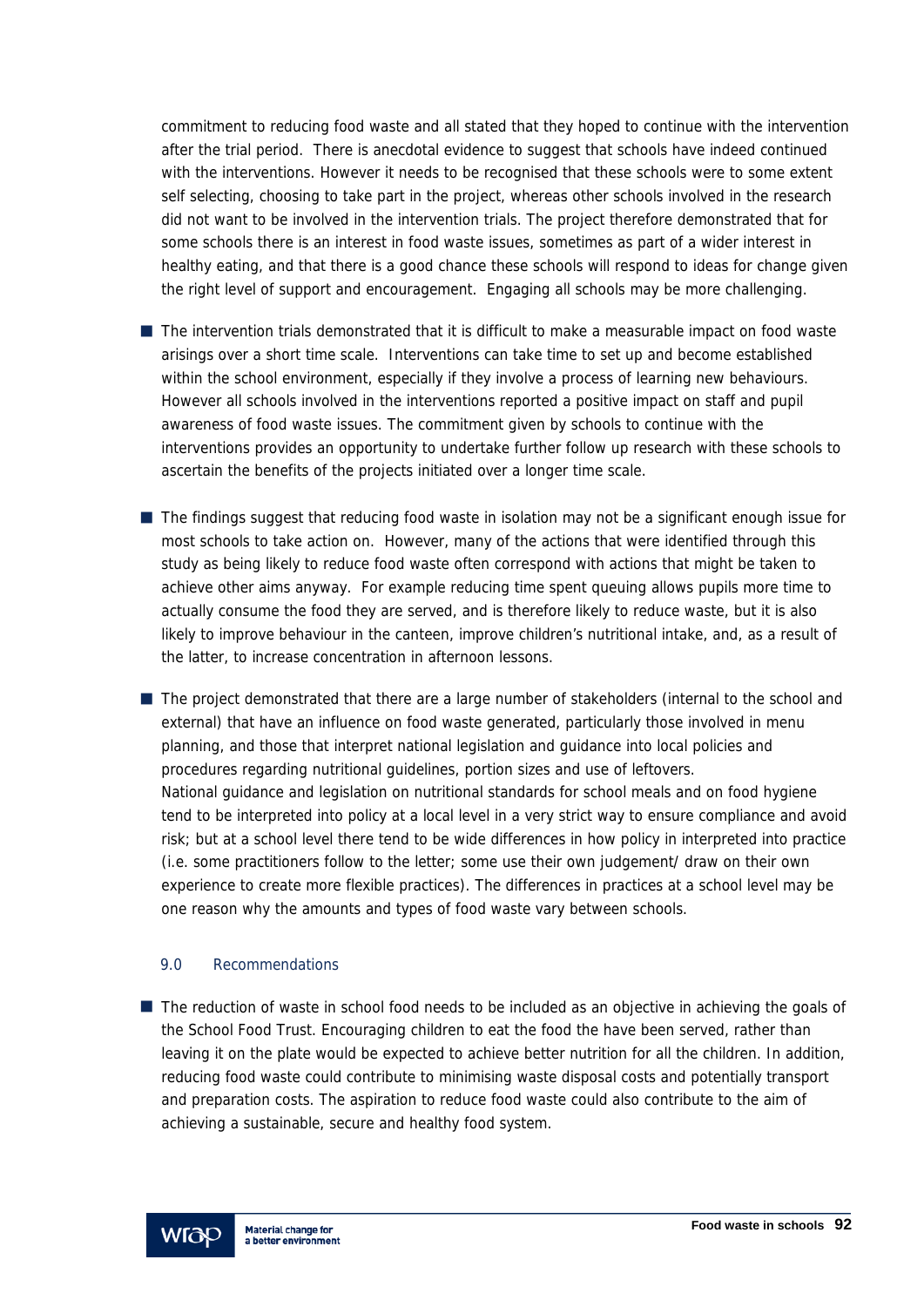commitment to reducing food waste and all stated that they hoped to continue with the intervention after the trial period. There is anecdotal evidence to suggest that schools have indeed continued with the interventions. However it needs to be recognised that these schools were to some extent self selecting, choosing to take part in the project, whereas other schools involved in the research did not want to be involved in the intervention trials. The project therefore demonstrated that for some schools there is an interest in food waste issues, sometimes as part of a wider interest in healthy eating, and that there is a good chance these schools will respond to ideas for change given the right level of support and encouragement. Engaging all schools may be more challenging.

- The intervention trials demonstrated that it is difficult to make a measurable impact on food waste arisings over a short time scale. Interventions can take time to set up and become established within the school environment, especially if they involve a process of learning new behaviours. However all schools involved in the interventions reported a positive impact on staff and pupil awareness of food waste issues. The commitment given by schools to continue with the interventions provides an opportunity to undertake further follow up research with these schools to ascertain the benefits of the projects initiated over a longer time scale.

- The findings suggest that reducing food waste in isolation may not be a significant enough issue for most schools to take action on. However, many of the actions that were identified through this study as being likely to reduce food waste often correspond with actions that might be taken to achieve other aims anyway. For example reducing time spent queuing allows pupils more time to actually consume the food they are served, and is therefore likely to reduce waste, but it is also likely to improve behaviour in the canteen, improve children's nutritional intake, and, as a result of the latter, to increase concentration in afternoon lessons.

- The project demonstrated that there are a large number of stakeholders (internal to the school and external) that have an influence on food waste generated, particularly those involved in menu planning, and those that interpret national legislation and guidance into local policies and procedures regarding nutritional guidelines, portion sizes and use of leftovers.
  National guidance and legislation on nutritional standards for school meals and on food hygiene tend to be interpreted into policy at a local level in a very strict way to ensure compliance and avoid risk; but at a school level there tend to be wide differences in how policy in interpreted into practice (i.e. some practitioners follow to the letter; some use their own judgement/ draw on their own experience to create more flexible practices). The differences in practices at a school level may be one reason why the amounts and types of food waste vary between schools.

## 9.0 Recommendations

- The reduction of waste in school food needs to be included as an objective in achieving the goals of the School Food Trust. Encouraging children to eat the food the have been served, rather than leaving it on the plate would be expected to achieve better nutrition for all the children. In addition, reducing food waste could contribute to minimising waste disposal costs and potentially transport and preparation costs. The aspiration to reduce food waste could also contribute to the aim of achieving a sustainable, secure and healthy food system.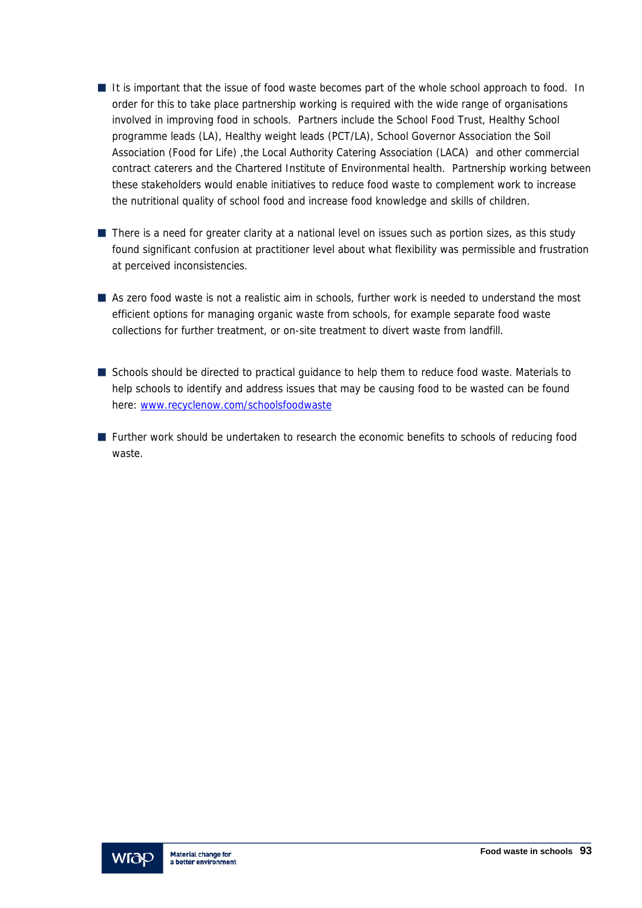- It is important that the issue of food waste becomes part of the whole school approach to food. In order for this to take place partnership working is required with the wide range of organisations involved in improving food in schools. Partners include the School Food Trust, Healthy School programme leads (LA), Healthy weight leads (PCT/LA), School Governor Association the Soil Association (Food for Life) ,the Local Authority Catering Association (LACA) and other commercial contract caterers and the Chartered Institute of Environmental health. Partnership working between these stakeholders would enable initiatives to reduce food waste to complement work to increase the nutritional quality of school food and increase food knowledge and skills of children.

- There is a need for greater clarity at a national level on issues such as portion sizes, as this study found significant confusion at practitioner level about what flexibility was permissible and frustration at perceived inconsistencies.

- As zero food waste is not a realistic aim in schools, further work is needed to understand the most efficient options for managing organic waste from schools, for example separate food waste collections for further treatment, or on-site treatment to divert waste from landfill.

- Schools should be directed to practical guidance to help them to reduce food waste. Materials to help schools to identify and address issues that may be causing food to be wasted can be found here: [www.recyclenow.com/schoolsfoodwaste](http://www.recyclenow.com/schoolsfoodwaste)

- Further work should be undertaken to research the economic benefits to schools of reducing food waste.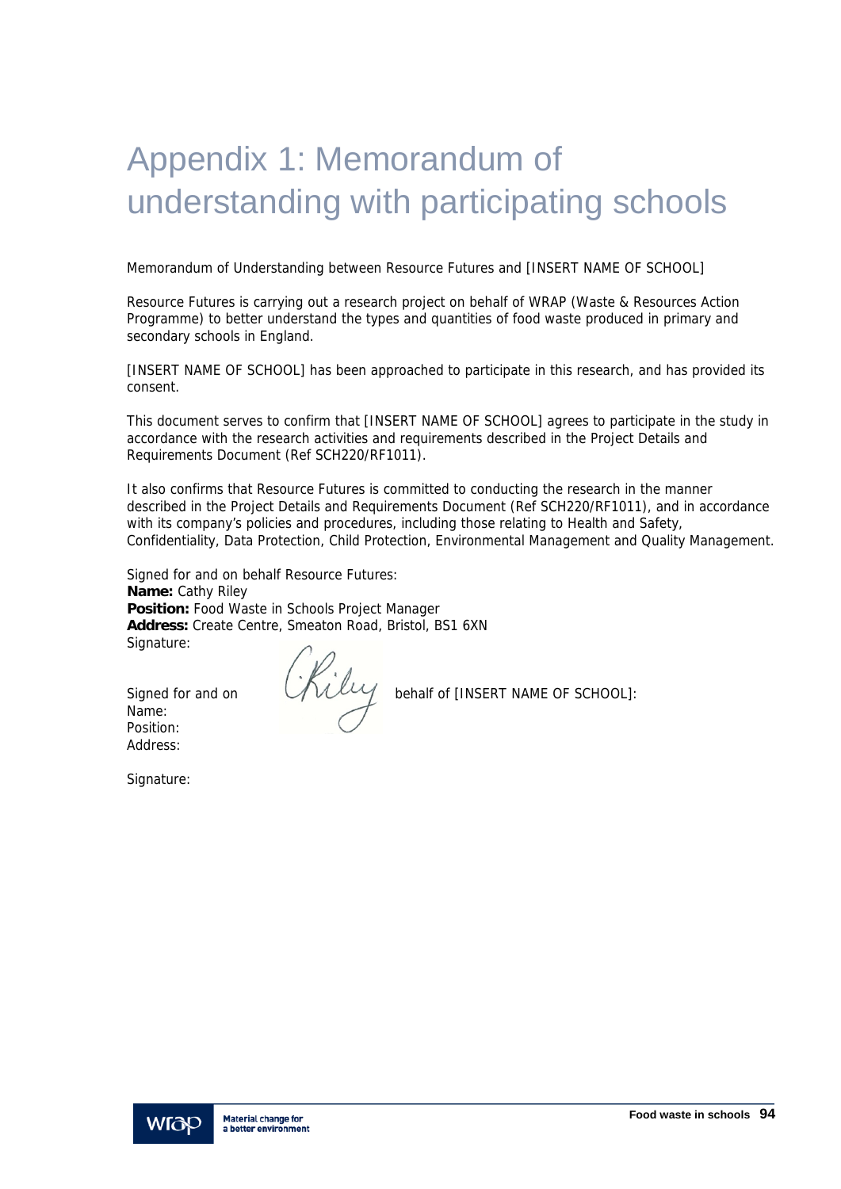# Appendix 1: Memorandum of understanding with participating schools

Memorandum of Understanding between Resource Futures and [INSERT NAME OF SCHOOL]

Resource Futures is carrying out a research project on behalf of WRAP (Waste & Resources Action Programme) to better understand the types and quantities of food waste produced in primary and secondary schools in England.

[INSERT NAME OF SCHOOL] has been approached to participate in this research, and has provided its consent.

This document serves to confirm that [INSERT NAME OF SCHOOL] agrees to participate in the study in accordance with the research activities and requirements described in the Project Details and Requirements Document (Ref SCH220/RF1011).

It also confirms that Resource Futures is committed to conducting the research in the manner described in the Project Details and Requirements Document (Ref SCH220/RF1011), and in accordance with its company's policies and procedures, including those relating to Health and Safety, Confidentiality, Data Protection, Child Protection, Environmental Management and Quality Management.

Signed for and on behalf Resource Futures:
**Name:** Cathy Riley
**Position:** Food Waste in Schools Project Manager
**Address:** Create Centre, Smeaton Road, Bristol, BS1 6XN
Signature:

Signed for and on behalf of [INSERT NAME OF SCHOOL]:
Name:
Position:
Address:

Signature: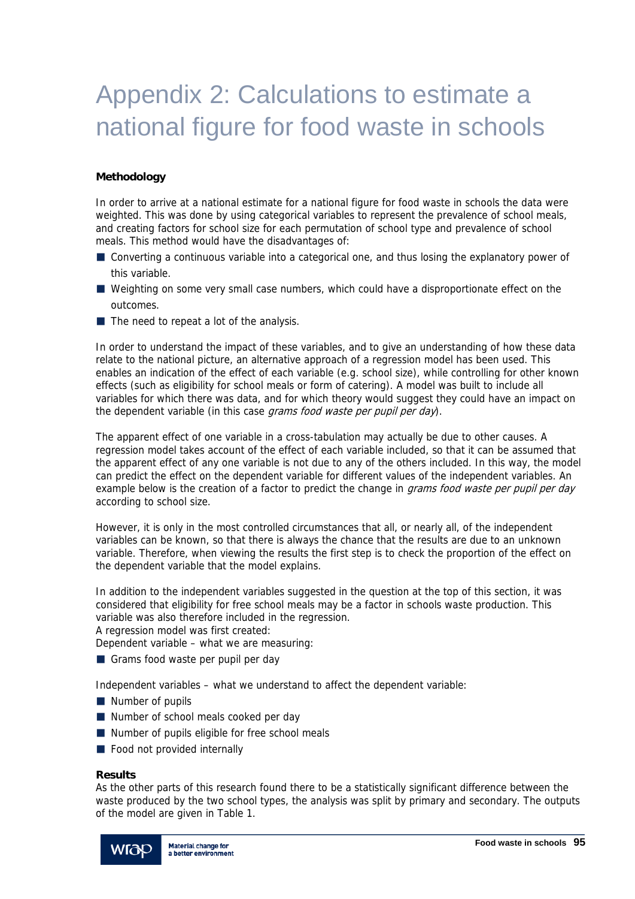# Appendix 2: Calculations to estimate a national figure for food waste in schools

**Methodology**

In order to arrive at a national estimate for a national figure for food waste in schools the data were weighted. This was done by using categorical variables to represent the prevalence of school meals, and creating factors for school size for each permutation of school type and prevalence of school meals. This method would have the disadvantages of:

- Converting a continuous variable into a categorical one, and thus losing the explanatory power of this variable.
- Weighting on some very small case numbers, which could have a disproportionate effect on the outcomes.
- The need to repeat a lot of the analysis.

In order to understand the impact of these variables, and to give an understanding of how these data relate to the national picture, an alternative approach of a regression model has been used. This enables an indication of the effect of each variable (e.g. school size), while controlling for other known effects (such as eligibility for school meals or form of catering). A model was built to include all variables for which there was data, and for which theory would suggest they could have an impact on the dependent variable (in this case *grams food waste per pupil per day*).

The apparent effect of one variable in a cross-tabulation may actually be due to other causes. A regression model takes account of the effect of each variable included, so that it can be assumed that the apparent effect of any one variable is not due to any of the others included. In this way, the model can predict the effect on the dependent variable for different values of the independent variables. An example below is the creation of a factor to predict the change in *grams food waste per pupil per day* according to school size.

However, it is only in the most controlled circumstances that all, or nearly all, of the independent variables can be known, so that there is always the chance that the results are due to an unknown variable. Therefore, when viewing the results the first step is to check the proportion of the effect on the dependent variable that the model explains.

In addition to the independent variables suggested in the question at the top of this section, it was considered that eligibility for free school meals may be a factor in schools waste production. This variable was also therefore included in the regression.
A regression model was first created:
Dependent variable – what we are measuring:

- Grams food waste per pupil per day

Independent variables – what we understand to affect the dependent variable:

- Number of pupils
- Number of school meals cooked per day
- Number of pupils eligible for free school meals
- Food not provided internally

**Results**
As the other parts of this research found there to be a statistically significant difference between the waste produced by the two school types, the analysis was split by primary and secondary. The outputs of the model are given in Table 1.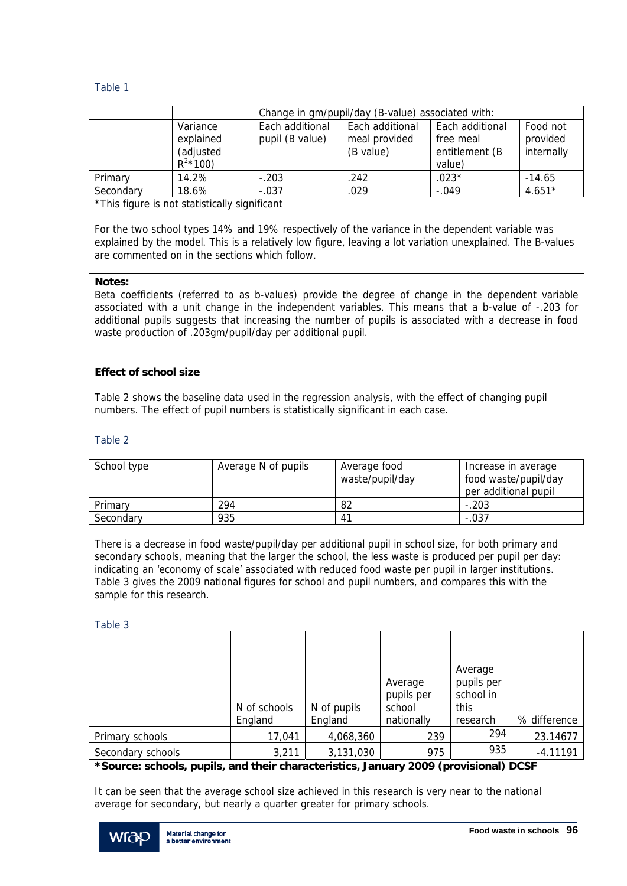Table 1

| | | Change in gm/pupil/day (B-value) associated with: | | | |
|---|---|---|---|---|---|
| | Variance explained (adjusted $R^2$*100) | Each additional pupil (B value) | Each additional meal provided (B value) | Each additional free meal entitlement (B value) | Food not provided internally |
| Primary | 14.2% | -.203 | .242 | .023* | -14.65 |
| Secondary | 18.6% | -.037 | .029 | -.049 | 4.651* |

*This figure is not statistically significant

For the two school types 14% and 19% respectively of the variance in the dependent variable was explained by the model. This is a relatively low figure, leaving a lot variation unexplained. The B-values are commented on in the sections which follow.

> **Notes:**
> Beta coefficients (referred to as b-values) provide the degree of change in the dependent variable associated with a unit change in the independent variables. This means that a b-value of -.203 for additional pupils suggests that increasing the number of pupils is associated with a decrease in food waste production of .203gm/pupil/day per additional pupil.

**Effect of school size**

Table 2 shows the baseline data used in the regression analysis, with the effect of changing pupil numbers. The effect of pupil numbers is statistically significant in each case.

Table 2

| School type | Average N of pupils | Average food waste/pupil/day | Increase in average food waste/pupil/day per additional pupil |
|---|---|---|---|
| Primary | 294 | 82 | -.203 |
| Secondary | 935 | 41 | -.037 |

There is a decrease in food waste/pupil/day per additional pupil in school size, for both primary and secondary schools, meaning that the larger the school, the less waste is produced per pupil per day: indicating an 'economy of scale' associated with reduced food waste per pupil in larger institutions. Table 3 gives the 2009 national figures for school and pupil numbers, and compares this with the sample for this research.

Table 3

| | N of schools England | N of pupils England | Average pupils per school nationally | Average pupils per school in this research | % difference |
|---|---|---|---|---|---|
| Primary schools | 17,041 | 4,068,360 | 239 | 294 | 23.14677 |
| Secondary schools | 3,211 | 3,131,030 | 975 | 935 | -4.11191 |

***Source: schools, pupils, and their characteristics, January 2009 (provisional) DCSF**

It can be seen that the average school size achieved in this research is very near to the national average for secondary, but nearly a quarter greater for primary schools.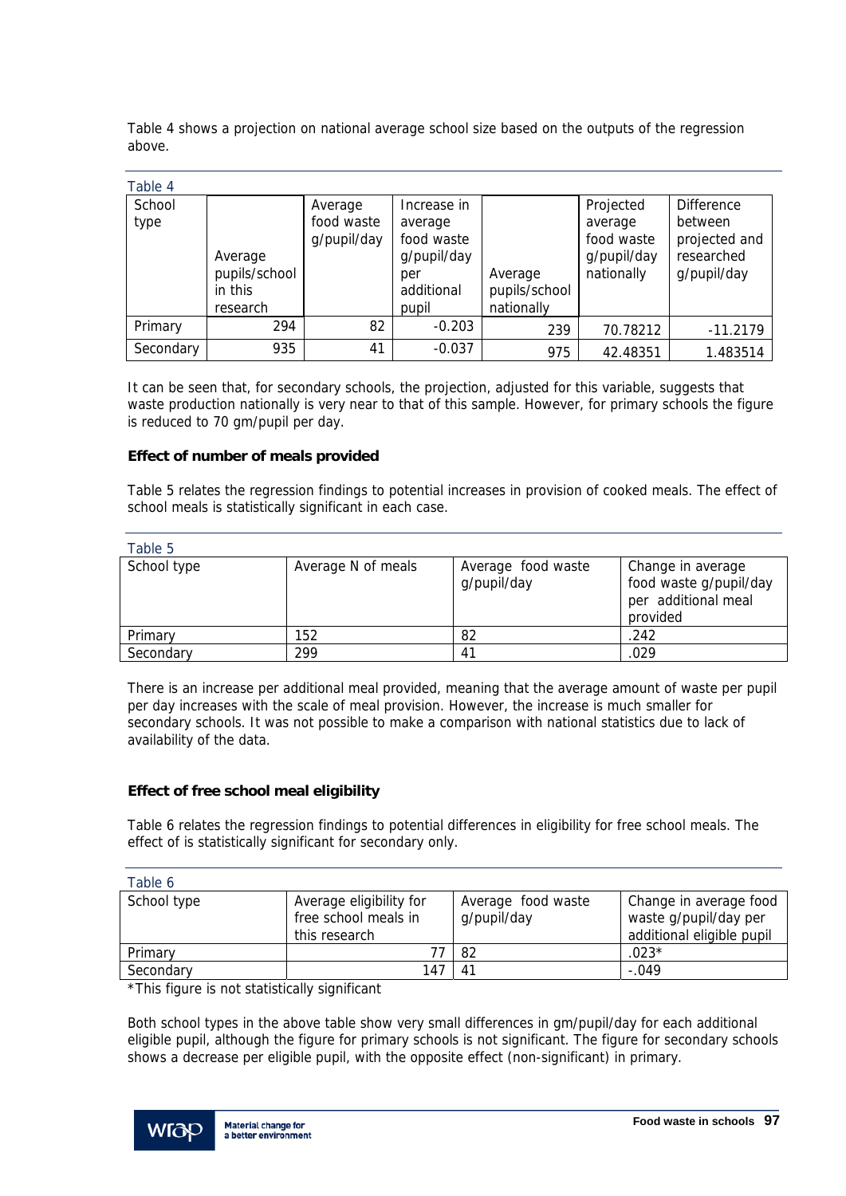Table 4 shows a projection on national average school size based on the outputs of the regression above.

Table 4

| School type | Average pupils/school in this research | Average food waste g/pupil/day | Increase in average food waste g/pupil/day per additional pupil | Average pupils/school nationally | Projected average food waste g/pupil/day nationally | Difference between projected and researched g/pupil/day |
|---|---|---|---|---|---|---|
| Primary | 294 | 82 | -0.203 | 239 | 70.78212 | -11.2179 |
| Secondary | 935 | 41 | -0.037 | 975 | 42.48351 | 1.483514 |

It can be seen that, for secondary schools, the projection, adjusted for this variable, suggests that waste production nationally is very near to that of this sample. However, for primary schools the figure is reduced to 70 gm/pupil per day.

**Effect of number of meals provided**

Table 5 relates the regression findings to potential increases in provision of cooked meals. The effect of school meals is statistically significant in each case.

Table 5

| School type | Average N of meals | Average food waste g/pupil/day | Change in average food waste g/pupil/day per additional meal provided |
|---|---|---|---|
| Primary | 152 | 82 | .242 |
| Secondary | 299 | 41 | .029 |

There is an increase per additional meal provided, meaning that the average amount of waste per pupil per day increases with the scale of meal provision. However, the increase is much smaller for secondary schools. It was not possible to make a comparison with national statistics due to lack of availability of the data.

**Effect of free school meal eligibility**

Table 6 relates the regression findings to potential differences in eligibility for free school meals. The effect of is statistically significant for secondary only.

Table 6

| School type | Average eligibility for free school meals in this research | Average food waste g/pupil/day | Change in average food waste g/pupil/day per additional eligible pupil |
|---|---|---|---|
| Primary | 77 | 82 | .023* |
| Secondary | 147 | 41 | -.049 |

*This figure is not statistically significant

Both school types in the above table show very small differences in gm/pupil/day for each additional eligible pupil, although the figure for primary schools is not significant. The figure for secondary schools shows a decrease per eligible pupil, with the opposite effect (non-significant) in primary.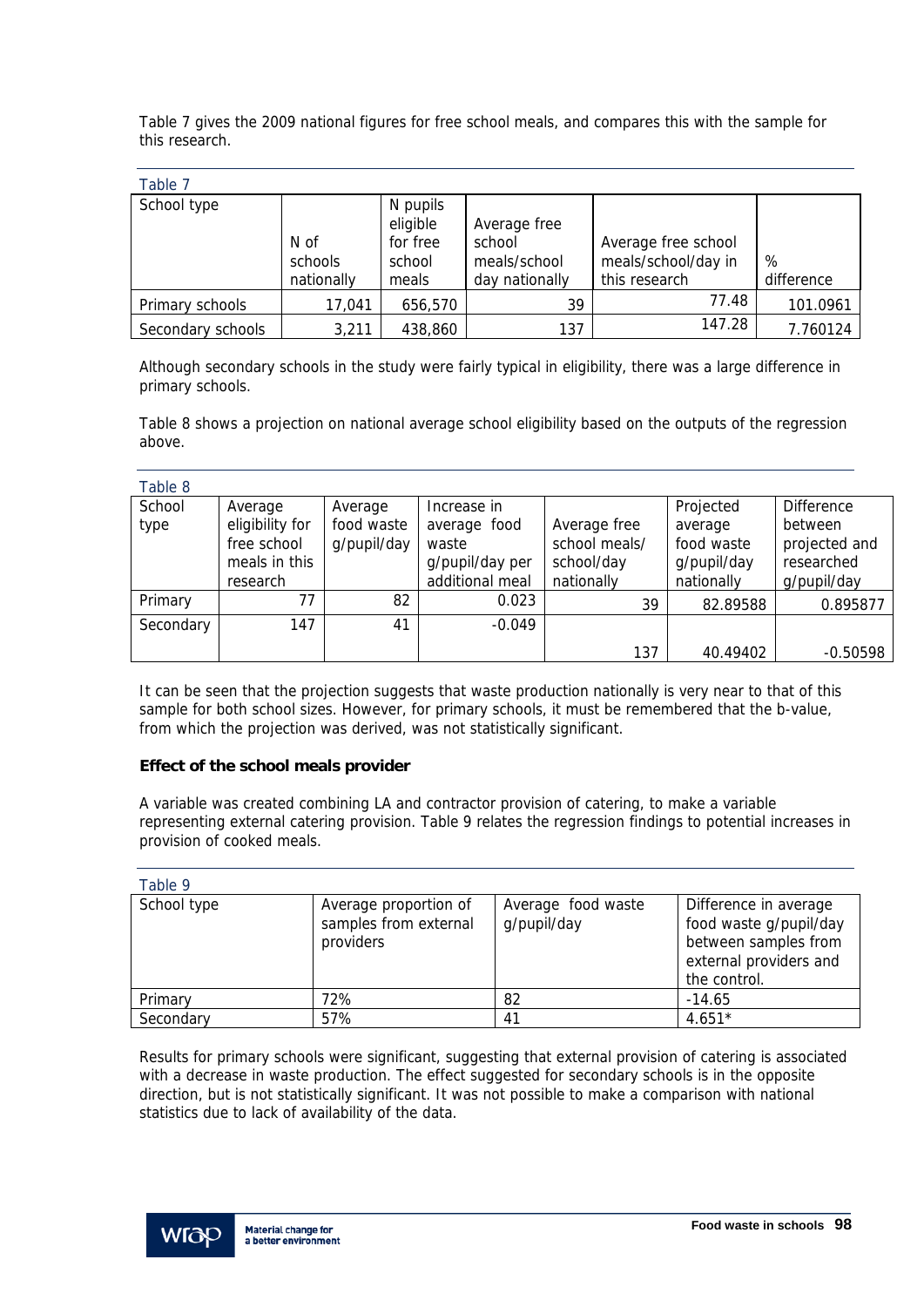Table 7 gives the 2009 national figures for free school meals, and compares this with the sample for this research.

Table 7

| School type | N of schools nationally | N pupils eligible for free school meals | Average free school meals/school day nationally | Average free school meals/school/day in this research | % difference |
|---|---|---|---|---|---|
| Primary schools | 17,041 | 656,570 | 39 | 77.48 | 101.0961 |
| Secondary schools | 3,211 | 438,860 | 137 | 147.28 | 7.760124 |

Although secondary schools in the study were fairly typical in eligibility, there was a large difference in primary schools.

Table 8 shows a projection on national average school eligibility based on the outputs of the regression above.

Table 8

| School type | Average eligibility for free school meals in this research | Average food waste g/pupil/day | Increase in average food waste g/pupil/day per additional meal | Average free school meals/ school/day nationally | Projected average food waste g/pupil/day nationally | Difference between projected and researched g/pupil/day |
|---|---|---|---|---|---|---|
| Primary | 77 | 82 | 0.023 | 39 | 82.89588 | 0.895877 |
| Secondary | 147 | 41 | -0.049 | 137 | 40.49402 | -0.50598 |

It can be seen that the projection suggests that waste production nationally is very near to that of this sample for both school sizes. However, for primary schools, it must be remembered that the b-value, from which the projection was derived, was not statistically significant.

**Effect of the school meals provider**

A variable was created combining LA and contractor provision of catering, to make a variable representing external catering provision. Table 9 relates the regression findings to potential increases in provision of cooked meals.

Table 9

| School type | Average proportion of samples from external providers | Average food waste g/pupil/day | Difference in average food waste g/pupil/day between samples from external providers and the control. |
|---|---|---|---|
| Primary | 72% | 82 | -14.65 |
| Secondary | 57% | 41 | 4.651* |

Results for primary schools were significant, suggesting that external provision of catering is associated with a decrease in waste production. The effect suggested for secondary schools is in the opposite direction, but is not statistically significant. It was not possible to make a comparison with national statistics due to lack of availability of the data.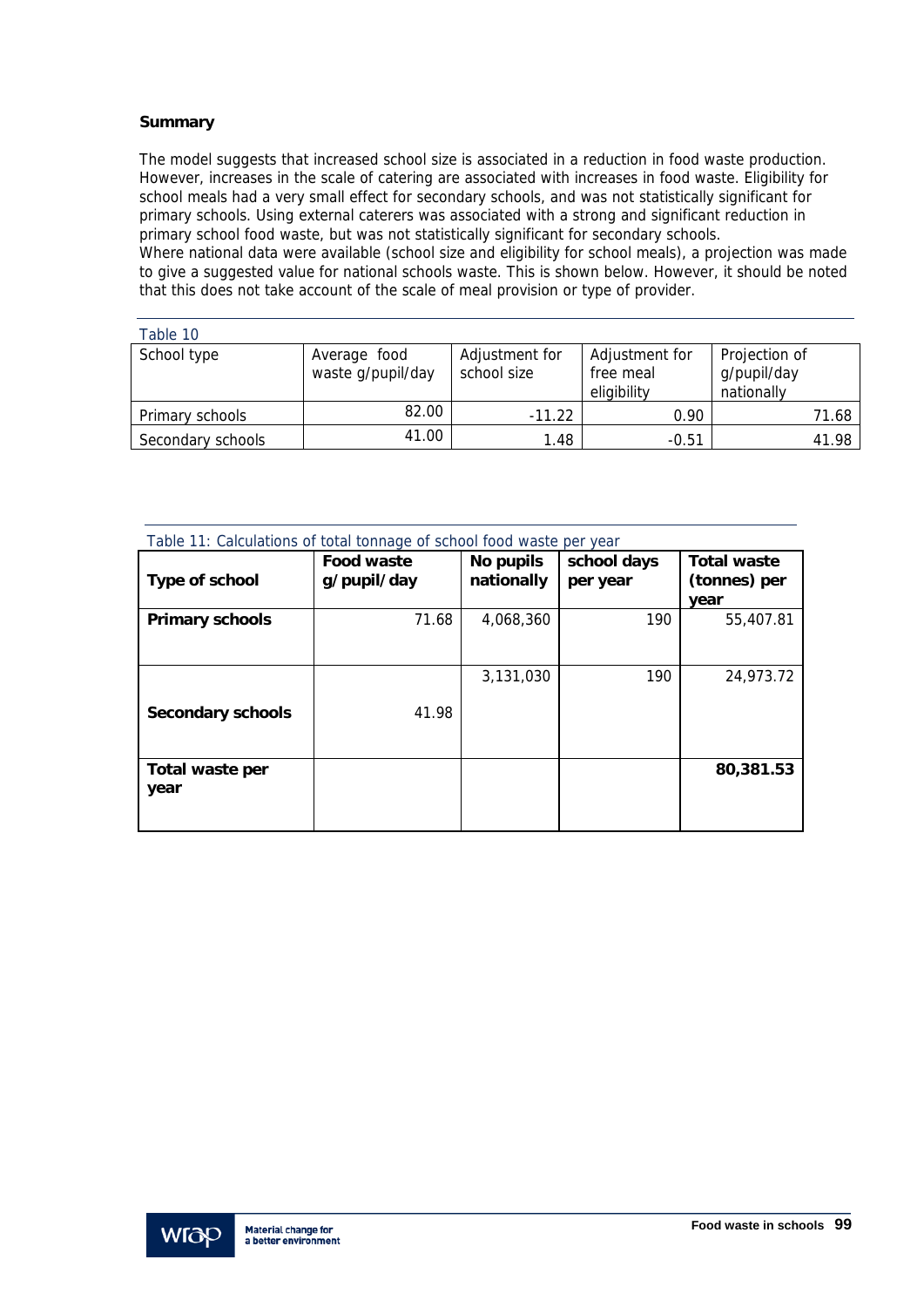**Summary**

The model suggests that increased school size is associated in a reduction in food waste production. However, increases in the scale of catering are associated with increases in food waste. Eligibility for school meals had a very small effect for secondary schools, and was not statistically significant for primary schools. Using external caterers was associated with a strong and significant reduction in primary school food waste, but was not statistically significant for secondary schools.
Where national data were available (school size and eligibility for school meals), a projection was made to give a suggested value for national schools waste. This is shown below. However, it should be noted that this does not take account of the scale of meal provision or type of provider.

Table 10

| School type | Average food waste g/pupil/day | Adjustment for school size | Adjustment for free meal eligibility | Projection of g/pupil/day nationally |
|---|---|---|---|---|
| Primary schools | 82.00 | -11.22 | 0.90 | 71.68 |
| Secondary schools | 41.00 | 1.48 | -0.51 | 41.98 |

Table 11: Calculations of total tonnage of school food waste per year

| Type of school | Food waste g/pupil/day | No pupils nationally | school days per year | Total waste (tonnes) per year |
|---|---|---|---|---|
| **Primary schools** | 71.68 | 4,068,360 | 190 | 55,407.81 |
| **Secondary schools** | 41.98 | 3,131,030 | 190 | 24,973.72 |
| **Total waste per year** | | | | **80,381.53** |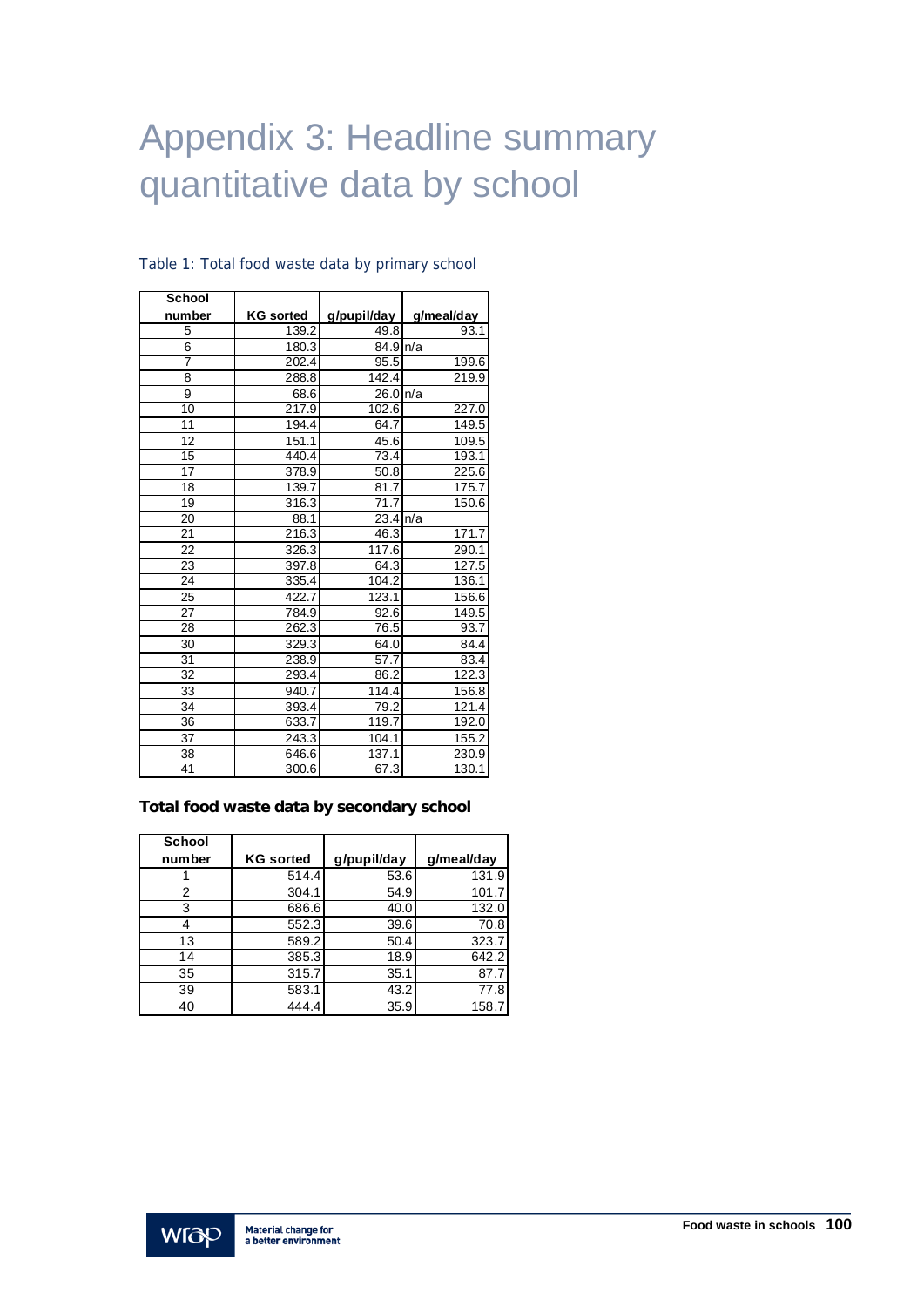# Appendix 3: Headline summary quantitative data by school

Table 1: Total food waste data by primary school

| School number | KG sorted | g/pupil/day | g/meal/day |
|---|---|---|---|
| 5 | 139.2 | 49.8 | 93.1 |
| 6 | 180.3 | 84.9 | n/a |
| 7 | 202.4 | 95.5 | 199.6 |
| 8 | 288.8 | 142.4 | 219.9 |
| 9 | 68.6 | 26.0 | n/a |
| 10 | 217.9 | 102.6 | 227.0 |
| 11 | 194.4 | 64.7 | 149.5 |
| 12 | 151.1 | 45.6 | 109.5 |
| 15 | 440.4 | 73.4 | 193.1 |
| 17 | 378.9 | 50.8 | 225.6 |
| 18 | 139.7 | 81.7 | 175.7 |
| 19 | 316.3 | 71.7 | 150.6 |
| 20 | 88.1 | 23.4 | n/a |
| 21 | 216.3 | 46.3 | 171.7 |
| 22 | 326.3 | 117.6 | 290.1 |
| 23 | 397.8 | 64.3 | 127.5 |
| 24 | 335.4 | 104.2 | 136.1 |
| 25 | 422.7 | 123.1 | 156.6 |
| 27 | 784.9 | 92.6 | 149.5 |
| 28 | 262.3 | 76.5 | 93.7 |
| 30 | 329.3 | 64.0 | 84.4 |
| 31 | 238.9 | 57.7 | 83.4 |
| 32 | 293.4 | 86.2 | 122.3 |
| 33 | 940.7 | 114.4 | 156.8 |
| 34 | 393.4 | 79.2 | 121.4 |
| 36 | 633.7 | 119.7 | 192.0 |
| 37 | 243.3 | 104.1 | 155.2 |
| 38 | 646.6 | 137.1 | 230.9 |
| 41 | 300.6 | 67.3 | 130.1 |

**Total food waste data by secondary school**

| School number | KG sorted | g/pupil/day | g/meal/day |
|---|---|---|---|
| 1 | 514.4 | 53.6 | 131.9 |
| 2 | 304.1 | 54.9 | 101.7 |
| 3 | 686.6 | 40.0 | 132.0 |
| 4 | 552.3 | 39.6 | 70.8 |
| 13 | 589.2 | 50.4 | 323.7 |
| 14 | 385.3 | 18.9 | 642.2 |
| 35 | 315.7 | 35.1 | 87.7 |
| 39 | 583.1 | 43.2 | 77.8 |
| 40 | 444.4 | 35.9 | 158.7 |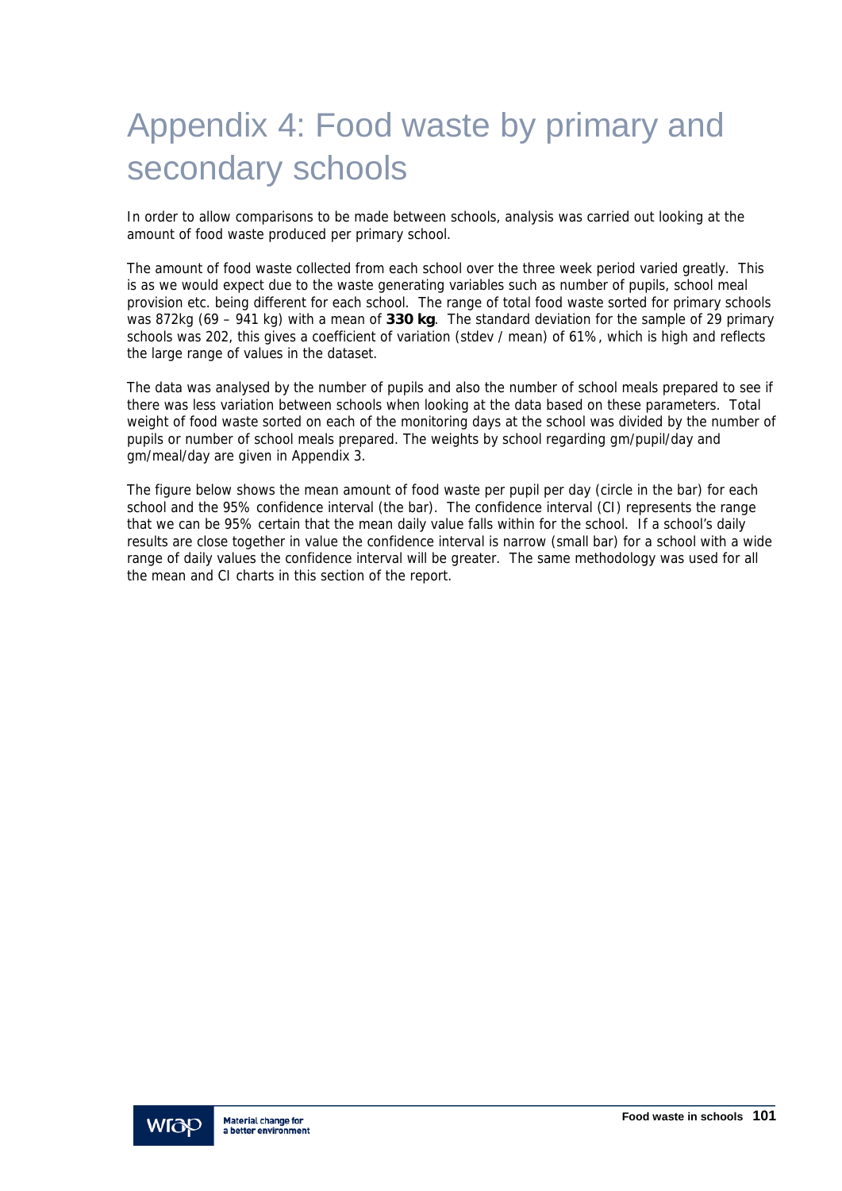# Appendix 4: Food waste by primary and secondary schools

In order to allow comparisons to be made between schools, analysis was carried out looking at the amount of food waste produced per primary school.

The amount of food waste collected from each school over the three week period varied greatly. This is as we would expect due to the waste generating variables such as number of pupils, school meal provision etc. being different for each school. The range of total food waste sorted for primary schools was 872kg (69 – 941 kg) with a mean of **330 kg**. The standard deviation for the sample of 29 primary schools was 202, this gives a coefficient of variation (stdev / mean) of 61%, which is high and reflects the large range of values in the dataset.

The data was analysed by the number of pupils and also the number of school meals prepared to see if there was less variation between schools when looking at the data based on these parameters. Total weight of food waste sorted on each of the monitoring days at the school was divided by the number of pupils or number of school meals prepared. The weights by school regarding gm/pupil/day and gm/meal/day are given in Appendix 3.

The figure below shows the mean amount of food waste per pupil per day (circle in the bar) for each school and the 95% confidence interval (the bar). The confidence interval (CI) represents the range that we can be 95% certain that the mean daily value falls within for the school. If a school's daily results are close together in value the confidence interval is narrow (small bar) for a school with a wide range of daily values the confidence interval will be greater. The same methodology was used for all the mean and CI charts in this section of the report.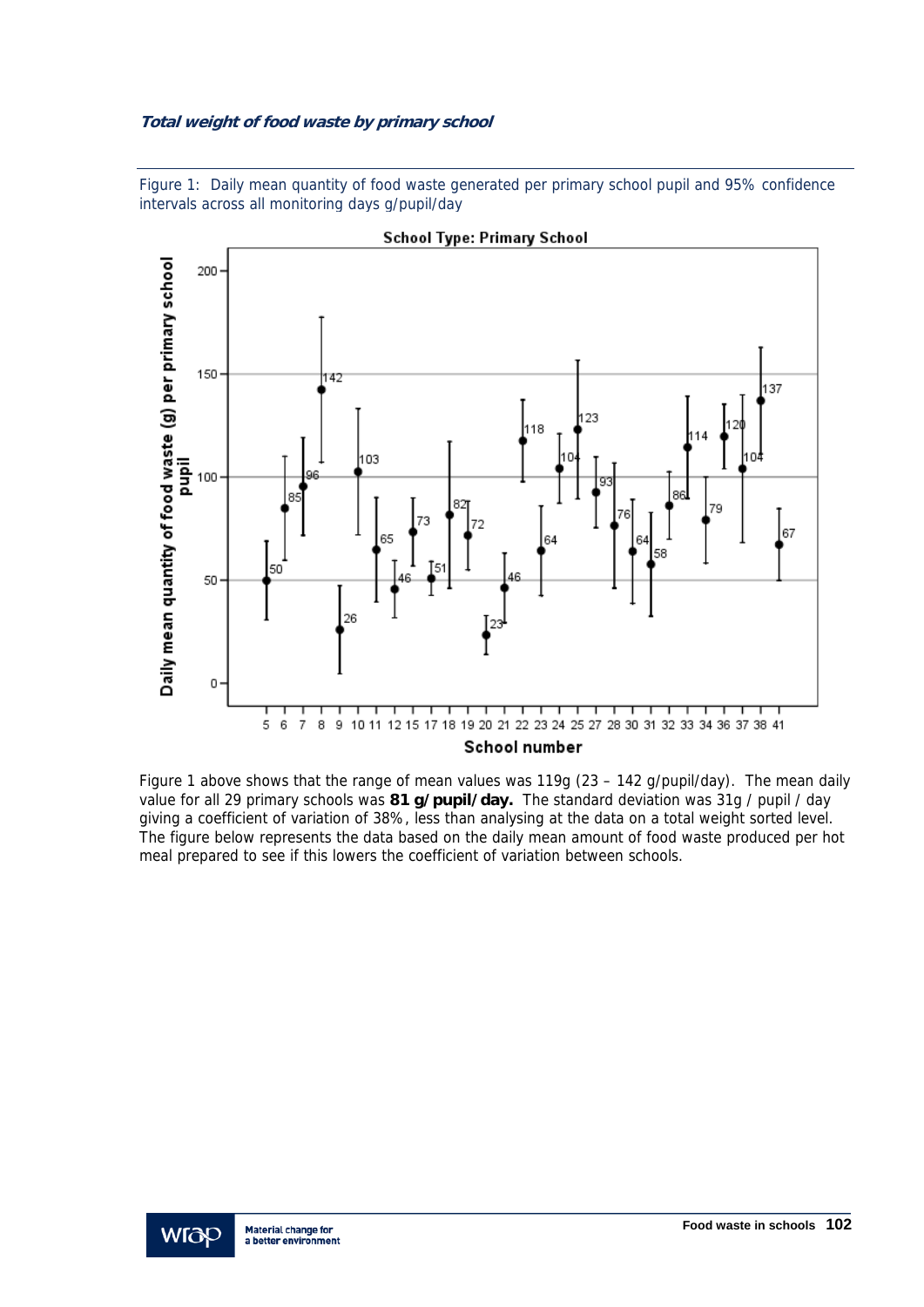***Total weight of food waste by primary school***

Figure 1: Daily mean quantity of food waste generated per primary school pupil and 95% confidence intervals across all monitoring days g/pupil/day

Figure 1 above shows that the range of mean values was 119g (23 – 142 g/pupil/day). The mean daily value for all 29 primary schools was **81 g/pupil/day.** The standard deviation was 31g / pupil / day giving a coefficient of variation of 38%, less than analysing at the data on a total weight sorted level. The figure below represents the data based on the daily mean amount of food waste produced per hot meal prepared to see if this lowers the coefficient of variation between schools.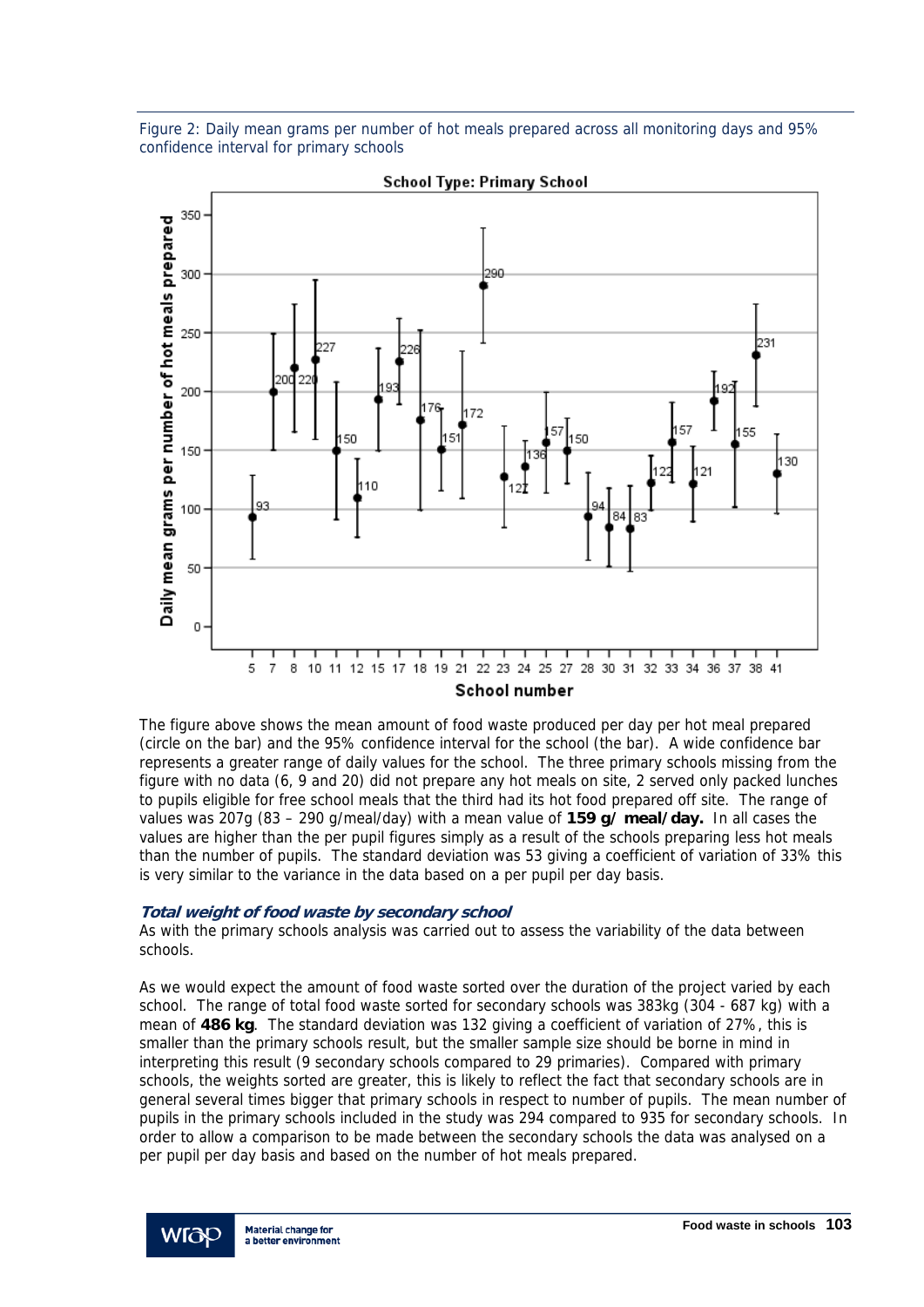Figure 2: Daily mean grams per number of hot meals prepared across all monitoring days and 95% confidence interval for primary schools

The figure above shows the mean amount of food waste produced per day per hot meal prepared (circle on the bar) and the 95% confidence interval for the school (the bar). A wide confidence bar represents a greater range of daily values for the school. The three primary schools missing from the figure with no data (6, 9 and 20) did not prepare any hot meals on site, 2 served only packed lunches to pupils eligible for free school meals that the third had its hot food prepared off site. The range of values was 207g (83 – 290 g/meal/day) with a mean value of **159 g/ meal/day.** In all cases the values are higher than the per pupil figures simply as a result of the schools preparing less hot meals than the number of pupils. The standard deviation was 53 giving a coefficient of variation of 33% this is very similar to the variance in the data based on a per pupil per day basis.

### *Total weight of food waste by secondary school*

As with the primary schools analysis was carried out to assess the variability of the data between schools.

As we would expect the amount of food waste sorted over the duration of the project varied by each school. The range of total food waste sorted for secondary schools was 383kg (304 - 687 kg) with a mean of **486 kg**. The standard deviation was 132 giving a coefficient of variation of 27%, this is smaller than the primary schools result, but the smaller sample size should be borne in mind in interpreting this result (9 secondary schools compared to 29 primaries). Compared with primary schools, the weights sorted are greater, this is likely to reflect the fact that secondary schools are in general several times bigger that primary schools in respect to number of pupils. The mean number of pupils in the primary schools included in the study was 294 compared to 935 for secondary schools. In order to allow a comparison to be made between the secondary schools the data was analysed on a per pupil per day basis and based on the number of hot meals prepared.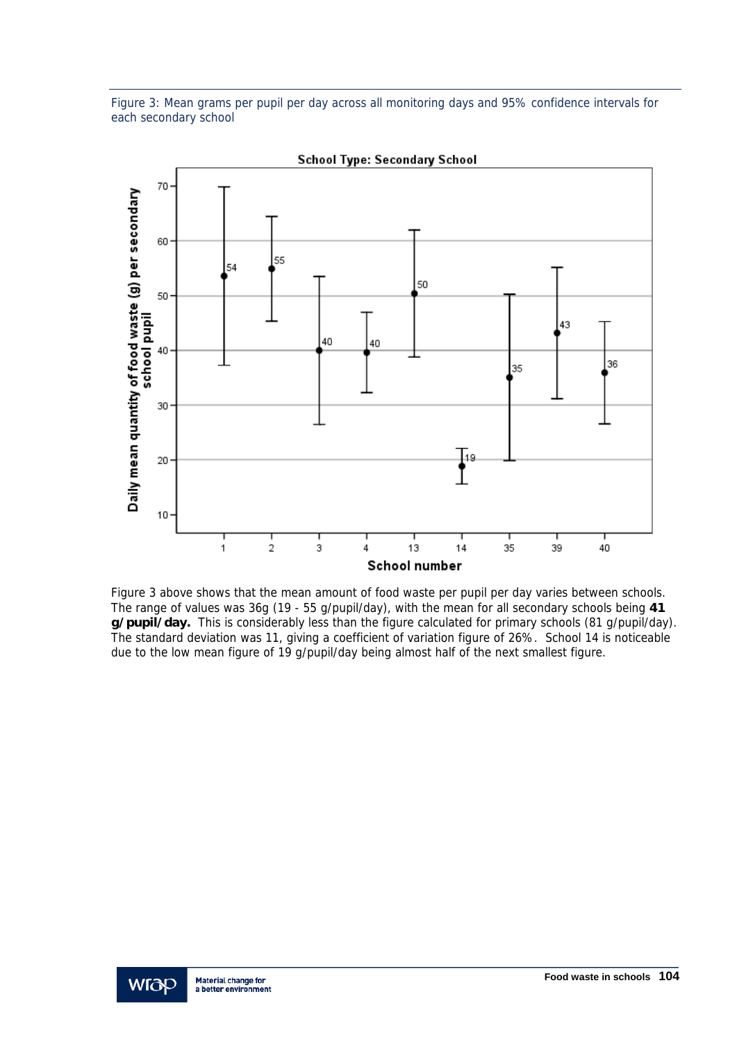Figure 3: Mean grams per pupil per day across all monitoring days and 95% confidence intervals for each secondary school

Figure 3 above shows that the mean amount of food waste per pupil per day varies between schools. The range of values was 36g (19 - 55 g/pupil/day), with the mean for all secondary schools being **41 g/pupil/day.** This is considerably less than the figure calculated for primary schools (81 g/pupil/day). The standard deviation was 11, giving a coefficient of variation figure of 26%. School 14 is noticeable due to the low mean figure of 19 g/pupil/day being almost half of the next smallest figure.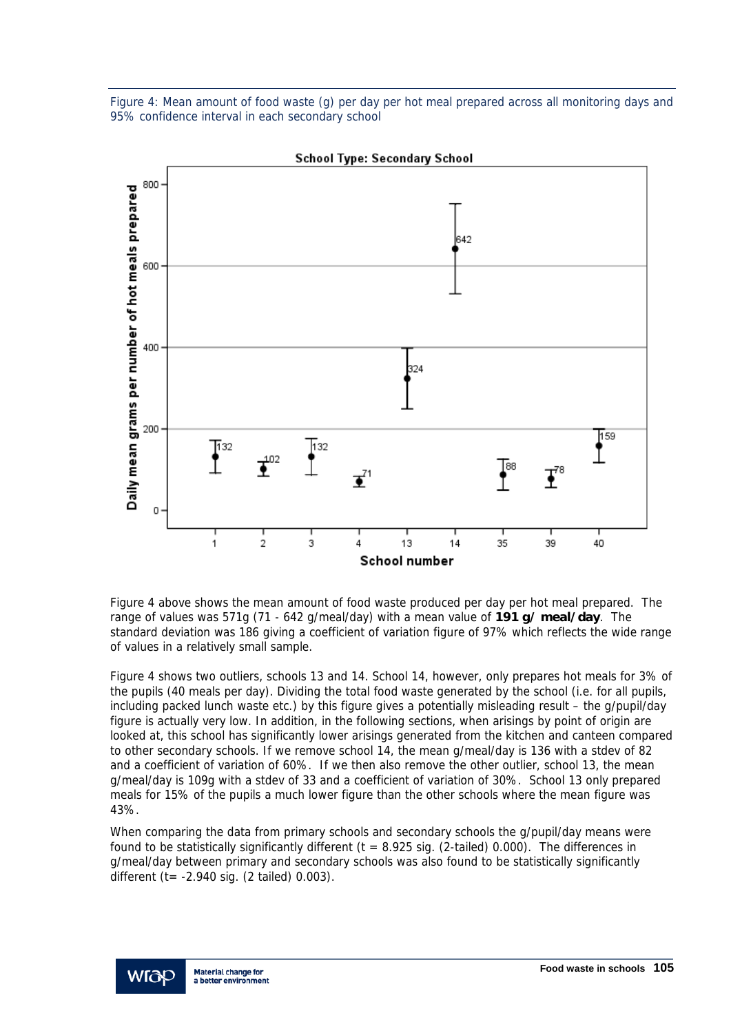Figure 4: Mean amount of food waste (g) per day per hot meal prepared across all monitoring days and 95% confidence interval in each secondary school

Figure 4 above shows the mean amount of food waste produced per day per hot meal prepared. The range of values was 571g (71 - 642 g/meal/day) with a mean value of **191 g/ meal/day**. The standard deviation was 186 giving a coefficient of variation figure of 97% which reflects the wide range of values in a relatively small sample.

Figure 4 shows two outliers, schools 13 and 14. School 14, however, only prepares hot meals for 3% of the pupils (40 meals per day). Dividing the total food waste generated by the school (i.e. for all pupils, including packed lunch waste etc.) by this figure gives a potentially misleading result – the g/pupil/day figure is actually very low. In addition, in the following sections, when arisings by point of origin are looked at, this school has significantly lower arisings generated from the kitchen and canteen compared to other secondary schools. If we remove school 14, the mean g/meal/day is 136 with a stdev of 82 and a coefficient of variation of 60%. If we then also remove the other outlier, school 13, the mean g/meal/day is 109g with a stdev of 33 and a coefficient of variation of 30%. School 13 only prepared meals for 15% of the pupils a much lower figure than the other schools where the mean figure was 43%.

When comparing the data from primary schools and secondary schools the g/pupil/day means were found to be statistically significantly different ($t = 8.925$ sig. (2-tailed) 0.000). The differences in g/meal/day between primary and secondary schools was also found to be statistically significantly different ($t = -2.940$ sig. (2 tailed) 0.003).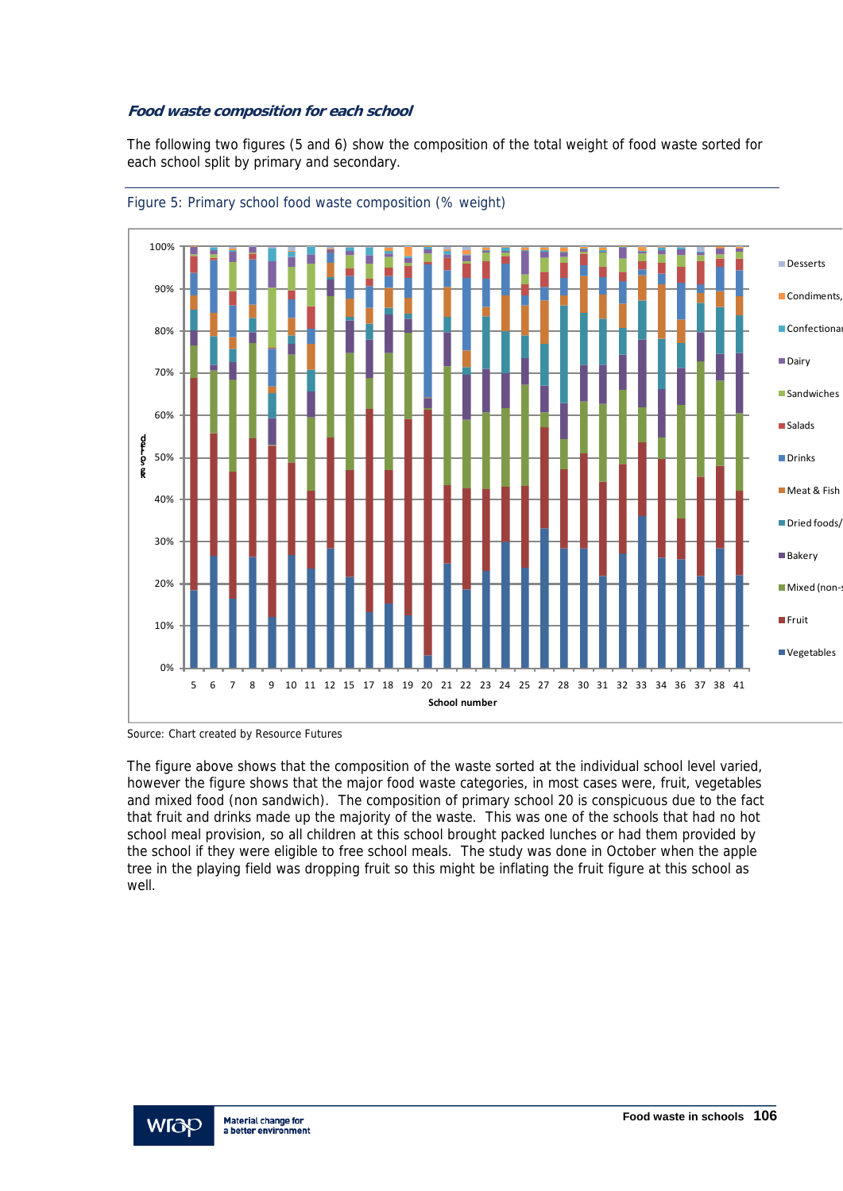***Food waste composition for each school***

The following two figures (5 and 6) show the composition of the total weight of food waste sorted for each school split by primary and secondary.

Figure 5: Primary school food waste composition (% weight)

Source: Chart created by Resource Futures

The figure above shows that the composition of the waste sorted at the individual school level varied, however the figure shows that the major food waste categories, in most cases were, fruit, vegetables and mixed food (non sandwich). The composition of primary school 20 is conspicuous due to the fact that fruit and drinks made up the majority of the waste. This was one of the schools that had no hot school meal provision, so all children at this school brought packed lunches or had them provided by the school if they were eligible to free school meals. The study was done in October when the apple tree in the playing field was dropping fruit so this might be inflating the fruit figure at this school as well.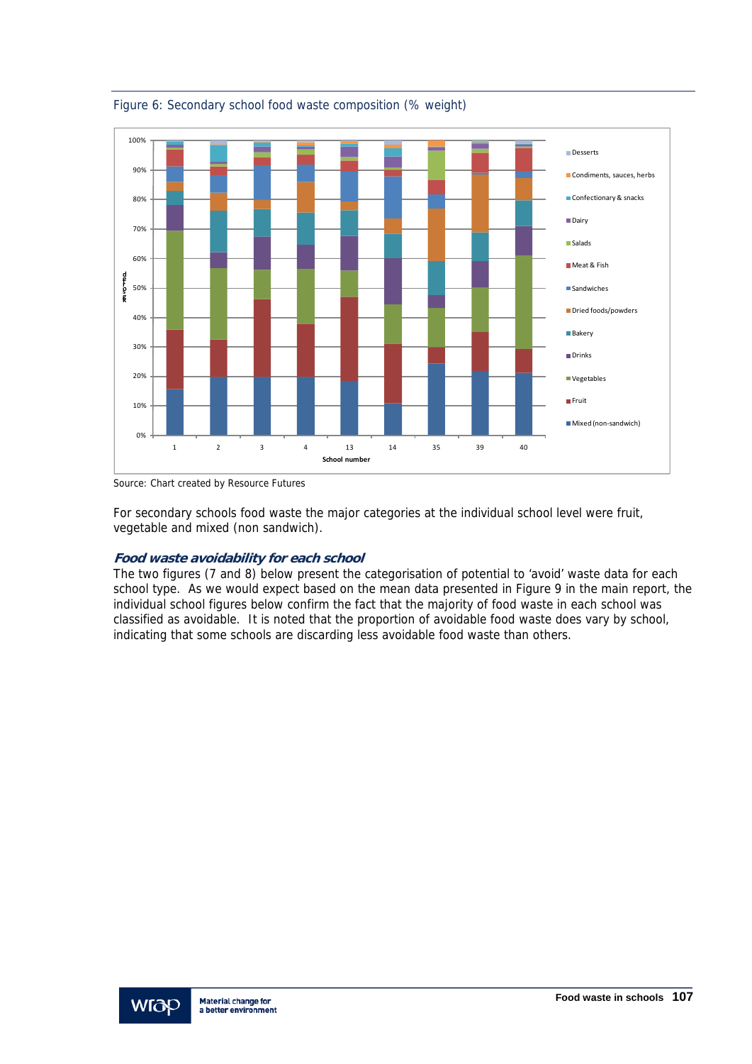Figure 6: Secondary school food waste composition (% weight)

Source: Chart created by Resource Futures

For secondary schools food waste the major categories at the individual school level were fruit, vegetable and mixed (non sandwich).

### *Food waste avoidability for each school*

The two figures (7 and 8) below present the categorisation of potential to 'avoid' waste data for each school type. As we would expect based on the mean data presented in Figure 9 in the main report, the individual school figures below confirm the fact that the majority of food waste in each school was classified as avoidable. It is noted that the proportion of avoidable food waste does vary by school, indicating that some schools are discarding less avoidable food waste than others.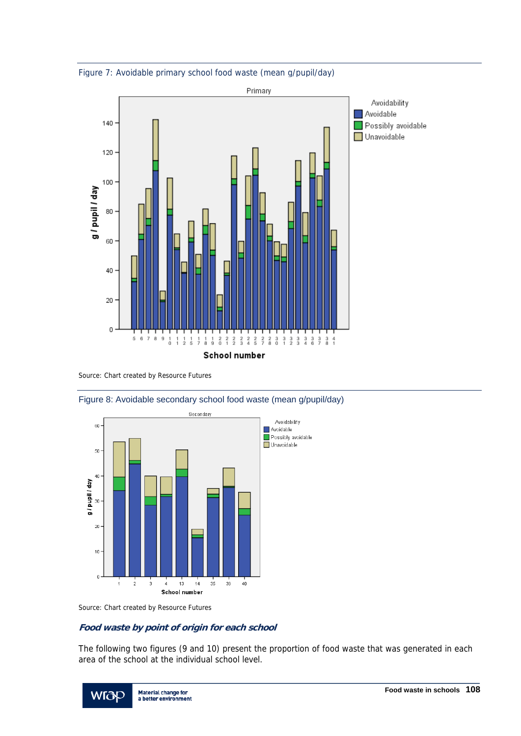Figure 7: Avoidable primary school food waste (mean g/pupil/day)

Source: Chart created by Resource Futures

Figure 8: Avoidable secondary school food waste (mean g/pupil/day)

Source: Chart created by Resource Futures

### *Food waste by point of origin for each school*

The following two figures (9 and 10) present the proportion of food waste that was generated in each area of the school at the individual school level.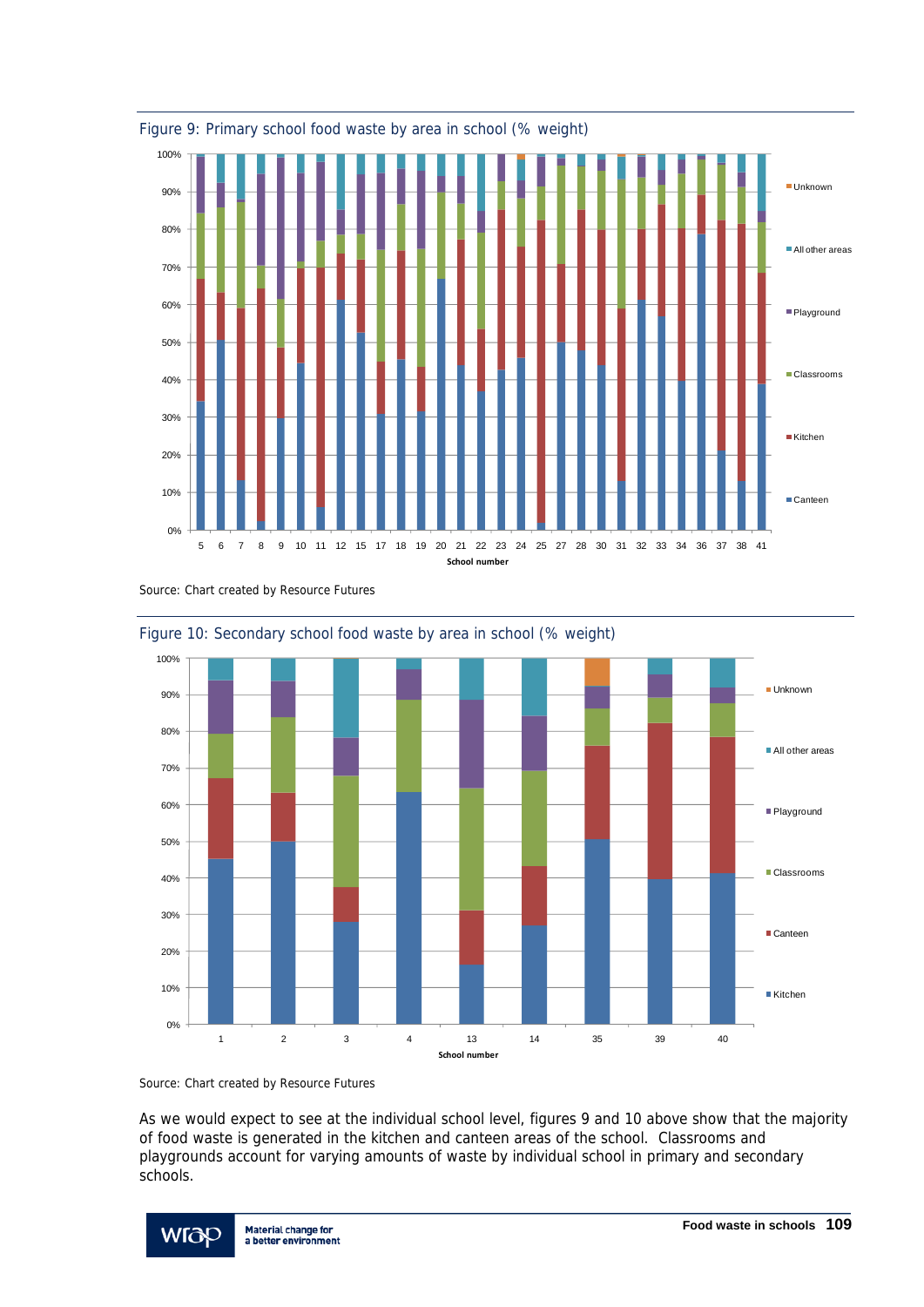Figure 9: Primary school food waste by area in school (% weight)

Source: Chart created by Resource Futures

Figure 10: Secondary school food waste by area in school (% weight)

Source: Chart created by Resource Futures

As we would expect to see at the individual school level, figures 9 and 10 above show that the majority of food waste is generated in the kitchen and canteen areas of the school. Classrooms and playgrounds account for varying amounts of waste by individual school in primary and secondary schools.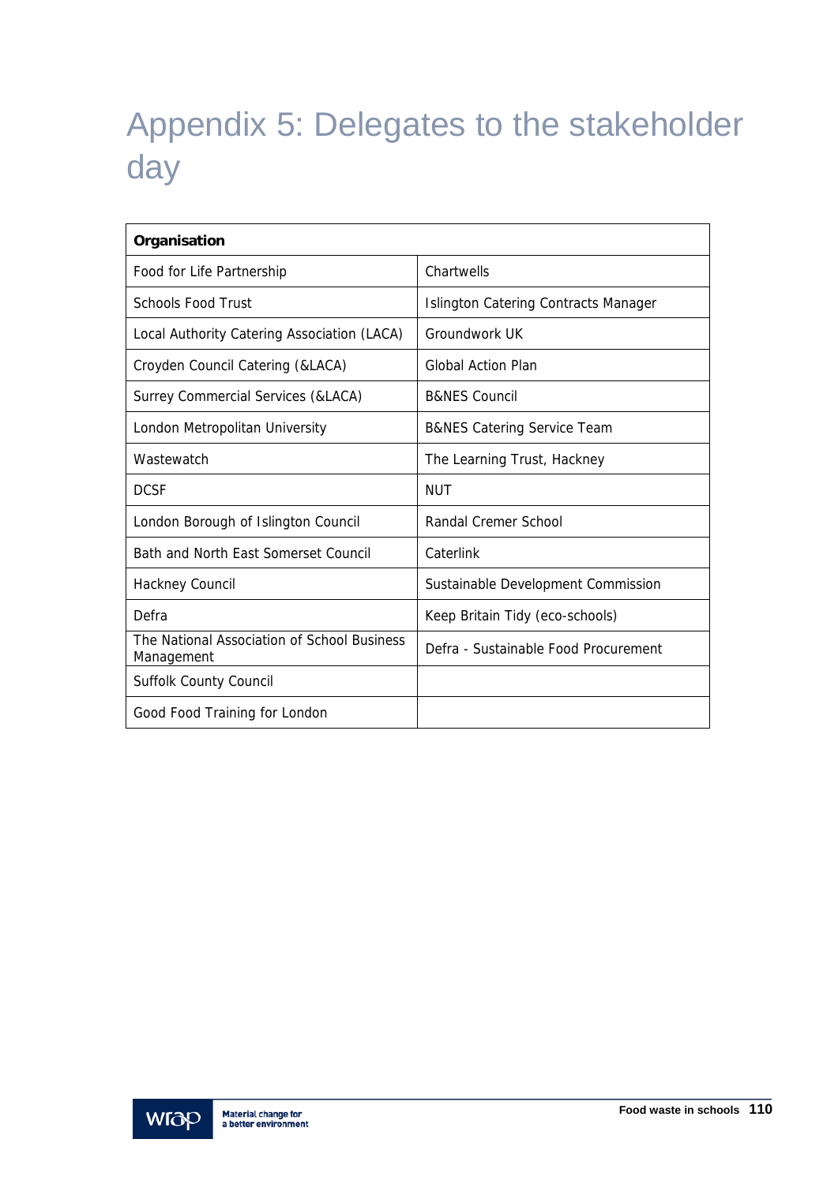# Appendix 5: Delegates to the stakeholder day

| Organisation | |
|---|---|
| Food for Life Partnership | Chartwells |
| Schools Food Trust | Islington Catering Contracts Manager |
| Local Authority Catering Association (LACA) | Groundwork UK |
| Croyden Council Catering (&LACA) | Global Action Plan |
| Surrey Commercial Services (&LACA) | B&NES Council |
| London Metropolitan University | B&NES Catering Service Team |
| Wastewatch | The Learning Trust, Hackney |
| DCSF | NUT |
| London Borough of Islington Council | Randal Cremer School |
| Bath and North East Somerset Council | Caterlink |
| Hackney Council | Sustainable Development Commission |
| Defra | Keep Britain Tidy (eco-schools) |
| The National Association of School Business Management | Defra - Sustainable Food Procurement |
| Suffolk County Council | |
| Good Food Training for London | |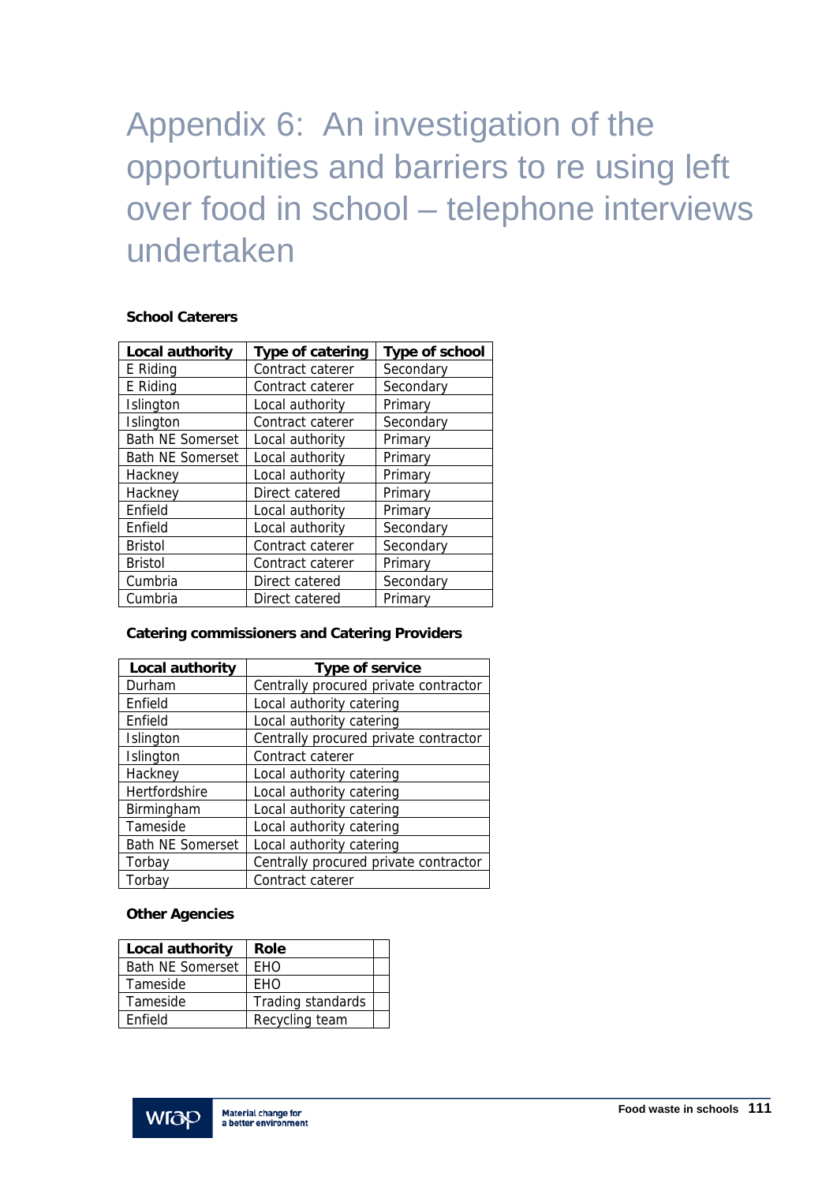# Appendix 6: An investigation of the opportunities and barriers to re using left over food in school – telephone interviews undertaken

**School Caterers**

| Local authority | Type of catering | Type of school |
|---|---|---|
| E Riding | Contract caterer | Secondary |
| E Riding | Contract caterer | Secondary |
| Islington | Local authority | Primary |
| Islington | Contract caterer | Secondary |
| Bath NE Somerset | Local authority | Primary |
| Bath NE Somerset | Local authority | Primary |
| Hackney | Local authority | Primary |
| Hackney | Direct catered | Primary |
| Enfield | Local authority | Primary |
| Enfield | Local authority | Secondary |
| Bristol | Contract caterer | Secondary |
| Bristol | Contract caterer | Primary |
| Cumbria | Direct catered | Secondary |
| Cumbria | Direct catered | Primary |

**Catering commissioners and Catering Providers**

| Local authority | Type of service |
|---|---|
| Durham | Centrally procured private contractor |
| Enfield | Local authority catering |
| Enfield | Local authority catering |
| Islington | Centrally procured private contractor |
| Islington | Contract caterer |
| Hackney | Local authority catering |
| Hertfordshire | Local authority catering |
| Birmingham | Local authority catering |
| Tameside | Local authority catering |
| Bath NE Somerset | Local authority catering |
| Torbay | Centrally procured private contractor |
| Torbay | Contract caterer |

**Other Agencies**

| Local authority | Role | |
|---|---|---|
| Bath NE Somerset | EHO | |
| Tameside | EHO | |
| Tameside | Trading standards | |
| Enfield | Recycling team | |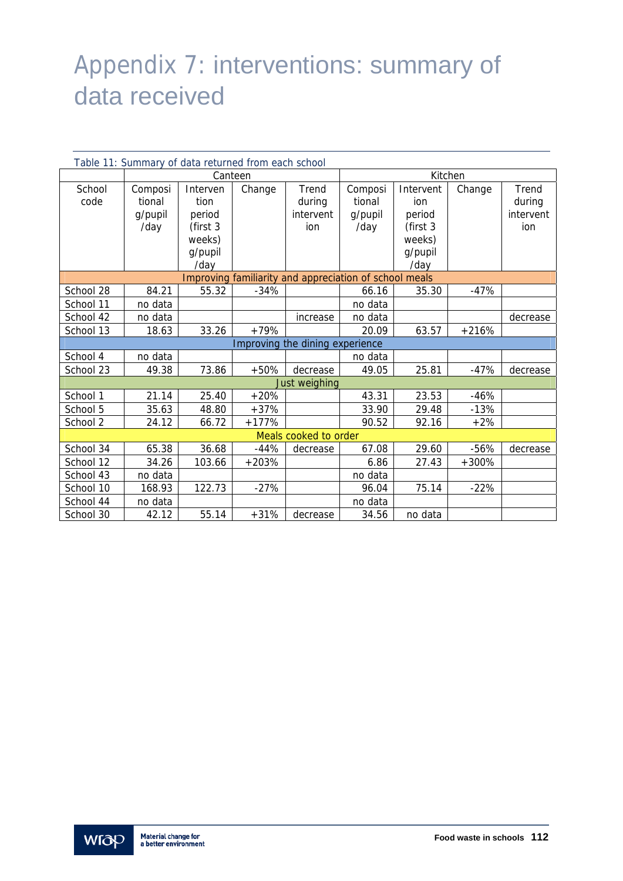# Appendix 7: interventions: summary of data received

Table 11: Summary of data returned from each school

| | Canteen | | | | Kitchen | | | |
|---|---|---|---|---|---|---|---|---|
| School code | Compositional g/pupil /day | Intervention period (first 3 weeks) g/pupil /day | Change | Trend during intervention | Compositional g/pupil /day | Intervention period (first 3 weeks) g/pupil /day | Change | Trend during intervention |
| Improving familiarity and appreciation of school meals | | | | | | | | |
| School 28 | 84.21 | 55.32 | -34% | | 66.16 | 35.30 | -47% | |
| School 11 | no data | | | | no data | | | |
| School 42 | no data | | | increase | no data | | | decrease |
| School 13 | 18.63 | 33.26 | +79% | | 20.09 | 63.57 | +216% | |
| Improving the dining experience | | | | | | | | |
| School 4 | no data | | | | no data | | | |
| School 23 | 49.38 | 73.86 | +50% | decrease | 49.05 | 25.81 | -47% | decrease |
| Just weighing | | | | | | | | |
| School 1 | 21.14 | 25.40 | +20% | | 43.31 | 23.53 | -46% | |
| School 5 | 35.63 | 48.80 | +37% | | 33.90 | 29.48 | -13% | |
| School 2 | 24.12 | 66.72 | +177% | | 90.52 | 92.16 | +2% | |
| Meals cooked to order | | | | | | | | |
| School 34 | 65.38 | 36.68 | -44% | decrease | 67.08 | 29.60 | -56% | decrease |
| School 12 | 34.26 | 103.66 | +203% | | 6.86 | 27.43 | +300% | |
| School 43 | no data | | | | no data | | | |
| School 10 | 168.93 | 122.73 | -27% | | 96.04 | 75.14 | -22% | |
| School 44 | no data | | | | no data | | | |
| School 30 | 42.12 | 55.14 | +31% | decrease | 34.56 | no data | | |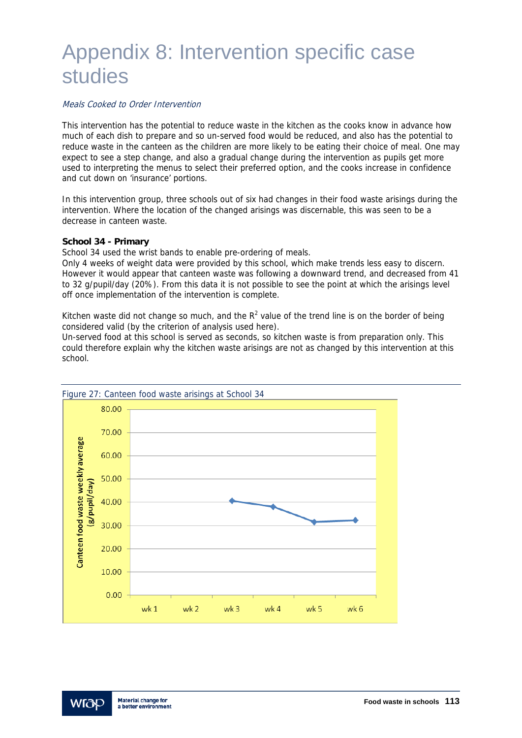# Appendix 8: Intervention specific case studies

*Meals Cooked to Order Intervention*

This intervention has the potential to reduce waste in the kitchen as the cooks know in advance how much of each dish to prepare and so un-served food would be reduced, and also has the potential to reduce waste in the canteen as the children are more likely to be eating their choice of meal. One may expect to see a step change, and also a gradual change during the intervention as pupils get more used to interpreting the menus to select their preferred option, and the cooks increase in confidence and cut down on 'insurance' portions.

In this intervention group, three schools out of six had changes in their food waste arisings during the intervention. Where the location of the changed arisings was discernable, this was seen to be a decrease in canteen waste.

**School 34 - Primary**

School 34 used the wrist bands to enable pre-ordering of meals.

Only 4 weeks of weight data were provided by this school, which make trends less easy to discern. However it would appear that canteen waste was following a downward trend, and decreased from 41 to 32 g/pupil/day (20%). From this data it is not possible to see the point at which the arisings level off once implementation of the intervention is complete.

Kitchen waste did not change so much, and the $R^2$ value of the trend line is on the border of being considered valid (by the criterion of analysis used here).

Un-served food at this school is served as seconds, so kitchen waste is from preparation only. This could therefore explain why the kitchen waste arisings are not as changed by this intervention at this school.

Figure 27: Canteen food waste arisings at School 34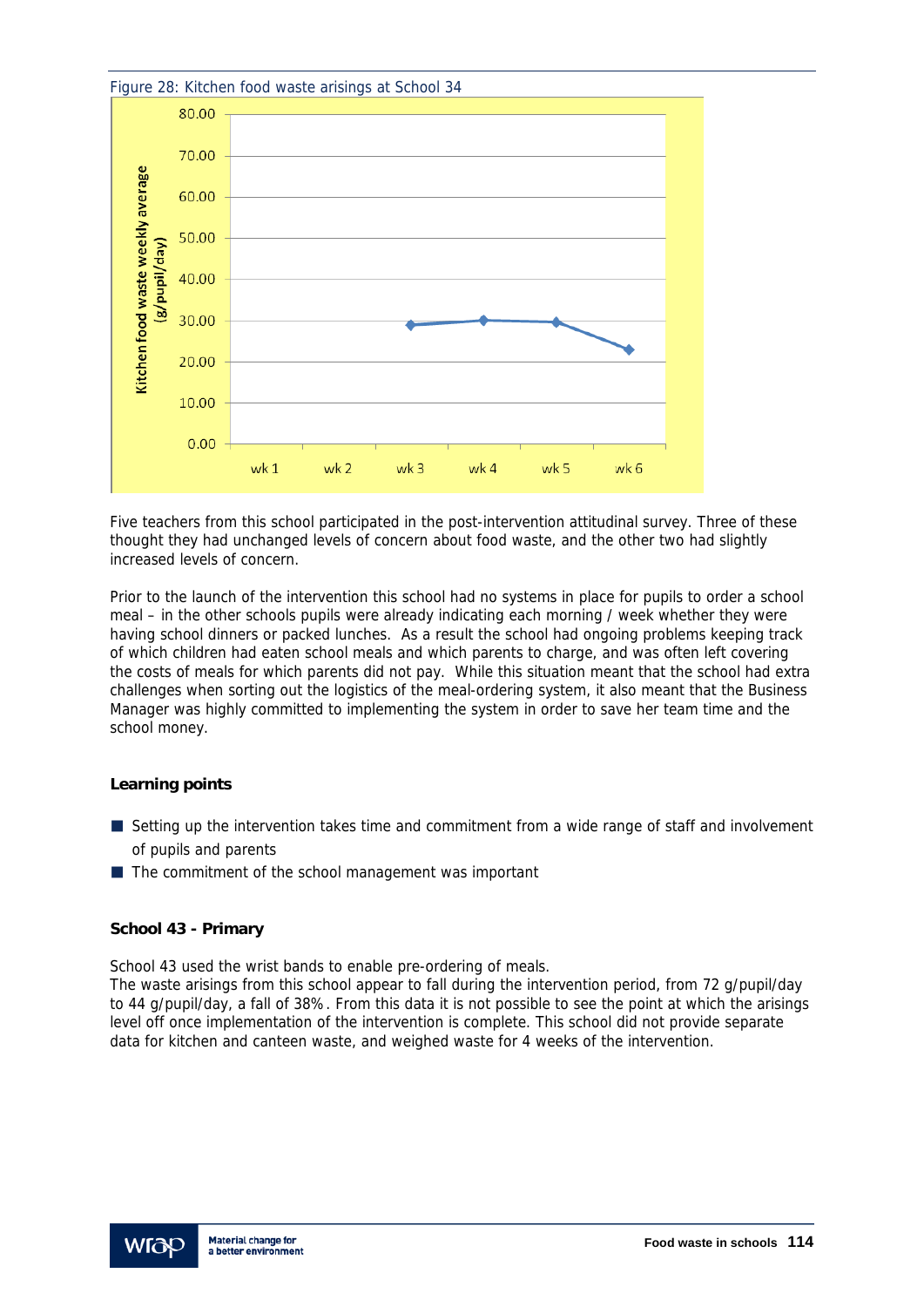Figure 28: Kitchen food waste arisings at School 34

Five teachers from this school participated in the post-intervention attitudinal survey. Three of these thought they had unchanged levels of concern about food waste, and the other two had slightly increased levels of concern.

Prior to the launch of the intervention this school had no systems in place for pupils to order a school meal – in the other schools pupils were already indicating each morning / week whether they were having school dinners or packed lunches. As a result the school had ongoing problems keeping track of which children had eaten school meals and which parents to charge, and was often left covering the costs of meals for which parents did not pay. While this situation meant that the school had extra challenges when sorting out the logistics of the meal-ordering system, it also meant that the Business Manager was highly committed to implementing the system in order to save her team time and the school money.

**Learning points**

- Setting up the intervention takes time and commitment from a wide range of staff and involvement of pupils and parents
- The commitment of the school management was important

**School 43 - Primary**

School 43 used the wrist bands to enable pre-ordering of meals.
The waste arisings from this school appear to fall during the intervention period, from 72 g/pupil/day to 44 g/pupil/day, a fall of 38%. From this data it is not possible to see the point at which the arisings level off once implementation of the intervention is complete. This school did not provide separate data for kitchen and canteen waste, and weighed waste for 4 weeks of the intervention.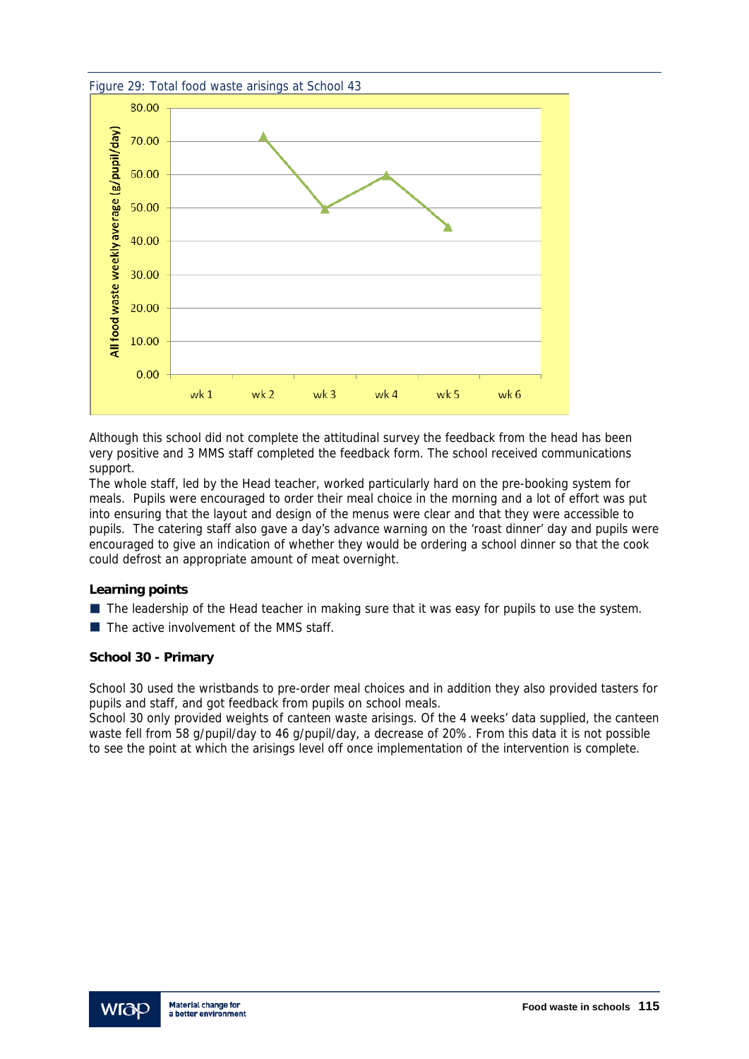Figure 29: Total food waste arisings at School 43

Although this school did not complete the attitudinal survey the feedback from the head has been very positive and 3 MMS staff completed the feedback form. The school received communications support.
The whole staff, led by the Head teacher, worked particularly hard on the pre-booking system for meals. Pupils were encouraged to order their meal choice in the morning and a lot of effort was put into ensuring that the layout and design of the menus were clear and that they were accessible to pupils. The catering staff also gave a day's advance warning on the 'roast dinner' day and pupils were encouraged to give an indication of whether they would be ordering a school dinner so that the cook could defrost an appropriate amount of meat overnight.

**Learning points**

- The leadership of the Head teacher in making sure that it was easy for pupils to use the system.
- The active involvement of the MMS staff.

**School 30 - Primary**

School 30 used the wristbands to pre-order meal choices and in addition they also provided tasters for pupils and staff, and got feedback from pupils on school meals.
School 30 only provided weights of canteen waste arisings. Of the 4 weeks' data supplied, the canteen waste fell from 58 g/pupil/day to 46 g/pupil/day, a decrease of 20%. From this data it is not possible to see the point at which the arisings level off once implementation of the intervention is complete.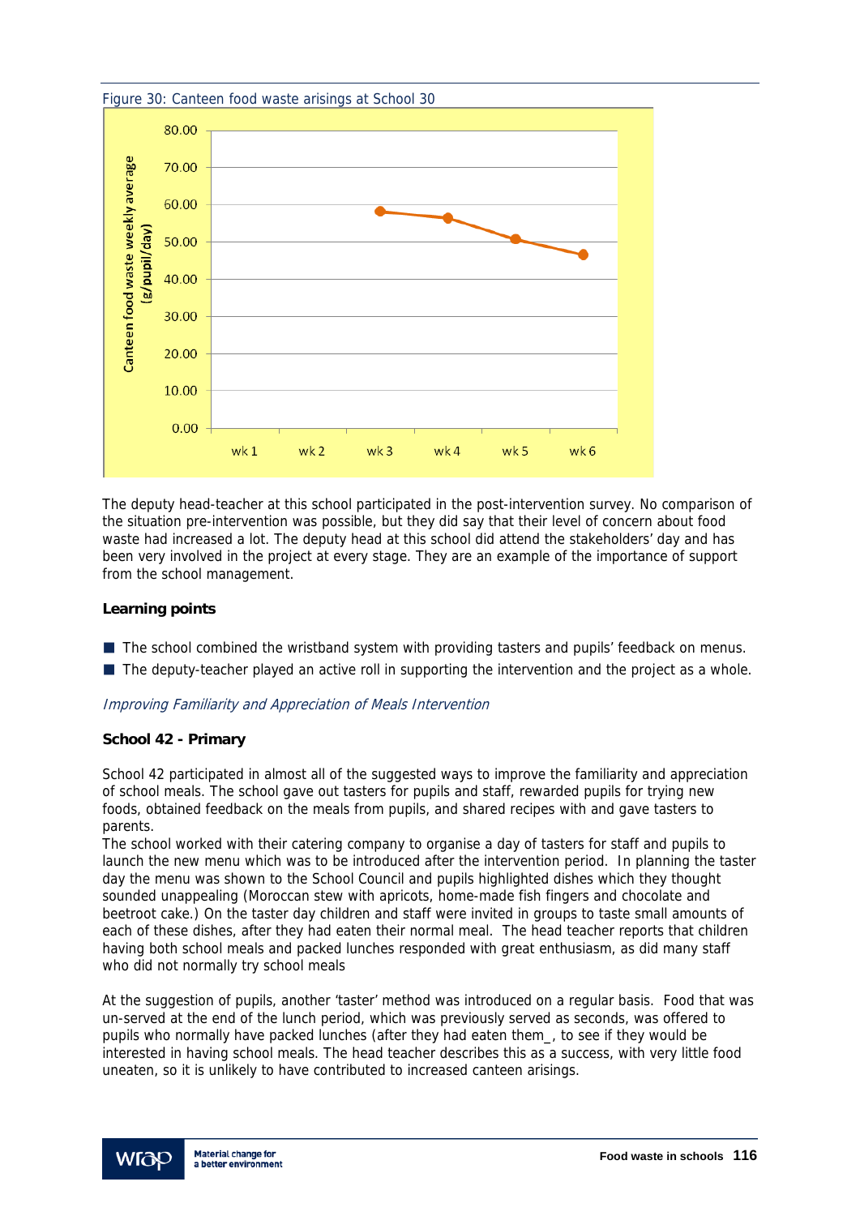Figure 30: Canteen food waste arisings at School 30

The deputy head-teacher at this school participated in the post-intervention survey. No comparison of the situation pre-intervention was possible, but they did say that their level of concern about food waste had increased a lot. The deputy head at this school did attend the stakeholders' day and has been very involved in the project at every stage. They are an example of the importance of support from the school management.

**Learning points**

- The school combined the wristband system with providing tasters and pupils' feedback on menus.
- The deputy-teacher played an active roll in supporting the intervention and the project as a whole.

*Improving Familiarity and Appreciation of Meals Intervention*

**School 42 - Primary**

School 42 participated in almost all of the suggested ways to improve the familiarity and appreciation of school meals. The school gave out tasters for pupils and staff, rewarded pupils for trying new foods, obtained feedback on the meals from pupils, and shared recipes with and gave tasters to parents.
The school worked with their catering company to organise a day of tasters for staff and pupils to launch the new menu which was to be introduced after the intervention period. In planning the taster day the menu was shown to the School Council and pupils highlighted dishes which they thought sounded unappealing (Moroccan stew with apricots, home-made fish fingers and chocolate and beetroot cake.) On the taster day children and staff were invited in groups to taste small amounts of each of these dishes, after they had eaten their normal meal. The head teacher reports that children having both school meals and packed lunches responded with great enthusiasm, as did many staff who did not normally try school meals

At the suggestion of pupils, another 'taster' method was introduced on a regular basis. Food that was un-served at the end of the lunch period, which was previously served as seconds, was offered to pupils who normally have packed lunches (after they had eaten them_, to see if they would be interested in having school meals. The head teacher describes this as a success, with very little food uneaten, so it is unlikely to have contributed to increased canteen arisings.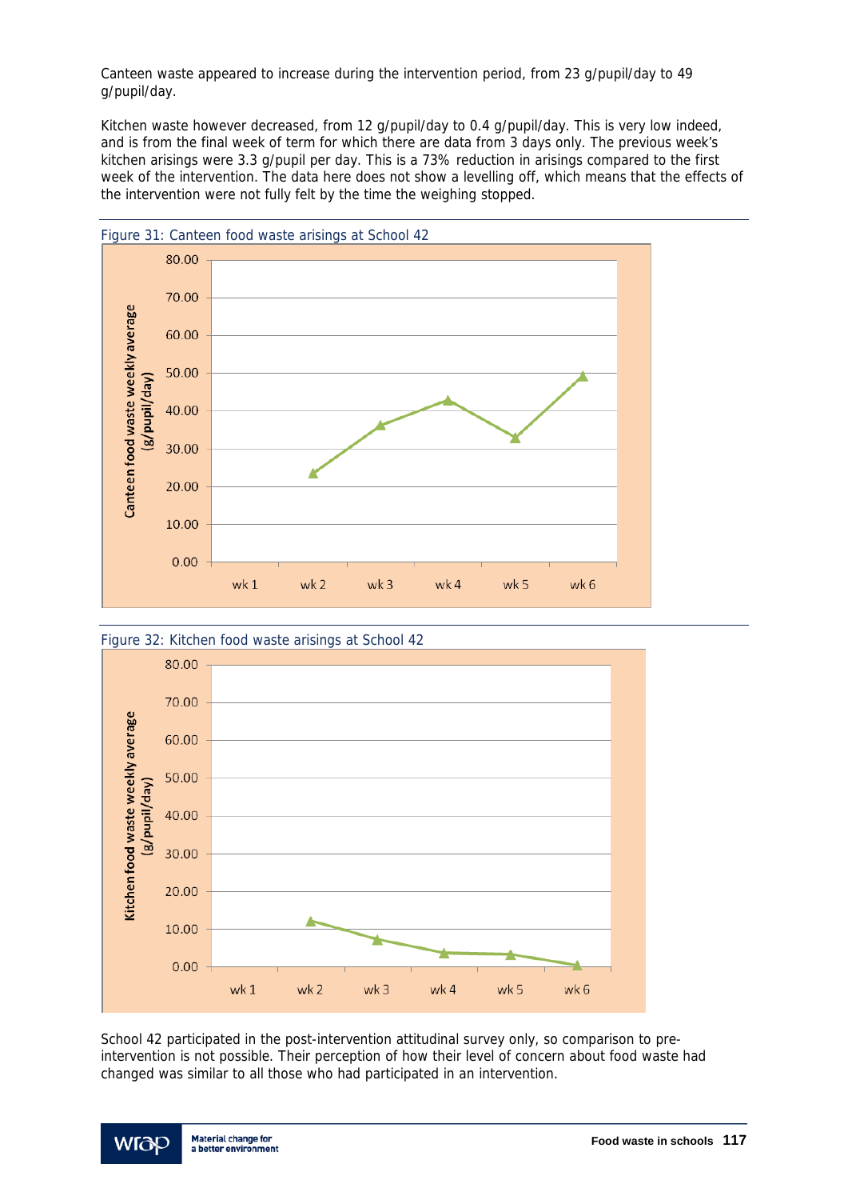Canteen waste appeared to increase during the intervention period, from 23 g/pupil/day to 49 g/pupil/day.

Kitchen waste however decreased, from 12 g/pupil/day to 0.4 g/pupil/day. This is very low indeed, and is from the final week of term for which there are data from 3 days only. The previous week's kitchen arisings were 3.3 g/pupil per day. This is a 73% reduction in arisings compared to the first week of the intervention. The data here does not show a levelling off, which means that the effects of the intervention were not fully felt by the time the weighing stopped.

Figure 31: Canteen food waste arisings at School 42

Figure 32: Kitchen food waste arisings at School 42

School 42 participated in the post-intervention attitudinal survey only, so comparison to pre-intervention is not possible. Their perception of how their level of concern about food waste had changed was similar to all those who had participated in an intervention.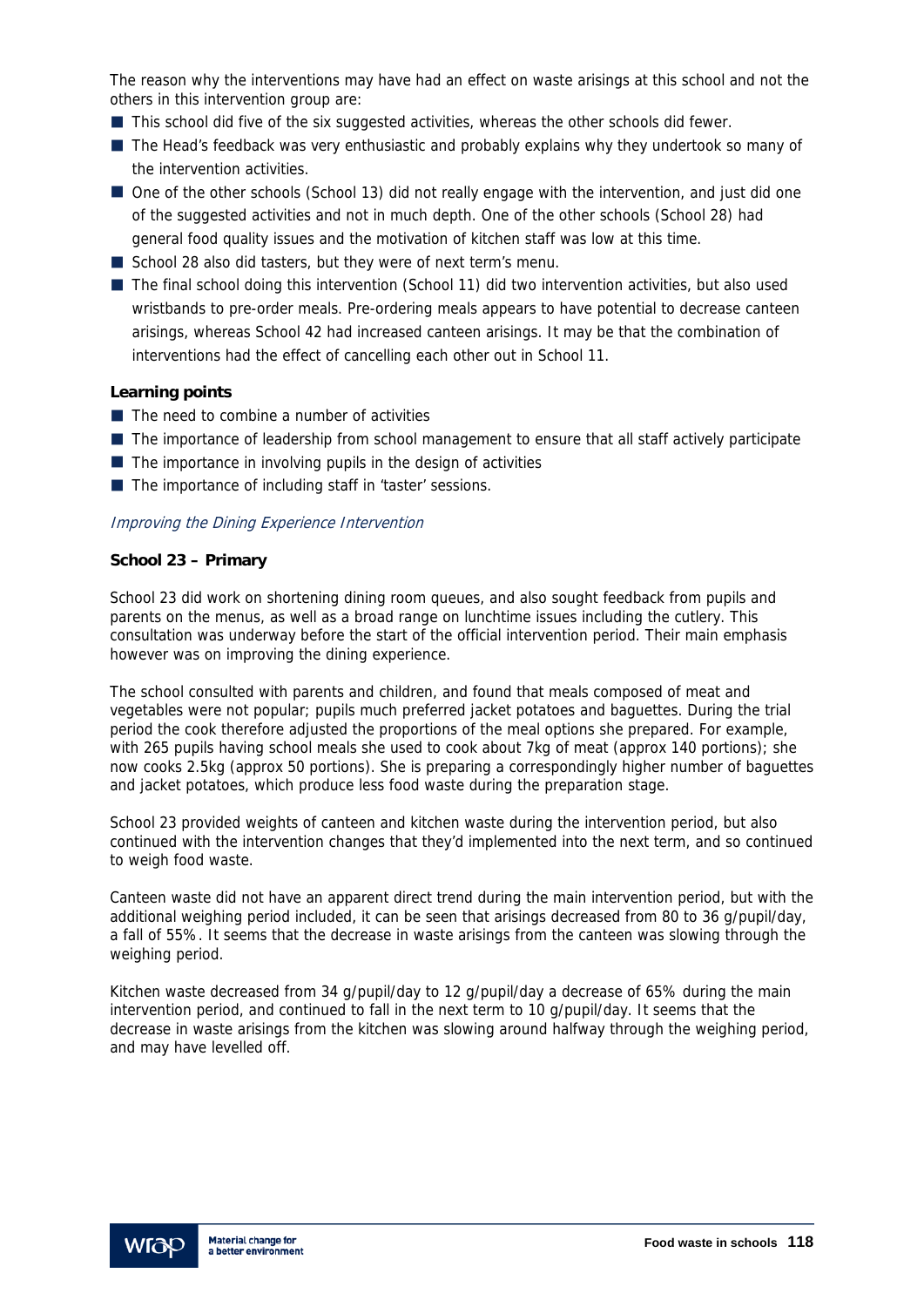The reason why the interventions may have had an effect on waste arisings at this school and not the others in this intervention group are:

- This school did five of the six suggested activities, whereas the other schools did fewer.
- The Head's feedback was very enthusiastic and probably explains why they undertook so many of the intervention activities.
- One of the other schools (School 13) did not really engage with the intervention, and just did one of the suggested activities and not in much depth. One of the other schools (School 28) had general food quality issues and the motivation of kitchen staff was low at this time.
- School 28 also did tasters, but they were of next term's menu.
- The final school doing this intervention (School 11) did two intervention activities, but also used wristbands to pre-order meals. Pre-ordering meals appears to have potential to decrease canteen arisings, whereas School 42 had increased canteen arisings. It may be that the combination of interventions had the effect of cancelling each other out in School 11.

**Learning points**

- The need to combine a number of activities
- The importance of leadership from school management to ensure that all staff actively participate
- The importance in involving pupils in the design of activities
- The importance of including staff in 'taster' sessions.

*Improving the Dining Experience Intervention*

**School 23 – Primary**

School 23 did work on shortening dining room queues, and also sought feedback from pupils and parents on the menus, as well as a broad range on lunchtime issues including the cutlery. This consultation was underway before the start of the official intervention period. Their main emphasis however was on improving the dining experience.

The school consulted with parents and children, and found that meals composed of meat and vegetables were not popular; pupils much preferred jacket potatoes and baguettes. During the trial period the cook therefore adjusted the proportions of the meal options she prepared. For example, with 265 pupils having school meals she used to cook about 7kg of meat (approx 140 portions); she now cooks 2.5kg (approx 50 portions). She is preparing a correspondingly higher number of baguettes and jacket potatoes, which produce less food waste during the preparation stage.

School 23 provided weights of canteen and kitchen waste during the intervention period, but also continued with the intervention changes that they'd implemented into the next term, and so continued to weigh food waste.

Canteen waste did not have an apparent direct trend during the main intervention period, but with the additional weighing period included, it can be seen that arisings decreased from 80 to 36 g/pupil/day, a fall of 55%. It seems that the decrease in waste arisings from the canteen was slowing through the weighing period.

Kitchen waste decreased from 34 g/pupil/day to 12 g/pupil/day a decrease of 65% during the main intervention period, and continued to fall in the next term to 10 g/pupil/day. It seems that the decrease in waste arisings from the kitchen was slowing around halfway through the weighing period, and may have levelled off.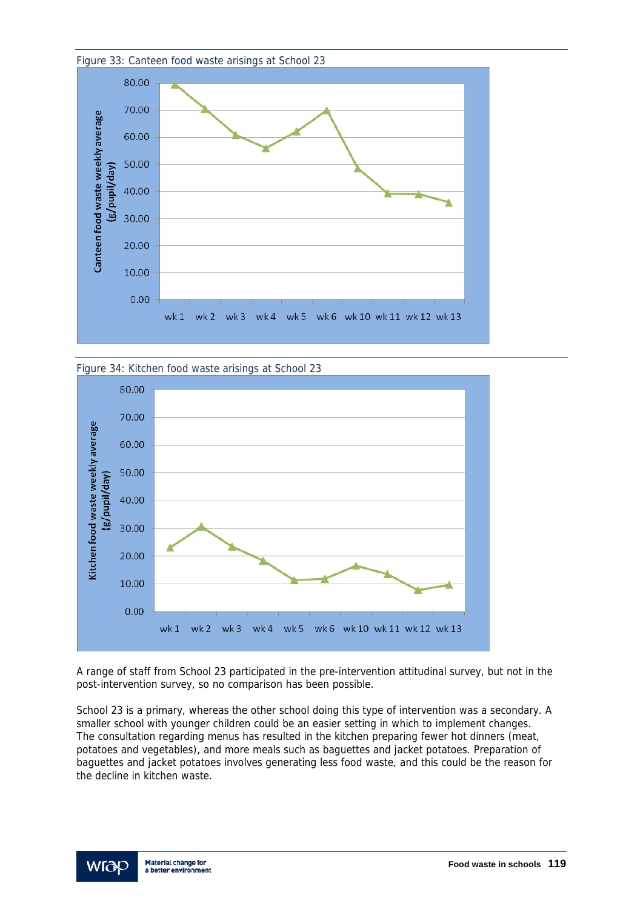Figure 33: Canteen food waste arisings at School 23

Figure 34: Kitchen food waste arisings at School 23

A range of staff from School 23 participated in the pre-intervention attitudinal survey, but not in the post-intervention survey, so no comparison has been possible.

School 23 is a primary, whereas the other school doing this type of intervention was a secondary. A smaller school with younger children could be an easier setting in which to implement changes. The consultation regarding menus has resulted in the kitchen preparing fewer hot dinners (meat, potatoes and vegetables), and more meals such as baguettes and jacket potatoes. Preparation of baguettes and jacket potatoes involves generating less food waste, and this could be the reason for the decline in kitchen waste.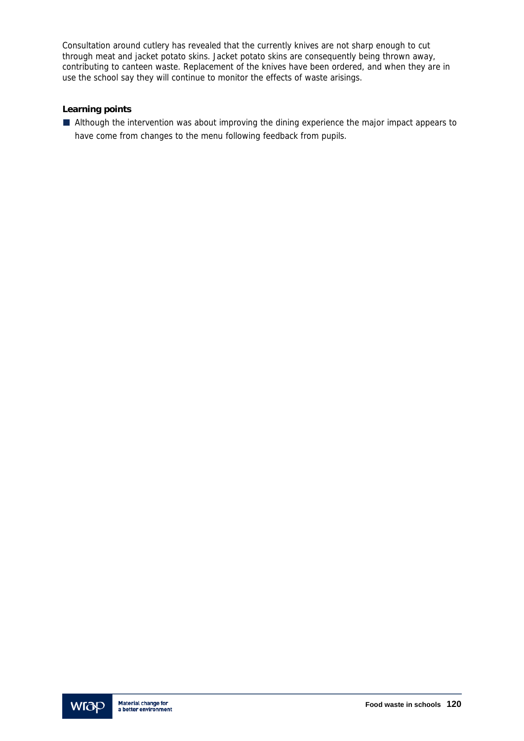Consultation around cutlery has revealed that the currently knives are not sharp enough to cut through meat and jacket potato skins. Jacket potato skins are consequently being thrown away, contributing to canteen waste. Replacement of the knives have been ordered, and when they are in use the school say they will continue to monitor the effects of waste arisings.

**Learning points**

- Although the intervention was about improving the dining experience the major impact appears to have come from changes to the menu following feedback from pupils.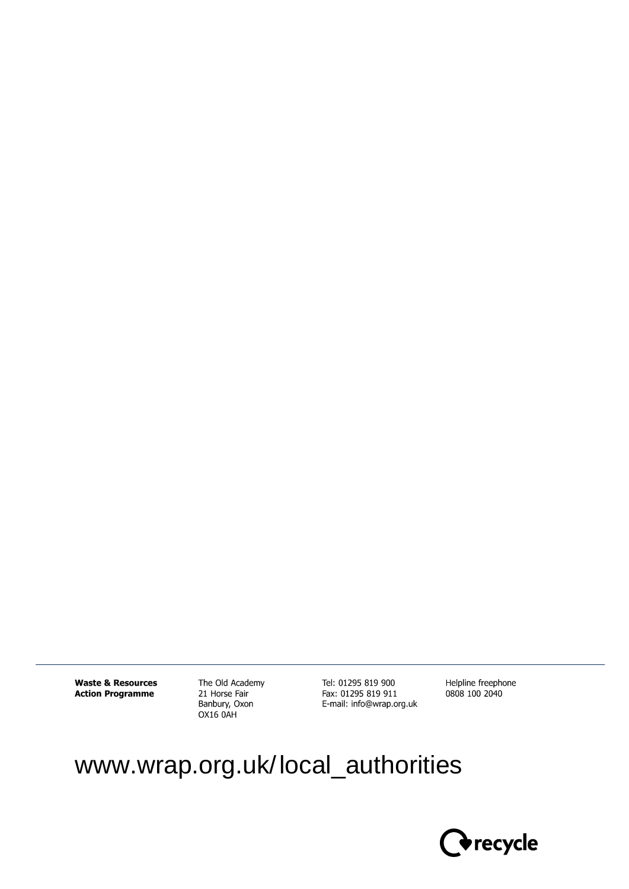**Waste & Resources Action Programme**

The Old Academy
21 Horse Fair
Banbury, Oxon
OX16 0AH

Tel: 01295 819 900
Fax: 01295 819 911
E-mail: info@wrap.org.uk

Helpline freephone
0808 100 2040

www.wrap.org.uk/local_authorities

recycle